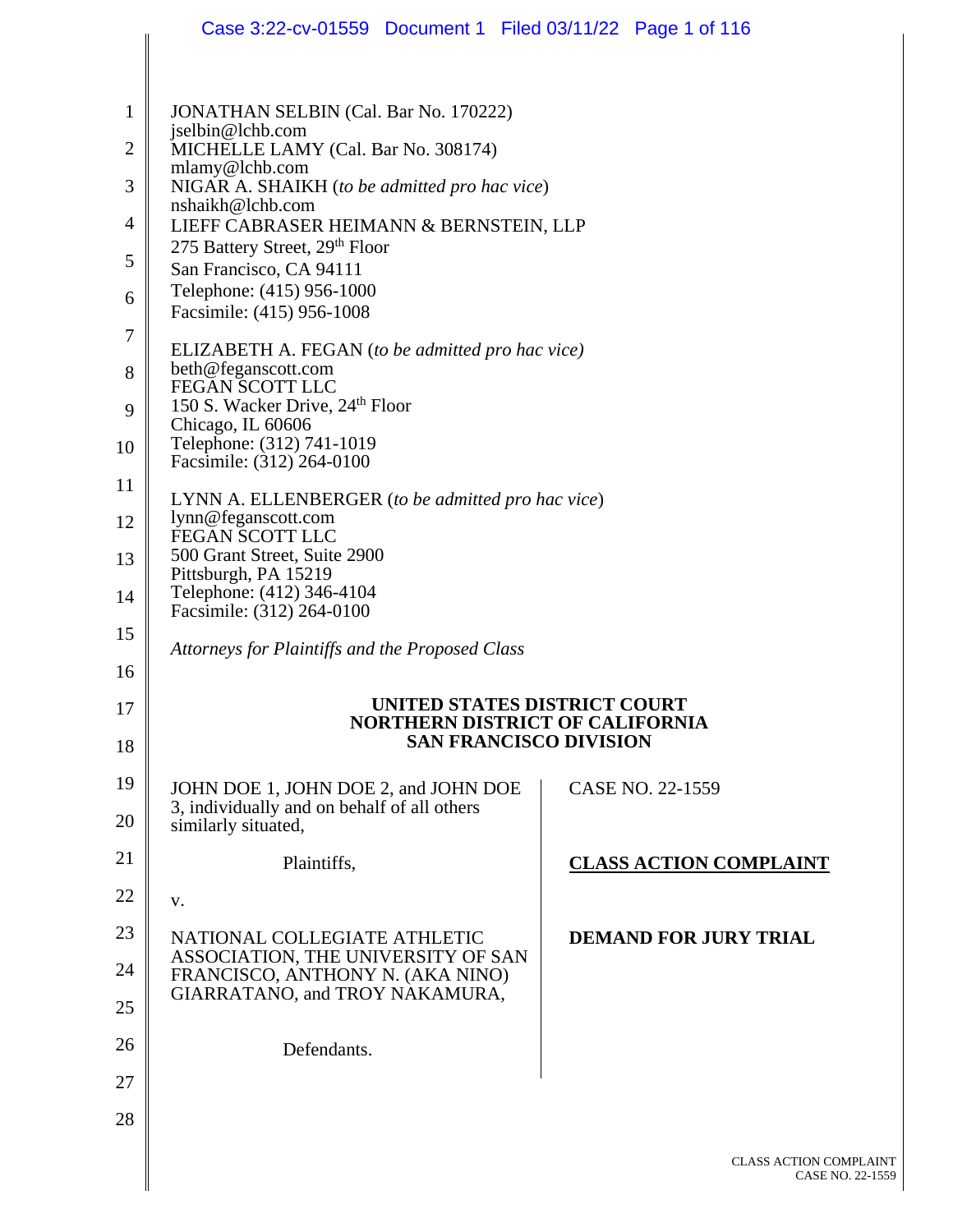JONATHAN SELBIN (Cal. Bar No. 170222)
jselbin@lchb.com
MICHELLE LAMY (Cal. Bar No. 308174)
mlamy@lchb.com
NIGAR A. SHAIKH (*to be admitted pro hac vice*)
nshaikh@lchb.com
LIEFF CABRASER HEIMANN & BERNSTEIN, LLP
275 Battery Street, 29th Floor
San Francisco, CA 94111
Telephone: (415) 956-1000
Facsimile: (415) 956-1008

ELIZABETH A. FEGAN (*to be admitted pro hac vice)*
beth@feganscott.com
FEGAN SCOTT LLC
150 S. Wacker Drive, 24th Floor
Chicago, IL 60606
Telephone: (312) 741-1019
Facsimile: (312) 264-0100

LYNN A. ELLENBERGER (*to be admitted pro hac vice*)
lynn@feganscott.com
FEGAN SCOTT LLC
500 Grant Street, Suite 2900
Pittsburgh, PA 15219
Telephone: (412) 346-4104
Facsimile: (312) 264-0100

*Attorneys for Plaintiffs and the Proposed Class*

**UNITED STATES DISTRICT COURT**
**NORTHERN DISTRICT OF CALIFORNIA**
**SAN FRANCISCO DIVISION**

JOHN DOE 1, JOHN DOE 2, and JOHN DOE 3, individually and on behalf of all others similarly situated,

Plaintiffs,

v.

NATIONAL COLLEGIATE ATHLETIC ASSOCIATION, THE UNIVERSITY OF SAN FRANCISCO, ANTHONY N. (AKA NINO) GIARRATANO, and TROY NAKAMURA,

Defendants.

CASE NO. 22-1559

**CLASS ACTION COMPLAINT**

**DEMAND FOR JURY TRIAL**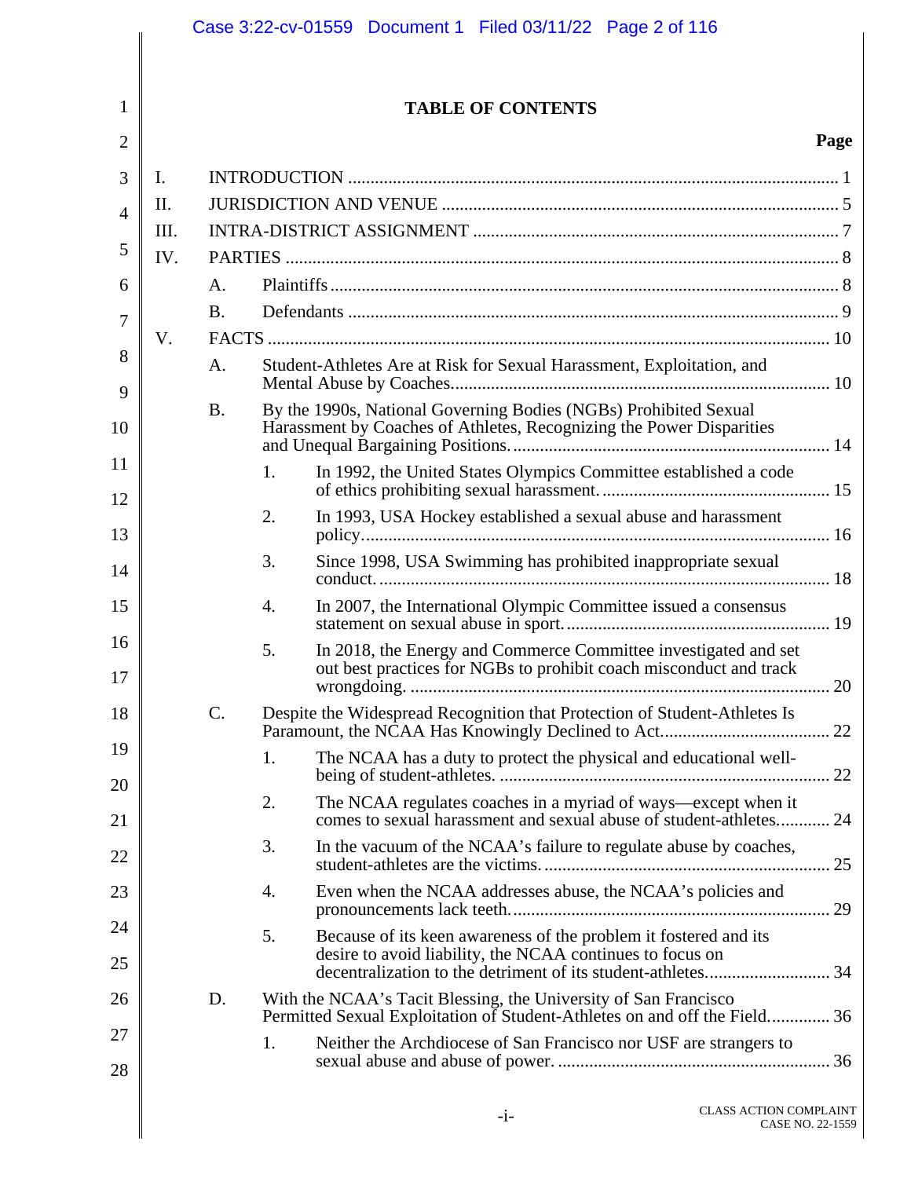# TABLE OF CONTENTS

| | | | Page |
|---|---|---|---|
| I. | INTRODUCTION | | 1 |
| II. | JURISDICTION AND VENUE | | 5 |
| III. | INTRA-DISTRICT ASSIGNMENT | | 7 |
| IV. | PARTIES | | 8 |
| | A. | Plaintiffs | 8 |
| | B. | Defendants | 9 |
| V. | FACTS | | 10 |
| | A. | Student-Athletes Are at Risk for Sexual Harassment, Exploitation, and Mental Abuse by Coaches | 10 |
| | B. | By the 1990s, National Governing Bodies (NGBs) Prohibited Sexual Harassment by Coaches of Athletes, Recognizing the Power Disparities and Unequal Bargaining Positions. | 14 |
| | | 1. In 1992, the United States Olympics Committee established a code of ethics prohibiting sexual harassment. | 15 |
| | | 2. In 1993, USA Hockey established a sexual abuse and harassment policy. | 16 |
| | | 3. Since 1998, USA Swimming has prohibited inappropriate sexual conduct. | 18 |
| | | 4. In 2007, the International Olympic Committee issued a consensus statement on sexual abuse in sport. | 19 |
| | | 5. In 2018, the Energy and Commerce Committee investigated and set out best practices for NGBs to prohibit coach misconduct and track wrongdoing. | 20 |
| | C. | Despite the Widespread Recognition that Protection of Student-Athletes Is Paramount, the NCAA Has Knowingly Declined to Act | 22 |
| | | 1. The NCAA has a duty to protect the physical and educational well-being of student-athletes. | 22 |
| | | 2. The NCAA regulates coaches in a myriad of ways—except when it comes to sexual harassment and sexual abuse of student-athletes. | 24 |
| | | 3. In the vacuum of the NCAA's failure to regulate abuse by coaches, student-athletes are the victims. | 25 |
| | | 4. Even when the NCAA addresses abuse, the NCAA's policies and pronouncements lack teeth. | 29 |
| | | 5. Because of its keen awareness of the problem it fostered and its desire to avoid liability, the NCAA continues to focus on decentralization to the detriment of its student-athletes. | 34 |
| | D. | With the NCAA's Tacit Blessing, the University of San Francisco Permitted Sexual Exploitation of Student-Athletes on and off the Field | 36 |
| | | 1. Neither the Archdiocese of San Francisco nor USF are strangers to sexual abuse and abuse of power. | 36 |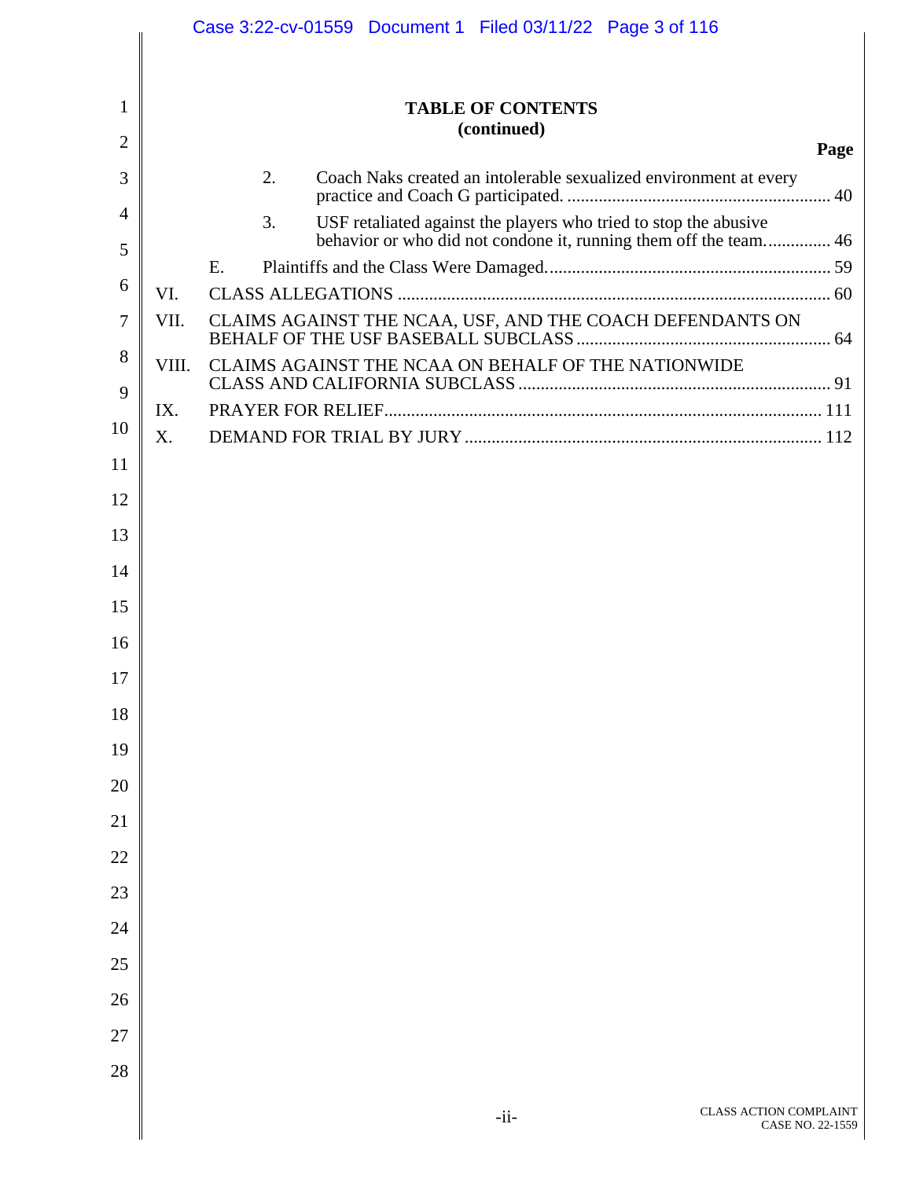**TABLE OF CONTENTS**
**(continued)**

**Page**

2. Coach Naks created an intolerable sexualized environment at every practice and Coach G participated. .......... 40
3. USF retaliated against the players who tried to stop the abusive behavior or who did not condone it, running them off the team. .......... 46

E. Plaintiffs and the Class Were Damaged. .......... 59

VI. CLASS ALLEGATIONS .......... 60

VII. CLAIMS AGAINST THE NCAA, USF, AND THE COACH DEFENDANTS ON BEHALF OF THE USF BASEBALL SUBCLASS .......... 64

VIII. CLAIMS AGAINST THE NCAA ON BEHALF OF THE NATIONWIDE CLASS AND CALIFORNIA SUBCLASS .......... 91

IX. PRAYER FOR RELIEF .......... 111

X. DEMAND FOR TRIAL BY JURY .......... 112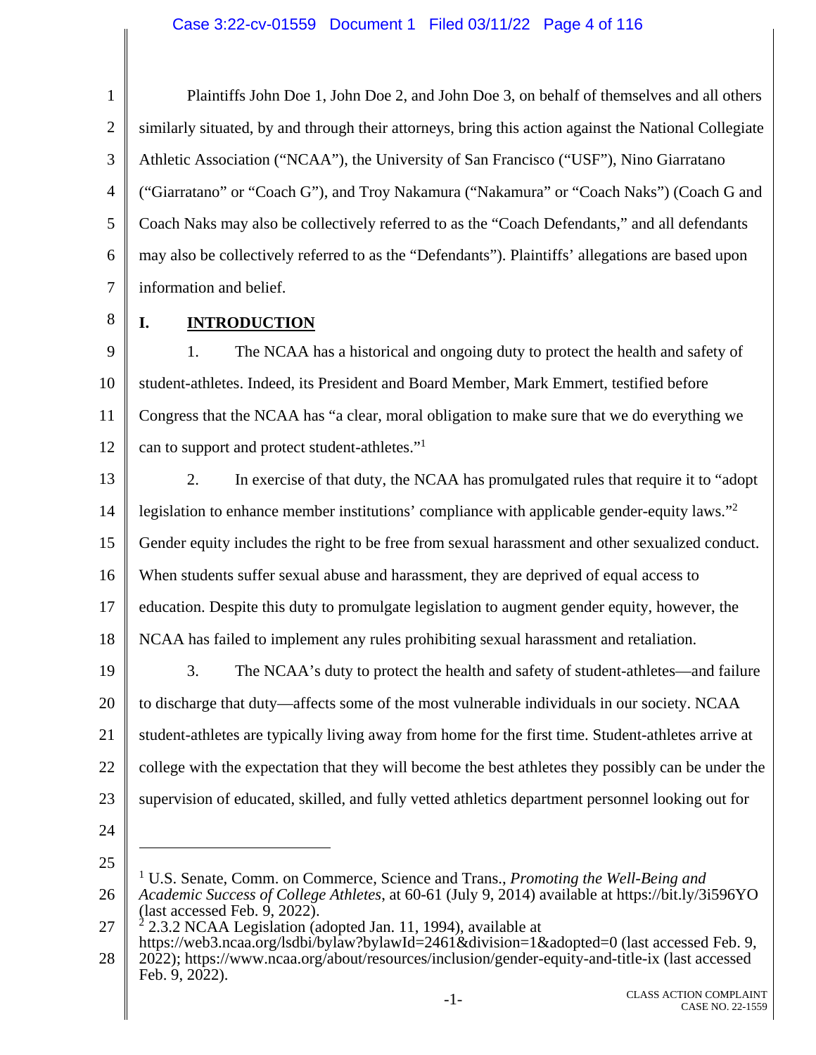Plaintiffs John Doe 1, John Doe 2, and John Doe 3, on behalf of themselves and all others similarly situated, by and through their attorneys, bring this action against the National Collegiate Athletic Association ("NCAA"), the University of San Francisco ("USF"), Nino Giarratano ("Giarratano" or "Coach G"), and Troy Nakamura ("Nakamura" or "Coach Naks") (Coach G and Coach Naks may also be collectively referred to as the "Coach Defendants," and all defendants may also be collectively referred to as the "Defendants"). Plaintiffs' allegations are based upon information and belief.

## I. INTRODUCTION

1. The NCAA has a historical and ongoing duty to protect the health and safety of student-athletes. Indeed, its President and Board Member, Mark Emmert, testified before Congress that the NCAA has "a clear, moral obligation to make sure that we do everything we can to support and protect student-athletes."[1]

2. In exercise of that duty, the NCAA has promulgated rules that require it to "adopt legislation to enhance member institutions' compliance with applicable gender-equity laws."[2] Gender equity includes the right to be free from sexual harassment and other sexualized conduct. When students suffer sexual abuse and harassment, they are deprived of equal access to education. Despite this duty to promulgate legislation to augment gender equity, however, the NCAA has failed to implement any rules prohibiting sexual harassment and retaliation.

3. The NCAA's duty to protect the health and safety of student-athletes—and failure to discharge that duty—affects some of the most vulnerable individuals in our society. NCAA student-athletes are typically living away from home for the first time. Student-athletes arrive at college with the expectation that they will become the best athletes they possibly can be under the supervision of educated, skilled, and fully vetted athletics department personnel looking out for

---

[1] U.S. Senate, Comm. on Commerce, Science and Trans., *Promoting the Well-Being and Academic Success of College Athletes*, at 60-61 (July 9, 2014) available at https://bit.ly/3i596YO (last accessed Feb. 9, 2022).

[2] 2.3.2 NCAA Legislation (adopted Jan. 11, 1994), available at https://web3.ncaa.org/lsdbi/bylaw?bylawId=2461&division=1&adopted=0 (last accessed Feb. 9, 2022); https://www.ncaa.org/about/resources/inclusion/gender-equity-and-title-ix (last accessed Feb. 9, 2022).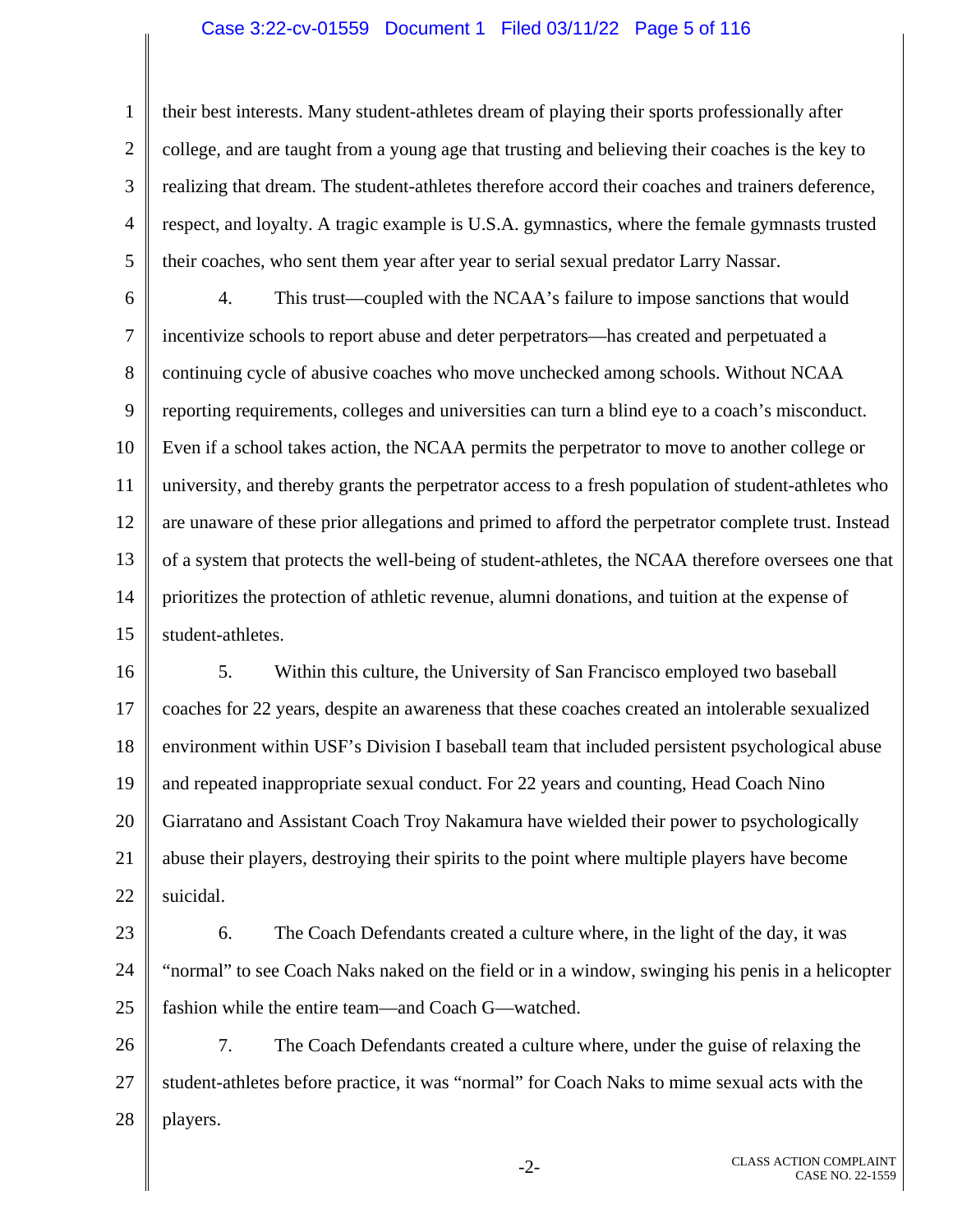their best interests. Many student-athletes dream of playing their sports professionally after college, and are taught from a young age that trusting and believing their coaches is the key to realizing that dream. The student-athletes therefore accord their coaches and trainers deference, respect, and loyalty. A tragic example is U.S.A. gymnastics, where the female gymnasts trusted their coaches, who sent them year after year to serial sexual predator Larry Nassar.

4. This trust—coupled with the NCAA's failure to impose sanctions that would incentivize schools to report abuse and deter perpetrators—has created and perpetuated a continuing cycle of abusive coaches who move unchecked among schools. Without NCAA reporting requirements, colleges and universities can turn a blind eye to a coach's misconduct. Even if a school takes action, the NCAA permits the perpetrator to move to another college or university, and thereby grants the perpetrator access to a fresh population of student-athletes who are unaware of these prior allegations and primed to afford the perpetrator complete trust. Instead of a system that protects the well-being of student-athletes, the NCAA therefore oversees one that prioritizes the protection of athletic revenue, alumni donations, and tuition at the expense of student-athletes.

5. Within this culture, the University of San Francisco employed two baseball coaches for 22 years, despite an awareness that these coaches created an intolerable sexualized environment within USF's Division I baseball team that included persistent psychological abuse and repeated inappropriate sexual conduct. For 22 years and counting, Head Coach Nino Giarratano and Assistant Coach Troy Nakamura have wielded their power to psychologically abuse their players, destroying their spirits to the point where multiple players have become suicidal.

6. The Coach Defendants created a culture where, in the light of the day, it was "normal" to see Coach Naks naked on the field or in a window, swinging his penis in a helicopter fashion while the entire team—and Coach G—watched.

7. The Coach Defendants created a culture where, under the guise of relaxing the student-athletes before practice, it was "normal" for Coach Naks to mime sexual acts with the players.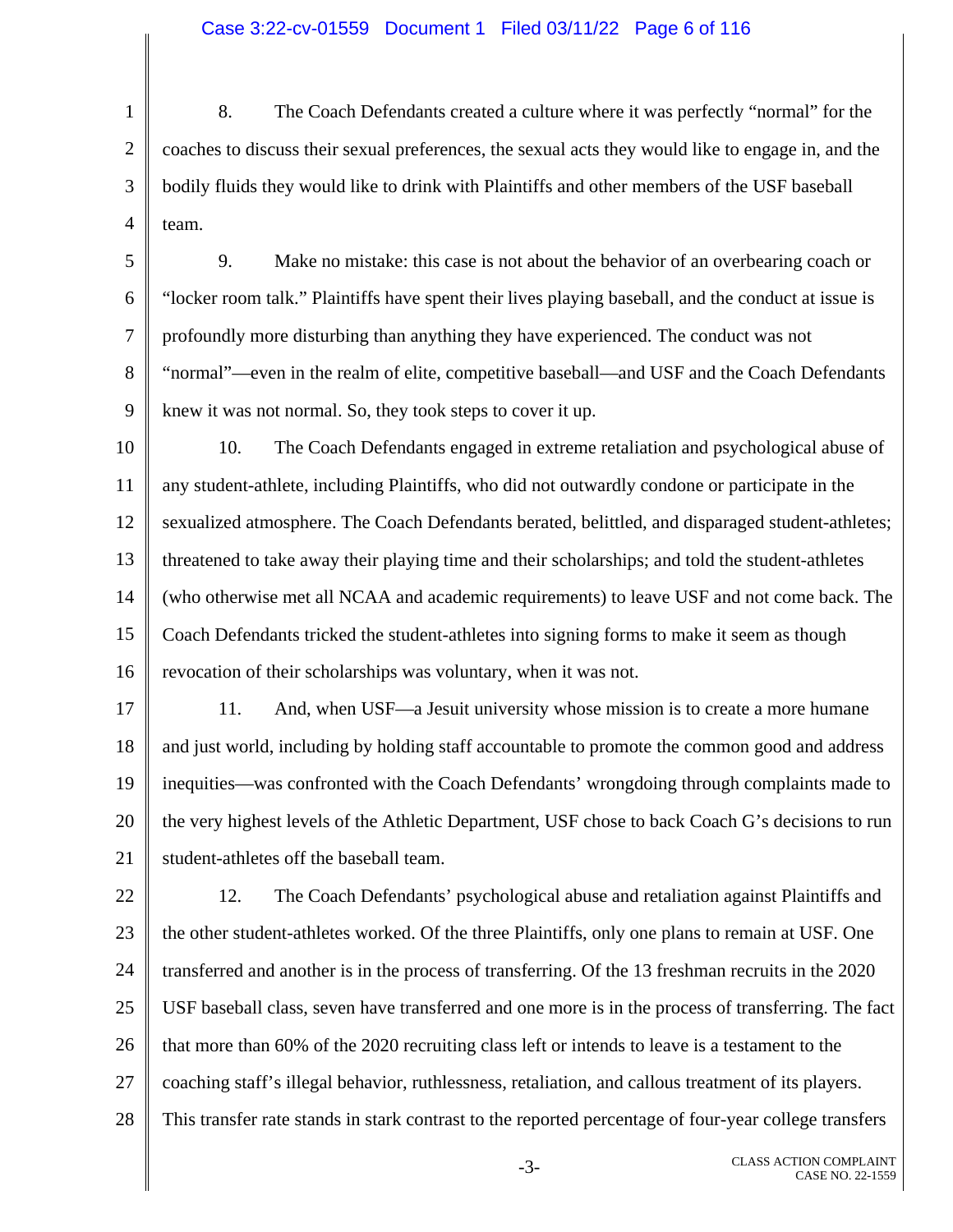8. The Coach Defendants created a culture where it was perfectly "normal" for the coaches to discuss their sexual preferences, the sexual acts they would like to engage in, and the bodily fluids they would like to drink with Plaintiffs and other members of the USF baseball team.

9. Make no mistake: this case is not about the behavior of an overbearing coach or "locker room talk." Plaintiffs have spent their lives playing baseball, and the conduct at issue is profoundly more disturbing than anything they have experienced. The conduct was not "normal"—even in the realm of elite, competitive baseball—and USF and the Coach Defendants knew it was not normal. So, they took steps to cover it up.

10. The Coach Defendants engaged in extreme retaliation and psychological abuse of any student-athlete, including Plaintiffs, who did not outwardly condone or participate in the sexualized atmosphere. The Coach Defendants berated, belittled, and disparaged student-athletes; threatened to take away their playing time and their scholarships; and told the student-athletes (who otherwise met all NCAA and academic requirements) to leave USF and not come back. The Coach Defendants tricked the student-athletes into signing forms to make it seem as though revocation of their scholarships was voluntary, when it was not.

11. And, when USF—a Jesuit university whose mission is to create a more humane and just world, including by holding staff accountable to promote the common good and address inequities—was confronted with the Coach Defendants' wrongdoing through complaints made to the very highest levels of the Athletic Department, USF chose to back Coach G's decisions to run student-athletes off the baseball team.

12. The Coach Defendants' psychological abuse and retaliation against Plaintiffs and the other student-athletes worked. Of the three Plaintiffs, only one plans to remain at USF. One transferred and another is in the process of transferring. Of the 13 freshman recruits in the 2020 USF baseball class, seven have transferred and one more is in the process of transferring. The fact that more than 60% of the 2020 recruiting class left or intends to leave is a testament to the coaching staff's illegal behavior, ruthlessness, retaliation, and callous treatment of its players. This transfer rate stands in stark contrast to the reported percentage of four-year college transfers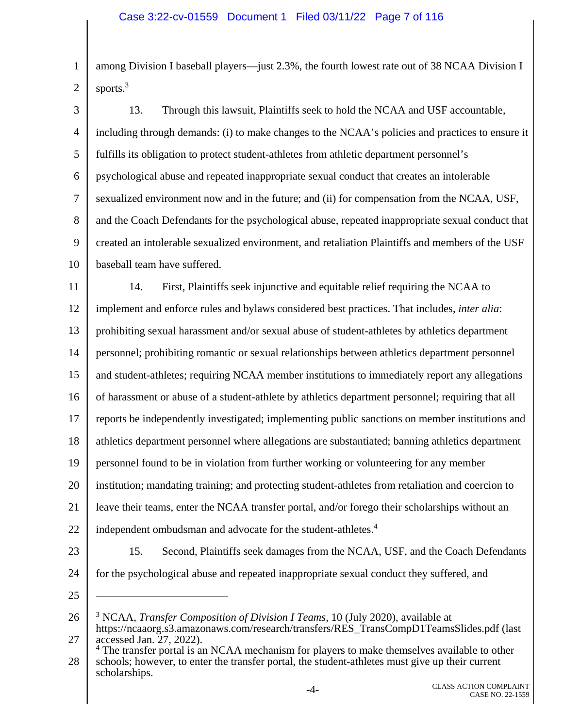among Division I baseball players—just 2.3%, the fourth lowest rate out of 38 NCAA Division I sports.[3]

13. Through this lawsuit, Plaintiffs seek to hold the NCAA and USF accountable, including through demands: (i) to make changes to the NCAA's policies and practices to ensure it fulfills its obligation to protect student-athletes from athletic department personnel's psychological abuse and repeated inappropriate sexual conduct that creates an intolerable sexualized environment now and in the future; and (ii) for compensation from the NCAA, USF, and the Coach Defendants for the psychological abuse, repeated inappropriate sexual conduct that created an intolerable sexualized environment, and retaliation Plaintiffs and members of the USF baseball team have suffered.

14. First, Plaintiffs seek injunctive and equitable relief requiring the NCAA to implement and enforce rules and bylaws considered best practices. That includes, *inter alia*: prohibiting sexual harassment and/or sexual abuse of student-athletes by athletics department personnel; prohibiting romantic or sexual relationships between athletics department personnel and student-athletes; requiring NCAA member institutions to immediately report any allegations of harassment or abuse of a student-athlete by athletics department personnel; requiring that all reports be independently investigated; implementing public sanctions on member institutions and athletics department personnel where allegations are substantiated; banning athletics department personnel found to be in violation from further working or volunteering for any member institution; mandating training; and protecting student-athletes from retaliation and coercion to leave their teams, enter the NCAA transfer portal, and/or forego their scholarships without an independent ombudsman and advocate for the student-athletes.[4]

15. Second, Plaintiffs seek damages from the NCAA, USF, and the Coach Defendants for the psychological abuse and repeated inappropriate sexual conduct they suffered, and

---

[3] NCAA, *Transfer Composition of Division I Teams*, 10 (July 2020), available at https://ncaaorg.s3.amazonaws.com/research/transfers/RES_TransCompD1TeamsSlides.pdf (last accessed Jan. 27, 2022).

[4] The transfer portal is an NCAA mechanism for players to make themselves available to other schools; however, to enter the transfer portal, the student-athletes must give up their current scholarships.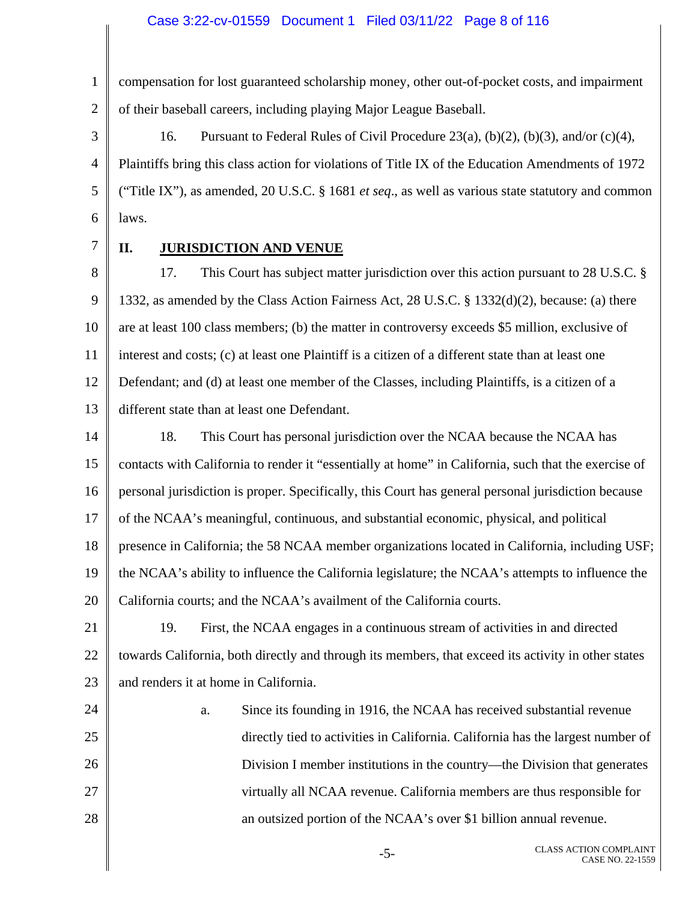compensation for lost guaranteed scholarship money, other out-of-pocket costs, and impairment of their baseball careers, including playing Major League Baseball.

16. Pursuant to Federal Rules of Civil Procedure 23(a), (b)(2), (b)(3), and/or (c)(4), Plaintiffs bring this class action for violations of Title IX of the Education Amendments of 1972 ("Title IX"), as amended, 20 U.S.C. § 1681 *et seq*., as well as various state statutory and common laws.

## II. JURISDICTION AND VENUE

17. This Court has subject matter jurisdiction over this action pursuant to 28 U.S.C. § 1332, as amended by the Class Action Fairness Act, 28 U.S.C. § 1332(d)(2), because: (a) there are at least 100 class members; (b) the matter in controversy exceeds $5 million, exclusive of interest and costs; (c) at least one Plaintiff is a citizen of a different state than at least one Defendant; and (d) at least one member of the Classes, including Plaintiffs, is a citizen of a different state than at least one Defendant.

18. This Court has personal jurisdiction over the NCAA because the NCAA has contacts with California to render it "essentially at home" in California, such that the exercise of personal jurisdiction is proper. Specifically, this Court has general personal jurisdiction because of the NCAA's meaningful, continuous, and substantial economic, physical, and political presence in California; the 58 NCAA member organizations located in California, including USF; the NCAA's ability to influence the California legislature; the NCAA's attempts to influence the California courts; and the NCAA's availment of the California courts.

19. First, the NCAA engages in a continuous stream of activities in and directed towards California, both directly and through its members, that exceed its activity in other states and renders it at home in California.

a. Since its founding in 1916, the NCAA has received substantial revenue directly tied to activities in California. California has the largest number of Division I member institutions in the country—the Division that generates virtually all NCAA revenue. California members are thus responsible for an outsized portion of the NCAA's over $1 billion annual revenue.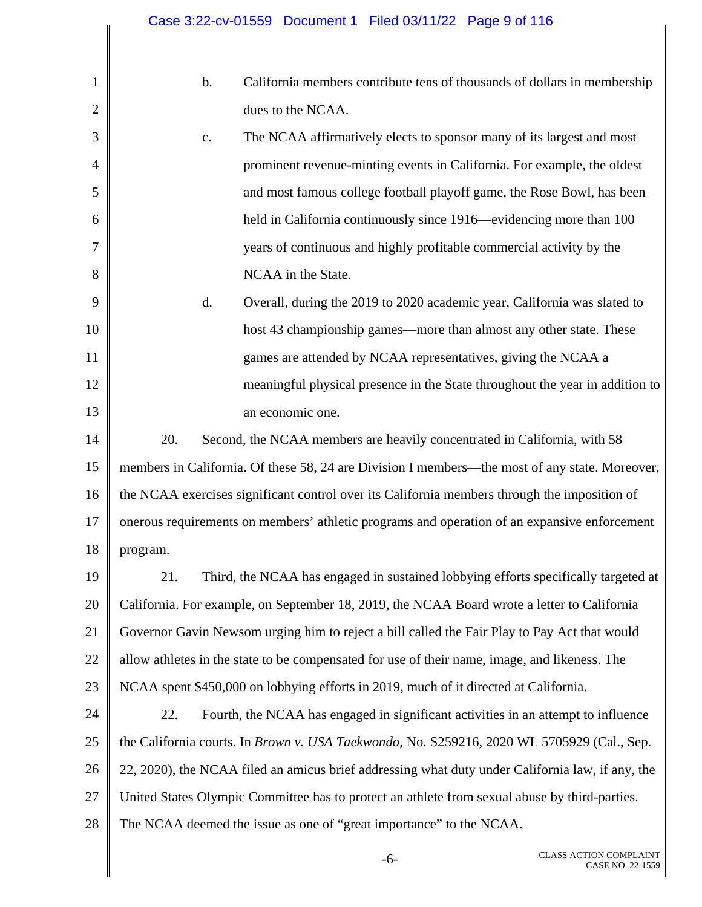b. California members contribute tens of thousands of dollars in membership dues to the NCAA.

c. The NCAA affirmatively elects to sponsor many of its largest and most prominent revenue-minting events in California. For example, the oldest and most famous college football playoff game, the Rose Bowl, has been held in California continuously since 1916—evidencing more than 100 years of continuous and highly profitable commercial activity by the NCAA in the State.

d. Overall, during the 2019 to 2020 academic year, California was slated to host 43 championship games—more than almost any other state. These games are attended by NCAA representatives, giving the NCAA a meaningful physical presence in the State throughout the year in addition to an economic one.

20. Second, the NCAA members are heavily concentrated in California, with 58 members in California. Of these 58, 24 are Division I members—the most of any state. Moreover, the NCAA exercises significant control over its California members through the imposition of onerous requirements on members' athletic programs and operation of an expansive enforcement program.

21. Third, the NCAA has engaged in sustained lobbying efforts specifically targeted at California. For example, on September 18, 2019, the NCAA Board wrote a letter to California Governor Gavin Newsom urging him to reject a bill called the Fair Play to Pay Act that would allow athletes in the state to be compensated for use of their name, image, and likeness. The NCAA spent $450,000 on lobbying efforts in 2019, much of it directed at California.

22. Fourth, the NCAA has engaged in significant activities in an attempt to influence the California courts. In *Brown v. USA Taekwondo*, No. S259216, 2020 WL 5705929 (Cal., Sep. 22, 2020), the NCAA filed an amicus brief addressing what duty under California law, if any, the United States Olympic Committee has to protect an athlete from sexual abuse by third-parties. The NCAA deemed the issue as one of "great importance" to the NCAA.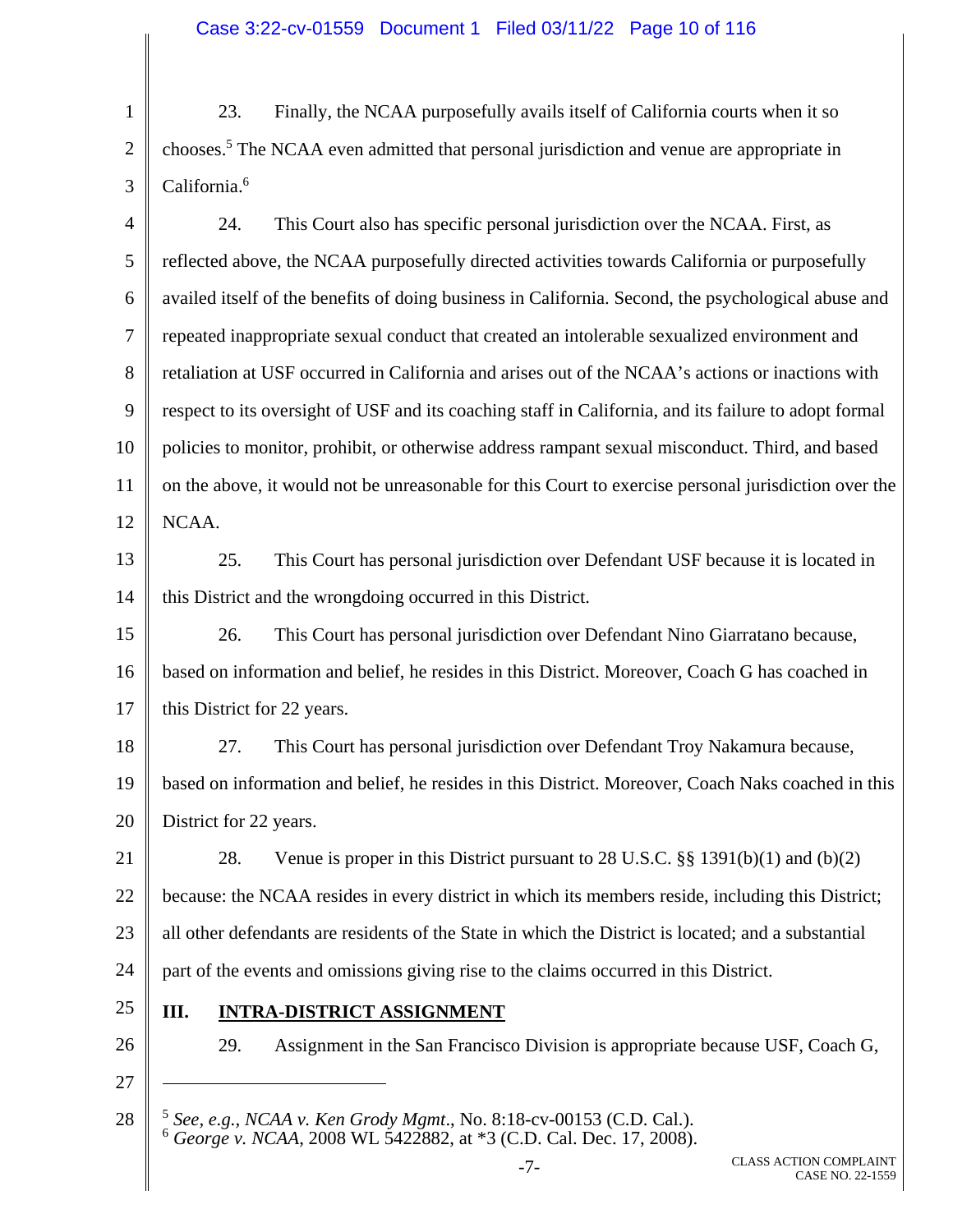23. Finally, the NCAA purposefully avails itself of California courts when it so chooses.[5] The NCAA even admitted that personal jurisdiction and venue are appropriate in California.[6]

24. This Court also has specific personal jurisdiction over the NCAA. First, as reflected above, the NCAA purposefully directed activities towards California or purposefully availed itself of the benefits of doing business in California. Second, the psychological abuse and repeated inappropriate sexual conduct that created an intolerable sexualized environment and retaliation at USF occurred in California and arises out of the NCAA's actions or inactions with respect to its oversight of USF and its coaching staff in California, and its failure to adopt formal policies to monitor, prohibit, or otherwise address rampant sexual misconduct. Third, and based on the above, it would not be unreasonable for this Court to exercise personal jurisdiction over the NCAA.

25. This Court has personal jurisdiction over Defendant USF because it is located in this District and the wrongdoing occurred in this District.

26. This Court has personal jurisdiction over Defendant Nino Giarratano because, based on information and belief, he resides in this District. Moreover, Coach G has coached in this District for 22 years.

27. This Court has personal jurisdiction over Defendant Troy Nakamura because, based on information and belief, he resides in this District. Moreover, Coach Naks coached in this District for 22 years.

28. Venue is proper in this District pursuant to 28 U.S.C. §§ 1391(b)(1) and (b)(2) because: the NCAA resides in every district in which its members reside, including this District; all other defendants are residents of the State in which the District is located; and a substantial part of the events and omissions giving rise to the claims occurred in this District.

## III. INTRA-DISTRICT ASSIGNMENT

29. Assignment in the San Francisco Division is appropriate because USF, Coach G,

---

[5] *See, e.g.*, *NCAA v. Ken Grody Mgmt*., No. 8:18-cv-00153 (C.D. Cal.).

[6] *George v. NCAA*, 2008 WL 5422882, at *3 (C.D. Cal. Dec. 17, 2008).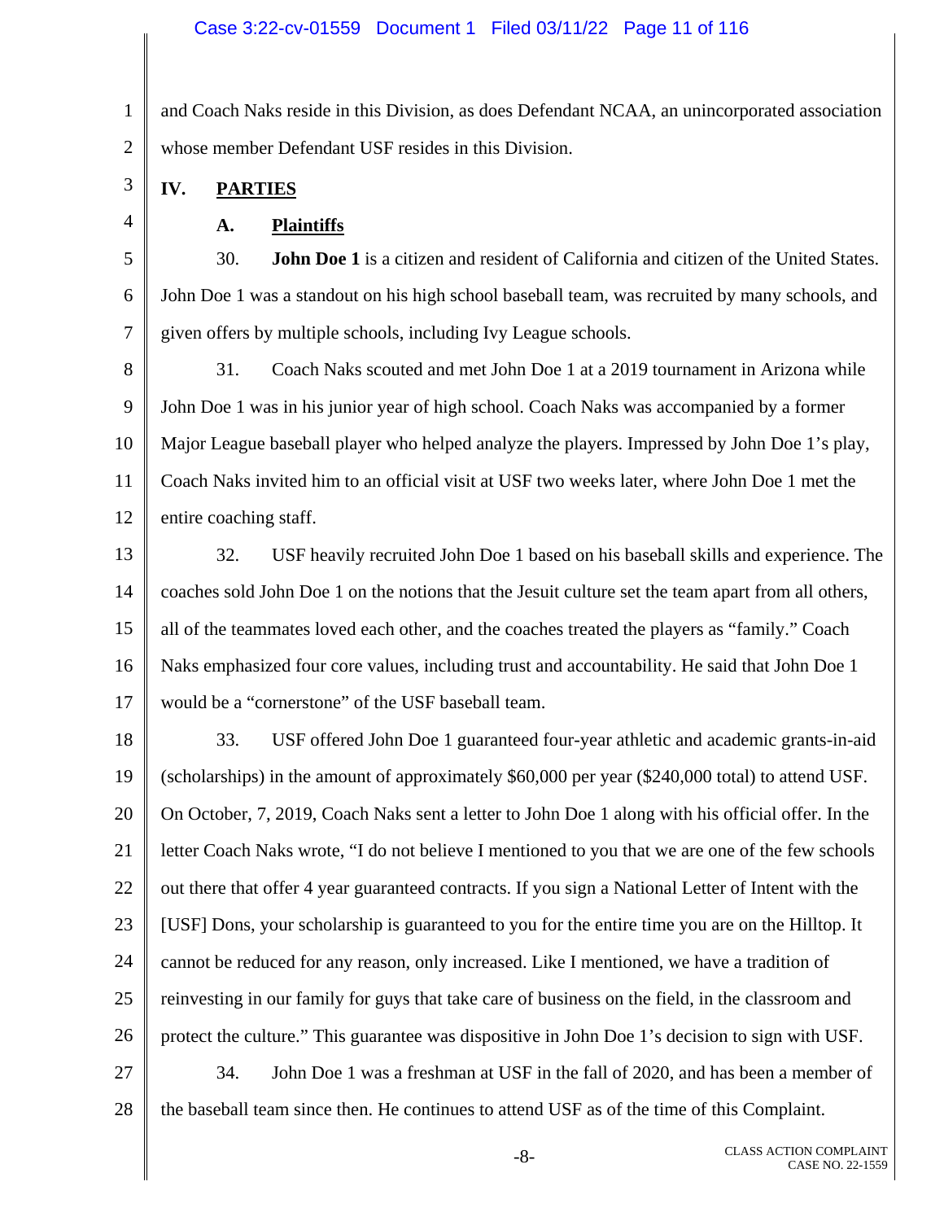and Coach Naks reside in this Division, as does Defendant NCAA, an unincorporated association whose member Defendant USF resides in this Division.

## IV. PARTIES

### A. Plaintiffs

30. **John Doe 1** is a citizen and resident of California and citizen of the United States. John Doe 1 was a standout on his high school baseball team, was recruited by many schools, and given offers by multiple schools, including Ivy League schools.

31. Coach Naks scouted and met John Doe 1 at a 2019 tournament in Arizona while John Doe 1 was in his junior year of high school. Coach Naks was accompanied by a former Major League baseball player who helped analyze the players. Impressed by John Doe 1's play, Coach Naks invited him to an official visit at USF two weeks later, where John Doe 1 met the entire coaching staff.

32. USF heavily recruited John Doe 1 based on his baseball skills and experience. The coaches sold John Doe 1 on the notions that the Jesuit culture set the team apart from all others, all of the teammates loved each other, and the coaches treated the players as "family." Coach Naks emphasized four core values, including trust and accountability. He said that John Doe 1 would be a "cornerstone" of the USF baseball team.

33. USF offered John Doe 1 guaranteed four-year athletic and academic grants-in-aid (scholarships) in the amount of approximately $60,000 per year ($240,000 total) to attend USF. On October, 7, 2019, Coach Naks sent a letter to John Doe 1 along with his official offer. In the letter Coach Naks wrote, "I do not believe I mentioned to you that we are one of the few schools out there that offer 4 year guaranteed contracts. If you sign a National Letter of Intent with the [USF] Dons, your scholarship is guaranteed to you for the entire time you are on the Hilltop. It cannot be reduced for any reason, only increased. Like I mentioned, we have a tradition of reinvesting in our family for guys that take care of business on the field, in the classroom and protect the culture." This guarantee was dispositive in John Doe 1's decision to sign with USF.

34. John Doe 1 was a freshman at USF in the fall of 2020, and has been a member of the baseball team since then. He continues to attend USF as of the time of this Complaint.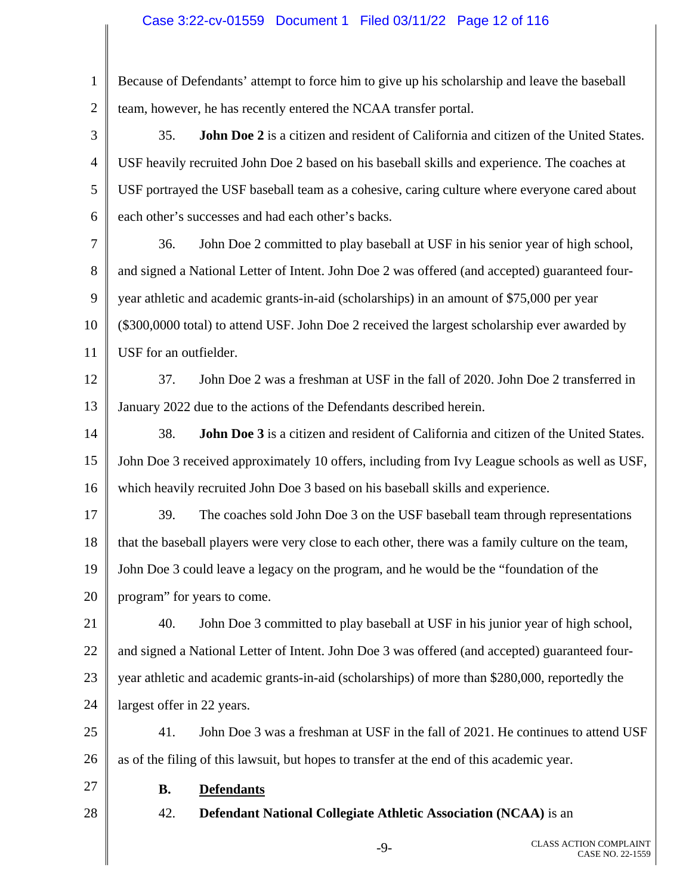Because of Defendants' attempt to force him to give up his scholarship and leave the baseball team, however, he has recently entered the NCAA transfer portal.

35. **John Doe 2** is a citizen and resident of California and citizen of the United States. USF heavily recruited John Doe 2 based on his baseball skills and experience. The coaches at USF portrayed the USF baseball team as a cohesive, caring culture where everyone cared about each other's successes and had each other's backs.

36. John Doe 2 committed to play baseball at USF in his senior year of high school, and signed a National Letter of Intent. John Doe 2 was offered (and accepted) guaranteed four-year athletic and academic grants-in-aid (scholarships) in an amount of $75,000 per year ($300,0000 total) to attend USF. John Doe 2 received the largest scholarship ever awarded by USF for an outfielder.

37. John Doe 2 was a freshman at USF in the fall of 2020. John Doe 2 transferred in January 2022 due to the actions of the Defendants described herein.

38. **John Doe 3** is a citizen and resident of California and citizen of the United States. John Doe 3 received approximately 10 offers, including from Ivy League schools as well as USF, which heavily recruited John Doe 3 based on his baseball skills and experience.

39. The coaches sold John Doe 3 on the USF baseball team through representations that the baseball players were very close to each other, there was a family culture on the team, John Doe 3 could leave a legacy on the program, and he would be the "foundation of the program" for years to come.

40. John Doe 3 committed to play baseball at USF in his junior year of high school, and signed a National Letter of Intent. John Doe 3 was offered (and accepted) guaranteed four-year athletic and academic grants-in-aid (scholarships) of more than $280,000, reportedly the largest offer in 22 years.

41. John Doe 3 was a freshman at USF in the fall of 2021. He continues to attend USF as of the filing of this lawsuit, but hopes to transfer at the end of this academic year.

### B. Defendants

42. **Defendant National Collegiate Athletic Association (NCAA)** is an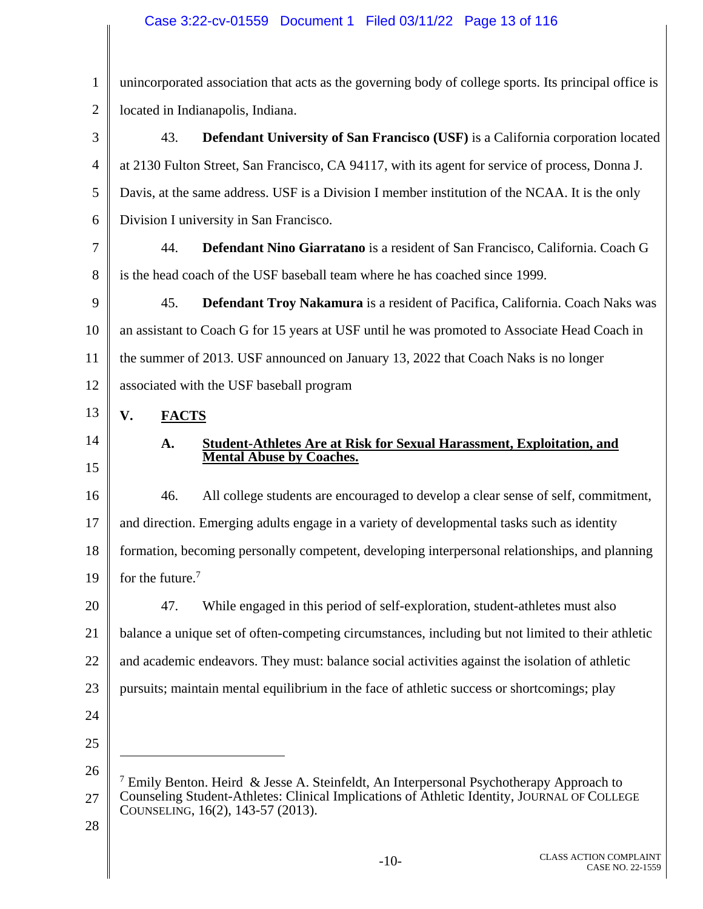unincorporated association that acts as the governing body of college sports. Its principal office is located in Indianapolis, Indiana.

43. **Defendant University of San Francisco (USF)** is a California corporation located at 2130 Fulton Street, San Francisco, CA 94117, with its agent for service of process, Donna J. Davis, at the same address. USF is a Division I member institution of the NCAA. It is the only Division I university in San Francisco.

44. **Defendant Nino Giarratano** is a resident of San Francisco, California. Coach G is the head coach of the USF baseball team where he has coached since 1999.

45. **Defendant Troy Nakamura** is a resident of Pacifica, California. Coach Naks was an assistant to Coach G for 15 years at USF until he was promoted to Associate Head Coach in the summer of 2013. USF announced on January 13, 2022 that Coach Naks is no longer associated with the USF baseball program

## V. FACTS

### A. Student-Athletes Are at Risk for Sexual Harassment, Exploitation, and Mental Abuse by Coaches.

46. All college students are encouraged to develop a clear sense of self, commitment, and direction. Emerging adults engage in a variety of developmental tasks such as identity formation, becoming personally competent, developing interpersonal relationships, and planning for the future.[7]

47. While engaged in this period of self-exploration, student-athletes must also balance a unique set of often-competing circumstances, including but not limited to their athletic and academic endeavors. They must: balance social activities against the isolation of athletic pursuits; maintain mental equilibrium in the face of athletic success or shortcomings; play

---

[7] Emily Benton. Heird & Jesse A. Steinfeldt, An Interpersonal Psychotherapy Approach to Counseling Student-Athletes: Clinical Implications of Athletic Identity, JOURNAL OF COLLEGE COUNSELING, 16(2), 143-57 (2013).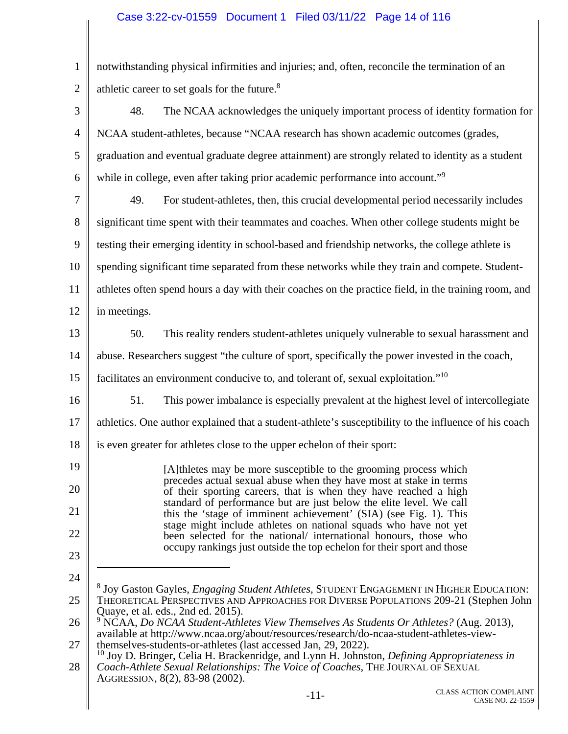notwithstanding physical infirmities and injuries; and, often, reconcile the termination of an athletic career to set goals for the future.[8]

48. The NCAA acknowledges the uniquely important process of identity formation for NCAA student-athletes, because "NCAA research has shown academic outcomes (grades, graduation and eventual graduate degree attainment) are strongly related to identity as a student while in college, even after taking prior academic performance into account."[9]

49. For student-athletes, then, this crucial developmental period necessarily includes significant time spent with their teammates and coaches. When other college students might be testing their emerging identity in school-based and friendship networks, the college athlete is spending significant time separated from these networks while they train and compete. Student-athletes often spend hours a day with their coaches on the practice field, in the training room, and in meetings.

50. This reality renders student-athletes uniquely vulnerable to sexual harassment and abuse. Researchers suggest "the culture of sport, specifically the power invested in the coach, facilitates an environment conducive to, and tolerant of, sexual exploitation."[10]

51. This power imbalance is especially prevalent at the highest level of intercollegiate athletics. One author explained that a student-athlete's susceptibility to the influence of his coach is even greater for athletes close to the upper echelon of their sport:

> [A]thletes may be more susceptible to the grooming process which precedes actual sexual abuse when they have most at stake in terms of their sporting careers, that is when they have reached a high standard of performance but are just below the elite level. We call this the 'stage of imminent achievement' (SIA) (see Fig. 1). This stage might include athletes on national squads who have not yet been selected for the national/ international honours, those who occupy rankings just outside the top echelon for their sport and those

---

[8] Joy Gaston Gayles, *Engaging Student Athletes*, STUDENT ENGAGEMENT IN HIGHER EDUCATION: THEORETICAL PERSPECTIVES AND APPROACHES FOR DIVERSE POPULATIONS 209-21 (Stephen John Quaye, et al. eds., 2nd ed. 2015).

[9] NCAA, *Do NCAA Student-Athletes View Themselves As Students Or Athletes?* (Aug. 2013), available at http://www.ncaa.org/about/resources/research/do-ncaa-student-athletes-view-themselves-students-or-athletes (last accessed Jan, 29, 2022).

[10] Joy D. Bringer, Celia H. Brackenridge, and Lynn H. Johnston, *Defining Appropriateness in Coach-Athlete Sexual Relationships: The Voice of Coaches*, THE JOURNAL OF SEXUAL AGGRESSION, 8(2), 83-98 (2002).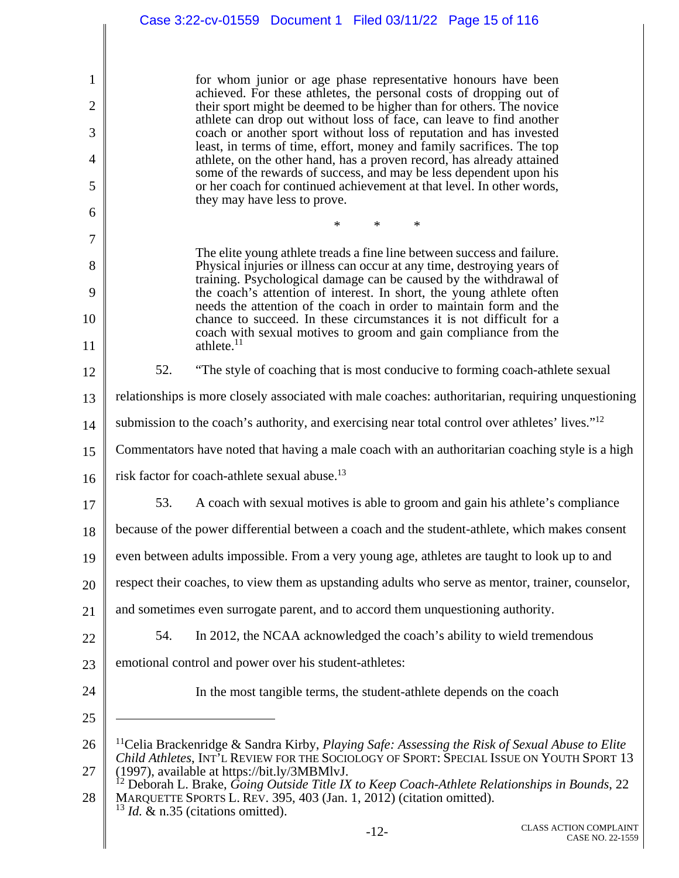> for whom junior or age phase representative honours have been achieved. For these athletes, the personal costs of dropping out of their sport might be deemed to be higher than for others. The novice athlete can drop out without loss of face, can leave to find another coach or another sport without loss of reputation and has invested least, in terms of time, effort, money and family sacrifices. The top athlete, on the other hand, has a proven record, has already attained some of the rewards of success, and may be less dependent upon his or her coach for continued achievement at that level. In other words, they may have less to prove.
>
> \*   \*   \*
>
> The elite young athlete treads a fine line between success and failure. Physical injuries or illness can occur at any time, destroying years of training. Psychological damage can be caused by the withdrawal of the coach's attention of interest. In short, the young athlete often needs the attention of the coach in order to maintain form and the chance to succeed. In these circumstances it is not difficult for a coach with sexual motives to groom and gain compliance from the athlete.[11]

52. "The style of coaching that is most conducive to forming coach-athlete sexual relationships is more closely associated with male coaches: authoritarian, requiring unquestioning submission to the coach's authority, and exercising near total control over athletes' lives."[12] Commentators have noted that having a male coach with an authoritarian coaching style is a high risk factor for coach-athlete sexual abuse.[13]

53. A coach with sexual motives is able to groom and gain his athlete's compliance because of the power differential between a coach and the student-athlete, which makes consent even between adults impossible. From a very young age, athletes are taught to look up to and respect their coaches, to view them as upstanding adults who serve as mentor, trainer, counselor, and sometimes even surrogate parent, and to accord them unquestioning authority.

54. In 2012, the NCAA acknowledged the coach's ability to wield tremendous emotional control and power over his student-athletes:

> In the most tangible terms, the student-athlete depends on the coach

---

[11] Celia Brackenridge & Sandra Kirby, *Playing Safe: Assessing the Risk of Sexual Abuse to Elite Child Athletes*, INT'L REVIEW FOR THE SOCIOLOGY OF SPORT: SPECIAL ISSUE ON YOUTH SPORT 13 (1997), available at https://bit.ly/3MBMlvJ.

[12] Deborah L. Brake, *Going Outside Title IX to Keep Coach-Athlete Relationships in Bounds*, 22 MARQUETTE SPORTS L. REV. 395, 403 (Jan. 1, 2012) (citation omitted).

[13] *Id.* & n.35 (citations omitted).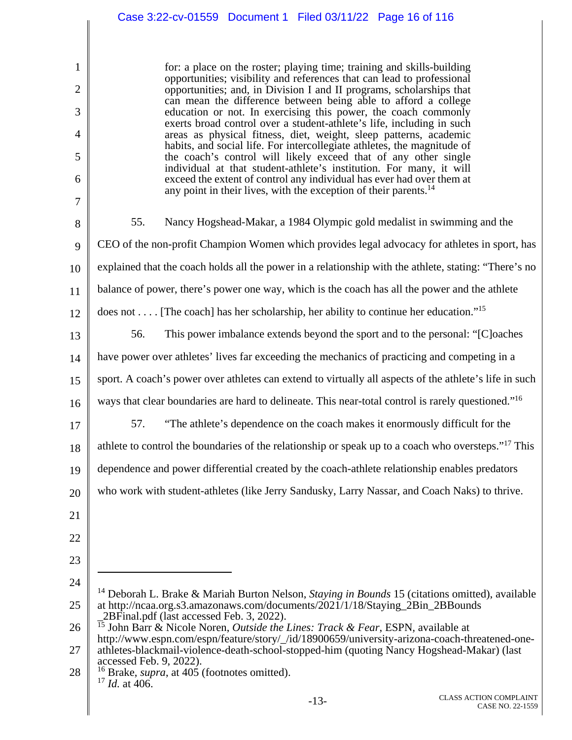> for: a place on the roster; playing time; training and skills-building opportunities; visibility and references that can lead to professional opportunities; and, in Division I and II programs, scholarships that can mean the difference between being able to afford a college education or not. In exercising this power, the coach commonly exerts broad control over a student-athlete's life, including in such areas as physical fitness, diet, weight, sleep patterns, academic habits, and social life. For intercollegiate athletes, the magnitude of the coach's control will likely exceed that of any other single individual at that student-athlete's institution. For many, it will exceed the extent of control any individual has ever had over them at any point in their lives, with the exception of their parents.[14]

55. Nancy Hogshead-Makar, a 1984 Olympic gold medalist in swimming and the CEO of the non-profit Champion Women which provides legal advocacy for athletes in sport, has explained that the coach holds all the power in a relationship with the athlete, stating: "There's no balance of power, there's power one way, which is the coach has all the power and the athlete does not . . . . [The coach] has her scholarship, her ability to continue her education."[15]

56. This power imbalance extends beyond the sport and to the personal: "[C]oaches have power over athletes' lives far exceeding the mechanics of practicing and competing in a sport. A coach's power over athletes can extend to virtually all aspects of the athlete's life in such ways that clear boundaries are hard to delineate. This near-total control is rarely questioned."[16]

57. "The athlete's dependence on the coach makes it enormously difficult for the athlete to control the boundaries of the relationship or speak up to a coach who oversteps."[17] This dependence and power differential created by the coach-athlete relationship enables predators who work with student-athletes (like Jerry Sandusky, Larry Nassar, and Coach Naks) to thrive.

---

[14] Deborah L. Brake & Mariah Burton Nelson, *Staying in Bounds* 15 (citations omitted), available at http://ncaa.org.s3.amazonaws.com/documents/2021/1/18/Staying_2Bin_2BBounds_2BFinal.pdf (last accessed Feb. 3, 2022).

[15] John Barr & Nicole Noren, *Outside the Lines: Track & Fear*, ESPN, available at http://www.espn.com/espn/feature/story/_/id/18900659/university-arizona-coach-threatened-one-athletes-blackmail-violence-death-school-stopped-him (quoting Nancy Hogshead-Makar) (last accessed Feb. 9, 2022).

[16] Brake, *supra*, at 405 (footnotes omitted).

[17] *Id.* at 406.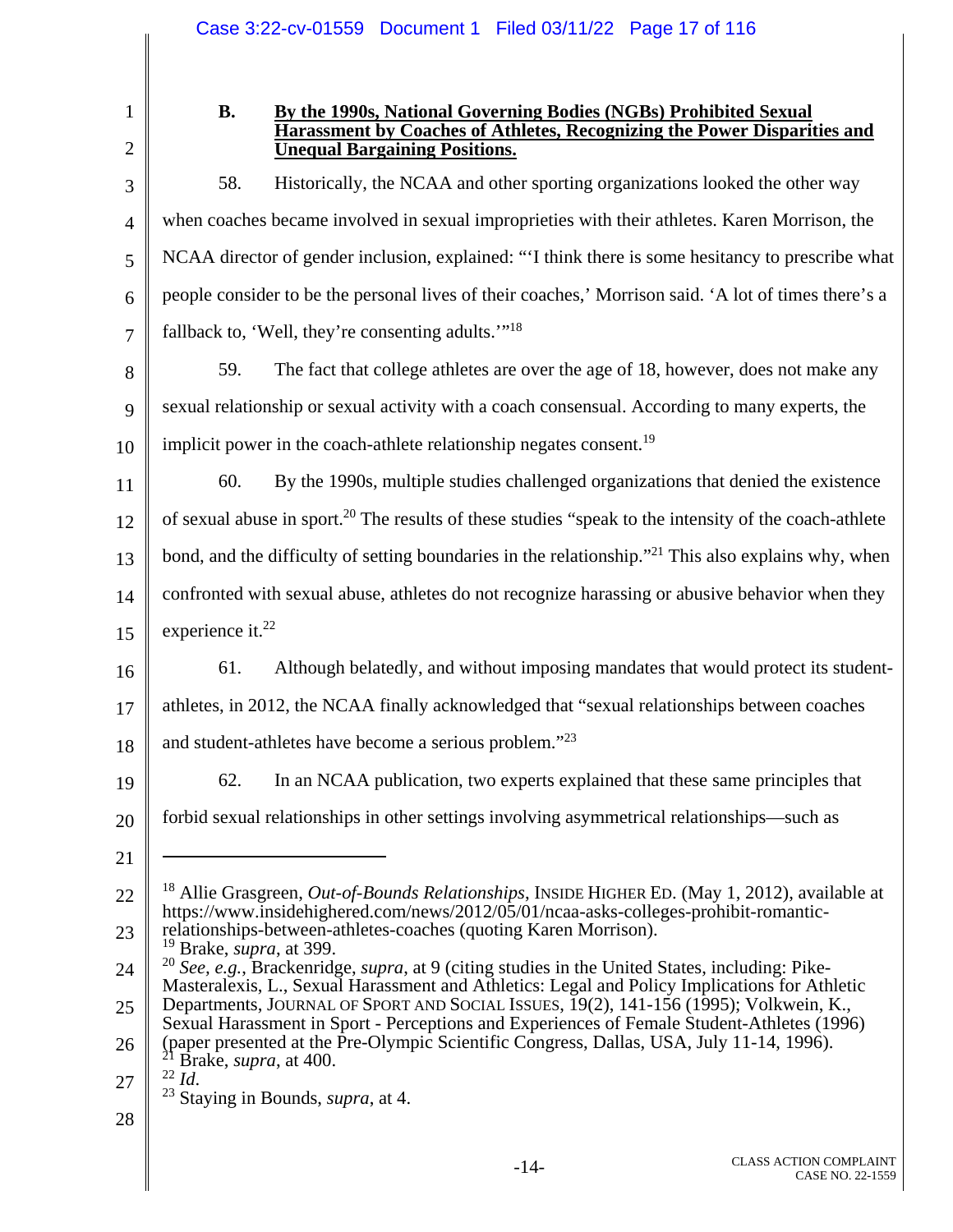### B. By the 1990s, National Governing Bodies (NGBs) Prohibited Sexual Harassment by Coaches of Athletes, Recognizing the Power Disparities and Unequal Bargaining Positions.

58. Historically, the NCAA and other sporting organizations looked the other way when coaches became involved in sexual improprieties with their athletes. Karen Morrison, the NCAA director of gender inclusion, explained: "'I think there is some hesitancy to prescribe what people consider to be the personal lives of their coaches,' Morrison said. 'A lot of times there's a fallback to, 'Well, they're consenting adults.''"[18]

59. The fact that college athletes are over the age of 18, however, does not make any sexual relationship or sexual activity with a coach consensual. According to many experts, the implicit power in the coach-athlete relationship negates consent.[19]

60. By the 1990s, multiple studies challenged organizations that denied the existence of sexual abuse in sport.[20] The results of these studies "speak to the intensity of the coach-athlete bond, and the difficulty of setting boundaries in the relationship."[21] This also explains why, when confronted with sexual abuse, athletes do not recognize harassing or abusive behavior when they experience it.[22]

61. Although belatedly, and without imposing mandates that would protect its student-athletes, in 2012, the NCAA finally acknowledged that "sexual relationships between coaches and student-athletes have become a serious problem."[23]

62. In an NCAA publication, two experts explained that these same principles that forbid sexual relationships in other settings involving asymmetrical relationships—such as

---

[18] Allie Grasgreen, *Out-of-Bounds Relationships*, INSIDE HIGHER ED. (May 1, 2012), available at https://www.insidehighered.com/news/2012/05/01/ncaa-asks-colleges-prohibit-romantic-relationships-between-athletes-coaches (quoting Karen Morrison).

[19] Brake, *supra*, at 399.

[20] *See, e.g.*, Brackenridge, *supra*, at 9 (citing studies in the United States, including: Pike-Masteralexis, L., Sexual Harassment and Athletics: Legal and Policy Implications for Athletic Departments, JOURNAL OF SPORT AND SOCIAL ISSUES, 19(2), 141-156 (1995); Volkwein, K., Sexual Harassment in Sport - Perceptions and Experiences of Female Student-Athletes (1996) (paper presented at the Pre-Olympic Scientific Congress, Dallas, USA, July 11-14, 1996).

[21] Brake, *supra*, at 400.

[22] *Id*.

[23] Staying in Bounds, *supra*, at 4.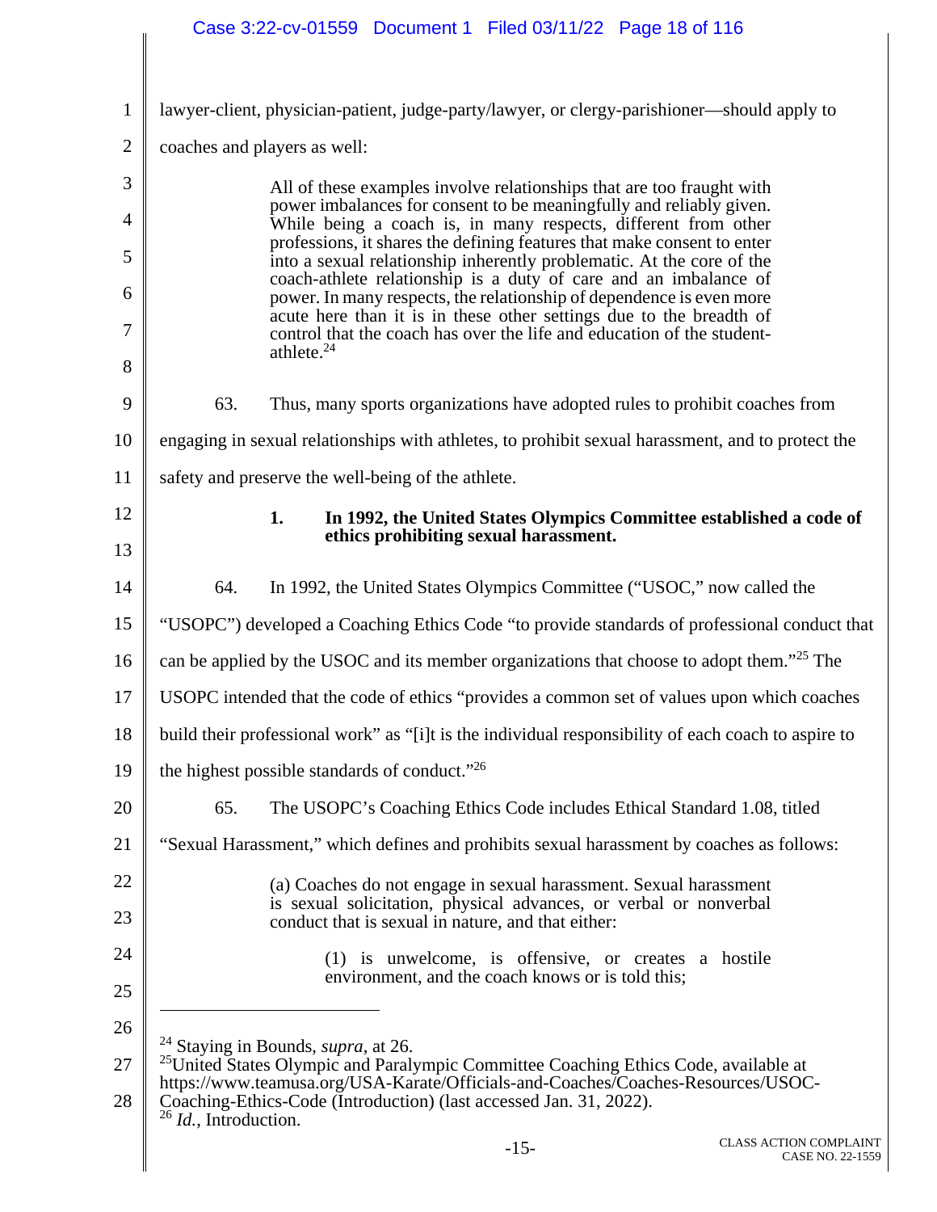lawyer-client, physician-patient, judge-party/lawyer, or clergy-parishioner—should apply to coaches and players as well:

> All of these examples involve relationships that are too fraught with power imbalances for consent to be meaningfully and reliably given. While being a coach is, in many respects, different from other professions, it shares the defining features that make consent to enter into a sexual relationship inherently problematic. At the core of the coach-athlete relationship is a duty of care and an imbalance of power. In many respects, the relationship of dependence is even more acute here than it is in these other settings due to the breadth of control that the coach has over the life and education of the student-athlete.[24]

63. Thus, many sports organizations have adopted rules to prohibit coaches from engaging in sexual relationships with athletes, to prohibit sexual harassment, and to protect the safety and preserve the well-being of the athlete.

**1. In 1992, the United States Olympics Committee established a code of ethics prohibiting sexual harassment.**

64. In 1992, the United States Olympics Committee ("USOC," now called the "USOPC") developed a Coaching Ethics Code "to provide standards of professional conduct that can be applied by the USOC and its member organizations that choose to adopt them."[25] The USOPC intended that the code of ethics "provides a common set of values upon which coaches build their professional work" as "[i]t is the individual responsibility of each coach to aspire to the highest possible standards of conduct."[26]

65. The USOPC's Coaching Ethics Code includes Ethical Standard 1.08, titled "Sexual Harassment," which defines and prohibits sexual harassment by coaches as follows:

> (a) Coaches do not engage in sexual harassment. Sexual harassment is sexual solicitation, physical advances, or verbal or nonverbal conduct that is sexual in nature, and that either:
>
> > (1) is unwelcome, is offensive, or creates a hostile environment, and the coach knows or is told this;

---

[24] Staying in Bounds, *supra*, at 26.

[25] United States Olympic and Paralympic Committee Coaching Ethics Code, available at https://www.teamusa.org/USA-Karate/Officials-and-Coaches/Coaches-Resources/USOC-Coaching-Ethics-Code (Introduction) (last accessed Jan. 31, 2022).

[26] *Id.*, Introduction.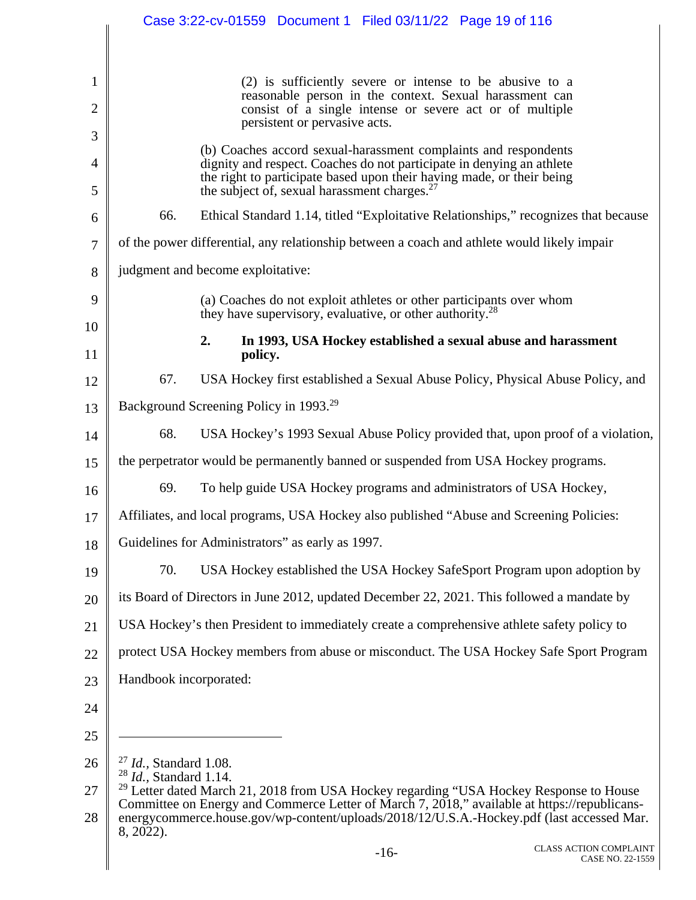> (2) is sufficiently severe or intense to be abusive to a reasonable person in the context. Sexual harassment can consist of a single intense or severe act or of multiple persistent or pervasive acts.
>
> (b) Coaches accord sexual-harassment complaints and respondents dignity and respect. Coaches do not participate in denying an athlete the right to participate based upon their having made, or their being the subject of, sexual harassment charges.[27]

66. Ethical Standard 1.14, titled "Exploitative Relationships," recognizes that because of the power differential, any relationship between a coach and athlete would likely impair judgment and become exploitative:

> (a) Coaches do not exploit athletes or other participants over whom they have supervisory, evaluative, or other authority.[28]

### 2. In 1993, USA Hockey established a sexual abuse and harassment policy.

67. USA Hockey first established a Sexual Abuse Policy, Physical Abuse Policy, and Background Screening Policy in 1993.[29]

68. USA Hockey's 1993 Sexual Abuse Policy provided that, upon proof of a violation, the perpetrator would be permanently banned or suspended from USA Hockey programs.

69. To help guide USA Hockey programs and administrators of USA Hockey, Affiliates, and local programs, USA Hockey also published "Abuse and Screening Policies: Guidelines for Administrators" as early as 1997.

70. USA Hockey established the USA Hockey SafeSport Program upon adoption by its Board of Directors in June 2012, updated December 22, 2021. This followed a mandate by USA Hockey's then President to immediately create a comprehensive athlete safety policy to protect USA Hockey members from abuse or misconduct. The USA Hockey Safe Sport Program Handbook incorporated:

---

[27] *Id.*, Standard 1.08.

[28] *Id.*, Standard 1.14.

[29] Letter dated March 21, 2018 from USA Hockey regarding "USA Hockey Response to House Committee on Energy and Commerce Letter of March 7, 2018," available at https://republicans-energycommerce.house.gov/wp-content/uploads/2018/12/U.S.A.-Hockey.pdf (last accessed Mar. 8, 2022).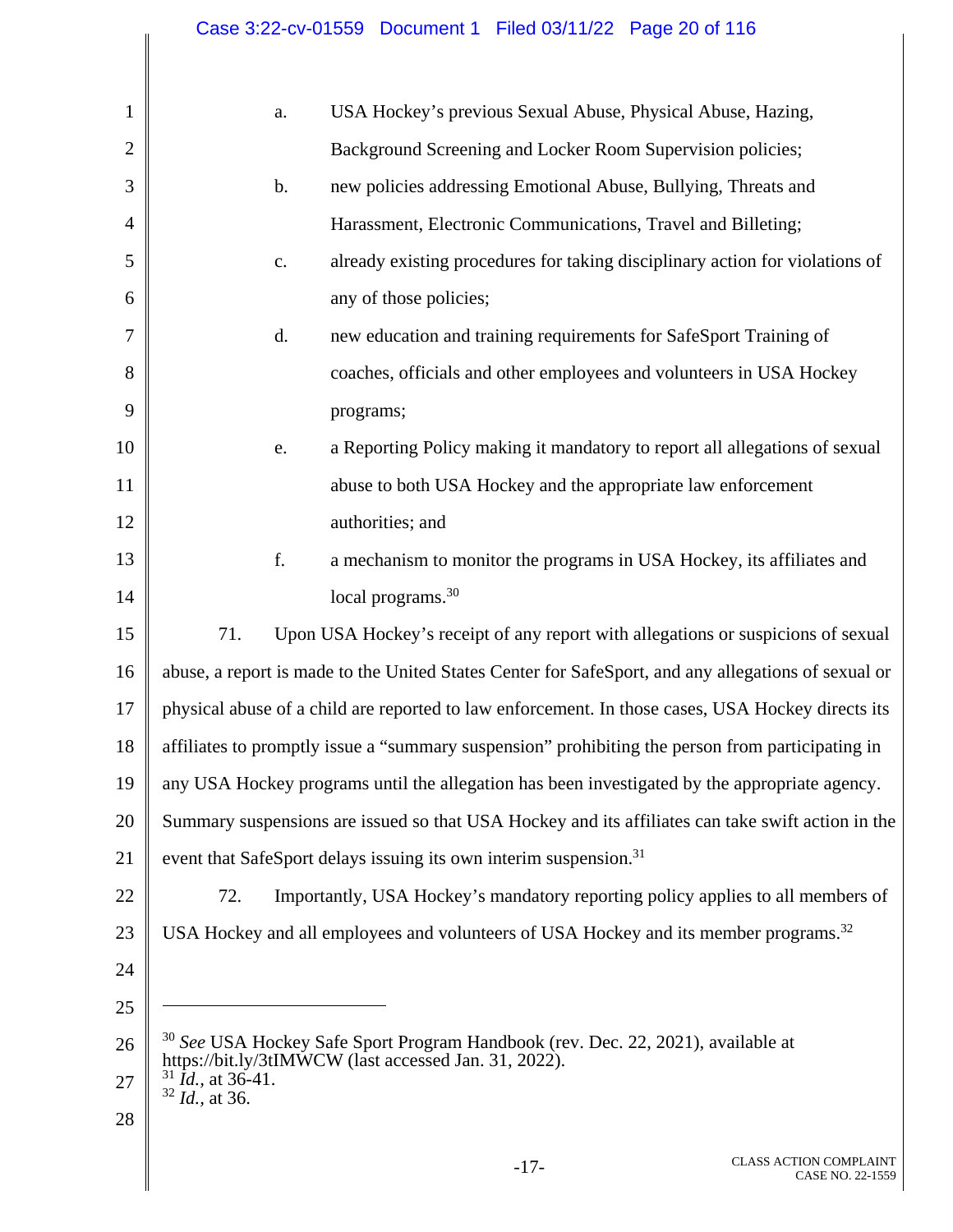a. USA Hockey's previous Sexual Abuse, Physical Abuse, Hazing, Background Screening and Locker Room Supervision policies;

b. new policies addressing Emotional Abuse, Bullying, Threats and Harassment, Electronic Communications, Travel and Billeting;

c. already existing procedures for taking disciplinary action for violations of any of those policies;

d. new education and training requirements for SafeSport Training of coaches, officials and other employees and volunteers in USA Hockey programs;

e. a Reporting Policy making it mandatory to report all allegations of sexual abuse to both USA Hockey and the appropriate law enforcement authorities; and

f. a mechanism to monitor the programs in USA Hockey, its affiliates and local programs.[30]

71. Upon USA Hockey's receipt of any report with allegations or suspicions of sexual abuse, a report is made to the United States Center for SafeSport, and any allegations of sexual or physical abuse of a child are reported to law enforcement. In those cases, USA Hockey directs its affiliates to promptly issue a "summary suspension" prohibiting the person from participating in any USA Hockey programs until the allegation has been investigated by the appropriate agency. Summary suspensions are issued so that USA Hockey and its affiliates can take swift action in the event that SafeSport delays issuing its own interim suspension.[31]

72. Importantly, USA Hockey's mandatory reporting policy applies to all members of USA Hockey and all employees and volunteers of USA Hockey and its member programs.[32]

---

[30] *See* USA Hockey Safe Sport Program Handbook (rev. Dec. 22, 2021), available at https://bit.ly/3tIMWCW (last accessed Jan. 31, 2022).
[31] *Id.*, at 36-41.
[32] *Id.*, at 36.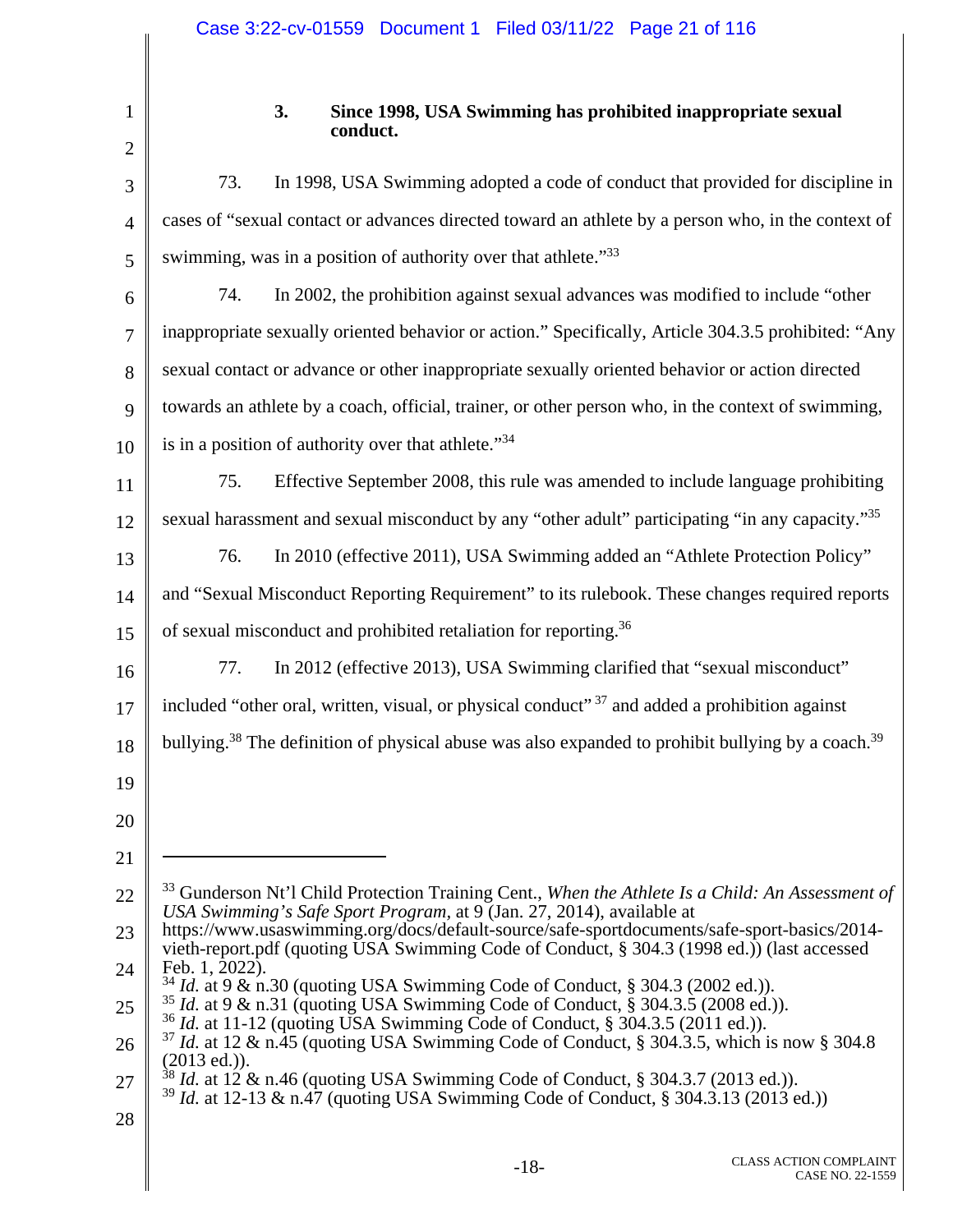### 3. Since 1998, USA Swimming has prohibited inappropriate sexual conduct.

73. In 1998, USA Swimming adopted a code of conduct that provided for discipline in cases of "sexual contact or advances directed toward an athlete by a person who, in the context of swimming, was in a position of authority over that athlete."[33]

74. In 2002, the prohibition against sexual advances was modified to include "other inappropriate sexually oriented behavior or action." Specifically, Article 304.3.5 prohibited: "Any sexual contact or advance or other inappropriate sexually oriented behavior or action directed towards an athlete by a coach, official, trainer, or other person who, in the context of swimming, is in a position of authority over that athlete."[34]

75. Effective September 2008, this rule was amended to include language prohibiting sexual harassment and sexual misconduct by any "other adult" participating "in any capacity."[35]

76. In 2010 (effective 2011), USA Swimming added an "Athlete Protection Policy" and "Sexual Misconduct Reporting Requirement" to its rulebook. These changes required reports of sexual misconduct and prohibited retaliation for reporting.[36]

77. In 2012 (effective 2013), USA Swimming clarified that "sexual misconduct" included "other oral, written, visual, or physical conduct"[37] and added a prohibition against bullying.[38] The definition of physical abuse was also expanded to prohibit bullying by a coach.[39]

---

[33] Gunderson Nt'l Child Protection Training Cent., *When the Athlete Is a Child: An Assessment of USA Swimming's Safe Sport Program*, at 9 (Jan. 27, 2014), available at https://www.usaswimming.org/docs/default-source/safe-sportdocuments/safe-sport-basics/2014-vieth-report.pdf (quoting USA Swimming Code of Conduct, § 304.3 (1998 ed.)) (last accessed Feb. 1, 2022).

[34] *Id.* at 9 & n.30 (quoting USA Swimming Code of Conduct, § 304.3 (2002 ed.)).

[35] *Id.* at 9 & n.31 (quoting USA Swimming Code of Conduct, § 304.3.5 (2008 ed.)).

[36] *Id.* at 11-12 (quoting USA Swimming Code of Conduct, § 304.3.5 (2011 ed.)).

[37] *Id.* at 12 & n.45 (quoting USA Swimming Code of Conduct, § 304.3.5, which is now § 304.8 (2013 ed.)).

[38] *Id.* at 12 & n.46 (quoting USA Swimming Code of Conduct, § 304.3.7 (2013 ed.)).

[39] *Id.* at 12-13 & n.47 (quoting USA Swimming Code of Conduct, § 304.3.13 (2013 ed.))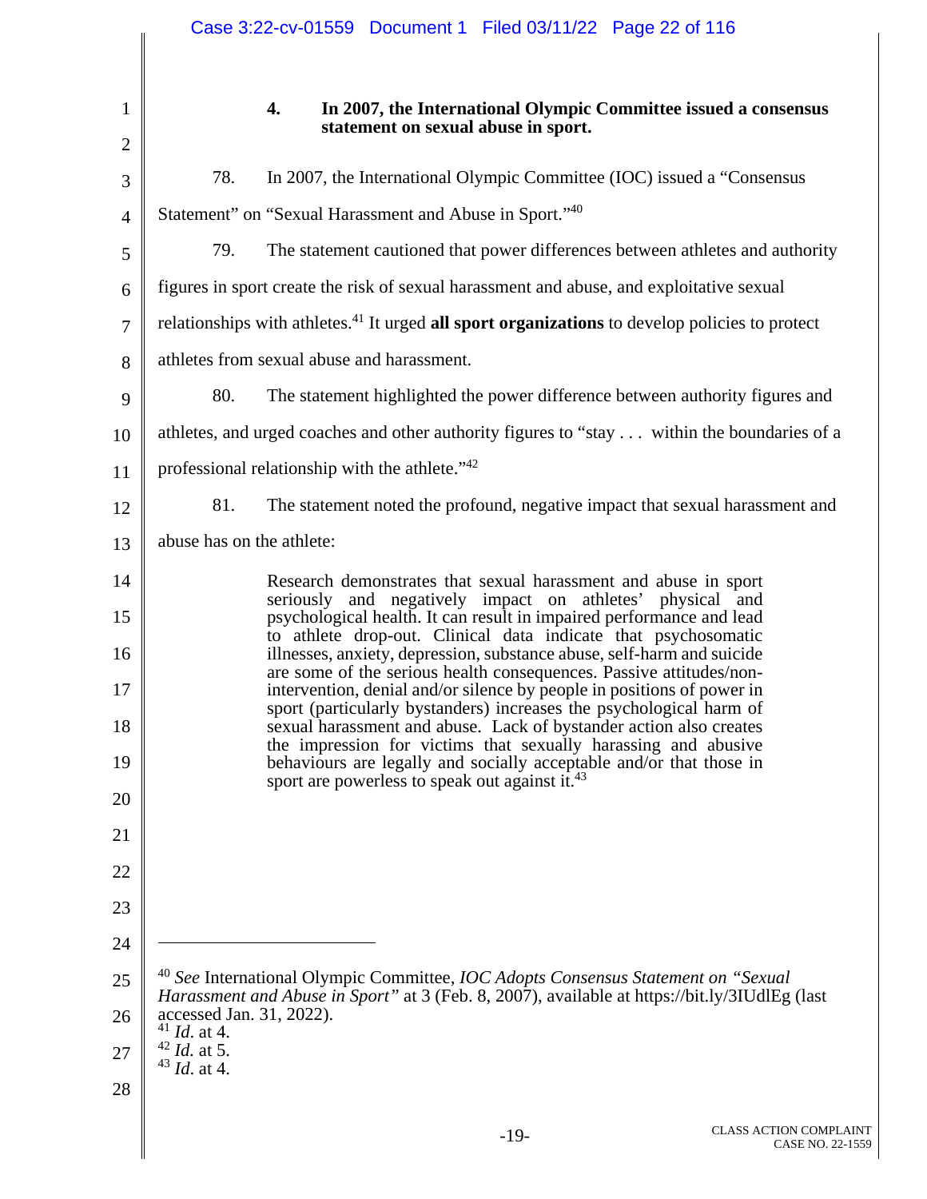### 4. In 2007, the International Olympic Committee issued a consensus statement on sexual abuse in sport.

78. In 2007, the International Olympic Committee (IOC) issued a "Consensus Statement" on "Sexual Harassment and Abuse in Sport."[40]

79. The statement cautioned that power differences between athletes and authority figures in sport create the risk of sexual harassment and abuse, and exploitative sexual relationships with athletes.[41] It urged **all sport organizations** to develop policies to protect athletes from sexual abuse and harassment.

80. The statement highlighted the power difference between authority figures and athletes, and urged coaches and other authority figures to "stay . . . within the boundaries of a professional relationship with the athlete."[42]

81. The statement noted the profound, negative impact that sexual harassment and abuse has on the athlete:

> Research demonstrates that sexual harassment and abuse in sport seriously and negatively impact on athletes' physical and psychological health. It can result in impaired performance and lead to athlete drop-out. Clinical data indicate that psychosomatic illnesses, anxiety, depression, substance abuse, self-harm and suicide are some of the serious health consequences. Passive attitudes/non-intervention, denial and/or silence by people in positions of power in sport (particularly bystanders) increases the psychological harm of sexual harassment and abuse. Lack of bystander action also creates the impression for victims that sexually harassing and abusive behaviours are legally and socially acceptable and/or that those in sport are powerless to speak out against it.[43]

---

[40] *See* International Olympic Committee, *IOC Adopts Consensus Statement on "Sexual Harassment and Abuse in Sport"* at 3 (Feb. 8, 2007), available at https://bit.ly/3IUdlEg (last accessed Jan. 31, 2022).

[41] *Id*. at 4.

[42] *Id.* at 5.

[43] *Id*. at 4.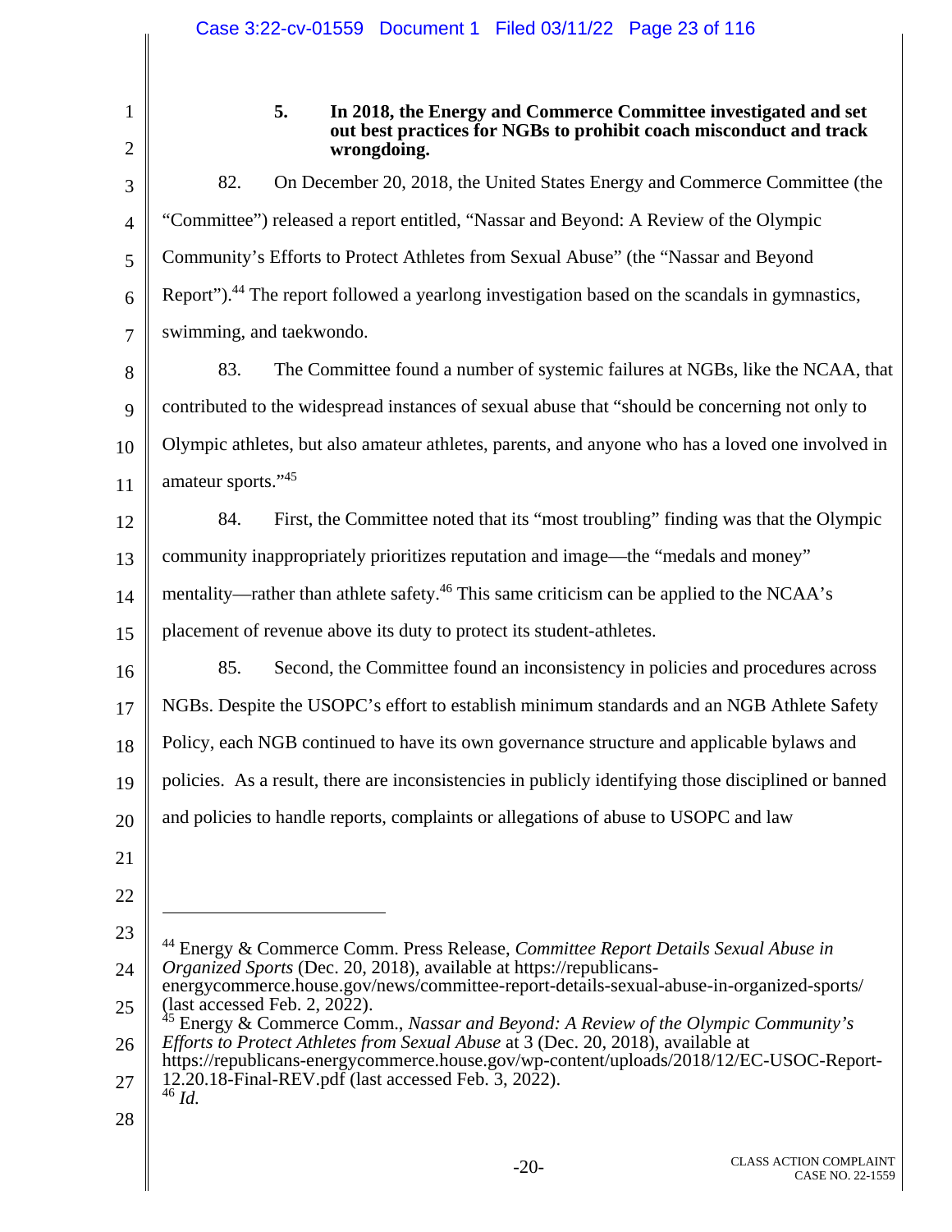### 5. In 2018, the Energy and Commerce Committee investigated and set out best practices for NGBs to prohibit coach misconduct and track wrongdoing.

82. On December 20, 2018, the United States Energy and Commerce Committee (the "Committee") released a report entitled, "Nassar and Beyond: A Review of the Olympic Community's Efforts to Protect Athletes from Sexual Abuse" (the "Nassar and Beyond Report").[44] The report followed a yearlong investigation based on the scandals in gymnastics, swimming, and taekwondo.

83. The Committee found a number of systemic failures at NGBs, like the NCAA, that contributed to the widespread instances of sexual abuse that "should be concerning not only to Olympic athletes, but also amateur athletes, parents, and anyone who has a loved one involved in amateur sports."[45]

84. First, the Committee noted that its "most troubling" finding was that the Olympic community inappropriately prioritizes reputation and image—the "medals and money" mentality—rather than athlete safety.[46] This same criticism can be applied to the NCAA's placement of revenue above its duty to protect its student-athletes.

85. Second, the Committee found an inconsistency in policies and procedures across NGBs. Despite the USOPC's effort to establish minimum standards and an NGB Athlete Safety Policy, each NGB continued to have its own governance structure and applicable bylaws and policies. As a result, there are inconsistencies in publicly identifying those disciplined or banned and policies to handle reports, complaints or allegations of abuse to USOPC and law

---

[44] Energy & Commerce Comm. Press Release, *Committee Report Details Sexual Abuse in Organized Sports* (Dec. 20, 2018), available at https://republicans-energycommerce.house.gov/news/committee-report-details-sexual-abuse-in-organized-sports/ (last accessed Feb. 2, 2022).

[45] Energy & Commerce Comm., *Nassar and Beyond: A Review of the Olympic Community's Efforts to Protect Athletes from Sexual Abuse* at 3 (Dec. 20, 2018), available at https://republicans-energycommerce.house.gov/wp-content/uploads/2018/12/EC-USOC-Report-12.20.18-Final-REV.pdf (last accessed Feb. 3, 2022).

[46] *Id.*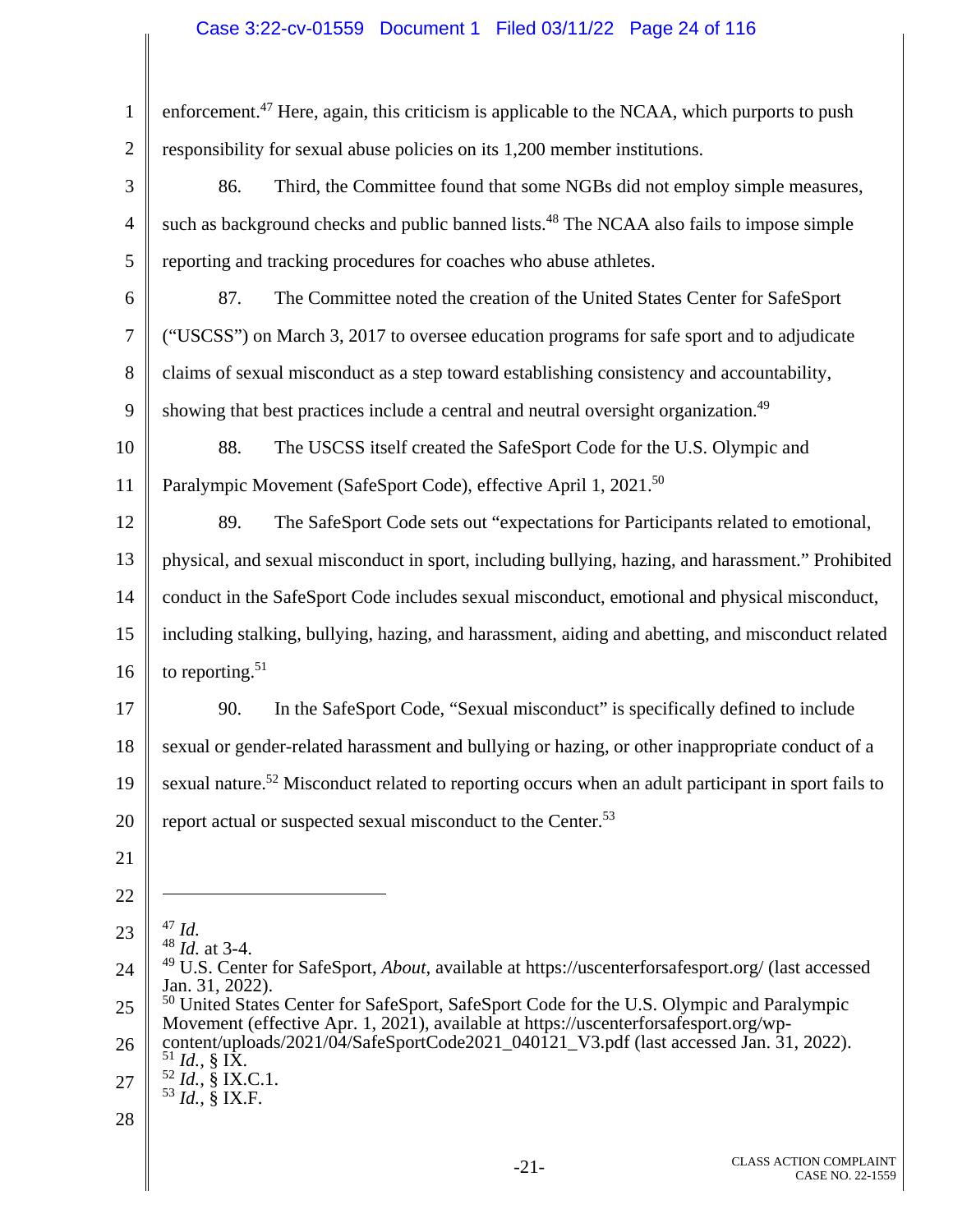enforcement.[47] Here, again, this criticism is applicable to the NCAA, which purports to push responsibility for sexual abuse policies on its 1,200 member institutions.

86. Third, the Committee found that some NGBs did not employ simple measures, such as background checks and public banned lists.[48] The NCAA also fails to impose simple reporting and tracking procedures for coaches who abuse athletes.

87. The Committee noted the creation of the United States Center for SafeSport ("USCSS") on March 3, 2017 to oversee education programs for safe sport and to adjudicate claims of sexual misconduct as a step toward establishing consistency and accountability, showing that best practices include a central and neutral oversight organization.[49]

88. The USCSS itself created the SafeSport Code for the U.S. Olympic and Paralympic Movement (SafeSport Code), effective April 1, 2021.[50]

89. The SafeSport Code sets out "expectations for Participants related to emotional, physical, and sexual misconduct in sport, including bullying, hazing, and harassment." Prohibited conduct in the SafeSport Code includes sexual misconduct, emotional and physical misconduct, including stalking, bullying, hazing, and harassment, aiding and abetting, and misconduct related to reporting.[51]

90. In the SafeSport Code, "Sexual misconduct" is specifically defined to include sexual or gender-related harassment and bullying or hazing, or other inappropriate conduct of a sexual nature.[52] Misconduct related to reporting occurs when an adult participant in sport fails to report actual or suspected sexual misconduct to the Center.[53]

---

[47] *Id.*
[48] *Id.* at 3-4.
[49] U.S. Center for SafeSport, *About*, available at https://uscenterforsafesport.org/ (last accessed Jan. 31, 2022).
[50] United States Center for SafeSport, SafeSport Code for the U.S. Olympic and Paralympic Movement (effective Apr. 1, 2021), available at https://uscenterforsafesport.org/wp-content/uploads/2021/04/SafeSportCode2021_040121_V3.pdf (last accessed Jan. 31, 2022).
[51] *Id.*, § IX.
[52] *Id.*, § IX.C.1.
[53] *Id.*, § IX.F.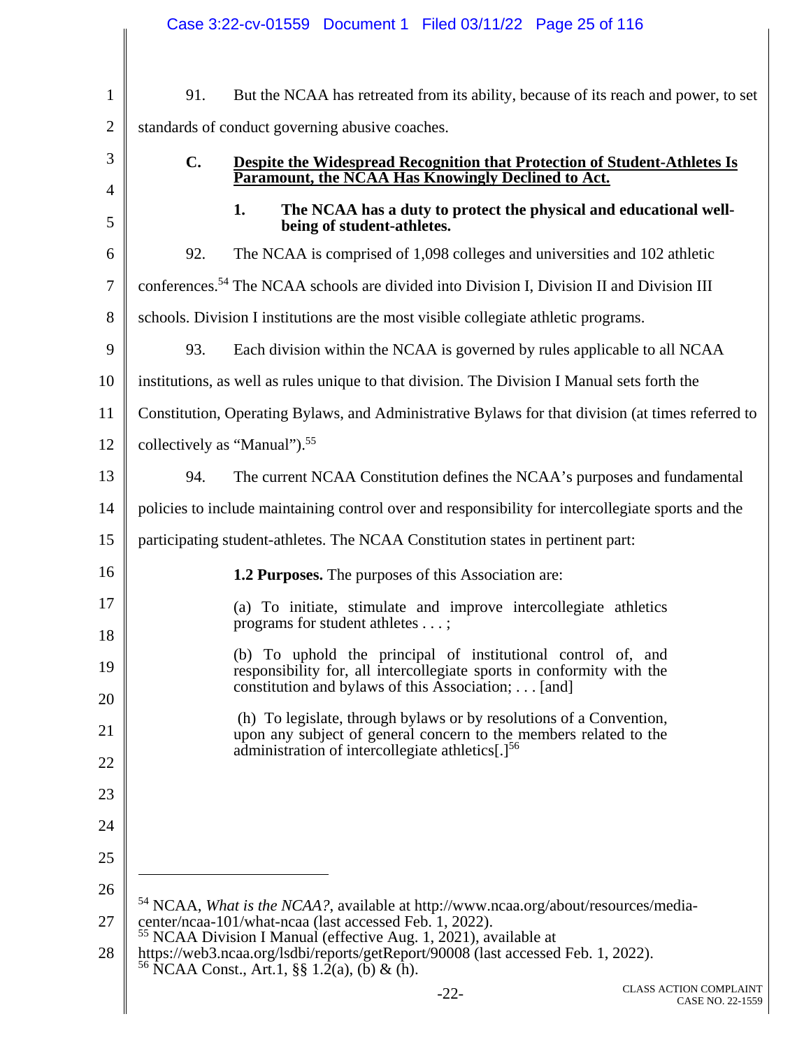91. But the NCAA has retreated from its ability, because of its reach and power, to set standards of conduct governing abusive coaches.

### C. Despite the Widespread Recognition that Protection of Student-Athletes Is Paramount, the NCAA Has Knowingly Declined to Act.

#### 1. The NCAA has a duty to protect the physical and educational well-being of student-athletes.

92. The NCAA is comprised of 1,098 colleges and universities and 102 athletic conferences.[54] The NCAA schools are divided into Division I, Division II and Division III schools. Division I institutions are the most visible collegiate athletic programs.

93. Each division within the NCAA is governed by rules applicable to all NCAA institutions, as well as rules unique to that division. The Division I Manual sets forth the Constitution, Operating Bylaws, and Administrative Bylaws for that division (at times referred to collectively as "Manual").[55]

94. The current NCAA Constitution defines the NCAA's purposes and fundamental policies to include maintaining control over and responsibility for intercollegiate sports and the participating student-athletes. The NCAA Constitution states in pertinent part:

> **1.2 Purposes.** The purposes of this Association are:
>
> (a) To initiate, stimulate and improve intercollegiate athletics programs for student athletes . . . ;
>
> (b) To uphold the principal of institutional control of, and responsibility for, all intercollegiate sports in conformity with the constitution and bylaws of this Association; . . . [and]
>
> (h) To legislate, through bylaws or by resolutions of a Convention, upon any subject of general concern to the members related to the administration of intercollegiate athletics[.][56]

---

[54] NCAA, *What is the NCAA?*, available at http://www.ncaa.org/about/resources/media-center/ncaa-101/what-ncaa (last accessed Feb. 1, 2022).

[55] NCAA Division I Manual (effective Aug. 1, 2021), available at https://web3.ncaa.org/lsdbi/reports/getReport/90008 (last accessed Feb. 1, 2022).

[56] NCAA Const., Art.1, §§ 1.2(a), (b) & (h).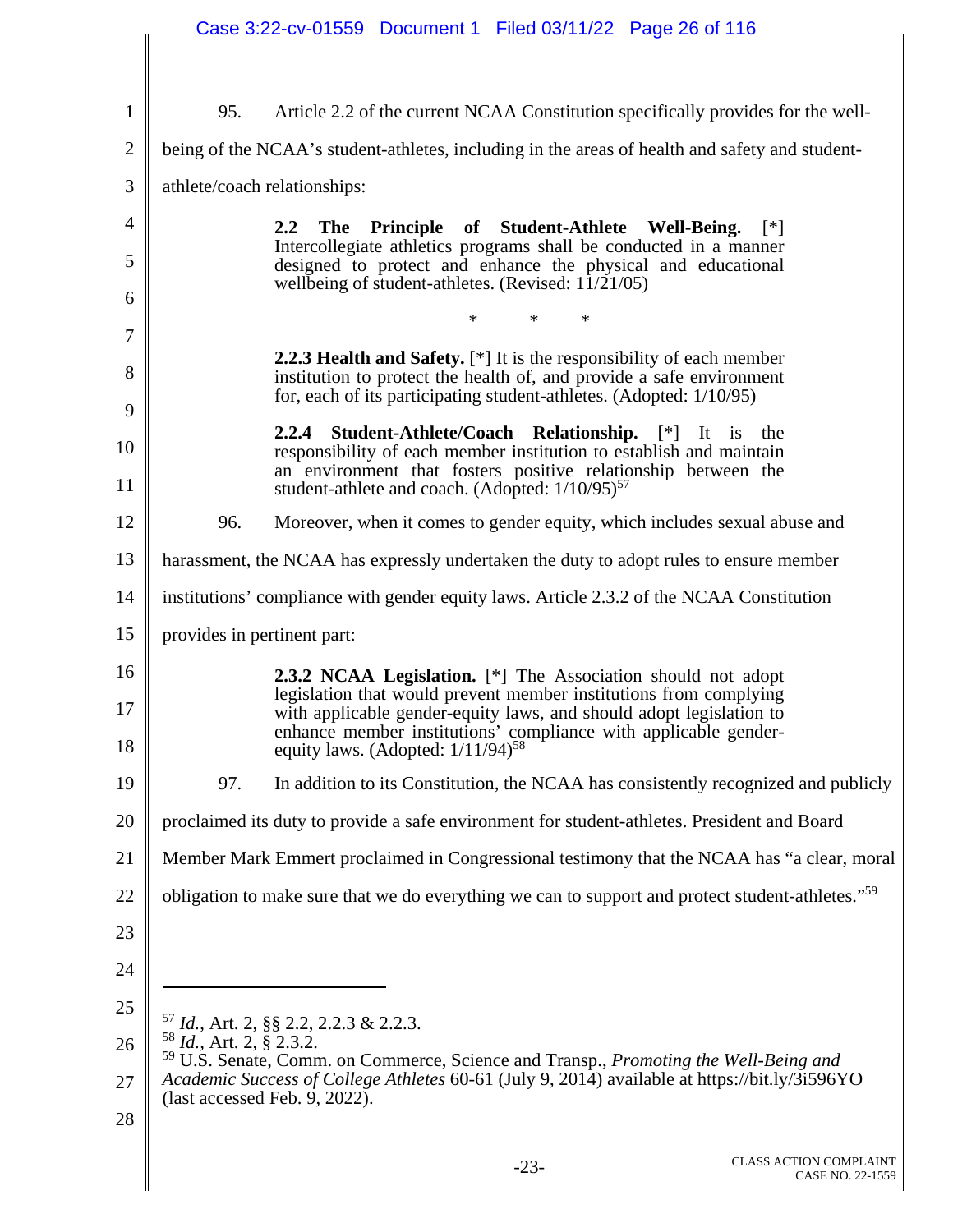95. Article 2.2 of the current NCAA Constitution specifically provides for the well-being of the NCAA's student-athletes, including in the areas of health and safety and student-athlete/coach relationships:

> **2.2 The Principle of Student-Athlete Well-Being.** [*] Intercollegiate athletics programs shall be conducted in a manner designed to protect and enhance the physical and educational wellbeing of student-athletes. (Revised: 11/21/05)
>
> \* \* \*
>
> **2.2.3 Health and Safety.** [*] It is the responsibility of each member institution to protect the health of, and provide a safe environment for, each of its participating student-athletes. (Adopted: 1/10/95)
>
> **2.2.4 Student-Athlete/Coach Relationship.** [*] It is the responsibility of each member institution to establish and maintain an environment that fosters positive relationship between the student-athlete and coach. (Adopted: 1/10/95)[57]

96. Moreover, when it comes to gender equity, which includes sexual abuse and harassment, the NCAA has expressly undertaken the duty to adopt rules to ensure member institutions' compliance with gender equity laws. Article 2.3.2 of the NCAA Constitution provides in pertinent part:

> **2.3.2 NCAA Legislation.** [*] The Association should not adopt legislation that would prevent member institutions from complying with applicable gender-equity laws, and should adopt legislation to enhance member institutions' compliance with applicable gender-equity laws. (Adopted: 1/11/94)[58]

97. In addition to its Constitution, the NCAA has consistently recognized and publicly proclaimed its duty to provide a safe environment for student-athletes. President and Board Member Mark Emmert proclaimed in Congressional testimony that the NCAA has "a clear, moral obligation to make sure that we do everything we can to support and protect student-athletes."[59]

---

[57] *Id.*, Art. 2, §§ 2.2, 2.2.3 & 2.2.3.

[58] *Id.*, Art. 2, § 2.3.2.

[59] U.S. Senate, Comm. on Commerce, Science and Transp., *Promoting the Well-Being and Academic Success of College Athletes* 60-61 (July 9, 2014) available at https://bit.ly/3i596YO (last accessed Feb. 9, 2022).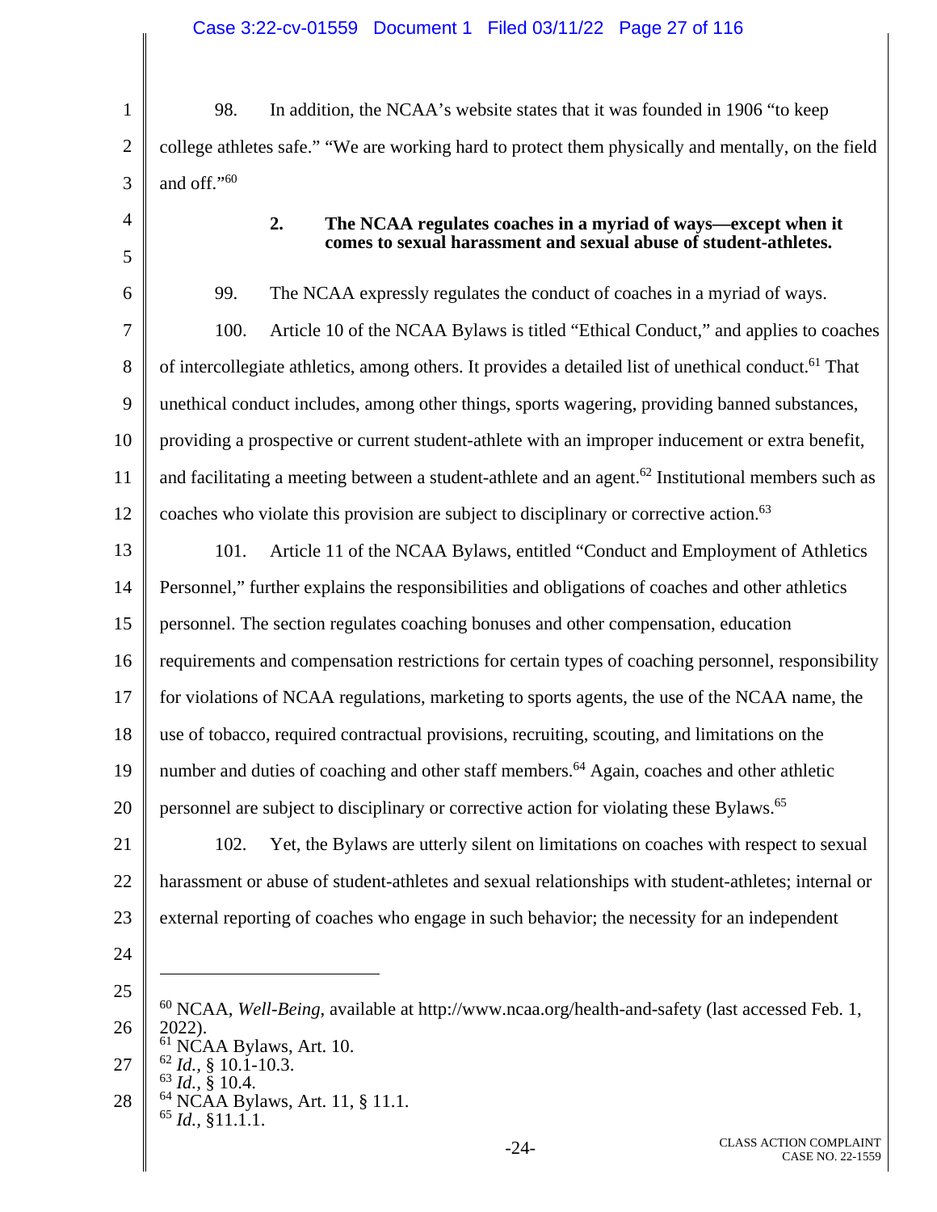98. In addition, the NCAA's website states that it was founded in 1906 "to keep college athletes safe." "We are working hard to protect them physically and mentally, on the field and off."[60]

**2. The NCAA regulates coaches in a myriad of ways—except when it comes to sexual harassment and sexual abuse of student-athletes.**

99. The NCAA expressly regulates the conduct of coaches in a myriad of ways.

100. Article 10 of the NCAA Bylaws is titled "Ethical Conduct," and applies to coaches of intercollegiate athletics, among others. It provides a detailed list of unethical conduct.[61] That unethical conduct includes, among other things, sports wagering, providing banned substances, providing a prospective or current student-athlete with an improper inducement or extra benefit, and facilitating a meeting between a student-athlete and an agent.[62] Institutional members such as coaches who violate this provision are subject to disciplinary or corrective action.[63]

101. Article 11 of the NCAA Bylaws, entitled "Conduct and Employment of Athletics Personnel," further explains the responsibilities and obligations of coaches and other athletics personnel. The section regulates coaching bonuses and other compensation, education requirements and compensation restrictions for certain types of coaching personnel, responsibility for violations of NCAA regulations, marketing to sports agents, the use of the NCAA name, the use of tobacco, required contractual provisions, recruiting, scouting, and limitations on the number and duties of coaching and other staff members.[64] Again, coaches and other athletic personnel are subject to disciplinary or corrective action for violating these Bylaws.[65]

102. Yet, the Bylaws are utterly silent on limitations on coaches with respect to sexual harassment or abuse of student-athletes and sexual relationships with student-athletes; internal or external reporting of coaches who engage in such behavior; the necessity for an independent

---

[60] NCAA, *Well-Being*, available at http://www.ncaa.org/health-and-safety (last accessed Feb. 1, 2022).
[61] NCAA Bylaws, Art. 10.
[62] *Id.*, § 10.1-10.3.
[63] *Id.*, § 10.4.
[64] NCAA Bylaws, Art. 11, § 11.1.
[65] *Id.*, §11.1.1.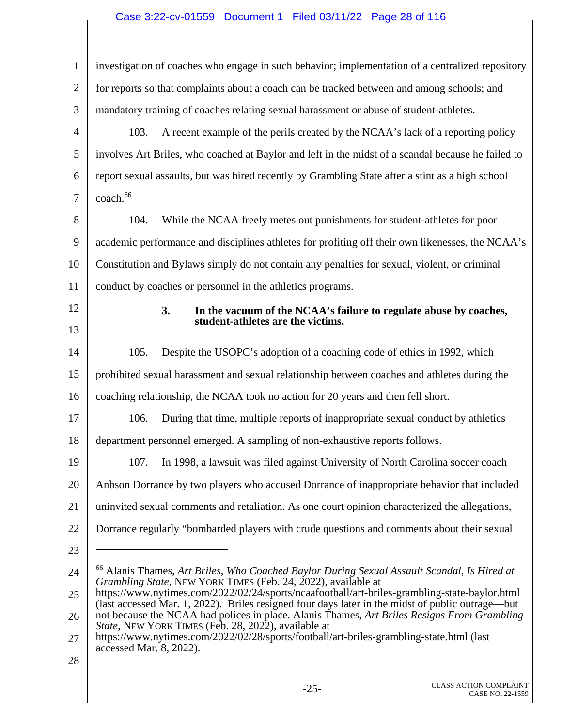investigation of coaches who engage in such behavior; implementation of a centralized repository for reports so that complaints about a coach can be tracked between and among schools; and mandatory training of coaches relating sexual harassment or abuse of student-athletes.

103. A recent example of the perils created by the NCAA's lack of a reporting policy involves Art Briles, who coached at Baylor and left in the midst of a scandal because he failed to report sexual assaults, but was hired recently by Grambling State after a stint as a high school coach.[66]

104. While the NCAA freely metes out punishments for student-athletes for poor academic performance and disciplines athletes for profiting off their own likenesses, the NCAA's Constitution and Bylaws simply do not contain any penalties for sexual, violent, or criminal conduct by coaches or personnel in the athletics programs.

#### 3. In the vacuum of the NCAA's failure to regulate abuse by coaches, student-athletes are the victims.

105. Despite the USOPC's adoption of a coaching code of ethics in 1992, which prohibited sexual harassment and sexual relationship between coaches and athletes during the coaching relationship, the NCAA took no action for 20 years and then fell short.

106. During that time, multiple reports of inappropriate sexual conduct by athletics department personnel emerged. A sampling of non-exhaustive reports follows.

107. In 1998, a lawsuit was filed against University of North Carolina soccer coach Anbson Dorrance by two players who accused Dorrance of inappropriate behavior that included uninvited sexual comments and retaliation. As one court opinion characterized the allegations, Dorrance regularly "bombarded players with crude questions and comments about their sexual

---

[66] Alanis Thames, *Art Briles, Who Coached Baylor During Sexual Assault Scandal, Is Hired at Grambling State*, NEW YORK TIMES (Feb. 24, 2022), available at https://www.nytimes.com/2022/02/24/sports/ncaafootball/art-briles-grambling-state-baylor.html (last accessed Mar. 1, 2022). Briles resigned four days later in the midst of public outrage—but not because the NCAA had polices in place. Alanis Thames, *Art Briles Resigns From Grambling State*, NEW YORK TIMES (Feb. 28, 2022), available at https://www.nytimes.com/2022/02/28/sports/football/art-briles-grambling-state.html (last accessed Mar. 8, 2022).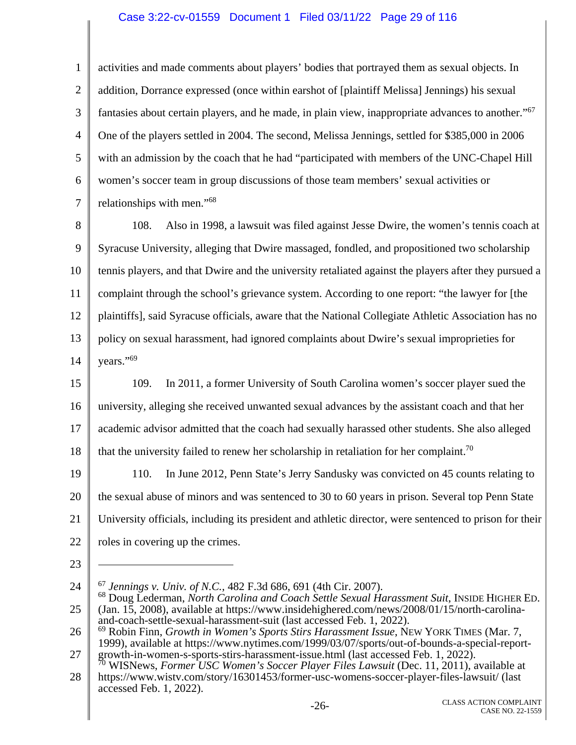activities and made comments about players' bodies that portrayed them as sexual objects. In addition, Dorrance expressed (once within earshot of [plaintiff Melissa] Jennings) his sexual fantasies about certain players, and he made, in plain view, inappropriate advances to another."[67] One of the players settled in 2004. The second, Melissa Jennings, settled for $385,000 in 2006 with an admission by the coach that he had "participated with members of the UNC-Chapel Hill women's soccer team in group discussions of those team members' sexual activities or relationships with men."[68]

108. Also in 1998, a lawsuit was filed against Jesse Dwire, the women's tennis coach at Syracuse University, alleging that Dwire massaged, fondled, and propositioned two scholarship tennis players, and that Dwire and the university retaliated against the players after they pursued a complaint through the school's grievance system. According to one report: "the lawyer for [the plaintiffs], said Syracuse officials, aware that the National Collegiate Athletic Association has no policy on sexual harassment, had ignored complaints about Dwire's sexual improprieties for years."[69]

109. In 2011, a former University of South Carolina women's soccer player sued the university, alleging she received unwanted sexual advances by the assistant coach and that her academic advisor admitted that the coach had sexually harassed other students. She also alleged that the university failed to renew her scholarship in retaliation for her complaint.[70]

110. In June 2012, Penn State's Jerry Sandusky was convicted on 45 counts relating to the sexual abuse of minors and was sentenced to 30 to 60 years in prison. Several top Penn State University officials, including its president and athletic director, were sentenced to prison for their roles in covering up the crimes.

---

[67] *Jennings v. Univ. of N.C.*, 482 F.3d 686, 691 (4th Cir. 2007).

[68] Doug Lederman, *North Carolina and Coach Settle Sexual Harassment Suit*, INSIDE HIGHER ED. (Jan. 15, 2008), available at https://www.insidehighered.com/news/2008/01/15/north-carolina-and-coach-settle-sexual-harassment-suit (last accessed Feb. 1, 2022).

[69] Robin Finn, *Growth in Women's Sports Stirs Harassment Issue*, NEW YORK TIMES (Mar. 7, 1999), available at https://www.nytimes.com/1999/03/07/sports/out-of-bounds-a-special-report-growth-in-women-s-sports-stirs-harassment-issue.html (last accessed Feb. 1, 2022).

[70] WISNews, *Former USC Women's Soccer Player Files Lawsuit* (Dec. 11, 2011), available at https://www.wistv.com/story/16301453/former-usc-womens-soccer-player-files-lawsuit/ (last accessed Feb. 1, 2022).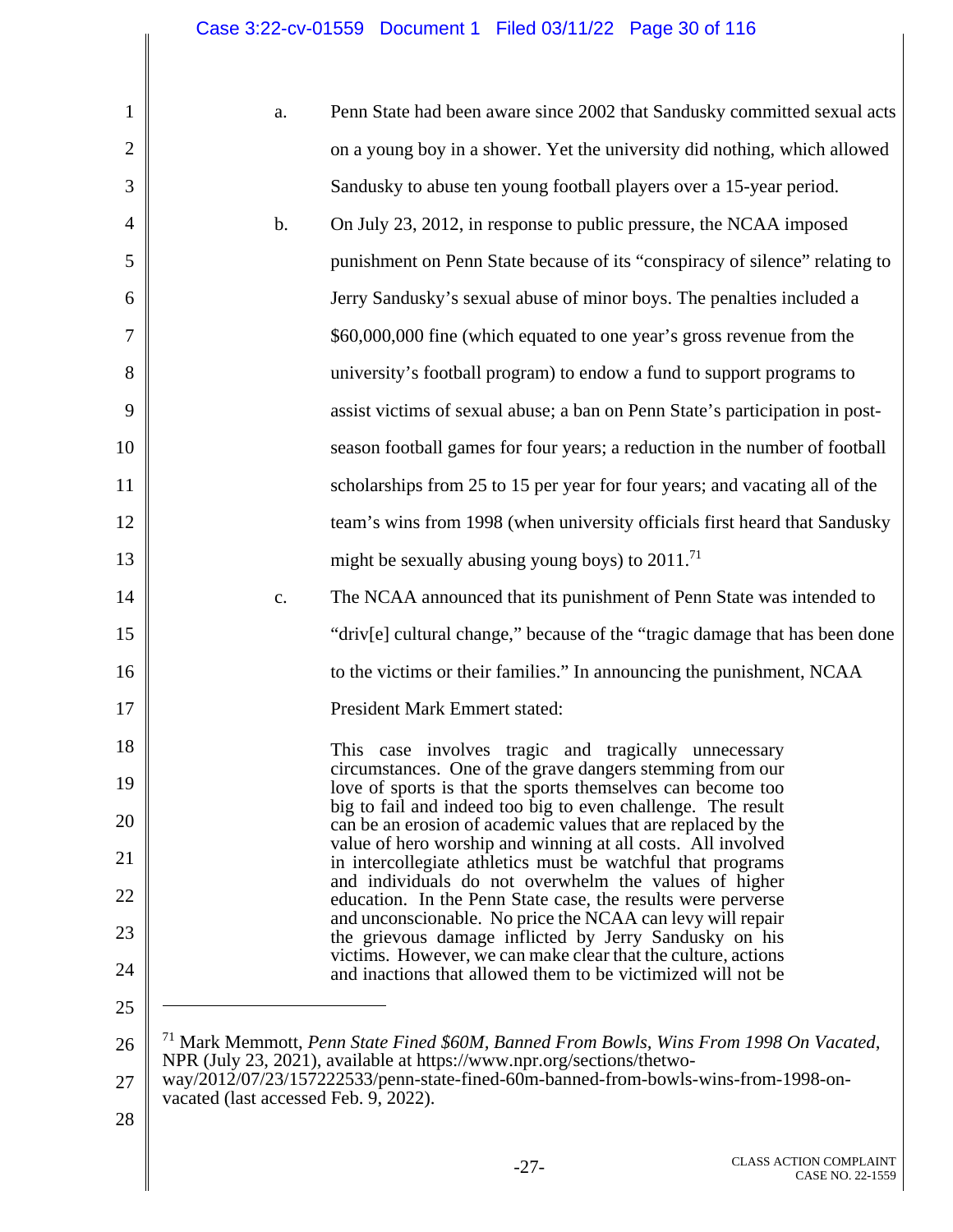a. Penn State had been aware since 2002 that Sandusky committed sexual acts on a young boy in a shower. Yet the university did nothing, which allowed Sandusky to abuse ten young football players over a 15-year period.

b. On July 23, 2012, in response to public pressure, the NCAA imposed punishment on Penn State because of its "conspiracy of silence" relating to Jerry Sandusky's sexual abuse of minor boys. The penalties included a $60,000,000 fine (which equated to one year's gross revenue from the university's football program) to endow a fund to support programs to assist victims of sexual abuse; a ban on Penn State's participation in post-season football games for four years; a reduction in the number of football scholarships from 25 to 15 per year for four years; and vacating all of the team's wins from 1998 (when university officials first heard that Sandusky might be sexually abusing young boys) to 2011.[71]

c. The NCAA announced that its punishment of Penn State was intended to "driv[e] cultural change," because of the "tragic damage that has been done to the victims or their families." In announcing the punishment, NCAA President Mark Emmert stated:

> This case involves tragic and tragically unnecessary circumstances. One of the grave dangers stemming from our love of sports is that the sports themselves can become too big to fail and indeed too big to even challenge. The result can be an erosion of academic values that are replaced by the value of hero worship and winning at all costs. All involved in intercollegiate athletics must be watchful that programs and individuals do not overwhelm the values of higher education. In the Penn State case, the results were perverse and unconscionable. No price the NCAA can levy will repair the grievous damage inflicted by Jerry Sandusky on his victims. However, we can make clear that the culture, actions and inactions that allowed them to be victimized will not be

---

[71] Mark Memmott, *Penn State Fined $60M, Banned From Bowls, Wins From 1998 On Vacated*, NPR (July 23, 2021), available at https://www.npr.org/sections/thetwo-way/2012/07/23/157222533/penn-state-fined-60m-banned-from-bowls-wins-from-1998-on-vacated (last accessed Feb. 9, 2022).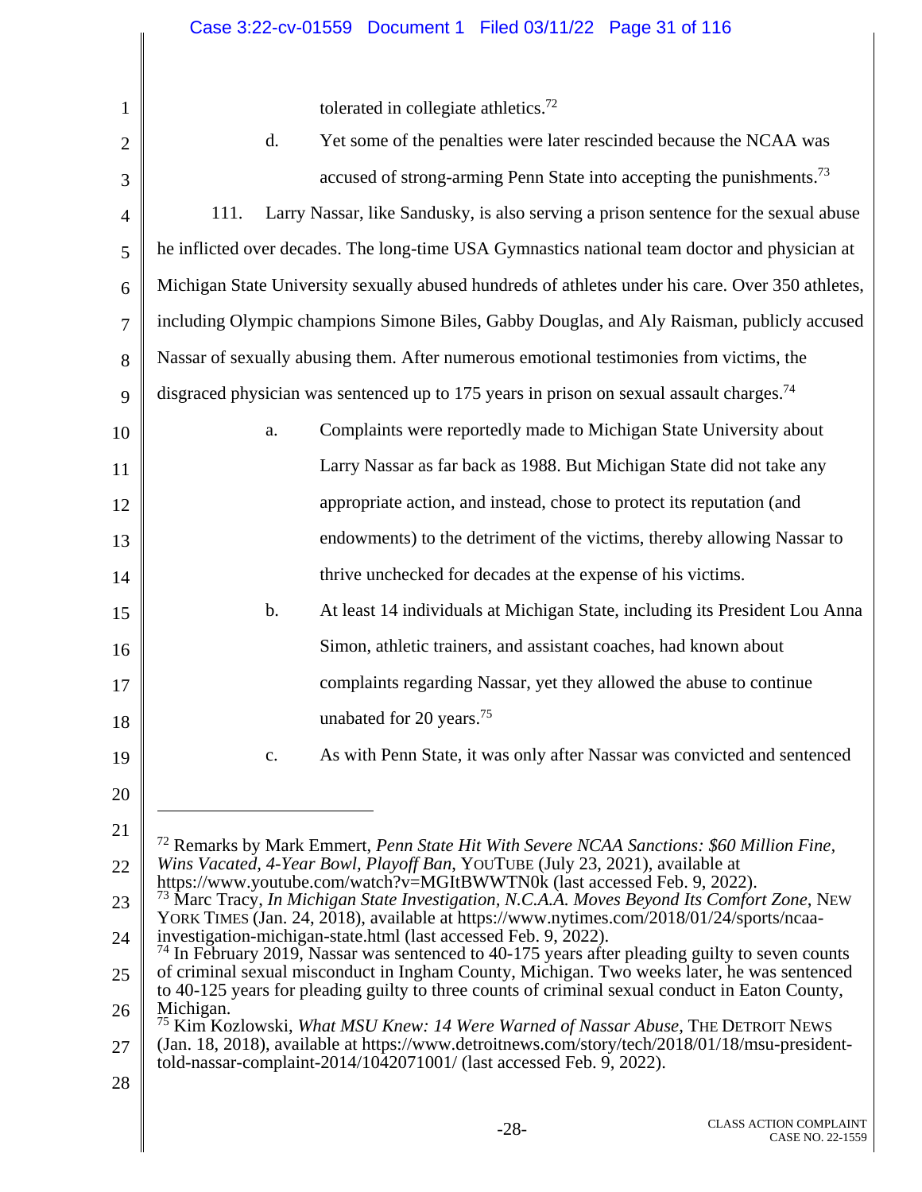tolerated in collegiate athletics.[72]

d. Yet some of the penalties were later rescinded because the NCAA was accused of strong-arming Penn State into accepting the punishments.[73]

111. Larry Nassar, like Sandusky, is also serving a prison sentence for the sexual abuse he inflicted over decades. The long-time USA Gymnastics national team doctor and physician at Michigan State University sexually abused hundreds of athletes under his care. Over 350 athletes, including Olympic champions Simone Biles, Gabby Douglas, and Aly Raisman, publicly accused Nassar of sexually abusing them. After numerous emotional testimonies from victims, the disgraced physician was sentenced up to 175 years in prison on sexual assault charges.[74]

a. Complaints were reportedly made to Michigan State University about Larry Nassar as far back as 1988. But Michigan State did not take any appropriate action, and instead, chose to protect its reputation (and endowments) to the detriment of the victims, thereby allowing Nassar to thrive unchecked for decades at the expense of his victims.

b. At least 14 individuals at Michigan State, including its President Lou Anna Simon, athletic trainers, and assistant coaches, had known about complaints regarding Nassar, yet they allowed the abuse to continue unabated for 20 years.[75]

c. As with Penn State, it was only after Nassar was convicted and sentenced

---

[72] Remarks by Mark Emmert, *Penn State Hit With Severe NCAA Sanctions: $60 Million Fine, Wins Vacated, 4-Year Bowl, Playoff Ban*, YOUTUBE (July 23, 2021), available at https://www.youtube.com/watch?v=MGItBWWTN0k (last accessed Feb. 9, 2022).

[73] Marc Tracy, *In Michigan State Investigation, N.C.A.A. Moves Beyond Its Comfort Zone*, NEW YORK TIMES (Jan. 24, 2018), available at https://www.nytimes.com/2018/01/24/sports/ncaa-investigation-michigan-state.html (last accessed Feb. 9, 2022).

[74] In February 2019, Nassar was sentenced to 40-175 years after pleading guilty to seven counts of criminal sexual misconduct in Ingham County, Michigan. Two weeks later, he was sentenced to 40-125 years for pleading guilty to three counts of criminal sexual conduct in Eaton County, Michigan.

[75] Kim Kozlowski, *What MSU Knew: 14 Were Warned of Nassar Abuse*, THE DETROIT NEWS (Jan. 18, 2018), available at https://www.detroitnews.com/story/tech/2018/01/18/msu-president-told-nassar-complaint-2014/1042071001/ (last accessed Feb. 9, 2022).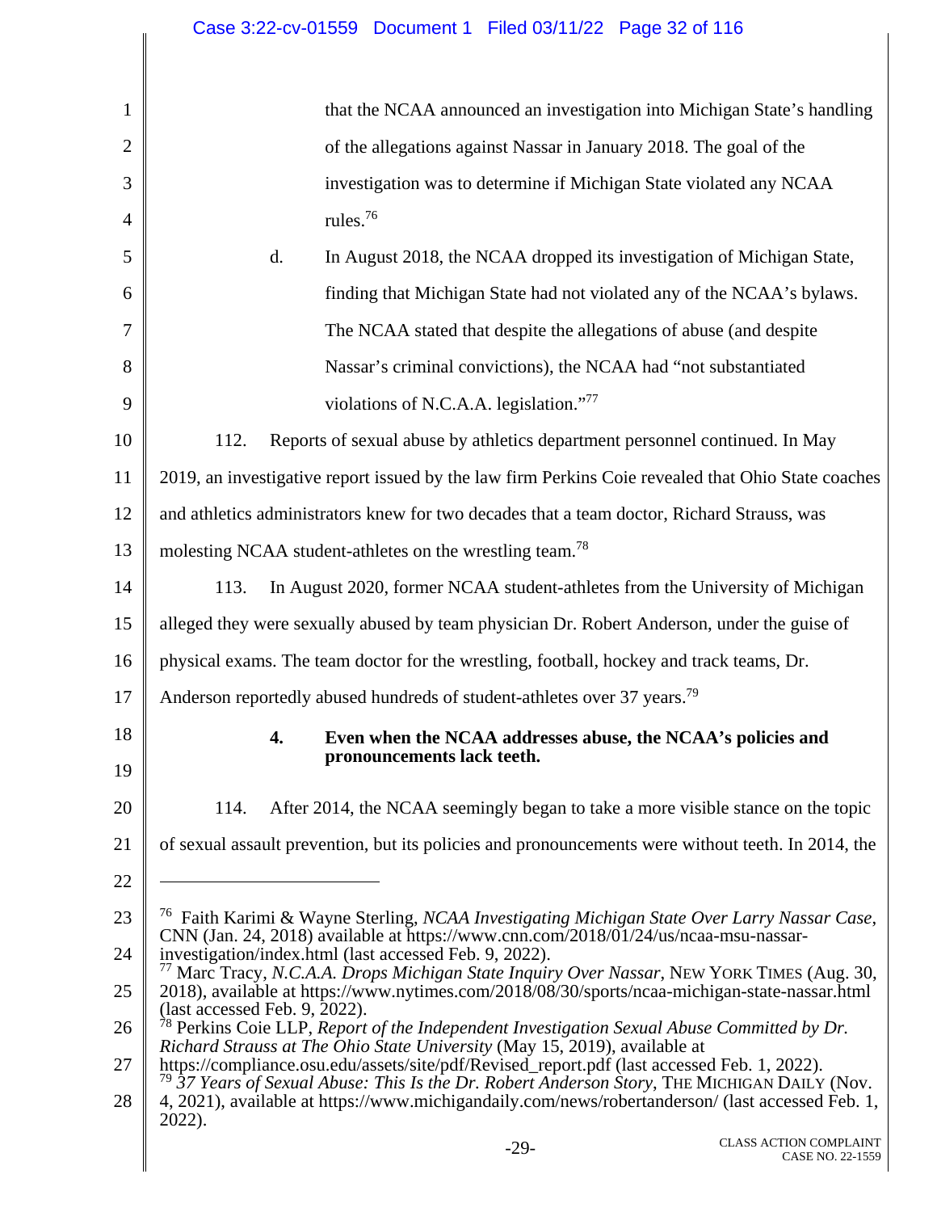that the NCAA announced an investigation into Michigan State's handling of the allegations against Nassar in January 2018. The goal of the investigation was to determine if Michigan State violated any NCAA rules.[76]

d. In August 2018, the NCAA dropped its investigation of Michigan State, finding that Michigan State had not violated any of the NCAA's bylaws. The NCAA stated that despite the allegations of abuse (and despite Nassar's criminal convictions), the NCAA had "not substantiated violations of N.C.A.A. legislation."[77]

112. Reports of sexual abuse by athletics department personnel continued. In May 2019, an investigative report issued by the law firm Perkins Coie revealed that Ohio State coaches and athletics administrators knew for two decades that a team doctor, Richard Strauss, was molesting NCAA student-athletes on the wrestling team.[78]

113. In August 2020, former NCAA student-athletes from the University of Michigan alleged they were sexually abused by team physician Dr. Robert Anderson, under the guise of physical exams. The team doctor for the wrestling, football, hockey and track teams, Dr. Anderson reportedly abused hundreds of student-athletes over 37 years.[79]

#### 4. Even when the NCAA addresses abuse, the NCAA's policies and pronouncements lack teeth.

114. After 2014, the NCAA seemingly began to take a more visible stance on the topic of sexual assault prevention, but its policies and pronouncements were without teeth. In 2014, the

---

[76] Faith Karimi & Wayne Sterling, *NCAA Investigating Michigan State Over Larry Nassar Case*, CNN (Jan. 24, 2018) available at https://www.cnn.com/2018/01/24/us/ncaa-msu-nassar-investigation/index.html (last accessed Feb. 9, 2022).

[77] Marc Tracy, *N.C.A.A. Drops Michigan State Inquiry Over Nassar*, NEW YORK TIMES (Aug. 30, 2018), available at https://www.nytimes.com/2018/08/30/sports/ncaa-michigan-state-nassar.html (last accessed Feb. 9, 2022).

[78] Perkins Coie LLP, *Report of the Independent Investigation Sexual Abuse Committed by Dr. Richard Strauss at The Ohio State University* (May 15, 2019), available at https://compliance.osu.edu/assets/site/pdf/Revised_report.pdf (last accessed Feb. 1, 2022).

[79] *37 Years of Sexual Abuse: This Is the Dr. Robert Anderson Story*, THE MICHIGAN DAILY (Nov. 4, 2021), available at https://www.michigandaily.com/news/robertanderson/ (last accessed Feb. 1, 2022).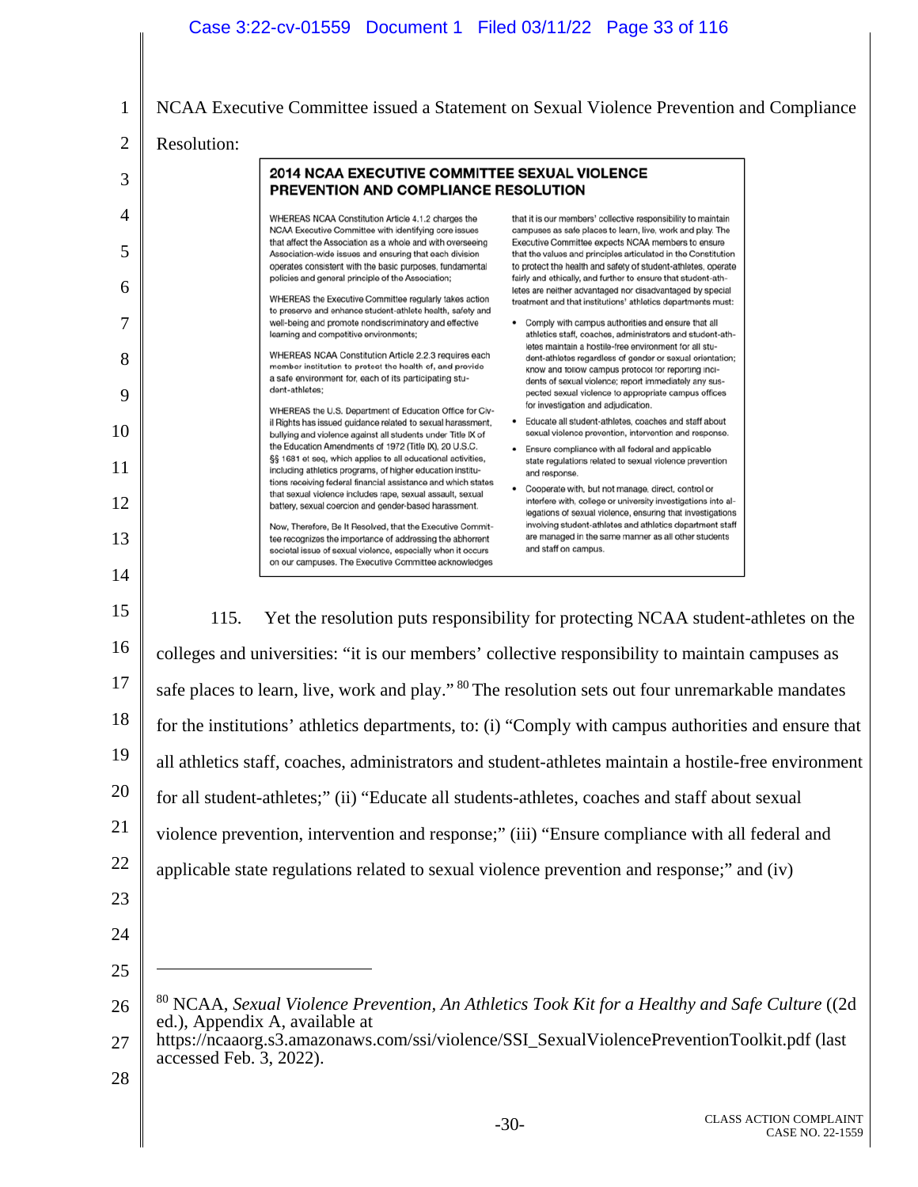NCAA Executive Committee issued a Statement on Sexual Violence Prevention and Compliance Resolution:

> **2014 NCAA EXECUTIVE COMMITTEE SEXUAL VIOLENCE PREVENTION AND COMPLIANCE RESOLUTION**
>
> WHEREAS NCAA Constitution Article 4.1.2 charges the NCAA Executive Committee with identifying core issues that affect the Association as a whole and with overseeing Association-wide issues and ensuring that each division operates consistent with the basic purposes, fundamental policies and general principle of the Association;
>
> WHEREAS the Executive Committee regularly takes action to preserve and enhance student-athlete health, safety and well-being and promote nondiscriminatory and effective learning and competitive environments;
>
> WHEREAS NCAA Constitution Article 2.2.3 requires each member institution to protect the health of, and provide a safe environment for, each of its participating student-athletes;
>
> WHEREAS the U.S. Department of Education Office for Civil Rights has issued guidance related to sexual harassment, bullying and violence against all students under Title IX of the Education Amendments of 1972 (Title IX), 20 U.S.C. §§ 1681 et seq, which applies to all educational activities, including athletics programs, of higher education institutions receiving federal financial assistance and which states that sexual violence includes rape, sexual assault, sexual battery, sexual coercion and gender-based harassment.
>
> Now, Therefore, Be It Resolved, that the Executive Committee recognizes the importance of addressing the abhorrent societal issue of sexual violence, especially when it occurs on our campuses. The Executive Committee acknowledges that it is our members' collective responsibility to maintain campuses as safe places to learn, live, work and play. The Executive Committee expects NCAA members to ensure that the values and principles articulated in the Constitution to protect the health and safety of student-athletes, operate fairly and ethically, and further to ensure that student-athletes are neither advantaged nor disadvantaged by special treatment and that institutions' athletics departments must:
>
> - Comply with campus authorities and ensure that all athletics staff, coaches, administrators and student-athletes maintain a hostile-free environment for all student-athletes regardless of gender or sexual orientation; know and follow campus protocol for reporting incidents of sexual violence; report immediately any suspected sexual violence to appropriate campus offices for investigation and adjudication.
> - Educate all student-athletes, coaches and staff about sexual violence prevention, intervention and response.
> - Ensure compliance with all federal and applicable state regulations related to sexual violence prevention and response.
> - Cooperate with, but not manage, direct, control or interfere with, college or university investigations into allegations of sexual violence, ensuring that investigations involving student-athletes and athletics department staff are managed in the same manner as all other students and staff on campus.

115. Yet the resolution puts responsibility for protecting NCAA student-athletes on the colleges and universities: "it is our members' collective responsibility to maintain campuses as safe places to learn, live, work and play." [80] The resolution sets out four unremarkable mandates for the institutions' athletics departments, to: (i) "Comply with campus authorities and ensure that all athletics staff, coaches, administrators and student-athletes maintain a hostile-free environment for all student-athletes;" (ii) "Educate all students-athletes, coaches and staff about sexual violence prevention, intervention and response;" (iii) "Ensure compliance with all federal and applicable state regulations related to sexual violence prevention and response;" and (iv)

---

[80] NCAA, *Sexual Violence Prevention, An Athletics Took Kit for a Healthy and Safe Culture* ((2d ed.), Appendix A, available at https://ncaaorg.s3.amazonaws.com/ssi/violence/SSI_SexualViolencePreventionToolkit.pdf (last accessed Feb. 3, 2022).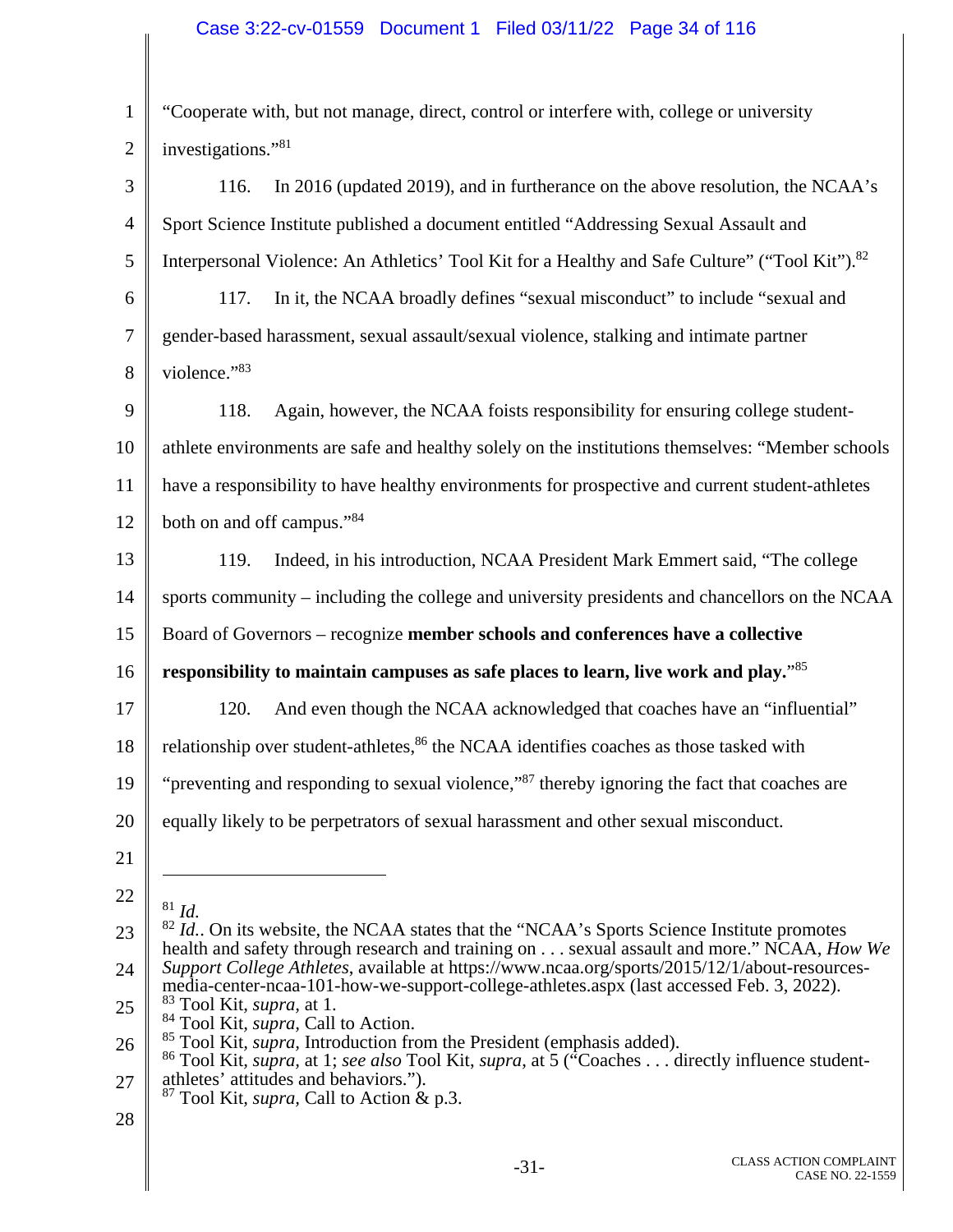"Cooperate with, but not manage, direct, control or interfere with, college or university investigations."[81]

116. In 2016 (updated 2019), and in furtherance on the above resolution, the NCAA's Sport Science Institute published a document entitled "Addressing Sexual Assault and Interpersonal Violence: An Athletics' Tool Kit for a Healthy and Safe Culture" ("Tool Kit").[82]

117. In it, the NCAA broadly defines "sexual misconduct" to include "sexual and gender-based harassment, sexual assault/sexual violence, stalking and intimate partner violence."[83]

118. Again, however, the NCAA foists responsibility for ensuring college student-athlete environments are safe and healthy solely on the institutions themselves: "Member schools have a responsibility to have healthy environments for prospective and current student-athletes both on and off campus."[84]

119. Indeed, in his introduction, NCAA President Mark Emmert said, "The college sports community – including the college and university presidents and chancellors on the NCAA Board of Governors – recognize **member schools and conferences have a collective responsibility to maintain campuses as safe places to learn, live work and play.**"[85]

120. And even though the NCAA acknowledged that coaches have an "influential" relationship over student-athletes,[86] the NCAA identifies coaches as those tasked with "preventing and responding to sexual violence,"[87] thereby ignoring the fact that coaches are equally likely to be perpetrators of sexual harassment and other sexual misconduct.

---

[81] *Id.*

[82] *Id.*. On its website, the NCAA states that the "NCAA's Sports Science Institute promotes health and safety through research and training on . . . sexual assault and more." NCAA, *How We Support College Athletes*, available at https://www.ncaa.org/sports/2015/12/1/about-resources-media-center-ncaa-101-how-we-support-college-athletes.aspx (last accessed Feb. 3, 2022).

[83] Tool Kit, *supra*, at 1.

[84] Tool Kit, *supra*, Call to Action.

[85] Tool Kit, *supra*, Introduction from the President (emphasis added).

[86] Tool Kit, *supra*, at 1; *see also* Tool Kit, *supra*, at 5 ("Coaches . . . directly influence student-athletes' attitudes and behaviors.").

[87] Tool Kit, *supra*, Call to Action & p.3.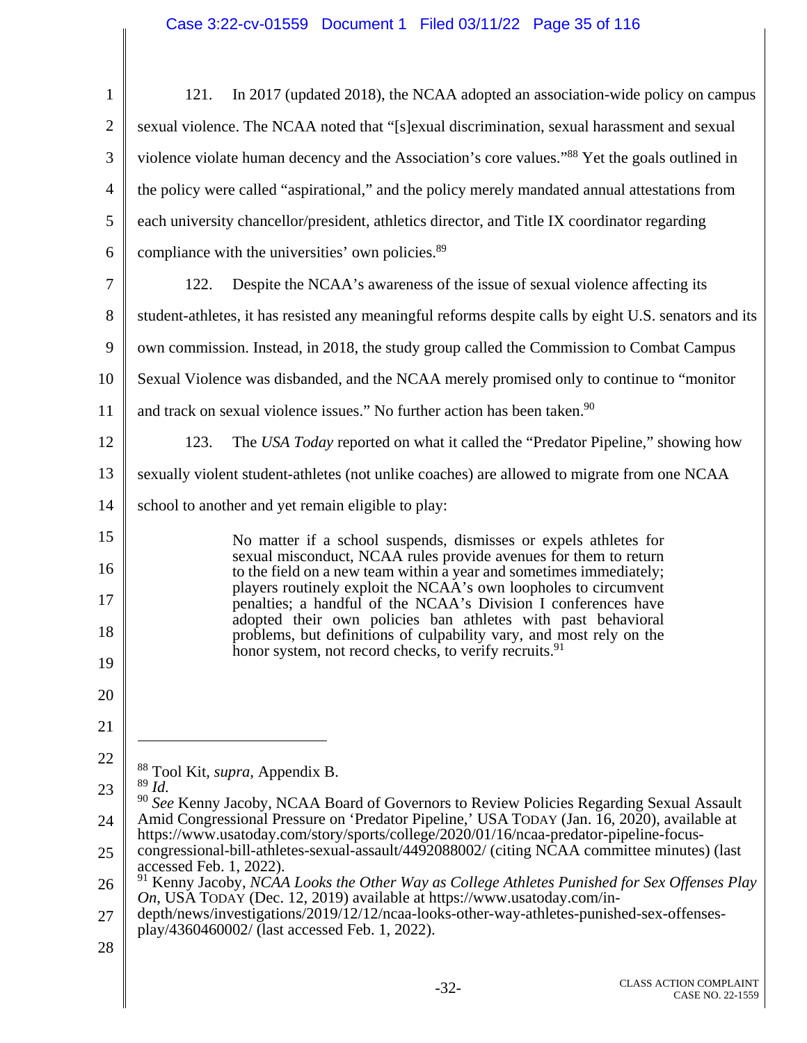121. In 2017 (updated 2018), the NCAA adopted an association-wide policy on campus sexual violence. The NCAA noted that "[s]exual discrimination, sexual harassment and sexual violence violate human decency and the Association's core values."[88] Yet the goals outlined in the policy were called "aspirational," and the policy merely mandated annual attestations from each university chancellor/president, athletics director, and Title IX coordinator regarding compliance with the universities' own policies.[89]

122. Despite the NCAA's awareness of the issue of sexual violence affecting its student-athletes, it has resisted any meaningful reforms despite calls by eight U.S. senators and its own commission. Instead, in 2018, the study group called the Commission to Combat Campus Sexual Violence was disbanded, and the NCAA merely promised only to continue to "monitor and track on sexual violence issues." No further action has been taken.[90]

123. The *USA Today* reported on what it called the "Predator Pipeline," showing how sexually violent student-athletes (not unlike coaches) are allowed to migrate from one NCAA school to another and yet remain eligible to play:

> No matter if a school suspends, dismisses or expels athletes for sexual misconduct, NCAA rules provide avenues for them to return to the field on a new team within a year and sometimes immediately; players routinely exploit the NCAA's own loopholes to circumvent penalties; a handful of the NCAA's Division I conferences have adopted their own policies ban athletes with past behavioral problems, but definitions of culpability vary, and most rely on the honor system, not record checks, to verify recruits.[91]

---

[88] Tool Kit, *supra*, Appendix B.

[89] *Id.*

[90] *See* Kenny Jacoby, NCAA Board of Governors to Review Policies Regarding Sexual Assault Amid Congressional Pressure on 'Predator Pipeline,' USA TODAY (Jan. 16, 2020), available at https://www.usatoday.com/story/sports/college/2020/01/16/ncaa-predator-pipeline-focus-congressional-bill-athletes-sexual-assault/4492088002/ (citing NCAA committee minutes) (last accessed Feb. 1, 2022).

[91] Kenny Jacoby, *NCAA Looks the Other Way as College Athletes Punished for Sex Offenses Play On*, USA TODAY (Dec. 12, 2019) available at https://www.usatoday.com/in-depth/news/investigations/2019/12/12/ncaa-looks-other-way-athletes-punished-sex-offenses-play/4360460002/ (last accessed Feb. 1, 2022).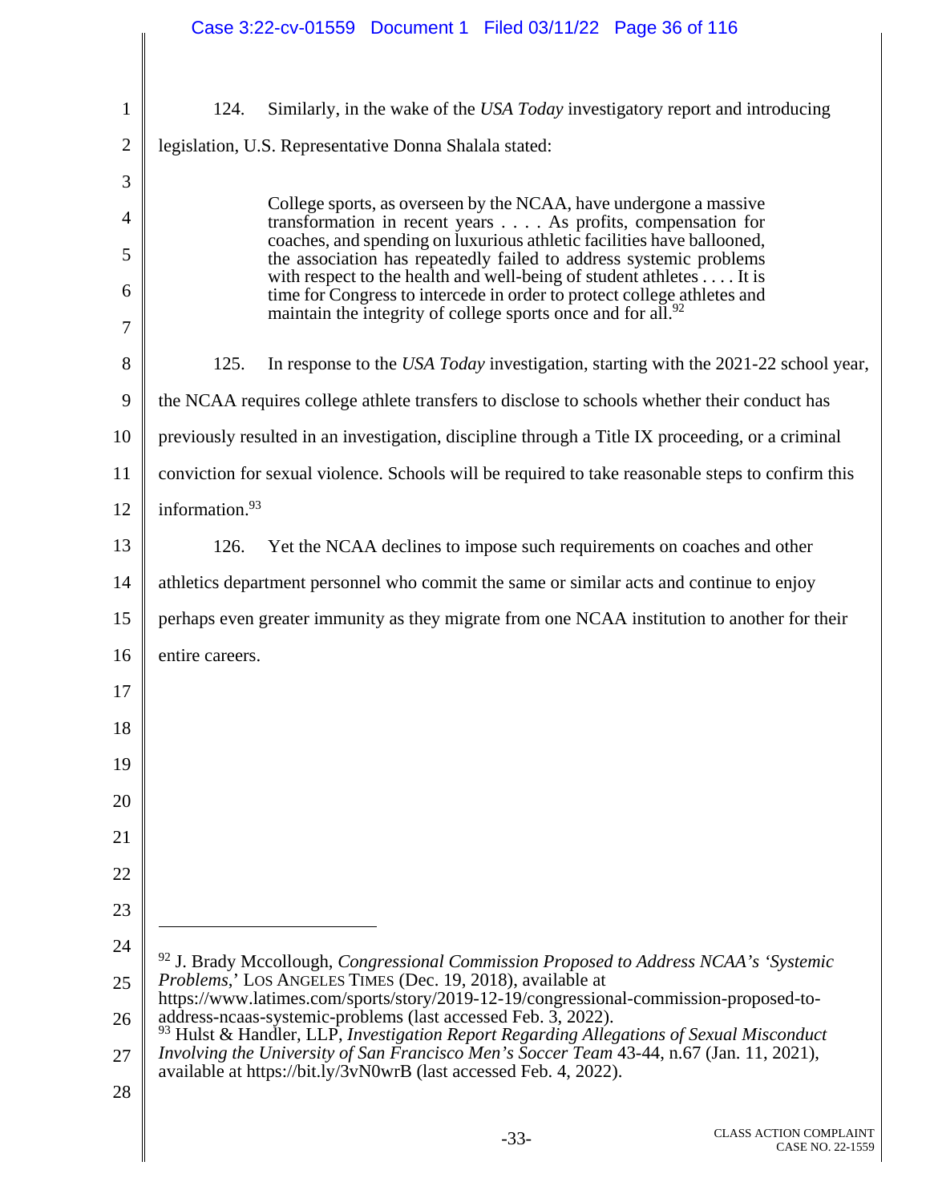124. Similarly, in the wake of the *USA Today* investigatory report and introducing legislation, U.S. Representative Donna Shalala stated:

> College sports, as overseen by the NCAA, have undergone a massive transformation in recent years . . . . As profits, compensation for coaches, and spending on luxurious athletic facilities have ballooned, the association has repeatedly failed to address systemic problems with respect to the health and well-being of student athletes . . . . It is time for Congress to intercede in order to protect college athletes and maintain the integrity of college sports once and for all.[92]

125. In response to the *USA Today* investigation, starting with the 2021-22 school year, the NCAA requires college athlete transfers to disclose to schools whether their conduct has previously resulted in an investigation, discipline through a Title IX proceeding, or a criminal conviction for sexual violence. Schools will be required to take reasonable steps to confirm this information.[93]

126. Yet the NCAA declines to impose such requirements on coaches and other athletics department personnel who commit the same or similar acts and continue to enjoy perhaps even greater immunity as they migrate from one NCAA institution to another for their entire careers.

---

[92] J. Brady Mccollough, *Congressional Commission Proposed to Address NCAA's 'Systemic Problems*,' LOS ANGELES TIMES (Dec. 19, 2018), available at https://www.latimes.com/sports/story/2019-12-19/congressional-commission-proposed-to-address-ncaas-systemic-problems (last accessed Feb. 3, 2022).

[93] Hulst & Handler, LLP, *Investigation Report Regarding Allegations of Sexual Misconduct Involving the University of San Francisco Men's Soccer Team* 43-44, n.67 (Jan. 11, 2021), available at https://bit.ly/3vN0wrB (last accessed Feb. 4, 2022).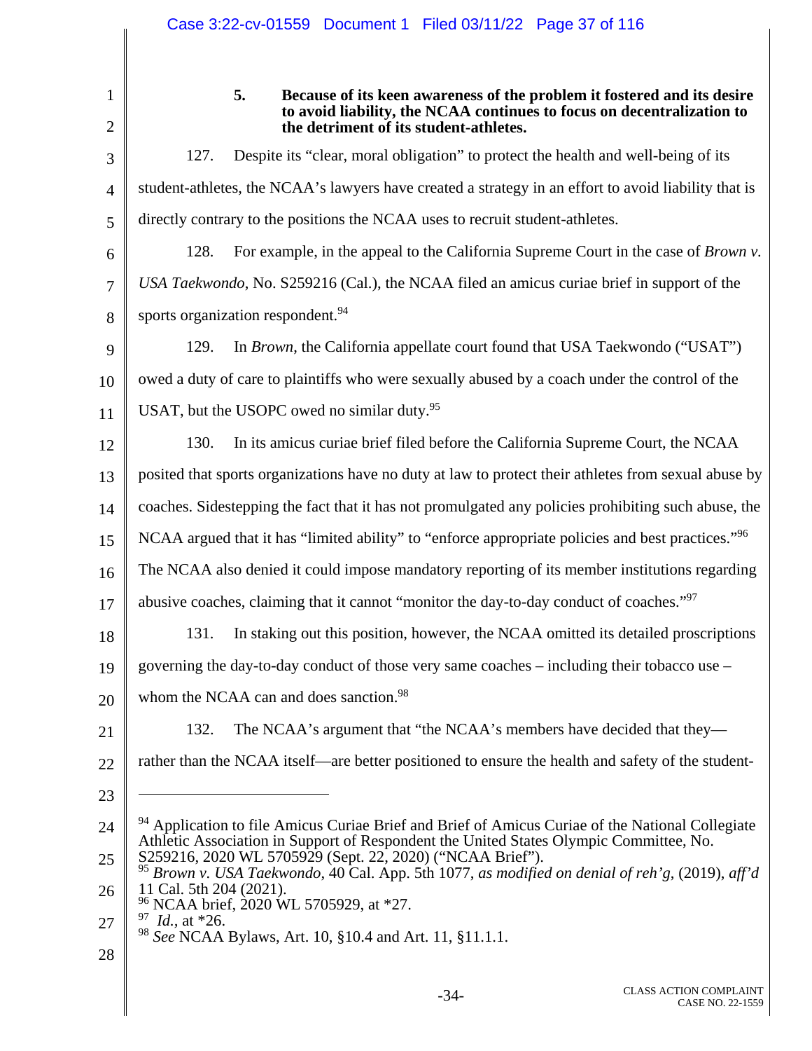### 5. Because of its keen awareness of the problem it fostered and its desire to avoid liability, the NCAA continues to focus on decentralization to the detriment of its student-athletes.

127. Despite its "clear, moral obligation" to protect the health and well-being of its student-athletes, the NCAA's lawyers have created a strategy in an effort to avoid liability that is directly contrary to the positions the NCAA uses to recruit student-athletes.

128. For example, in the appeal to the California Supreme Court in the case of *Brown v. USA Taekwondo*, No. S259216 (Cal.), the NCAA filed an amicus curiae brief in support of the sports organization respondent.[94]

129. In *Brown*, the California appellate court found that USA Taekwondo ("USAT") owed a duty of care to plaintiffs who were sexually abused by a coach under the control of the USAT, but the USOPC owed no similar duty.[95]

130. In its amicus curiae brief filed before the California Supreme Court, the NCAA posited that sports organizations have no duty at law to protect their athletes from sexual abuse by coaches. Sidestepping the fact that it has not promulgated any policies prohibiting such abuse, the NCAA argued that it has "limited ability" to "enforce appropriate policies and best practices."[96] The NCAA also denied it could impose mandatory reporting of its member institutions regarding abusive coaches, claiming that it cannot "monitor the day-to-day conduct of coaches."[97]

131. In staking out this position, however, the NCAA omitted its detailed proscriptions governing the day-to-day conduct of those very same coaches – including their tobacco use – whom the NCAA can and does sanction.[98]

132. The NCAA's argument that "the NCAA's members have decided that they—rather than the NCAA itself—are better positioned to ensure the health and safety of the student-

---

[94] Application to file Amicus Curiae Brief and Brief of Amicus Curiae of the National Collegiate Athletic Association in Support of Respondent the United States Olympic Committee, No. S259216, 2020 WL 5705929 (Sept. 22, 2020) ("NCAA Brief").

[95] *Brown v. USA Taekwondo*, 40 Cal. App. 5th 1077, *as modified on denial of reh'g*, (2019), *aff'd* 11 Cal. 5th 204 (2021).

[96] NCAA brief, 2020 WL 5705929, at *27.

[97] *Id.*, at *26.

[98] *See* NCAA Bylaws, Art. 10, §10.4 and Art. 11, §11.1.1.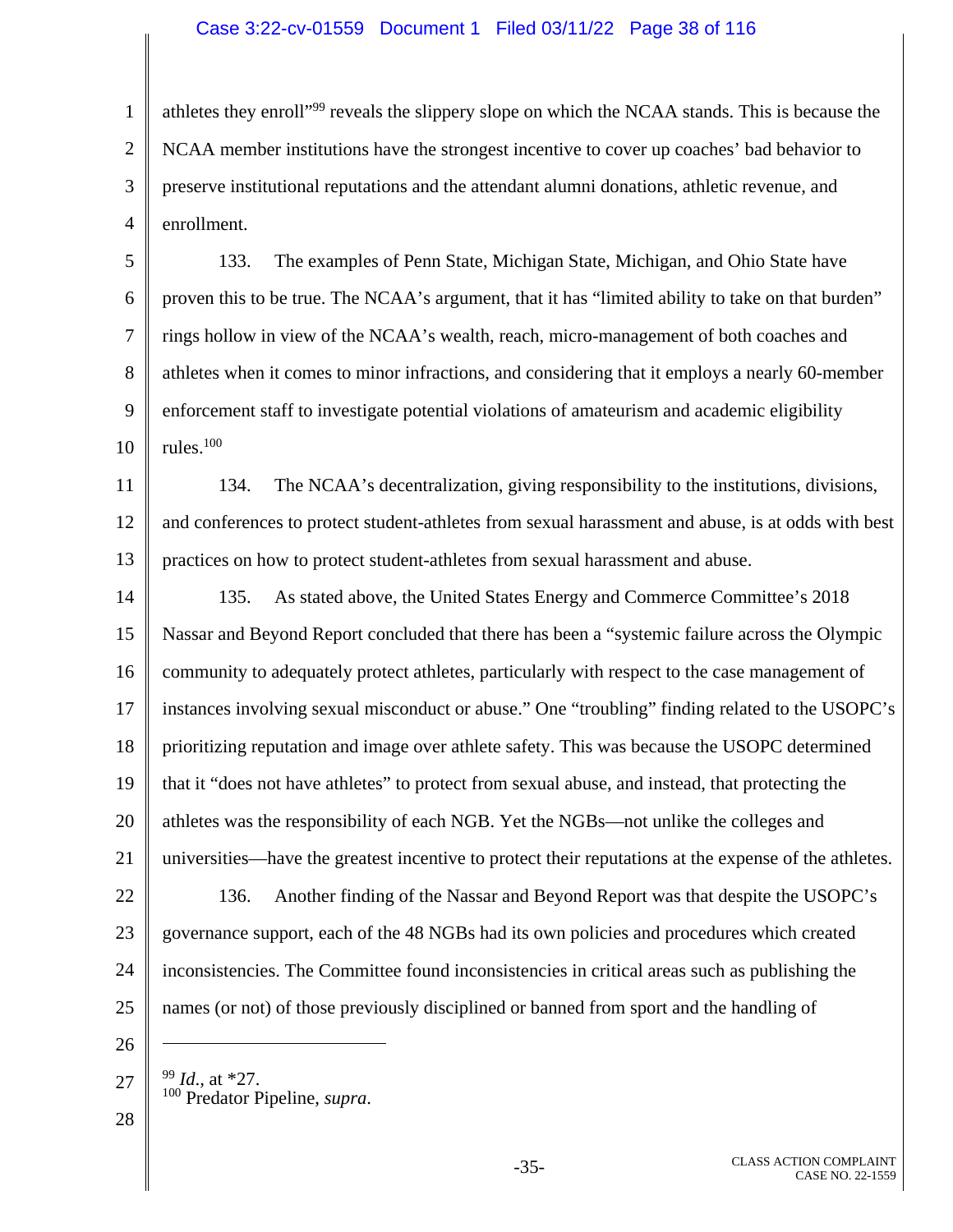athletes they enroll"[99] reveals the slippery slope on which the NCAA stands. This is because the NCAA member institutions have the strongest incentive to cover up coaches' bad behavior to preserve institutional reputations and the attendant alumni donations, athletic revenue, and enrollment.

133. The examples of Penn State, Michigan State, Michigan, and Ohio State have proven this to be true. The NCAA's argument, that it has "limited ability to take on that burden" rings hollow in view of the NCAA's wealth, reach, micro-management of both coaches and athletes when it comes to minor infractions, and considering that it employs a nearly 60-member enforcement staff to investigate potential violations of amateurism and academic eligibility rules.[100]

134. The NCAA's decentralization, giving responsibility to the institutions, divisions, and conferences to protect student-athletes from sexual harassment and abuse, is at odds with best practices on how to protect student-athletes from sexual harassment and abuse.

135. As stated above, the United States Energy and Commerce Committee's 2018 Nassar and Beyond Report concluded that there has been a "systemic failure across the Olympic community to adequately protect athletes, particularly with respect to the case management of instances involving sexual misconduct or abuse." One "troubling" finding related to the USOPC's prioritizing reputation and image over athlete safety. This was because the USOPC determined that it "does not have athletes" to protect from sexual abuse, and instead, that protecting the athletes was the responsibility of each NGB. Yet the NGBs—not unlike the colleges and universities—have the greatest incentive to protect their reputations at the expense of the athletes.

136. Another finding of the Nassar and Beyond Report was that despite the USOPC's governance support, each of the 48 NGBs had its own policies and procedures which created inconsistencies. The Committee found inconsistencies in critical areas such as publishing the names (or not) of those previously disciplined or banned from sport and the handling of

---

[99] *Id.*, at *27.
[100] Predator Pipeline, *supra*.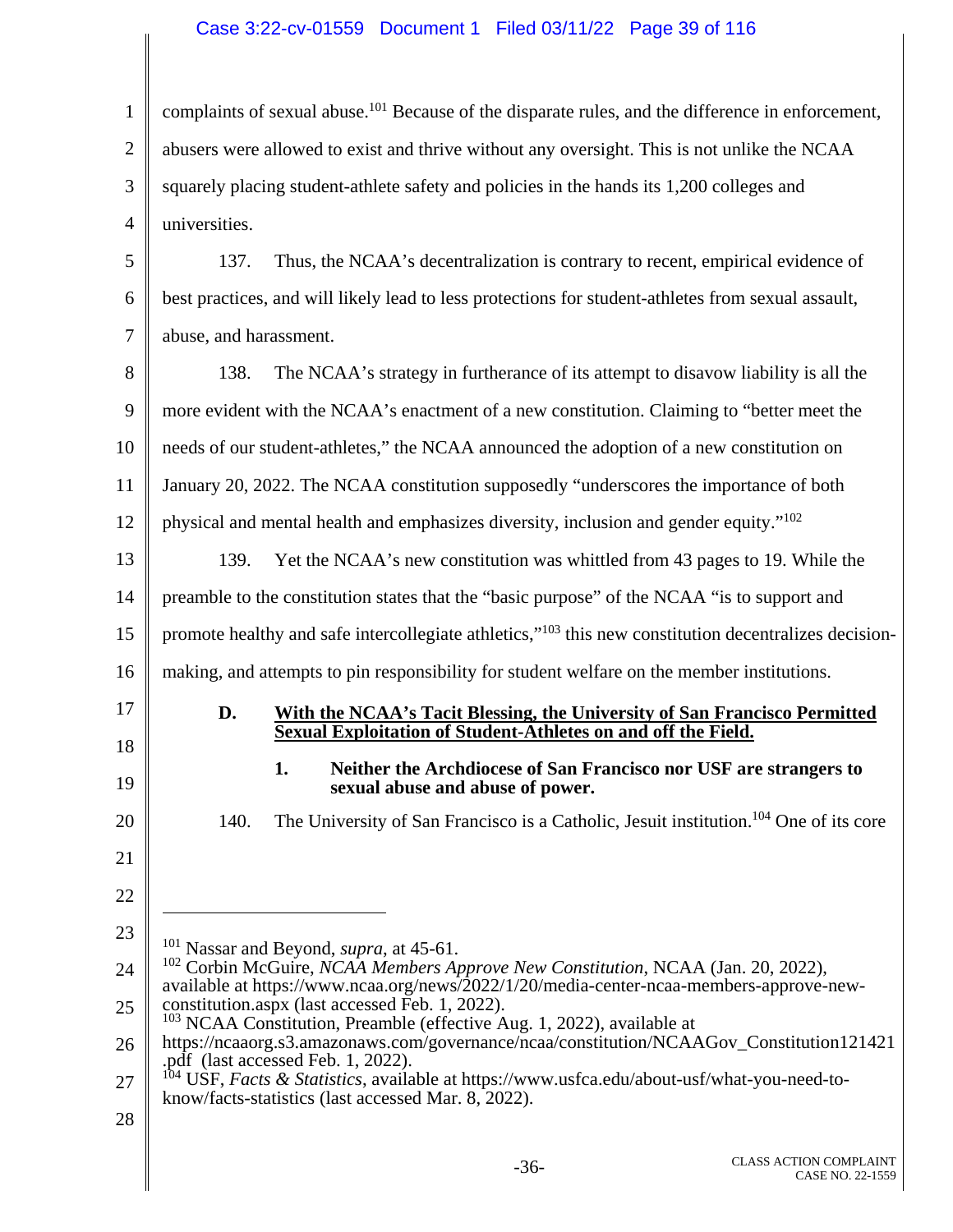complaints of sexual abuse.[101] Because of the disparate rules, and the difference in enforcement, abusers were allowed to exist and thrive without any oversight. This is not unlike the NCAA squarely placing student-athlete safety and policies in the hands its 1,200 colleges and universities.

137. Thus, the NCAA's decentralization is contrary to recent, empirical evidence of best practices, and will likely lead to less protections for student-athletes from sexual assault, abuse, and harassment.

138. The NCAA's strategy in furtherance of its attempt to disavow liability is all the more evident with the NCAA's enactment of a new constitution. Claiming to "better meet the needs of our student-athletes," the NCAA announced the adoption of a new constitution on January 20, 2022. The NCAA constitution supposedly "underscores the importance of both physical and mental health and emphasizes diversity, inclusion and gender equity."[102]

139. Yet the NCAA's new constitution was whittled from 43 pages to 19. While the preamble to the constitution states that the "basic purpose" of the NCAA "is to support and promote healthy and safe intercollegiate athletics,"[103] this new constitution decentralizes decision-making, and attempts to pin responsibility for student welfare on the member institutions.

### D. <u>With the NCAA's Tacit Blessing, the University of San Francisco Permitted Sexual Exploitation of Student-Athletes on and off the Field.</u>

#### 1. Neither the Archdiocese of San Francisco nor USF are strangers to sexual abuse and abuse of power.

140. The University of San Francisco is a Catholic, Jesuit institution.[104] One of its core

---

[101] Nassar and Beyond, *supra*, at 45-61.

[102] Corbin McGuire, *NCAA Members Approve New Constitution*, NCAA (Jan. 20, 2022), available at https://www.ncaa.org/news/2022/1/20/media-center-ncaa-members-approve-new-constitution.aspx (last accessed Feb. 1, 2022).

[103] NCAA Constitution, Preamble (effective Aug. 1, 2022), available at https://ncaaorg.s3.amazonaws.com/governance/ncaa/constitution/NCAAGov_Constitution121421.pdf (last accessed Feb. 1, 2022).

[104] USF, *Facts & Statistics*, available at https://www.usfca.edu/about-usf/what-you-need-to-know/facts-statistics (last accessed Mar. 8, 2022).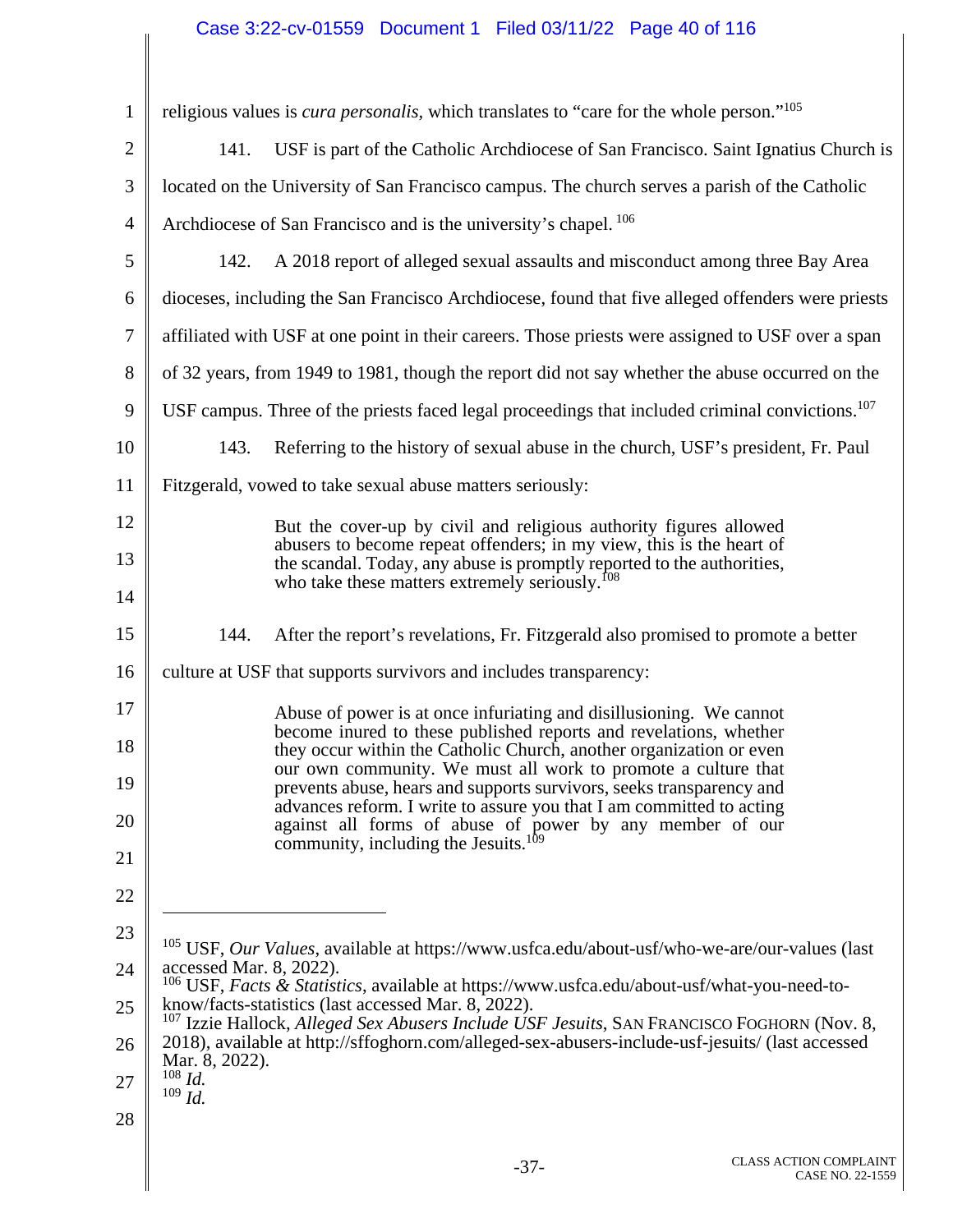religious values is *cura personalis*, which translates to "care for the whole person."[105]

141. USF is part of the Catholic Archdiocese of San Francisco. Saint Ignatius Church is located on the University of San Francisco campus. The church serves a parish of the Catholic Archdiocese of San Francisco and is the university's chapel. [106]

142. A 2018 report of alleged sexual assaults and misconduct among three Bay Area dioceses, including the San Francisco Archdiocese, found that five alleged offenders were priests affiliated with USF at one point in their careers. Those priests were assigned to USF over a span of 32 years, from 1949 to 1981, though the report did not say whether the abuse occurred on the USF campus. Three of the priests faced legal proceedings that included criminal convictions.[107]

143. Referring to the history of sexual abuse in the church, USF's president, Fr. Paul Fitzgerald, vowed to take sexual abuse matters seriously:

> But the cover-up by civil and religious authority figures allowed abusers to become repeat offenders; in my view, this is the heart of the scandal. Today, any abuse is promptly reported to the authorities, who take these matters extremely seriously.[108]

144. After the report's revelations, Fr. Fitzgerald also promised to promote a better culture at USF that supports survivors and includes transparency:

> Abuse of power is at once infuriating and disillusioning. We cannot become inured to these published reports and revelations, whether they occur within the Catholic Church, another organization or even our own community. We must all work to promote a culture that prevents abuse, hears and supports survivors, seeks transparency and advances reform. I write to assure you that I am committed to acting against all forms of abuse of power by any member of our community, including the Jesuits.[109]

---

[105] USF, *Our Values*, available at https://www.usfca.edu/about-usf/who-we-are/our-values (last accessed Mar. 8, 2022).

[106] USF, *Facts & Statistics*, available at https://www.usfca.edu/about-usf/what-you-need-to-know/facts-statistics (last accessed Mar. 8, 2022).

[107] Izzie Hallock, *Alleged Sex Abusers Include USF Jesuits*, SAN FRANCISCO FOGHORN (Nov. 8, 2018), available at http://sffoghorn.com/alleged-sex-abusers-include-usf-jesuits/ (last accessed Mar. 8, 2022).

[108] *Id.*

[109] *Id.*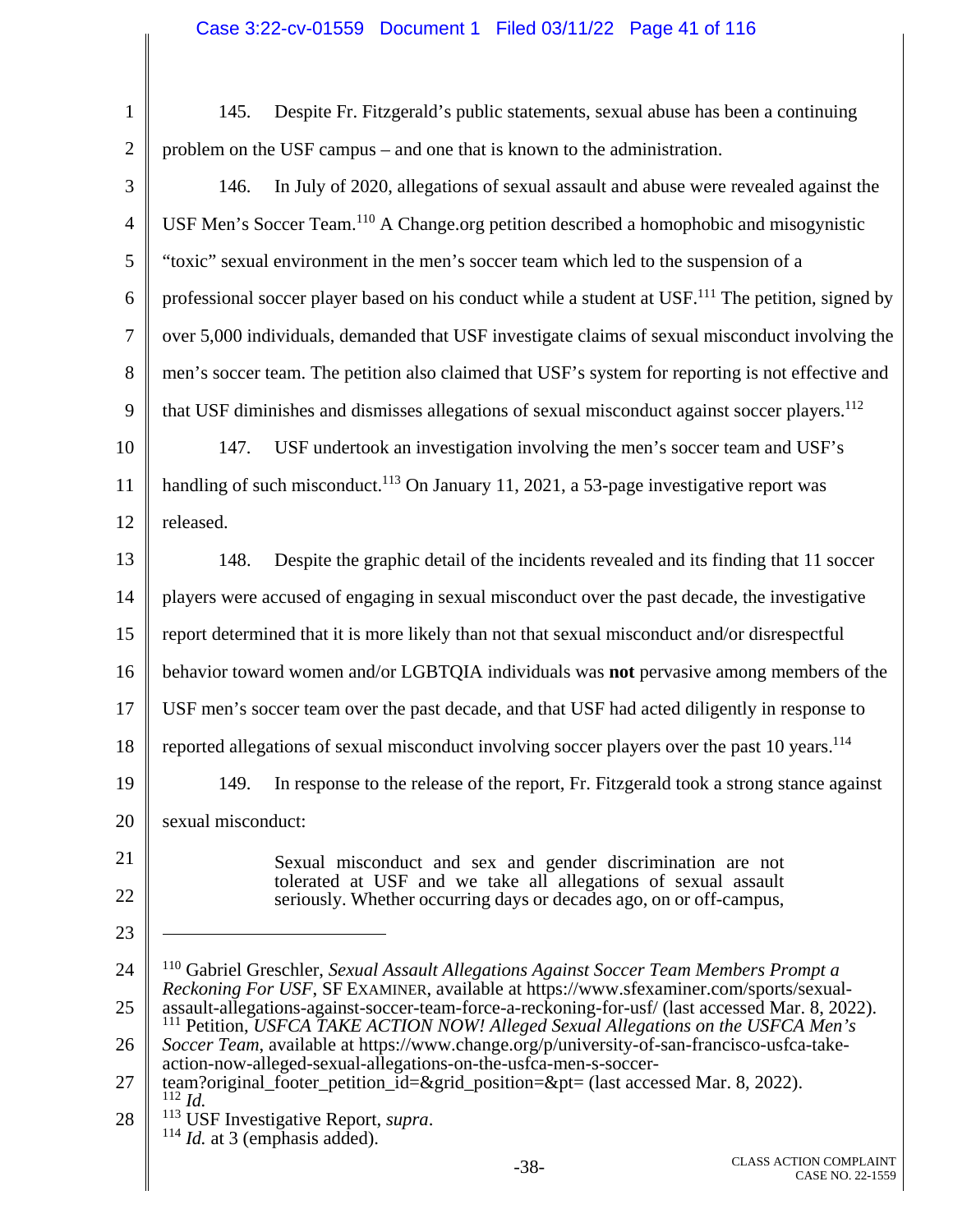145. Despite Fr. Fitzgerald's public statements, sexual abuse has been a continuing problem on the USF campus – and one that is known to the administration.

146. In July of 2020, allegations of sexual assault and abuse were revealed against the USF Men's Soccer Team.[110] A Change.org petition described a homophobic and misogynistic "toxic" sexual environment in the men's soccer team which led to the suspension of a professional soccer player based on his conduct while a student at USF.[111] The petition, signed by over 5,000 individuals, demanded that USF investigate claims of sexual misconduct involving the men's soccer team. The petition also claimed that USF's system for reporting is not effective and that USF diminishes and dismisses allegations of sexual misconduct against soccer players.[112]

147. USF undertook an investigation involving the men's soccer team and USF's handling of such misconduct.[113] On January 11, 2021, a 53-page investigative report was released.

148. Despite the graphic detail of the incidents revealed and its finding that 11 soccer players were accused of engaging in sexual misconduct over the past decade, the investigative report determined that it is more likely than not that sexual misconduct and/or disrespectful behavior toward women and/or LGBTQIA individuals was **not** pervasive among members of the USF men's soccer team over the past decade, and that USF had acted diligently in response to reported allegations of sexual misconduct involving soccer players over the past 10 years.[114]

149. In response to the release of the report, Fr. Fitzgerald took a strong stance against sexual misconduct:

> Sexual misconduct and sex and gender discrimination are not tolerated at USF and we take all allegations of sexual assault seriously. Whether occurring days or decades ago, on or off-campus,

---

[110] Gabriel Greschler, *Sexual Assault Allegations Against Soccer Team Members Prompt a Reckoning For USF*, SF EXAMINER, available at https://www.sfexaminer.com/sports/sexual-assault-allegations-against-soccer-team-force-a-reckoning-for-usf/ (last accessed Mar. 8, 2022).

[111] Petition, *USFCA TAKE ACTION NOW! Alleged Sexual Allegations on the USFCA Men's Soccer Team*, available at https://www.change.org/p/university-of-san-francisco-usfca-take-action-now-alleged-sexual-allegations-on-the-usfca-men-s-soccer-team?original_footer_petition_id=&grid_position=&pt= (last accessed Mar. 8, 2022).

[112] *Id.*

[113] USF Investigative Report, *supra*.

[114] *Id.* at 3 (emphasis added).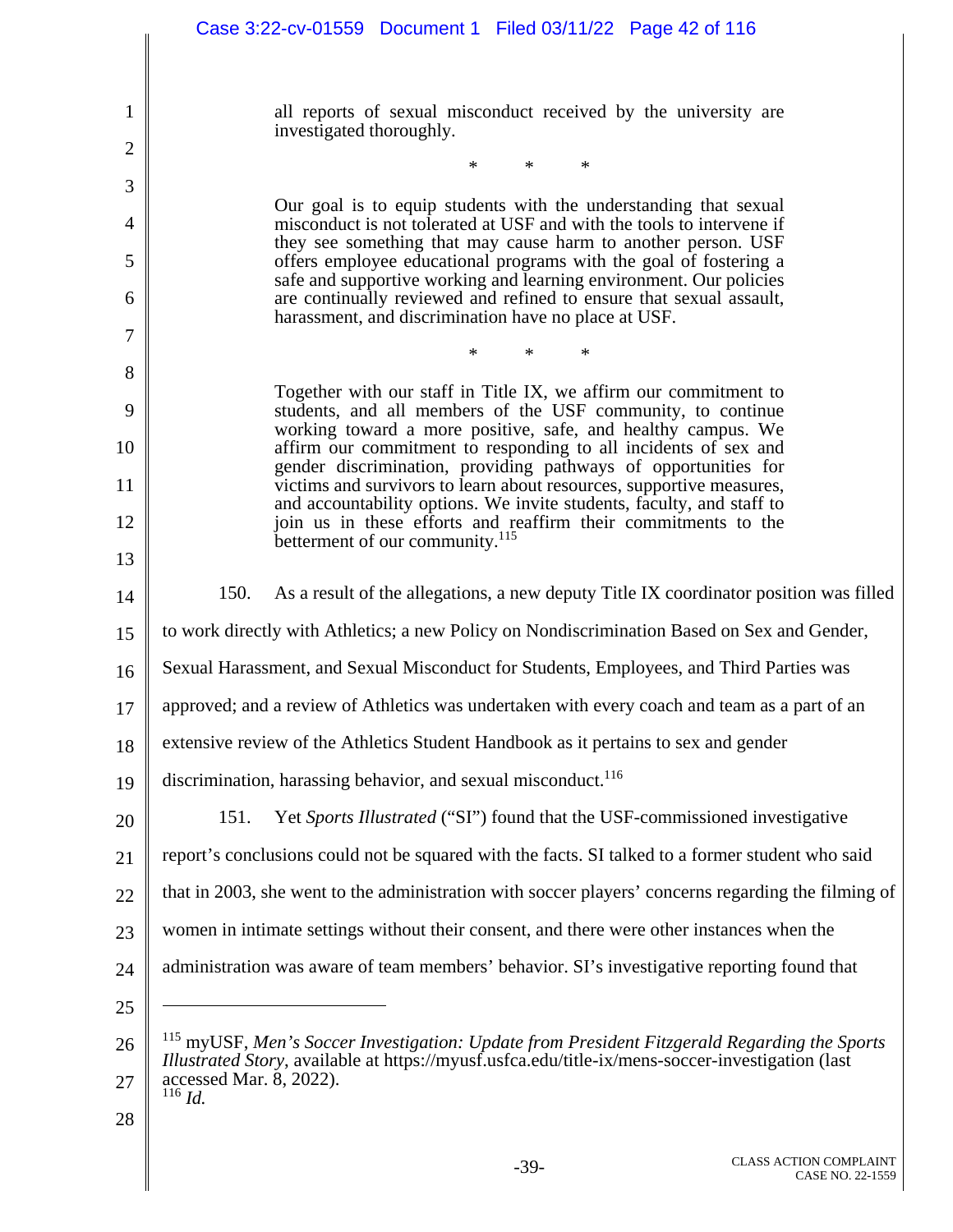> all reports of sexual misconduct received by the university are investigated thoroughly.
>
> \* \* \*
>
> Our goal is to equip students with the understanding that sexual misconduct is not tolerated at USF and with the tools to intervene if they see something that may cause harm to another person. USF offers employee educational programs with the goal of fostering a safe and supportive working and learning environment. Our policies are continually reviewed and refined to ensure that sexual assault, harassment, and discrimination have no place at USF.
>
> \* \* \*
>
> Together with our staff in Title IX, we affirm our commitment to students, and all members of the USF community, to continue working toward a more positive, safe, and healthy campus. We affirm our commitment to responding to all incidents of sex and gender discrimination, providing pathways of opportunities for victims and survivors to learn about resources, supportive measures, and accountability options. We invite students, faculty, and staff to join us in these efforts and reaffirm their commitments to the betterment of our community.[115]

150. As a result of the allegations, a new deputy Title IX coordinator position was filled to work directly with Athletics; a new Policy on Nondiscrimination Based on Sex and Gender, Sexual Harassment, and Sexual Misconduct for Students, Employees, and Third Parties was approved; and a review of Athletics was undertaken with every coach and team as a part of an extensive review of the Athletics Student Handbook as it pertains to sex and gender discrimination, harassing behavior, and sexual misconduct.[116]

151. Yet *Sports Illustrated* ("SI") found that the USF-commissioned investigative report's conclusions could not be squared with the facts. SI talked to a former student who said that in 2003, she went to the administration with soccer players' concerns regarding the filming of women in intimate settings without their consent, and there were other instances when the administration was aware of team members' behavior. SI's investigative reporting found that

---

[115] myUSF, *Men's Soccer Investigation: Update from President Fitzgerald Regarding the Sports Illustrated Story*, available at https://myusf.usfca.edu/title-ix/mens-soccer-investigation (last accessed Mar. 8, 2022).

[116] *Id.*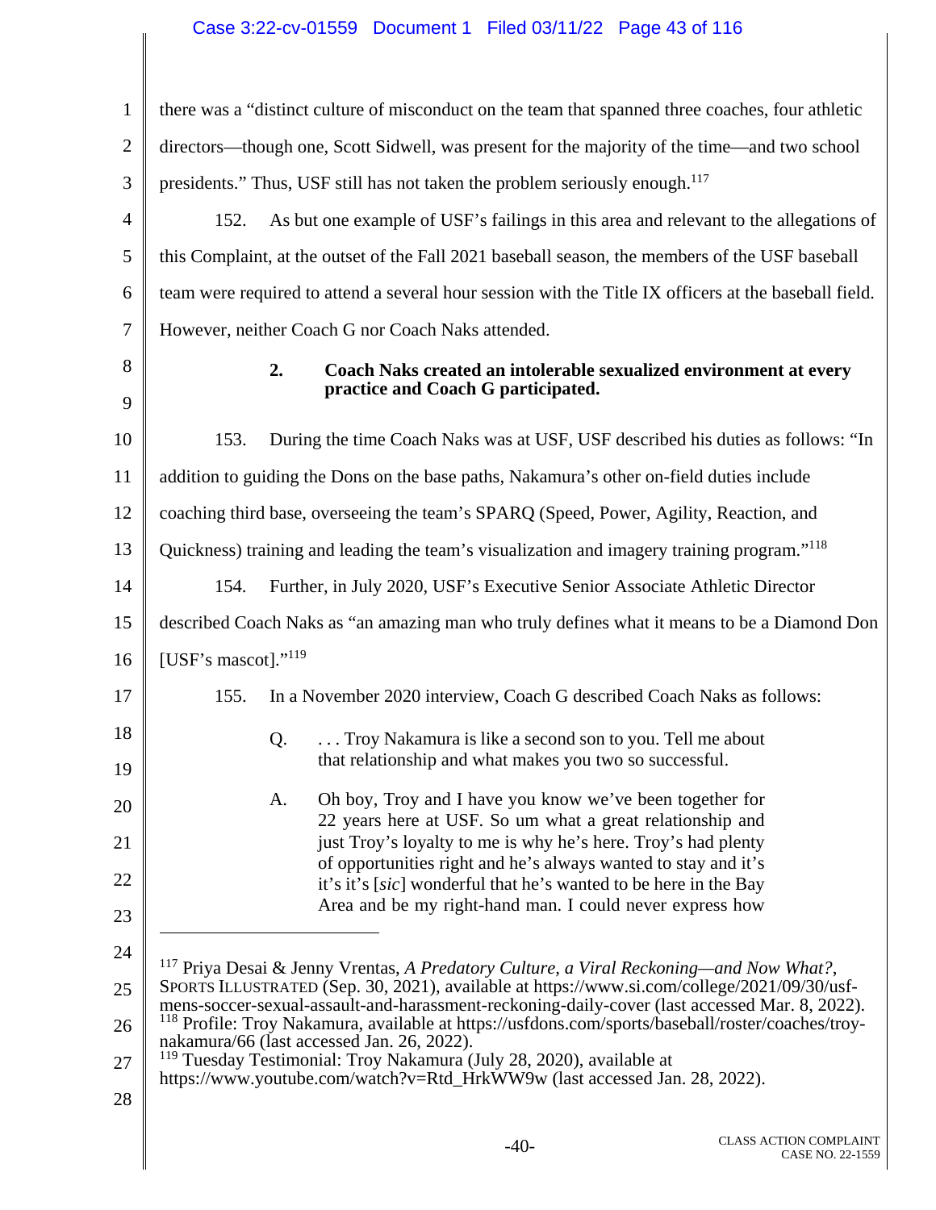there was a "distinct culture of misconduct on the team that spanned three coaches, four athletic directors—though one, Scott Sidwell, was present for the majority of the time—and two school presidents." Thus, USF still has not taken the problem seriously enough.[117]

152. As but one example of USF's failings in this area and relevant to the allegations of this Complaint, at the outset of the Fall 2021 baseball season, the members of the USF baseball team were required to attend a several hour session with the Title IX officers at the baseball field. However, neither Coach G nor Coach Naks attended.

### 2. Coach Naks created an intolerable sexualized environment at every practice and Coach G participated.

153. During the time Coach Naks was at USF, USF described his duties as follows: "In addition to guiding the Dons on the base paths, Nakamura's other on-field duties include coaching third base, overseeing the team's SPARQ (Speed, Power, Agility, Reaction, and Quickness) training and leading the team's visualization and imagery training program."[118]

154. Further, in July 2020, USF's Executive Senior Associate Athletic Director described Coach Naks as "an amazing man who truly defines what it means to be a Diamond Don [USF's mascot]."[119]

155. In a November 2020 interview, Coach G described Coach Naks as follows:

> Q. . . . Troy Nakamura is like a second son to you. Tell me about that relationship and what makes you two so successful.
>
> A. Oh boy, Troy and I have you know we've been together for 22 years here at USF. So um what a great relationship and just Troy's loyalty to me is why he's here. Troy's had plenty of opportunities right and he's always wanted to stay and it's it's it's [*sic*] wonderful that he's wanted to be here in the Bay Area and be my right-hand man. I could never express how

---

[117] Priya Desai & Jenny Vrentas, *A Predatory Culture, a Viral Reckoning—and Now What?*, SPORTS ILLUSTRATED (Sep. 30, 2021), available at https://www.si.com/college/2021/09/30/usf-mens-soccer-sexual-assault-and-harassment-reckoning-daily-cover (last accessed Mar. 8, 2022).

[118] Profile: Troy Nakamura, available at https://usfdons.com/sports/baseball/roster/coaches/troy-nakamura/66 (last accessed Jan. 26, 2022).

[119] Tuesday Testimonial: Troy Nakamura (July 28, 2020), available at https://www.youtube.com/watch?v=Rtd_HrkWW9w (last accessed Jan. 28, 2022).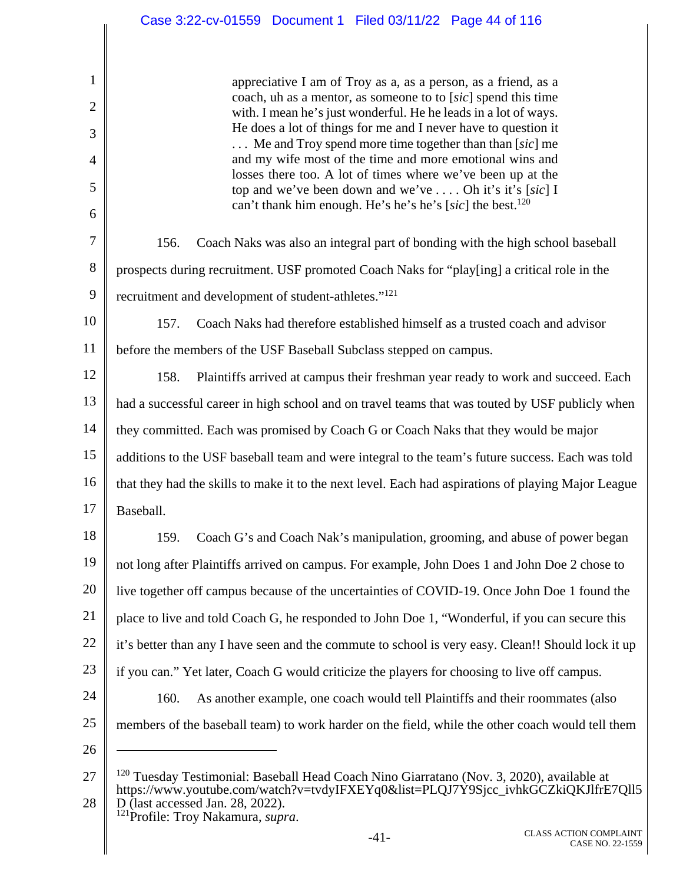> appreciative I am of Troy as a, as a person, as a friend, as a coach, uh as a mentor, as someone to to [*sic*] spend this time with. I mean he's just wonderful. He he leads in a lot of ways. He does a lot of things for me and I never have to question it . . . Me and Troy spend more time together than than [*sic*] me and my wife most of the time and more emotional wins and losses there too. A lot of times where we've been up at the top and we've been down and we've . . . . Oh it's it's [*sic*] I can't thank him enough. He's he's he's [*sic*] the best.[120]

156. Coach Naks was also an integral part of bonding with the high school baseball prospects during recruitment. USF promoted Coach Naks for "play[ing] a critical role in the recruitment and development of student-athletes."[121]

157. Coach Naks had therefore established himself as a trusted coach and advisor before the members of the USF Baseball Subclass stepped on campus.

158. Plaintiffs arrived at campus their freshman year ready to work and succeed. Each had a successful career in high school and on travel teams that was touted by USF publicly when they committed. Each was promised by Coach G or Coach Naks that they would be major additions to the USF baseball team and were integral to the team's future success. Each was told that they had the skills to make it to the next level. Each had aspirations of playing Major League Baseball.

159. Coach G's and Coach Nak's manipulation, grooming, and abuse of power began not long after Plaintiffs arrived on campus. For example, John Does 1 and John Doe 2 chose to live together off campus because of the uncertainties of COVID-19. Once John Doe 1 found the place to live and told Coach G, he responded to John Doe 1, "Wonderful, if you can secure this it's better than any I have seen and the commute to school is very easy. Clean!! Should lock it up if you can." Yet later, Coach G would criticize the players for choosing to live off campus.

160. As another example, one coach would tell Plaintiffs and their roommates (also members of the baseball team) to work harder on the field, while the other coach would tell them

---

[120] Tuesday Testimonial: Baseball Head Coach Nino Giarratano (Nov. 3, 2020), available at https://www.youtube.com/watch?v=tvdyIFXEYq0&list=PLQJ7Y9Sjcc_ivhkGCZkiQKJlfrE7Qll5D (last accessed Jan. 28, 2022).

[121] Profile: Troy Nakamura, *supra*.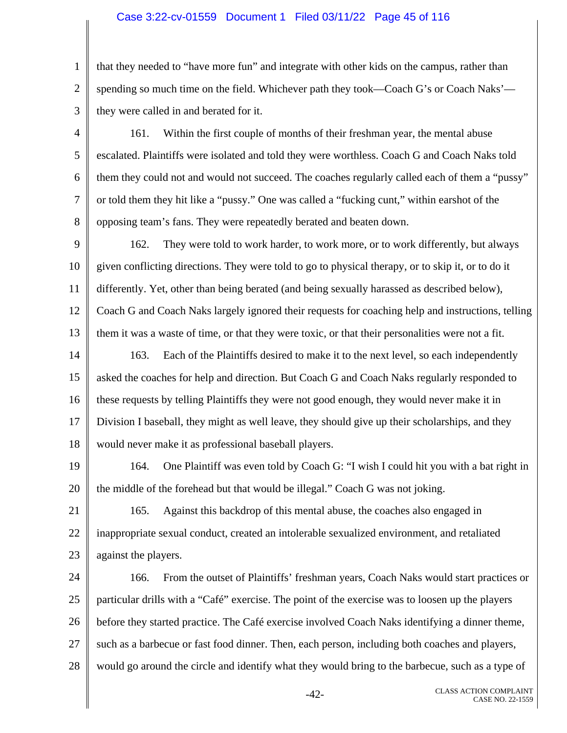that they needed to "have more fun" and integrate with other kids on the campus, rather than spending so much time on the field. Whichever path they took—Coach G's or Coach Naks'—they were called in and berated for it.

161. Within the first couple of months of their freshman year, the mental abuse escalated. Plaintiffs were isolated and told they were worthless. Coach G and Coach Naks told them they could not and would not succeed. The coaches regularly called each of them a "pussy" or told them they hit like a "pussy." One was called a "fucking cunt," within earshot of the opposing team's fans. They were repeatedly berated and beaten down.

162. They were told to work harder, to work more, or to work differently, but always given conflicting directions. They were told to go to physical therapy, or to skip it, or to do it differently. Yet, other than being berated (and being sexually harassed as described below), Coach G and Coach Naks largely ignored their requests for coaching help and instructions, telling them it was a waste of time, or that they were toxic, or that their personalities were not a fit.

163. Each of the Plaintiffs desired to make it to the next level, so each independently asked the coaches for help and direction. But Coach G and Coach Naks regularly responded to these requests by telling Plaintiffs they were not good enough, they would never make it in Division I baseball, they might as well leave, they should give up their scholarships, and they would never make it as professional baseball players.

164. One Plaintiff was even told by Coach G: "I wish I could hit you with a bat right in the middle of the forehead but that would be illegal." Coach G was not joking.

165. Against this backdrop of this mental abuse, the coaches also engaged in inappropriate sexual conduct, created an intolerable sexualized environment, and retaliated against the players.

166. From the outset of Plaintiffs' freshman years, Coach Naks would start practices or particular drills with a "Café" exercise. The point of the exercise was to loosen up the players before they started practice. The Café exercise involved Coach Naks identifying a dinner theme, such as a barbecue or fast food dinner. Then, each person, including both coaches and players, would go around the circle and identify what they would bring to the barbecue, such as a type of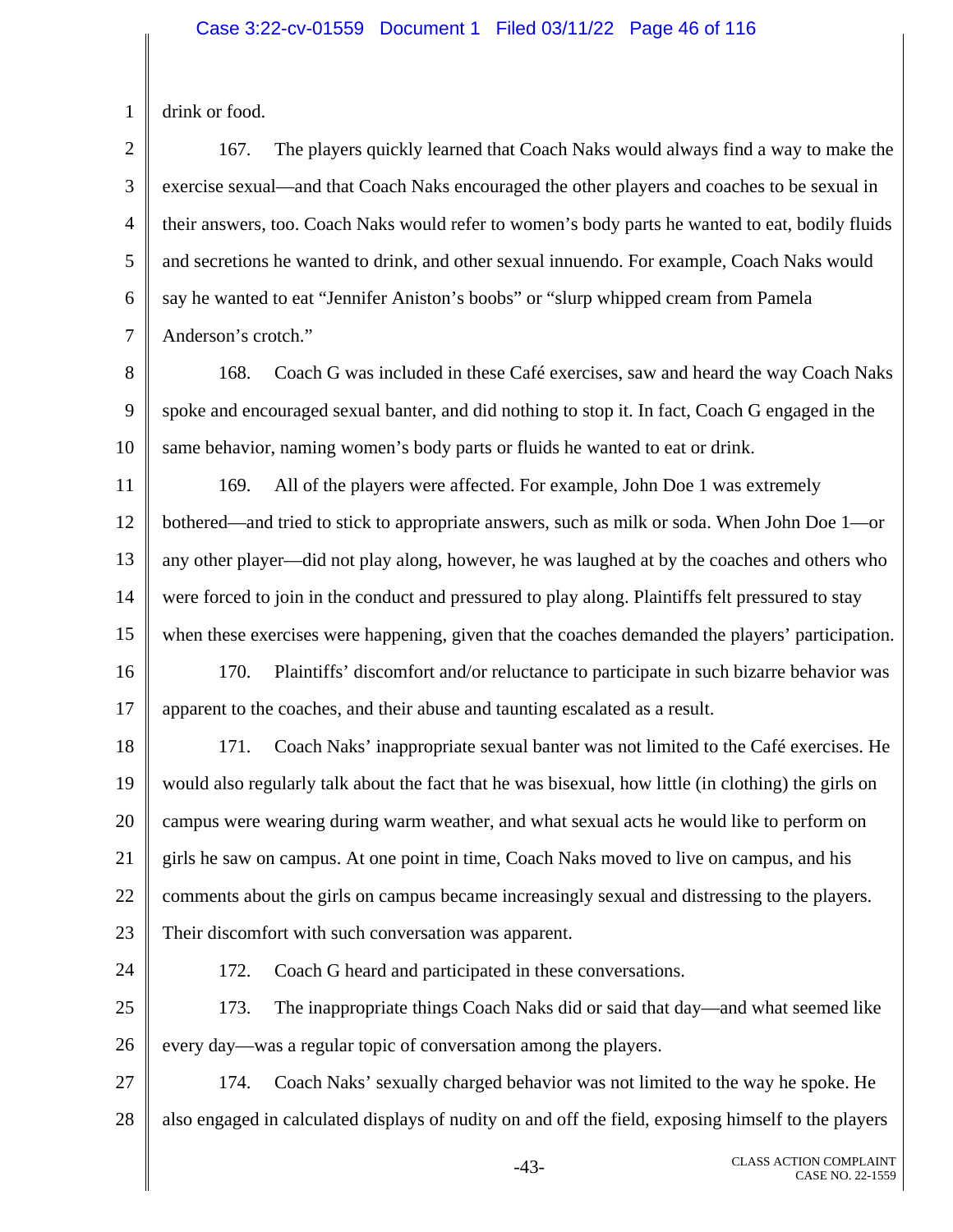drink or food.

167. The players quickly learned that Coach Naks would always find a way to make the exercise sexual—and that Coach Naks encouraged the other players and coaches to be sexual in their answers, too. Coach Naks would refer to women's body parts he wanted to eat, bodily fluids and secretions he wanted to drink, and other sexual innuendo. For example, Coach Naks would say he wanted to eat "Jennifer Aniston's boobs" or "slurp whipped cream from Pamela Anderson's crotch."

168. Coach G was included in these Café exercises, saw and heard the way Coach Naks spoke and encouraged sexual banter, and did nothing to stop it. In fact, Coach G engaged in the same behavior, naming women's body parts or fluids he wanted to eat or drink.

169. All of the players were affected. For example, John Doe 1 was extremely bothered—and tried to stick to appropriate answers, such as milk or soda. When John Doe 1—or any other player—did not play along, however, he was laughed at by the coaches and others who were forced to join in the conduct and pressured to play along. Plaintiffs felt pressured to stay when these exercises were happening, given that the coaches demanded the players' participation.

170. Plaintiffs' discomfort and/or reluctance to participate in such bizarre behavior was apparent to the coaches, and their abuse and taunting escalated as a result.

171. Coach Naks' inappropriate sexual banter was not limited to the Café exercises. He would also regularly talk about the fact that he was bisexual, how little (in clothing) the girls on campus were wearing during warm weather, and what sexual acts he would like to perform on girls he saw on campus. At one point in time, Coach Naks moved to live on campus, and his comments about the girls on campus became increasingly sexual and distressing to the players. Their discomfort with such conversation was apparent.

172. Coach G heard and participated in these conversations.

173. The inappropriate things Coach Naks did or said that day—and what seemed like every day—was a regular topic of conversation among the players.

174. Coach Naks' sexually charged behavior was not limited to the way he spoke. He also engaged in calculated displays of nudity on and off the field, exposing himself to the players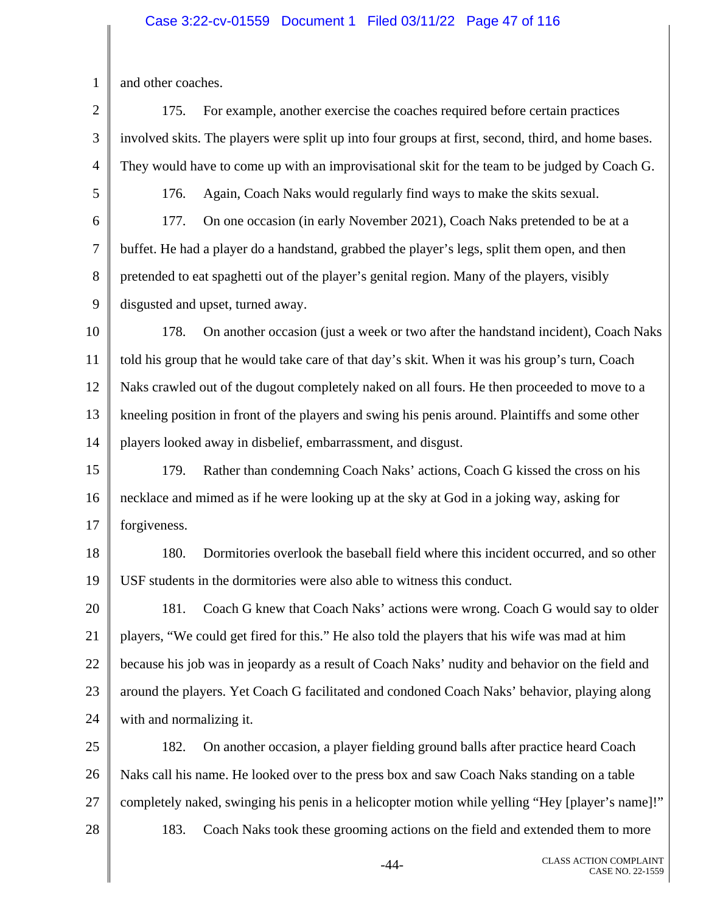and other coaches.

175. For example, another exercise the coaches required before certain practices involved skits. The players were split up into four groups at first, second, third, and home bases. They would have to come up with an improvisational skit for the team to be judged by Coach G.

176. Again, Coach Naks would regularly find ways to make the skits sexual.

177. On one occasion (in early November 2021), Coach Naks pretended to be at a buffet. He had a player do a handstand, grabbed the player's legs, split them open, and then pretended to eat spaghetti out of the player's genital region. Many of the players, visibly disgusted and upset, turned away.

178. On another occasion (just a week or two after the handstand incident), Coach Naks told his group that he would take care of that day's skit. When it was his group's turn, Coach Naks crawled out of the dugout completely naked on all fours. He then proceeded to move to a kneeling position in front of the players and swing his penis around. Plaintiffs and some other players looked away in disbelief, embarrassment, and disgust.

179. Rather than condemning Coach Naks' actions, Coach G kissed the cross on his necklace and mimed as if he were looking up at the sky at God in a joking way, asking for forgiveness.

180. Dormitories overlook the baseball field where this incident occurred, and so other USF students in the dormitories were also able to witness this conduct.

181. Coach G knew that Coach Naks' actions were wrong. Coach G would say to older players, "We could get fired for this." He also told the players that his wife was mad at him because his job was in jeopardy as a result of Coach Naks' nudity and behavior on the field and around the players. Yet Coach G facilitated and condoned Coach Naks' behavior, playing along with and normalizing it.

182. On another occasion, a player fielding ground balls after practice heard Coach Naks call his name. He looked over to the press box and saw Coach Naks standing on a table completely naked, swinging his penis in a helicopter motion while yelling "Hey [player's name]!"

183. Coach Naks took these grooming actions on the field and extended them to more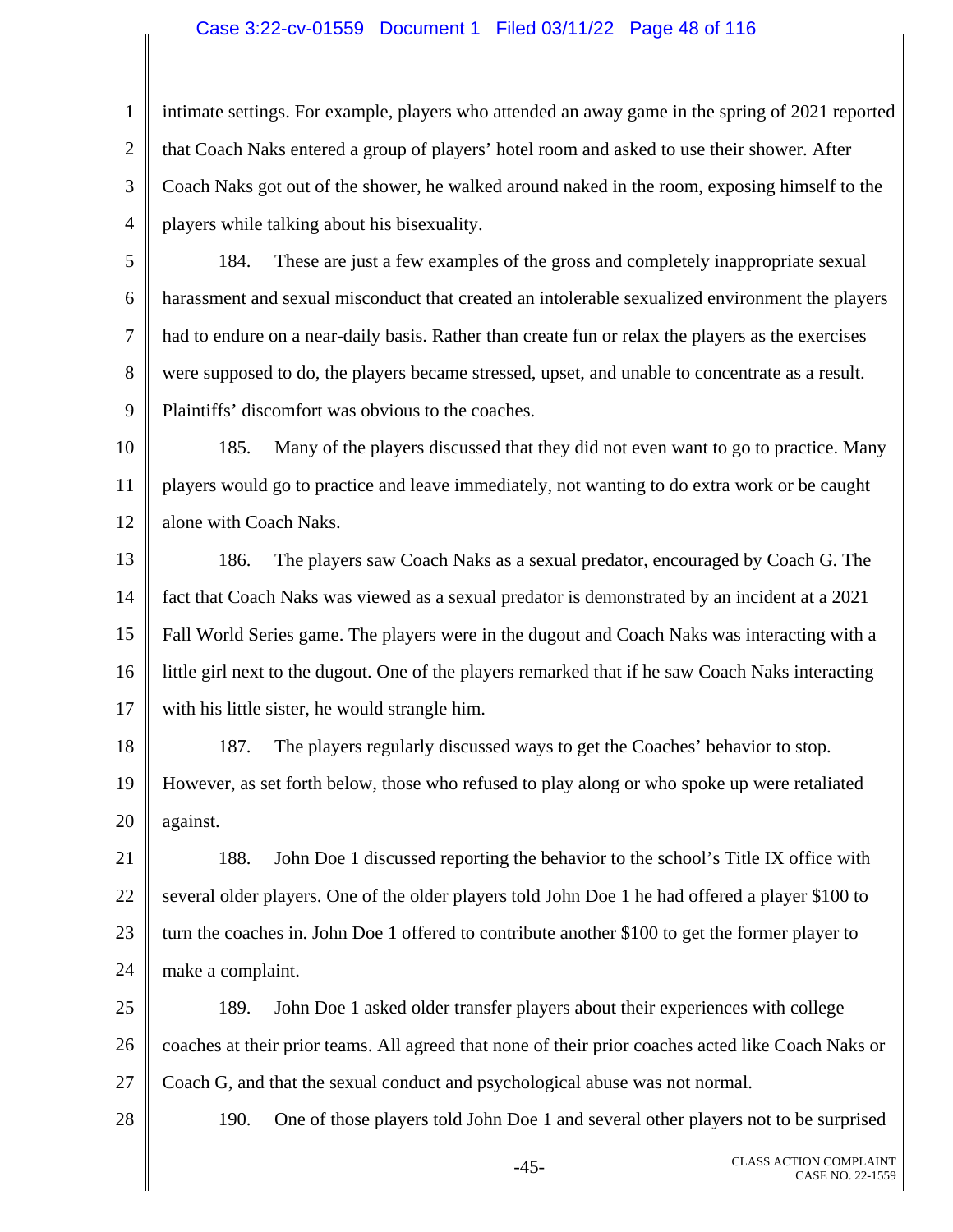intimate settings. For example, players who attended an away game in the spring of 2021 reported that Coach Naks entered a group of players' hotel room and asked to use their shower. After Coach Naks got out of the shower, he walked around naked in the room, exposing himself to the players while talking about his bisexuality.

184. These are just a few examples of the gross and completely inappropriate sexual harassment and sexual misconduct that created an intolerable sexualized environment the players had to endure on a near-daily basis. Rather than create fun or relax the players as the exercises were supposed to do, the players became stressed, upset, and unable to concentrate as a result. Plaintiffs' discomfort was obvious to the coaches.

185. Many of the players discussed that they did not even want to go to practice. Many players would go to practice and leave immediately, not wanting to do extra work or be caught alone with Coach Naks.

186. The players saw Coach Naks as a sexual predator, encouraged by Coach G. The fact that Coach Naks was viewed as a sexual predator is demonstrated by an incident at a 2021 Fall World Series game. The players were in the dugout and Coach Naks was interacting with a little girl next to the dugout. One of the players remarked that if he saw Coach Naks interacting with his little sister, he would strangle him.

187. The players regularly discussed ways to get the Coaches' behavior to stop. However, as set forth below, those who refused to play along or who spoke up were retaliated against.

188. John Doe 1 discussed reporting the behavior to the school's Title IX office with several older players. One of the older players told John Doe 1 he had offered a player $100 to turn the coaches in. John Doe 1 offered to contribute another $100 to get the former player to make a complaint.

189. John Doe 1 asked older transfer players about their experiences with college coaches at their prior teams. All agreed that none of their prior coaches acted like Coach Naks or Coach G, and that the sexual conduct and psychological abuse was not normal.

190. One of those players told John Doe 1 and several other players not to be surprised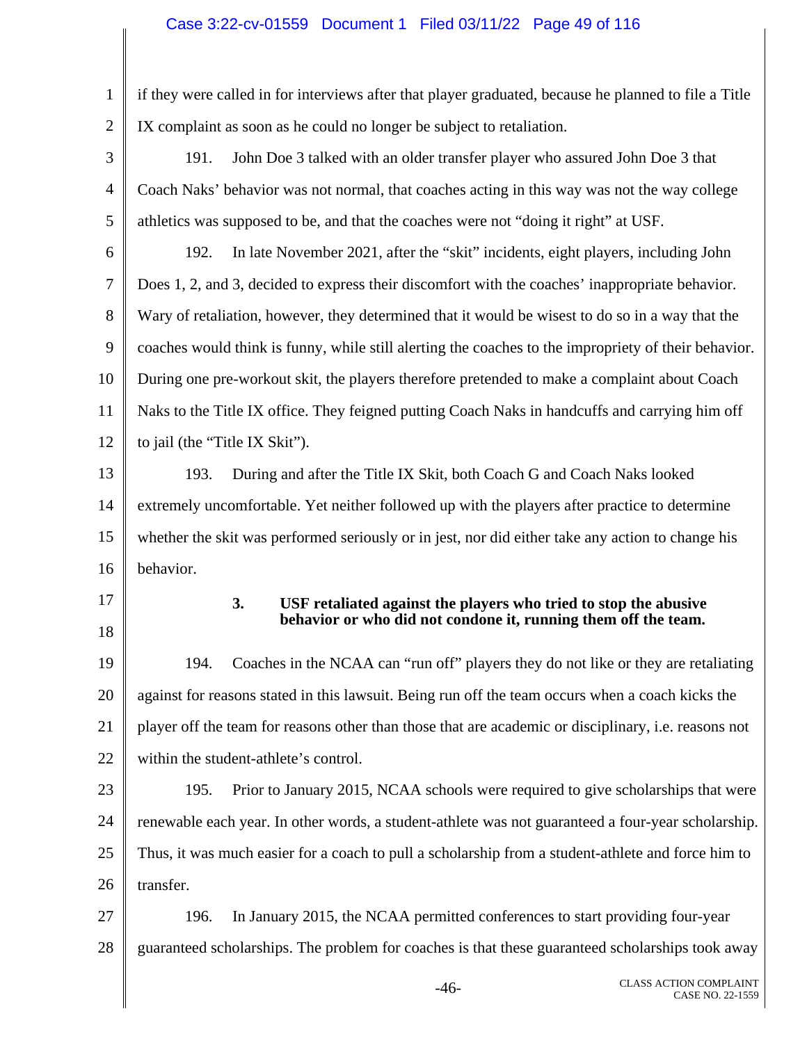if they were called in for interviews after that player graduated, because he planned to file a Title IX complaint as soon as he could no longer be subject to retaliation.

191. John Doe 3 talked with an older transfer player who assured John Doe 3 that Coach Naks' behavior was not normal, that coaches acting in this way was not the way college athletics was supposed to be, and that the coaches were not "doing it right" at USF.

192. In late November 2021, after the "skit" incidents, eight players, including John Does 1, 2, and 3, decided to express their discomfort with the coaches' inappropriate behavior. Wary of retaliation, however, they determined that it would be wisest to do so in a way that the coaches would think is funny, while still alerting the coaches to the impropriety of their behavior. During one pre-workout skit, the players therefore pretended to make a complaint about Coach Naks to the Title IX office. They feigned putting Coach Naks in handcuffs and carrying him off to jail (the "Title IX Skit").

193. During and after the Title IX Skit, both Coach G and Coach Naks looked extremely uncomfortable. Yet neither followed up with the players after practice to determine whether the skit was performed seriously or in jest, nor did either take any action to change his behavior.

### 3. USF retaliated against the players who tried to stop the abusive behavior or who did not condone it, running them off the team.

194. Coaches in the NCAA can "run off" players they do not like or they are retaliating against for reasons stated in this lawsuit. Being run off the team occurs when a coach kicks the player off the team for reasons other than those that are academic or disciplinary, i.e. reasons not within the student-athlete's control.

195. Prior to January 2015, NCAA schools were required to give scholarships that were renewable each year. In other words, a student-athlete was not guaranteed a four-year scholarship. Thus, it was much easier for a coach to pull a scholarship from a student-athlete and force him to transfer.

196. In January 2015, the NCAA permitted conferences to start providing four-year guaranteed scholarships. The problem for coaches is that these guaranteed scholarships took away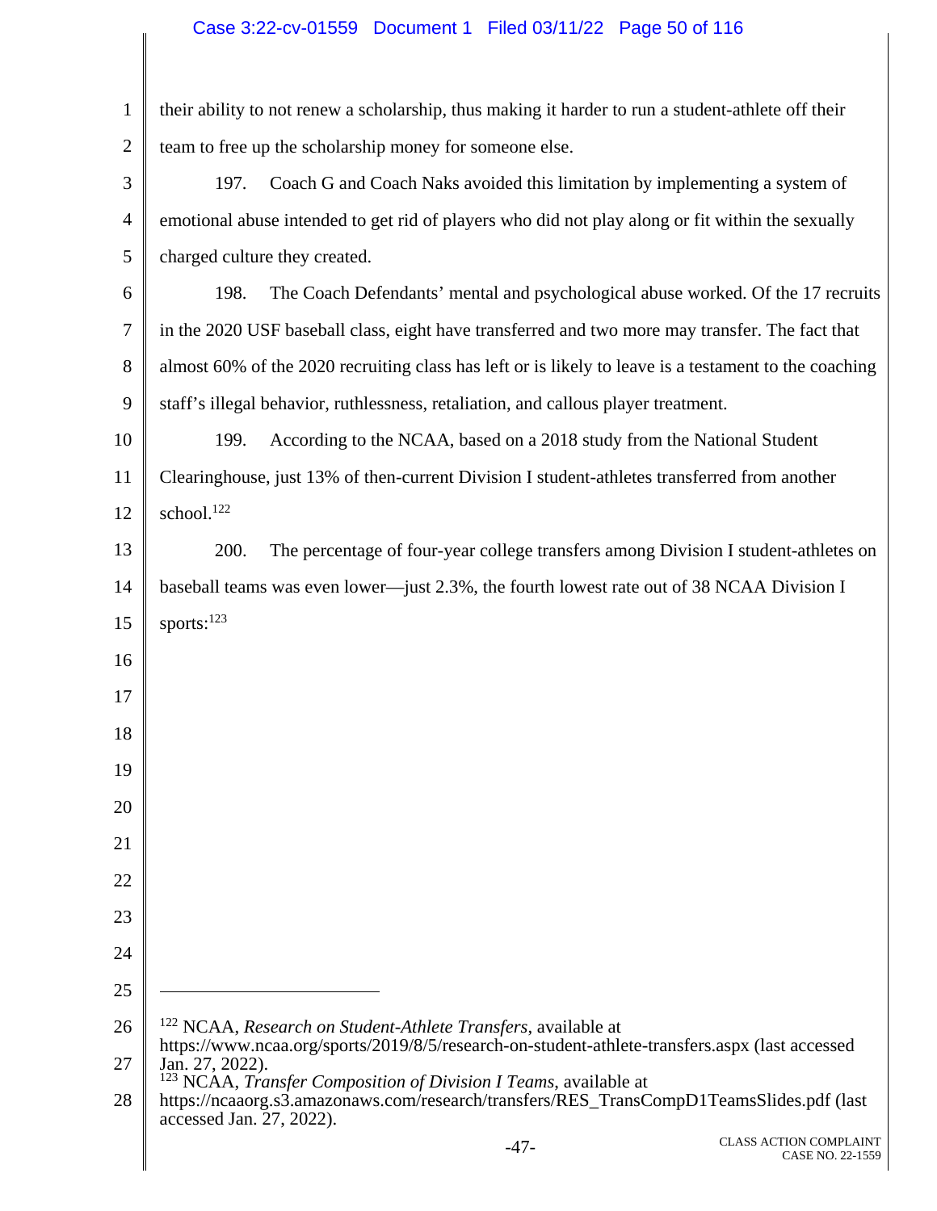their ability to not renew a scholarship, thus making it harder to run a student-athlete off their team to free up the scholarship money for someone else.

197. Coach G and Coach Naks avoided this limitation by implementing a system of emotional abuse intended to get rid of players who did not play along or fit within the sexually charged culture they created.

198. The Coach Defendants' mental and psychological abuse worked. Of the 17 recruits in the 2020 USF baseball class, eight have transferred and two more may transfer. The fact that almost 60% of the 2020 recruiting class has left or is likely to leave is a testament to the coaching staff's illegal behavior, ruthlessness, retaliation, and callous player treatment.

199. According to the NCAA, based on a 2018 study from the National Student Clearinghouse, just 13% of then-current Division I student-athletes transferred from another school.[122]

200. The percentage of four-year college transfers among Division I student-athletes on baseball teams was even lower—just 2.3%, the fourth lowest rate out of 38 NCAA Division I sports:[123]

---

[122] NCAA, *Research on Student-Athlete Transfers*, available at https://www.ncaa.org/sports/2019/8/5/research-on-student-athlete-transfers.aspx (last accessed Jan. 27, 2022).

[123] NCAA, *Transfer Composition of Division I Teams*, available at https://ncaaorg.s3.amazonaws.com/research/transfers/RES_TransCompD1TeamsSlides.pdf (last accessed Jan. 27, 2022).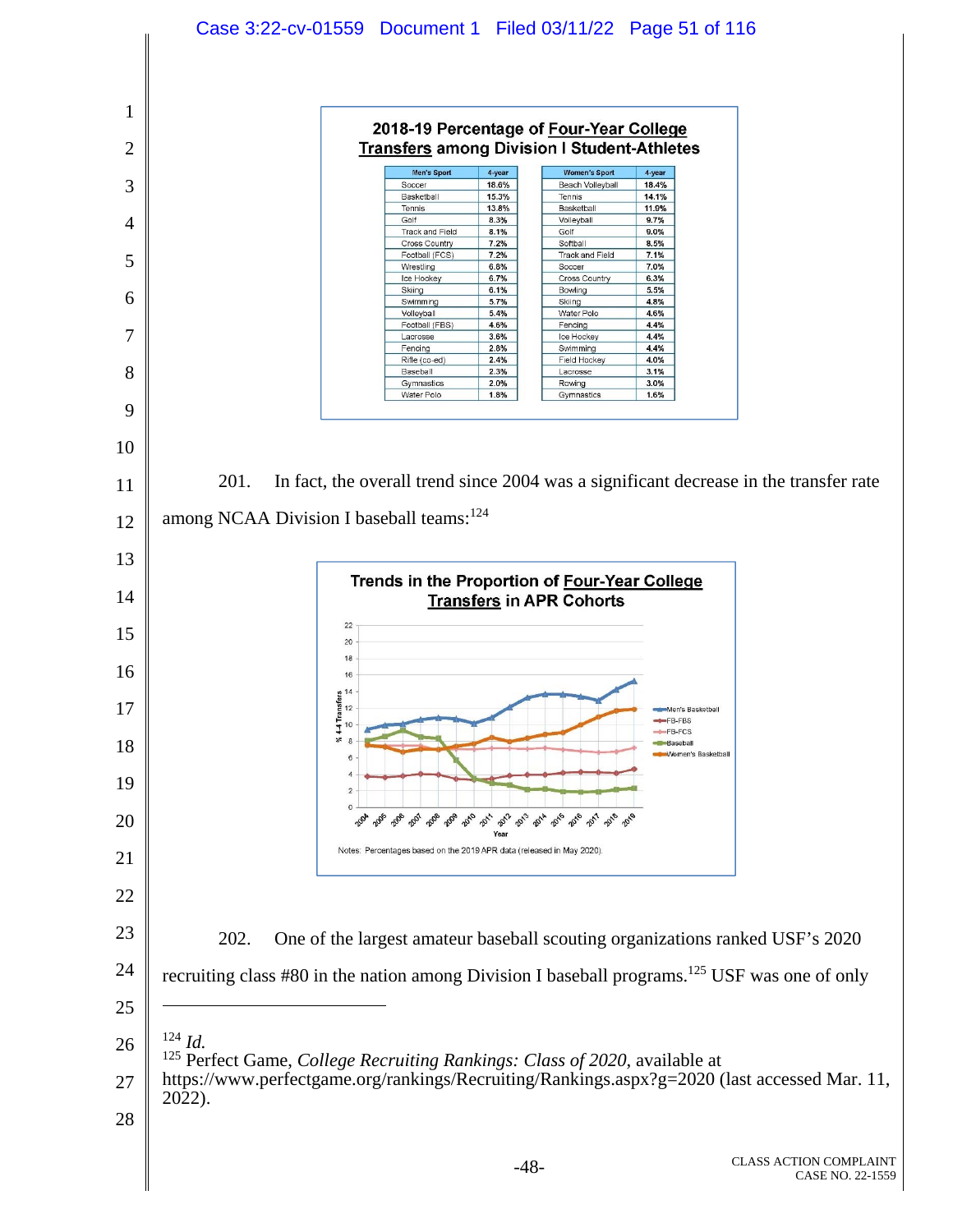**2018-19 Percentage of Four-Year College Transfers among Division I Student-Athletes**

| Men's Sport | 4-year |
|---|---|
| Soccer | 18.6% |
| Basketball | 15.3% |
| Tennis | 13.8% |
| Golf | 8.3% |
| Track and Field | 8.1% |
| Cross Country | 7.2% |
| Football (FCS) | 7.2% |
| Wrestling | 6.8% |
| Ice Hockey | 6.7% |
| Skiing | 6.1% |
| Swimming | 5.7% |
| Volleyball | 5.4% |
| Football (FBS) | 4.6% |
| Lacrosse | 3.6% |
| Fencing | 2.8% |
| Rifle (co-ed) | 2.4% |
| Baseball | 2.3% |
| Gymnastics | 2.0% |
| Water Polo | 1.8% |

| Women's Sport | 4-year |
|---|---|
| Beach Volleyball | 18.4% |
| Tennis | 14.1% |
| Basketball | 11.9% |
| Volleyball | 9.7% |
| Golf | 9.0% |
| Softball | 8.5% |
| Track and Field | 7.1% |
| Soccer | 7.0% |
| Cross Country | 6.3% |
| Bowling | 5.5% |
| Skiing | 4.8% |
| Water Polo | 4.6% |
| Fencing | 4.4% |
| Ice Hockey | 4.4% |
| Swimming | 4.4% |
| Field Hockey | 4.0% |
| Lacrosse | 3.1% |
| Rowing | 3.0% |
| Gymnastics | 1.6% |

201. In fact, the overall trend since 2004 was a significant decrease in the transfer rate among NCAA Division I baseball teams:[124]

**Trends in the Proportion of Four-Year College Transfers in APR Cohorts**

Notes: Percentages based on the 2019 APR data (released in May 2020).

202. One of the largest amateur baseball scouting organizations ranked USF's 2020 recruiting class #80 in the nation among Division I baseball programs.[125] USF was one of only

---

[124] *Id.*

[125] Perfect Game, *College Recruiting Rankings: Class of 2020*, available at https://www.perfectgame.org/rankings/Recruiting/Rankings.aspx?g=2020 (last accessed Mar. 11, 2022).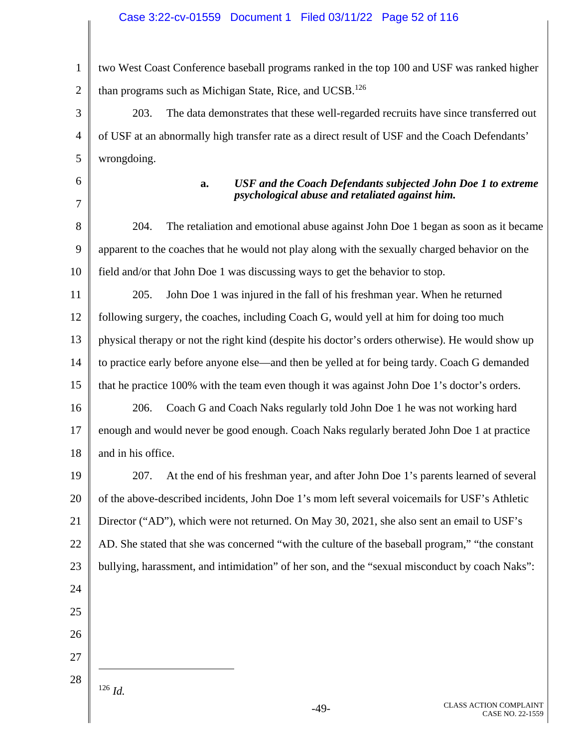two West Coast Conference baseball programs ranked in the top 100 and USF was ranked higher than programs such as Michigan State, Rice, and UCSB.[126]

203. The data demonstrates that these well-regarded recruits have since transferred out of USF at an abnormally high transfer rate as a direct result of USF and the Coach Defendants' wrongdoing.

**a. *USF and the Coach Defendants subjected John Doe 1 to extreme psychological abuse and retaliated against him.***

204. The retaliation and emotional abuse against John Doe 1 began as soon as it became apparent to the coaches that he would not play along with the sexually charged behavior on the field and/or that John Doe 1 was discussing ways to get the behavior to stop.

205. John Doe 1 was injured in the fall of his freshman year. When he returned following surgery, the coaches, including Coach G, would yell at him for doing too much physical therapy or not the right kind (despite his doctor's orders otherwise). He would show up to practice early before anyone else—and then be yelled at for being tardy. Coach G demanded that he practice 100% with the team even though it was against John Doe 1's doctor's orders.

206. Coach G and Coach Naks regularly told John Doe 1 he was not working hard enough and would never be good enough. Coach Naks regularly berated John Doe 1 at practice and in his office.

207. At the end of his freshman year, and after John Doe 1's parents learned of several of the above-described incidents, John Doe 1's mom left several voicemails for USF's Athletic Director ("AD"), which were not returned. On May 30, 2021, she also sent an email to USF's AD. She stated that she was concerned "with the culture of the baseball program," "the constant bullying, harassment, and intimidation" of her son, and the "sexual misconduct by coach Naks":

---

[126] *Id.*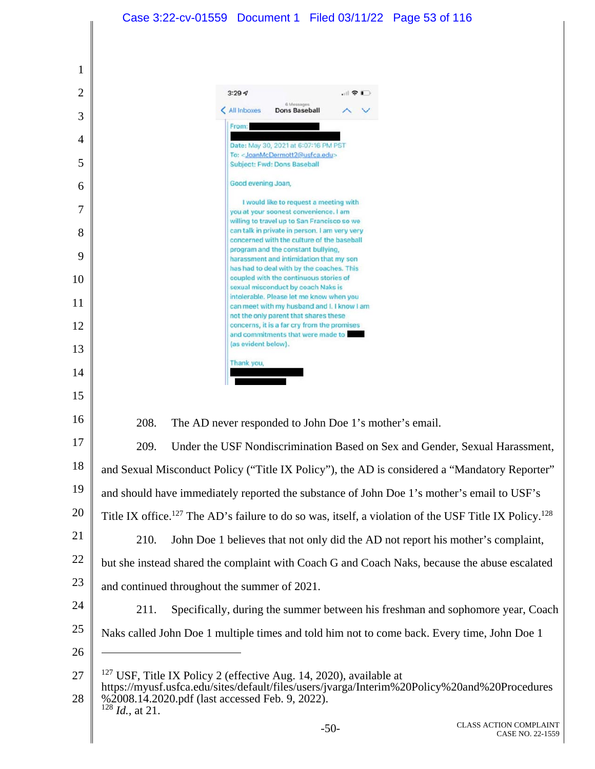3:29

All Inboxes — 6 Messages — Dons Baseball

From: ████████

████████████

Date: May 30, 2021 at 6:07:16 PM PST
To: <JoanMcDermott2@usfca.edu>
Subject: Fwd: Dons Baseball

Good evening Joan,

I would like to request a meeting with you at your soonest convenience. I am willing to travel up to San Francisco so we can talk in private in person. I am very very concerned with the culture of the baseball program and the constant bullying, harassment and intimidation that my son has had to deal with by the coaches. This coupled with the continuous stories of sexual misconduct by coach Naks is intolerable. Please let me know when you can meet with my husband and I. I know I am not the only parent that shares these concerns, it is a far cry from the promises and commitments that were made to ████ (as evident below).

Thank you,

████████

████████

208. The AD never responded to John Doe 1's mother's email.

209. Under the USF Nondiscrimination Based on Sex and Gender, Sexual Harassment, and Sexual Misconduct Policy ("Title IX Policy"), the AD is considered a "Mandatory Reporter" and should have immediately reported the substance of John Doe 1's mother's email to USF's Title IX office.[127] The AD's failure to do so was, itself, a violation of the USF Title IX Policy.[128]

210. John Doe 1 believes that not only did the AD not report his mother's complaint, but she instead shared the complaint with Coach G and Coach Naks, because the abuse escalated and continued throughout the summer of 2021.

211. Specifically, during the summer between his freshman and sophomore year, Coach Naks called John Doe 1 multiple times and told him not to come back. Every time, John Doe 1

---

[127] USF, Title IX Policy 2 (effective Aug. 14, 2020), available at https://myusf.usfca.edu/sites/default/files/users/jvarga/Interim%20Policy%20and%20Procedures%2008.14.2020.pdf (last accessed Feb. 9, 2022).

[128] *Id.*, at 21.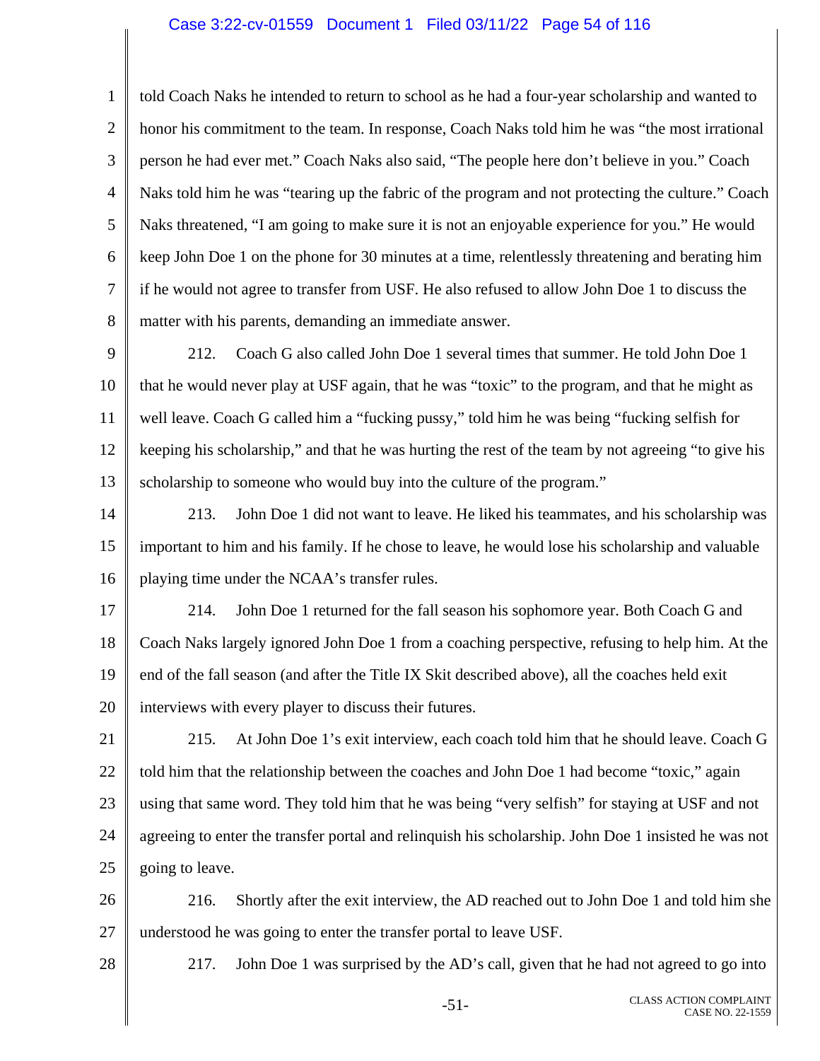told Coach Naks he intended to return to school as he had a four-year scholarship and wanted to honor his commitment to the team. In response, Coach Naks told him he was "the most irrational person he had ever met." Coach Naks also said, "The people here don't believe in you." Coach Naks told him he was "tearing up the fabric of the program and not protecting the culture." Coach Naks threatened, "I am going to make sure it is not an enjoyable experience for you." He would keep John Doe 1 on the phone for 30 minutes at a time, relentlessly threatening and berating him if he would not agree to transfer from USF. He also refused to allow John Doe 1 to discuss the matter with his parents, demanding an immediate answer.

212. Coach G also called John Doe 1 several times that summer. He told John Doe 1 that he would never play at USF again, that he was "toxic" to the program, and that he might as well leave. Coach G called him a "fucking pussy," told him he was being "fucking selfish for keeping his scholarship," and that he was hurting the rest of the team by not agreeing "to give his scholarship to someone who would buy into the culture of the program."

213. John Doe 1 did not want to leave. He liked his teammates, and his scholarship was important to him and his family. If he chose to leave, he would lose his scholarship and valuable playing time under the NCAA's transfer rules.

214. John Doe 1 returned for the fall season his sophomore year. Both Coach G and Coach Naks largely ignored John Doe 1 from a coaching perspective, refusing to help him. At the end of the fall season (and after the Title IX Skit described above), all the coaches held exit interviews with every player to discuss their futures.

215. At John Doe 1's exit interview, each coach told him that he should leave. Coach G told him that the relationship between the coaches and John Doe 1 had become "toxic," again using that same word. They told him that he was being "very selfish" for staying at USF and not agreeing to enter the transfer portal and relinquish his scholarship. John Doe 1 insisted he was not going to leave.

216. Shortly after the exit interview, the AD reached out to John Doe 1 and told him she understood he was going to enter the transfer portal to leave USF.

217. John Doe 1 was surprised by the AD's call, given that he had not agreed to go into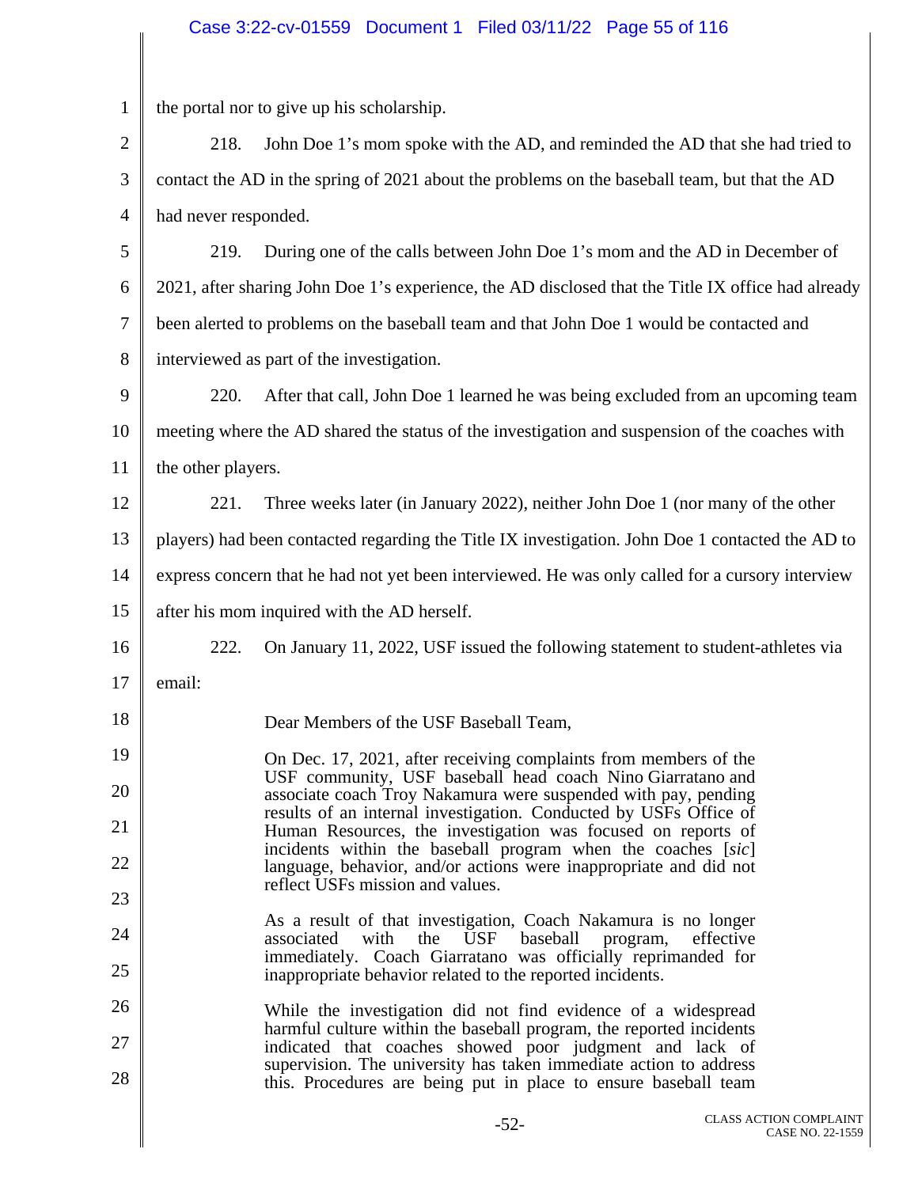the portal nor to give up his scholarship.

218. John Doe 1's mom spoke with the AD, and reminded the AD that she had tried to contact the AD in the spring of 2021 about the problems on the baseball team, but that the AD had never responded.

219. During one of the calls between John Doe 1's mom and the AD in December of 2021, after sharing John Doe 1's experience, the AD disclosed that the Title IX office had already been alerted to problems on the baseball team and that John Doe 1 would be contacted and interviewed as part of the investigation.

220. After that call, John Doe 1 learned he was being excluded from an upcoming team meeting where the AD shared the status of the investigation and suspension of the coaches with the other players.

221. Three weeks later (in January 2022), neither John Doe 1 (nor many of the other players) had been contacted regarding the Title IX investigation. John Doe 1 contacted the AD to express concern that he had not yet been interviewed. He was only called for a cursory interview after his mom inquired with the AD herself.

222. On January 11, 2022, USF issued the following statement to student-athletes via email:

> Dear Members of the USF Baseball Team,
>
> On Dec. 17, 2021, after receiving complaints from members of the USF community, USF baseball head coach Nino Giarratano and associate coach Troy Nakamura were suspended with pay, pending results of an internal investigation. Conducted by USFs Office of Human Resources, the investigation was focused on reports of incidents within the baseball program when the coaches [*sic*] language, behavior, and/or actions were inappropriate and did not reflect USFs mission and values.
>
> As a result of that investigation, Coach Nakamura is no longer associated with the USF baseball program, effective immediately. Coach Giarratano was officially reprimanded for inappropriate behavior related to the reported incidents.
>
> While the investigation did not find evidence of a widespread harmful culture within the baseball program, the reported incidents indicated that coaches showed poor judgment and lack of supervision. The university has taken immediate action to address this. Procedures are being put in place to ensure baseball team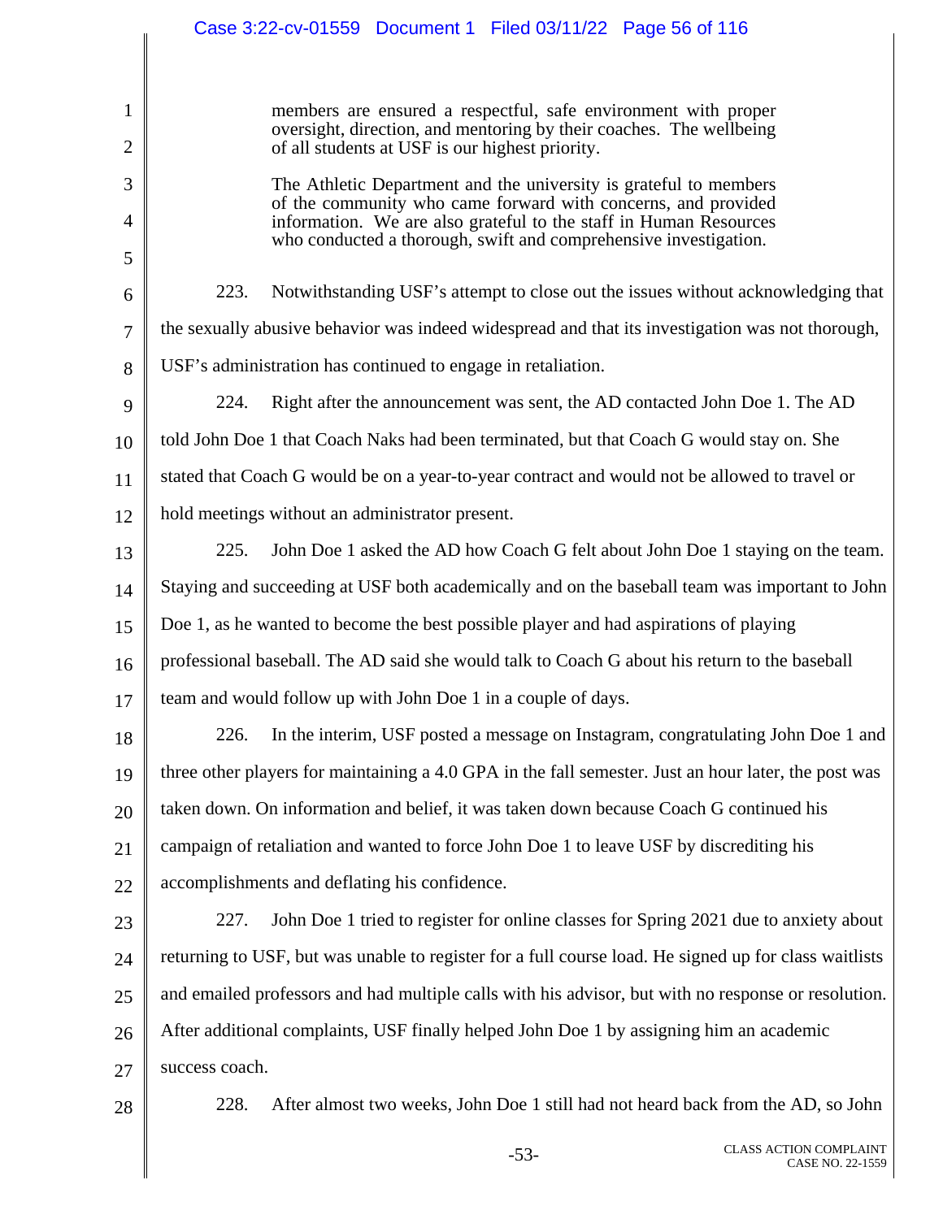> members are ensured a respectful, safe environment with proper oversight, direction, and mentoring by their coaches. The wellbeing of all students at USF is our highest priority.
>
> The Athletic Department and the university is grateful to members of the community who came forward with concerns, and provided information. We are also grateful to the staff in Human Resources who conducted a thorough, swift and comprehensive investigation.

223. Notwithstanding USF's attempt to close out the issues without acknowledging that the sexually abusive behavior was indeed widespread and that its investigation was not thorough, USF's administration has continued to engage in retaliation.

224. Right after the announcement was sent, the AD contacted John Doe 1. The AD told John Doe 1 that Coach Naks had been terminated, but that Coach G would stay on. She stated that Coach G would be on a year-to-year contract and would not be allowed to travel or hold meetings without an administrator present.

225. John Doe 1 asked the AD how Coach G felt about John Doe 1 staying on the team. Staying and succeeding at USF both academically and on the baseball team was important to John Doe 1, as he wanted to become the best possible player and had aspirations of playing professional baseball. The AD said she would talk to Coach G about his return to the baseball team and would follow up with John Doe 1 in a couple of days.

226. In the interim, USF posted a message on Instagram, congratulating John Doe 1 and three other players for maintaining a 4.0 GPA in the fall semester. Just an hour later, the post was taken down. On information and belief, it was taken down because Coach G continued his campaign of retaliation and wanted to force John Doe 1 to leave USF by discrediting his accomplishments and deflating his confidence.

227. John Doe 1 tried to register for online classes for Spring 2021 due to anxiety about returning to USF, but was unable to register for a full course load. He signed up for class waitlists and emailed professors and had multiple calls with his advisor, but with no response or resolution. After additional complaints, USF finally helped John Doe 1 by assigning him an academic success coach.

228. After almost two weeks, John Doe 1 still had not heard back from the AD, so John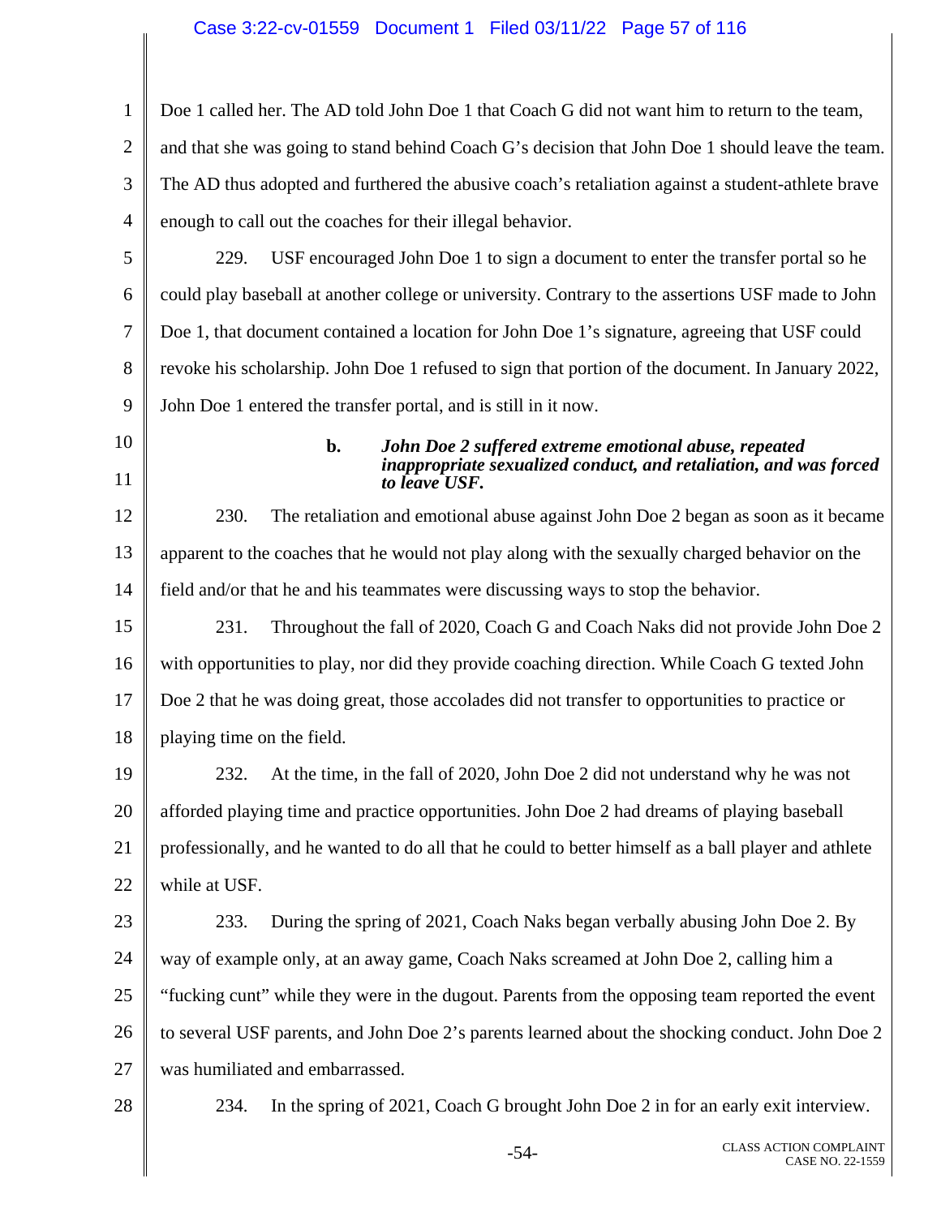Doe 1 called her. The AD told John Doe 1 that Coach G did not want him to return to the team, and that she was going to stand behind Coach G's decision that John Doe 1 should leave the team. The AD thus adopted and furthered the abusive coach's retaliation against a student-athlete brave enough to call out the coaches for their illegal behavior.

229. USF encouraged John Doe 1 to sign a document to enter the transfer portal so he could play baseball at another college or university. Contrary to the assertions USF made to John Doe 1, that document contained a location for John Doe 1's signature, agreeing that USF could revoke his scholarship. John Doe 1 refused to sign that portion of the document. In January 2022, John Doe 1 entered the transfer portal, and is still in it now.

**b. *John Doe 2 suffered extreme emotional abuse, repeated inappropriate sexualized conduct, and retaliation, and was forced to leave USF.***

230. The retaliation and emotional abuse against John Doe 2 began as soon as it became apparent to the coaches that he would not play along with the sexually charged behavior on the field and/or that he and his teammates were discussing ways to stop the behavior.

231. Throughout the fall of 2020, Coach G and Coach Naks did not provide John Doe 2 with opportunities to play, nor did they provide coaching direction. While Coach G texted John Doe 2 that he was doing great, those accolades did not transfer to opportunities to practice or playing time on the field.

232. At the time, in the fall of 2020, John Doe 2 did not understand why he was not afforded playing time and practice opportunities. John Doe 2 had dreams of playing baseball professionally, and he wanted to do all that he could to better himself as a ball player and athlete while at USF.

233. During the spring of 2021, Coach Naks began verbally abusing John Doe 2. By way of example only, at an away game, Coach Naks screamed at John Doe 2, calling him a "fucking cunt" while they were in the dugout. Parents from the opposing team reported the event to several USF parents, and John Doe 2's parents learned about the shocking conduct. John Doe 2 was humiliated and embarrassed.

234. In the spring of 2021, Coach G brought John Doe 2 in for an early exit interview.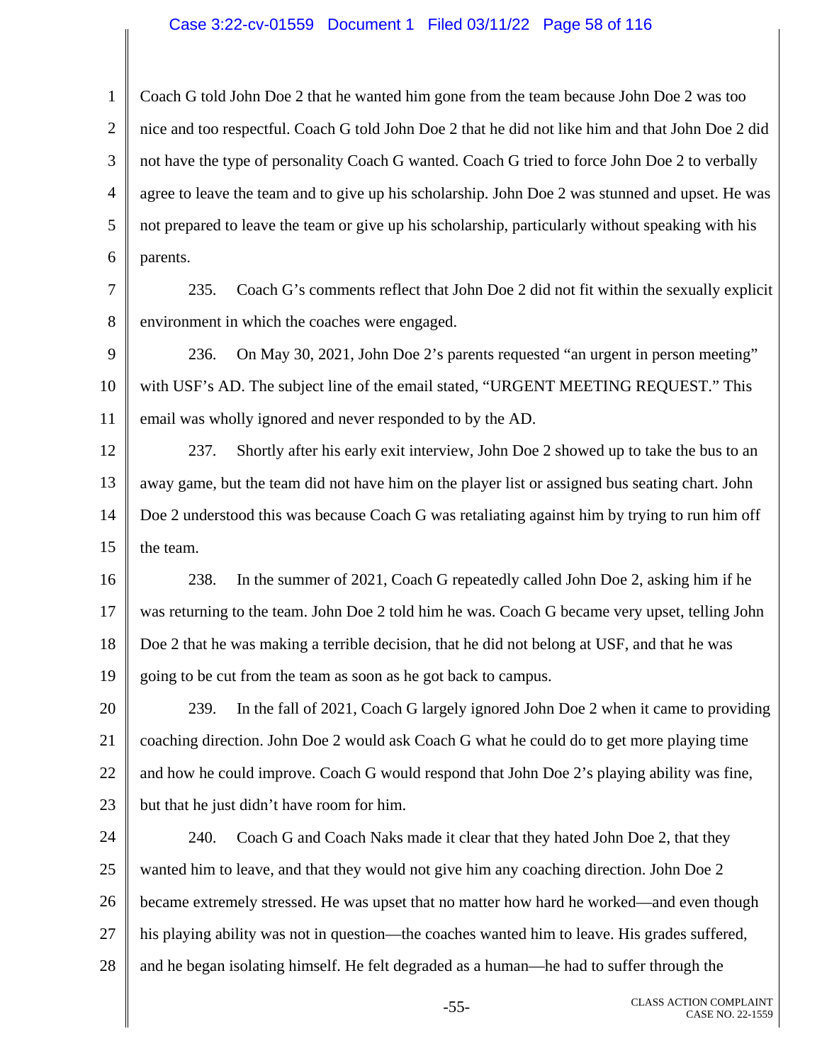Coach G told John Doe 2 that he wanted him gone from the team because John Doe 2 was too nice and too respectful. Coach G told John Doe 2 that he did not like him and that John Doe 2 did not have the type of personality Coach G wanted. Coach G tried to force John Doe 2 to verbally agree to leave the team and to give up his scholarship. John Doe 2 was stunned and upset. He was not prepared to leave the team or give up his scholarship, particularly without speaking with his parents.

235. Coach G's comments reflect that John Doe 2 did not fit within the sexually explicit environment in which the coaches were engaged.

236. On May 30, 2021, John Doe 2's parents requested "an urgent in person meeting" with USF's AD. The subject line of the email stated, "URGENT MEETING REQUEST." This email was wholly ignored and never responded to by the AD.

237. Shortly after his early exit interview, John Doe 2 showed up to take the bus to an away game, but the team did not have him on the player list or assigned bus seating chart. John Doe 2 understood this was because Coach G was retaliating against him by trying to run him off the team.

238. In the summer of 2021, Coach G repeatedly called John Doe 2, asking him if he was returning to the team. John Doe 2 told him he was. Coach G became very upset, telling John Doe 2 that he was making a terrible decision, that he did not belong at USF, and that he was going to be cut from the team as soon as he got back to campus.

239. In the fall of 2021, Coach G largely ignored John Doe 2 when it came to providing coaching direction. John Doe 2 would ask Coach G what he could do to get more playing time and how he could improve. Coach G would respond that John Doe 2's playing ability was fine, but that he just didn't have room for him.

240. Coach G and Coach Naks made it clear that they hated John Doe 2, that they wanted him to leave, and that they would not give him any coaching direction. John Doe 2 became extremely stressed. He was upset that no matter how hard he worked—and even though his playing ability was not in question—the coaches wanted him to leave. His grades suffered, and he began isolating himself. He felt degraded as a human—he had to suffer through the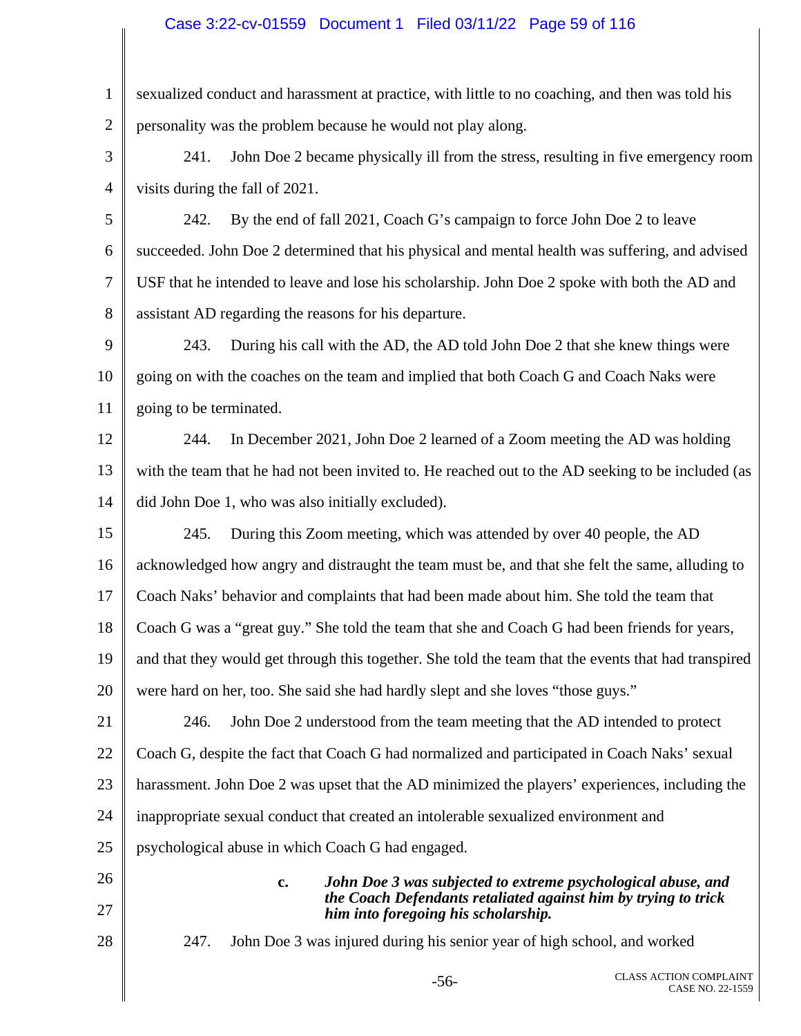sexualized conduct and harassment at practice, with little to no coaching, and then was told his personality was the problem because he would not play along.

241. John Doe 2 became physically ill from the stress, resulting in five emergency room visits during the fall of 2021.

242. By the end of fall 2021, Coach G's campaign to force John Doe 2 to leave succeeded. John Doe 2 determined that his physical and mental health was suffering, and advised USF that he intended to leave and lose his scholarship. John Doe 2 spoke with both the AD and assistant AD regarding the reasons for his departure.

243. During his call with the AD, the AD told John Doe 2 that she knew things were going on with the coaches on the team and implied that both Coach G and Coach Naks were going to be terminated.

244. In December 2021, John Doe 2 learned of a Zoom meeting the AD was holding with the team that he had not been invited to. He reached out to the AD seeking to be included (as did John Doe 1, who was also initially excluded).

245. During this Zoom meeting, which was attended by over 40 people, the AD acknowledged how angry and distraught the team must be, and that she felt the same, alluding to Coach Naks' behavior and complaints that had been made about him. She told the team that Coach G was a "great guy." She told the team that she and Coach G had been friends for years, and that they would get through this together. She told the team that the events that had transpired were hard on her, too. She said she had hardly slept and she loves "those guys."

246. John Doe 2 understood from the team meeting that the AD intended to protect Coach G, despite the fact that Coach G had normalized and participated in Coach Naks' sexual harassment. John Doe 2 was upset that the AD minimized the players' experiences, including the inappropriate sexual conduct that created an intolerable sexualized environment and psychological abuse in which Coach G had engaged.

**c. *John Doe 3 was subjected to extreme psychological abuse, and the Coach Defendants retaliated against him by trying to trick him into foregoing his scholarship.***

247. John Doe 3 was injured during his senior year of high school, and worked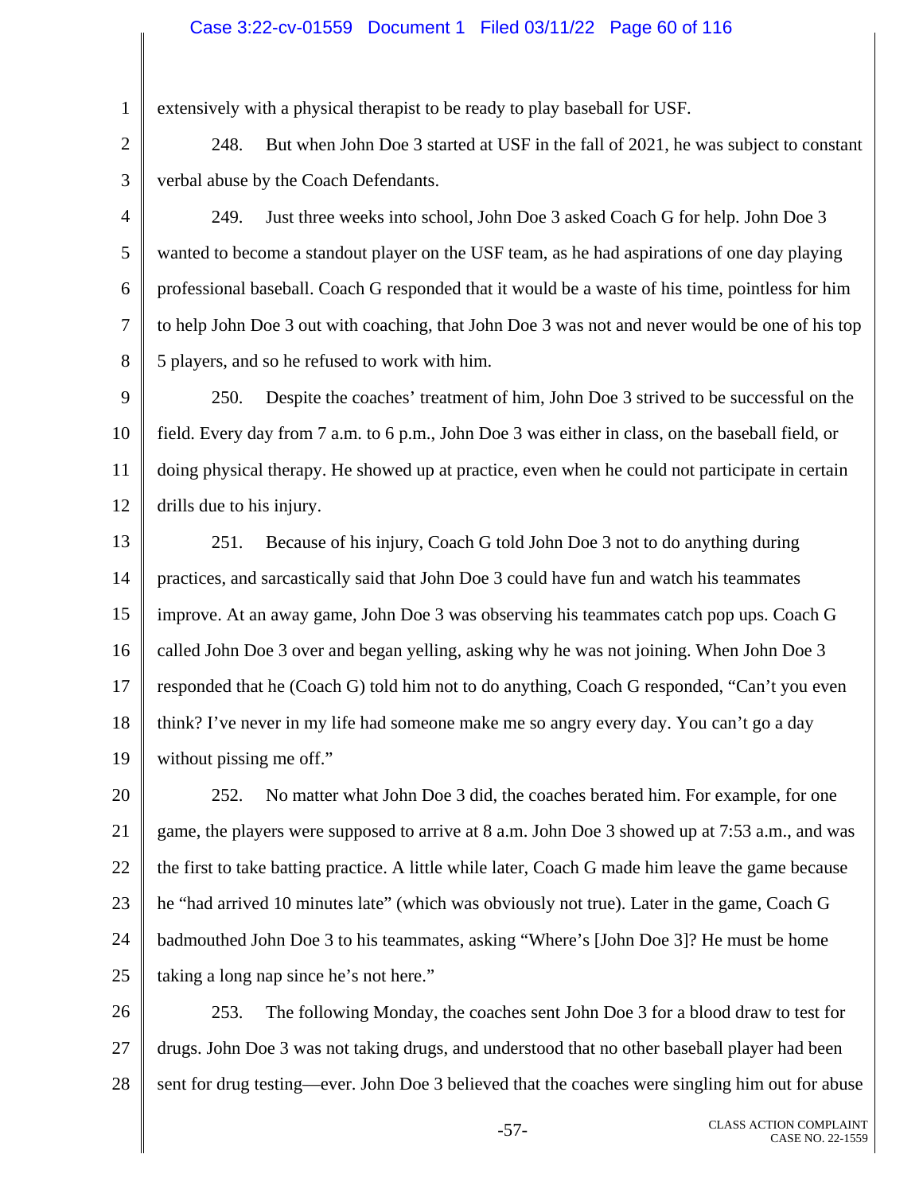extensively with a physical therapist to be ready to play baseball for USF.

248. But when John Doe 3 started at USF in the fall of 2021, he was subject to constant verbal abuse by the Coach Defendants.

249. Just three weeks into school, John Doe 3 asked Coach G for help. John Doe 3 wanted to become a standout player on the USF team, as he had aspirations of one day playing professional baseball. Coach G responded that it would be a waste of his time, pointless for him to help John Doe 3 out with coaching, that John Doe 3 was not and never would be one of his top 5 players, and so he refused to work with him.

250. Despite the coaches' treatment of him, John Doe 3 strived to be successful on the field. Every day from 7 a.m. to 6 p.m., John Doe 3 was either in class, on the baseball field, or doing physical therapy. He showed up at practice, even when he could not participate in certain drills due to his injury.

251. Because of his injury, Coach G told John Doe 3 not to do anything during practices, and sarcastically said that John Doe 3 could have fun and watch his teammates improve. At an away game, John Doe 3 was observing his teammates catch pop ups. Coach G called John Doe 3 over and began yelling, asking why he was not joining. When John Doe 3 responded that he (Coach G) told him not to do anything, Coach G responded, "Can't you even think? I've never in my life had someone make me so angry every day. You can't go a day without pissing me off."

252. No matter what John Doe 3 did, the coaches berated him. For example, for one game, the players were supposed to arrive at 8 a.m. John Doe 3 showed up at 7:53 a.m., and was the first to take batting practice. A little while later, Coach G made him leave the game because he "had arrived 10 minutes late" (which was obviously not true). Later in the game, Coach G badmouthed John Doe 3 to his teammates, asking "Where's [John Doe 3]? He must be home taking a long nap since he's not here."

253. The following Monday, the coaches sent John Doe 3 for a blood draw to test for drugs. John Doe 3 was not taking drugs, and understood that no other baseball player had been sent for drug testing—ever. John Doe 3 believed that the coaches were singling him out for abuse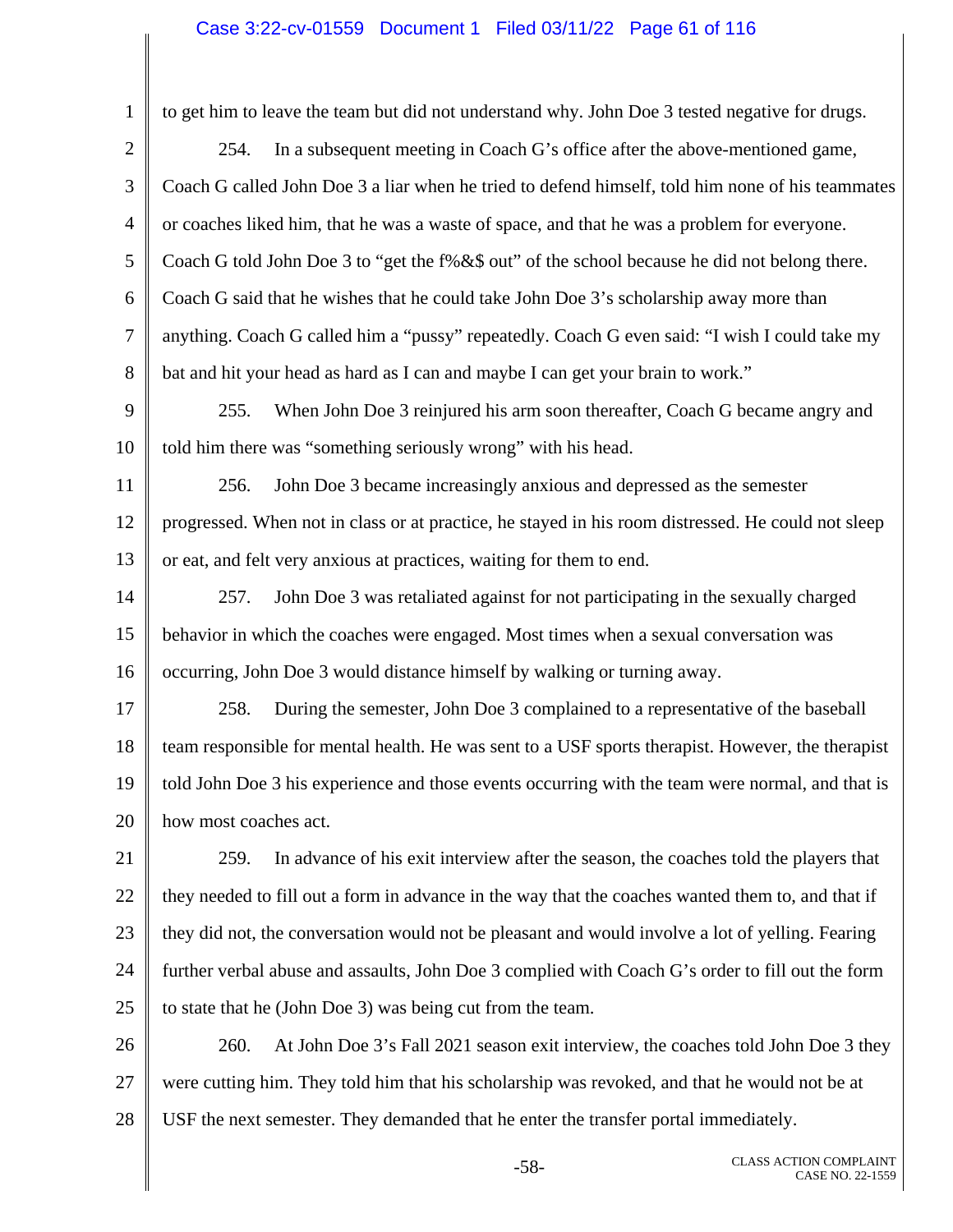to get him to leave the team but did not understand why. John Doe 3 tested negative for drugs.

254. In a subsequent meeting in Coach G's office after the above-mentioned game, Coach G called John Doe 3 a liar when he tried to defend himself, told him none of his teammates or coaches liked him, that he was a waste of space, and that he was a problem for everyone. Coach G told John Doe 3 to "get the f%&$ out" of the school because he did not belong there. Coach G said that he wishes that he could take John Doe 3's scholarship away more than anything. Coach G called him a "pussy" repeatedly. Coach G even said: "I wish I could take my bat and hit your head as hard as I can and maybe I can get your brain to work."

255. When John Doe 3 reinjured his arm soon thereafter, Coach G became angry and told him there was "something seriously wrong" with his head.

256. John Doe 3 became increasingly anxious and depressed as the semester progressed. When not in class or at practice, he stayed in his room distressed. He could not sleep or eat, and felt very anxious at practices, waiting for them to end.

257. John Doe 3 was retaliated against for not participating in the sexually charged behavior in which the coaches were engaged. Most times when a sexual conversation was occurring, John Doe 3 would distance himself by walking or turning away.

258. During the semester, John Doe 3 complained to a representative of the baseball team responsible for mental health. He was sent to a USF sports therapist. However, the therapist told John Doe 3 his experience and those events occurring with the team were normal, and that is how most coaches act.

259. In advance of his exit interview after the season, the coaches told the players that they needed to fill out a form in advance in the way that the coaches wanted them to, and that if they did not, the conversation would not be pleasant and would involve a lot of yelling. Fearing further verbal abuse and assaults, John Doe 3 complied with Coach G's order to fill out the form to state that he (John Doe 3) was being cut from the team.

260. At John Doe 3's Fall 2021 season exit interview, the coaches told John Doe 3 they were cutting him. They told him that his scholarship was revoked, and that he would not be at USF the next semester. They demanded that he enter the transfer portal immediately.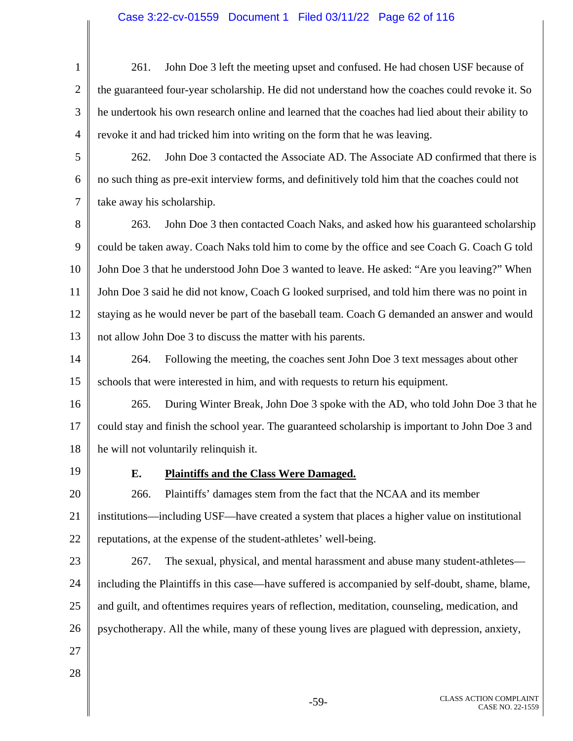261. John Doe 3 left the meeting upset and confused. He had chosen USF because of the guaranteed four-year scholarship. He did not understand how the coaches could revoke it. So he undertook his own research online and learned that the coaches had lied about their ability to revoke it and had tricked him into writing on the form that he was leaving.

262. John Doe 3 contacted the Associate AD. The Associate AD confirmed that there is no such thing as pre-exit interview forms, and definitively told him that the coaches could not take away his scholarship.

263. John Doe 3 then contacted Coach Naks, and asked how his guaranteed scholarship could be taken away. Coach Naks told him to come by the office and see Coach G. Coach G told John Doe 3 that he understood John Doe 3 wanted to leave. He asked: "Are you leaving?" When John Doe 3 said he did not know, Coach G looked surprised, and told him there was no point in staying as he would never be part of the baseball team. Coach G demanded an answer and would not allow John Doe 3 to discuss the matter with his parents.

264. Following the meeting, the coaches sent John Doe 3 text messages about other schools that were interested in him, and with requests to return his equipment.

265. During Winter Break, John Doe 3 spoke with the AD, who told John Doe 3 that he could stay and finish the school year. The guaranteed scholarship is important to John Doe 3 and he will not voluntarily relinquish it.

### E. **Plaintiffs and the Class Were Damaged.**

266. Plaintiffs' damages stem from the fact that the NCAA and its member institutions—including USF—have created a system that places a higher value on institutional reputations, at the expense of the student-athletes' well-being.

267. The sexual, physical, and mental harassment and abuse many student-athletes—including the Plaintiffs in this case—have suffered is accompanied by self-doubt, shame, blame, and guilt, and oftentimes requires years of reflection, meditation, counseling, medication, and psychotherapy. All the while, many of these young lives are plagued with depression, anxiety,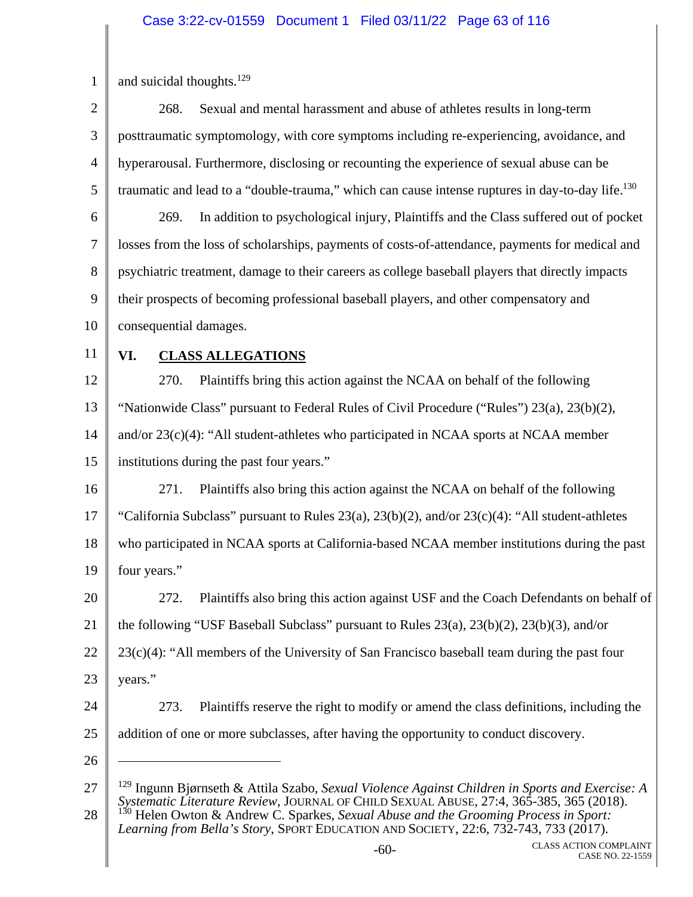and suicidal thoughts.[129]

268. Sexual and mental harassment and abuse of athletes results in long-term posttraumatic symptomology, with core symptoms including re-experiencing, avoidance, and hyperarousal. Furthermore, disclosing or recounting the experience of sexual abuse can be traumatic and lead to a "double-trauma," which can cause intense ruptures in day-to-day life.[130]

269. In addition to psychological injury, Plaintiffs and the Class suffered out of pocket losses from the loss of scholarships, payments of costs-of-attendance, payments for medical and psychiatric treatment, damage to their careers as college baseball players that directly impacts their prospects of becoming professional baseball players, and other compensatory and consequential damages.

## VI. CLASS ALLEGATIONS

270. Plaintiffs bring this action against the NCAA on behalf of the following "Nationwide Class" pursuant to Federal Rules of Civil Procedure ("Rules") 23(a), 23(b)(2), and/or 23(c)(4): "All student-athletes who participated in NCAA sports at NCAA member institutions during the past four years."

271. Plaintiffs also bring this action against the NCAA on behalf of the following "California Subclass" pursuant to Rules 23(a), 23(b)(2), and/or 23(c)(4): "All student-athletes who participated in NCAA sports at California-based NCAA member institutions during the past four years."

272. Plaintiffs also bring this action against USF and the Coach Defendants on behalf of the following "USF Baseball Subclass" pursuant to Rules 23(a), 23(b)(2), 23(b)(3), and/or 23(c)(4): "All members of the University of San Francisco baseball team during the past four years."

273. Plaintiffs reserve the right to modify or amend the class definitions, including the addition of one or more subclasses, after having the opportunity to conduct discovery.

---

[129] Ingunn Bjørnseth & Attila Szabo, *Sexual Violence Against Children in Sports and Exercise: A Systematic Literature Review*, JOURNAL OF CHILD SEXUAL ABUSE, 27:4, 365-385, 365 (2018).

[130] Helen Owton & Andrew C. Sparkes, *Sexual Abuse and the Grooming Process in Sport: Learning from Bella's Story*, SPORT EDUCATION AND SOCIETY, 22:6, 732-743, 733 (2017).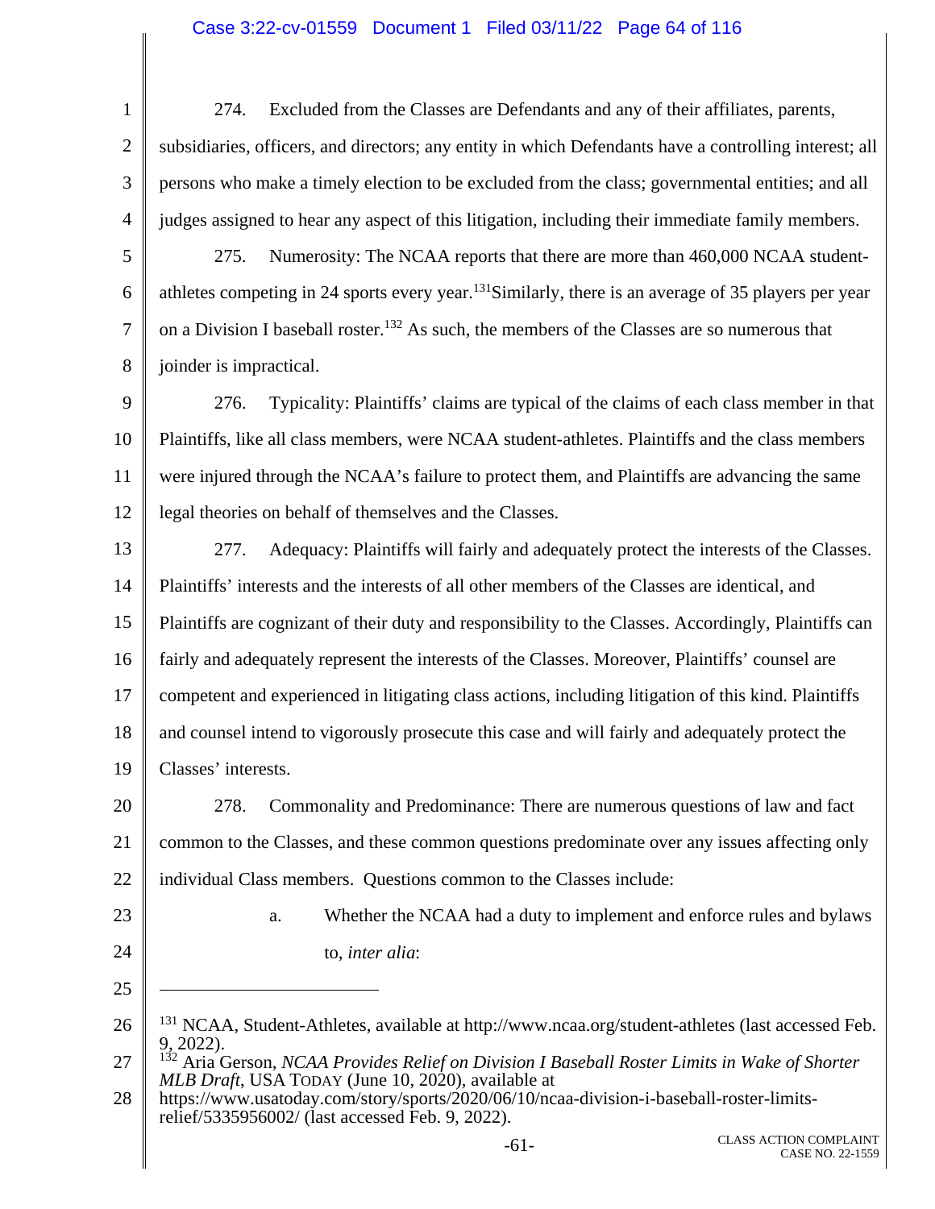274. Excluded from the Classes are Defendants and any of their affiliates, parents, subsidiaries, officers, and directors; any entity in which Defendants have a controlling interest; all persons who make a timely election to be excluded from the class; governmental entities; and all judges assigned to hear any aspect of this litigation, including their immediate family members.

275. Numerosity: The NCAA reports that there are more than 460,000 NCAA student-athletes competing in 24 sports every year.[131]Similarly, there is an average of 35 players per year on a Division I baseball roster.[132] As such, the members of the Classes are so numerous that joinder is impractical.

276. Typicality: Plaintiffs' claims are typical of the claims of each class member in that Plaintiffs, like all class members, were NCAA student-athletes. Plaintiffs and the class members were injured through the NCAA's failure to protect them, and Plaintiffs are advancing the same legal theories on behalf of themselves and the Classes.

277. Adequacy: Plaintiffs will fairly and adequately protect the interests of the Classes. Plaintiffs' interests and the interests of all other members of the Classes are identical, and Plaintiffs are cognizant of their duty and responsibility to the Classes. Accordingly, Plaintiffs can fairly and adequately represent the interests of the Classes. Moreover, Plaintiffs' counsel are competent and experienced in litigating class actions, including litigation of this kind. Plaintiffs and counsel intend to vigorously prosecute this case and will fairly and adequately protect the Classes' interests.

278. Commonality and Predominance: There are numerous questions of law and fact common to the Classes, and these common questions predominate over any issues affecting only individual Class members. Questions common to the Classes include:

a. Whether the NCAA had a duty to implement and enforce rules and bylaws to, *inter alia*:

---

[131] NCAA, Student-Athletes, available at http://www.ncaa.org/student-athletes (last accessed Feb. 9, 2022).

[132] Aria Gerson, *NCAA Provides Relief on Division I Baseball Roster Limits in Wake of Shorter MLB Draft*, USA TODAY (June 10, 2020), available at https://www.usatoday.com/story/sports/2020/06/10/ncaa-division-i-baseball-roster-limits-relief/5335956002/ (last accessed Feb. 9, 2022).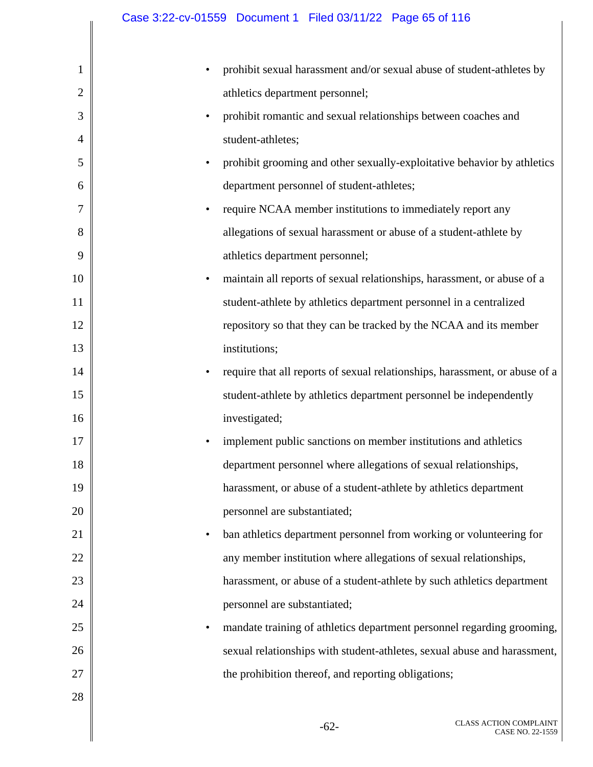- prohibit sexual harassment and/or sexual abuse of student-athletes by athletics department personnel;
- prohibit romantic and sexual relationships between coaches and student-athletes;
- prohibit grooming and other sexually-exploitative behavior by athletics department personnel of student-athletes;
- require NCAA member institutions to immediately report any allegations of sexual harassment or abuse of a student-athlete by athletics department personnel;
- maintain all reports of sexual relationships, harassment, or abuse of a student-athlete by athletics department personnel in a centralized repository so that they can be tracked by the NCAA and its member institutions;
- require that all reports of sexual relationships, harassment, or abuse of a student-athlete by athletics department personnel be independently investigated;
- implement public sanctions on member institutions and athletics department personnel where allegations of sexual relationships, harassment, or abuse of a student-athlete by athletics department personnel are substantiated;
- ban athletics department personnel from working or volunteering for any member institution where allegations of sexual relationships, harassment, or abuse of a student-athlete by such athletics department personnel are substantiated;
- mandate training of athletics department personnel regarding grooming, sexual relationships with student-athletes, sexual abuse and harassment, the prohibition thereof, and reporting obligations;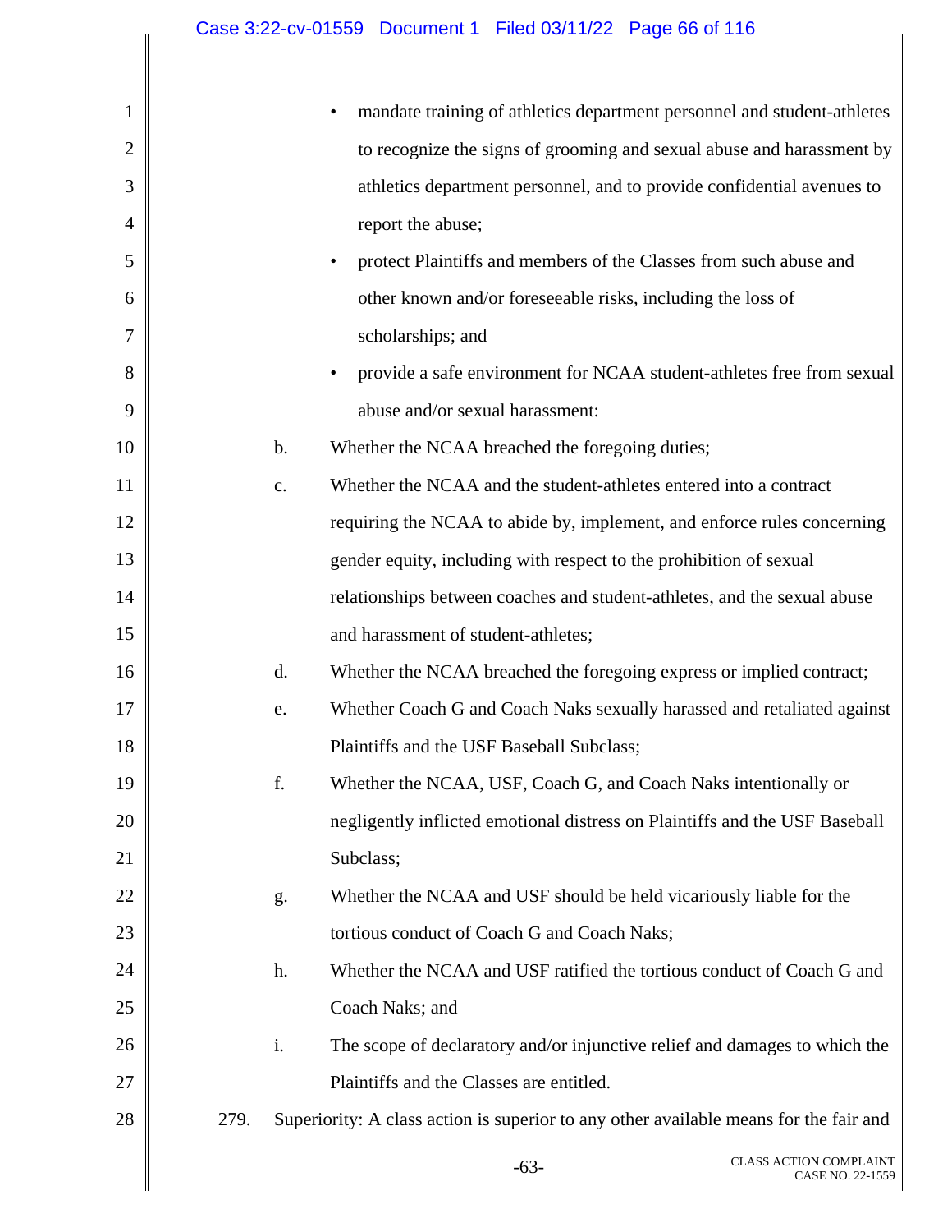- mandate training of athletics department personnel and student-athletes to recognize the signs of grooming and sexual abuse and harassment by athletics department personnel, and to provide confidential avenues to report the abuse;
- protect Plaintiffs and members of the Classes from such abuse and other known and/or foreseeable risks, including the loss of scholarships; and
- provide a safe environment for NCAA student-athletes free from sexual abuse and/or sexual harassment:

b. Whether the NCAA breached the foregoing duties;

c. Whether the NCAA and the student-athletes entered into a contract requiring the NCAA to abide by, implement, and enforce rules concerning gender equity, including with respect to the prohibition of sexual relationships between coaches and student-athletes, and the sexual abuse and harassment of student-athletes;

d. Whether the NCAA breached the foregoing express or implied contract;

e. Whether Coach G and Coach Naks sexually harassed and retaliated against Plaintiffs and the USF Baseball Subclass;

f. Whether the NCAA, USF, Coach G, and Coach Naks intentionally or negligently inflicted emotional distress on Plaintiffs and the USF Baseball Subclass;

g. Whether the NCAA and USF should be held vicariously liable for the tortious conduct of Coach G and Coach Naks;

h. Whether the NCAA and USF ratified the tortious conduct of Coach G and Coach Naks; and

i. The scope of declaratory and/or injunctive relief and damages to which the Plaintiffs and the Classes are entitled.

279. Superiority: A class action is superior to any other available means for the fair and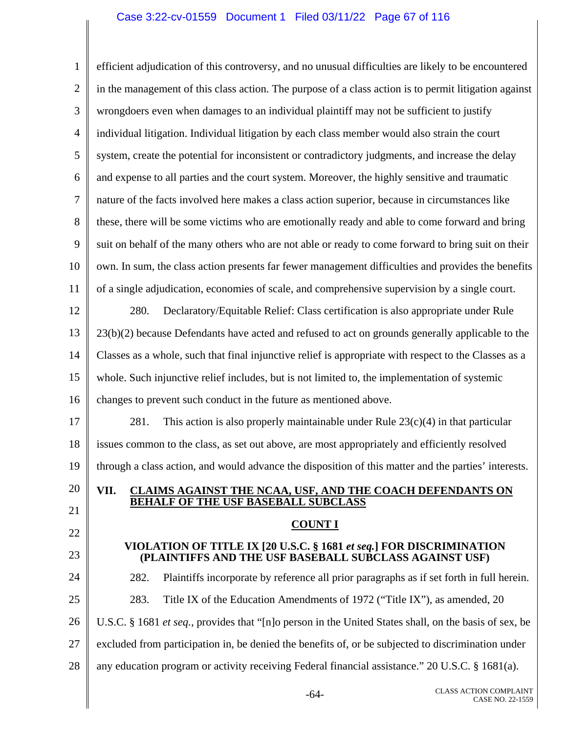efficient adjudication of this controversy, and no unusual difficulties are likely to be encountered in the management of this class action. The purpose of a class action is to permit litigation against wrongdoers even when damages to an individual plaintiff may not be sufficient to justify individual litigation. Individual litigation by each class member would also strain the court system, create the potential for inconsistent or contradictory judgments, and increase the delay and expense to all parties and the court system. Moreover, the highly sensitive and traumatic nature of the facts involved here makes a class action superior, because in circumstances like these, there will be some victims who are emotionally ready and able to come forward and bring suit on behalf of the many others who are not able or ready to come forward to bring suit on their own. In sum, the class action presents far fewer management difficulties and provides the benefits of a single adjudication, economies of scale, and comprehensive supervision by a single court.

280. Declaratory/Equitable Relief: Class certification is also appropriate under Rule 23(b)(2) because Defendants have acted and refused to act on grounds generally applicable to the Classes as a whole, such that final injunctive relief is appropriate with respect to the Classes as a whole. Such injunctive relief includes, but is not limited to, the implementation of systemic changes to prevent such conduct in the future as mentioned above.

281. This action is also properly maintainable under Rule 23(c)(4) in that particular issues common to the class, as set out above, are most appropriately and efficiently resolved through a class action, and would advance the disposition of this matter and the parties' interests.

## VII. CLAIMS AGAINST THE NCAA, USF, AND THE COACH DEFENDANTS ON BEHALF OF THE USF BASEBALL SUBCLASS

### COUNT I

### VIOLATION OF TITLE IX [20 U.S.C. § 1681 *et seq.*] FOR DISCRIMINATION (PLAINTIFFS AND THE USF BASEBALL SUBCLASS AGAINST USF)

282. Plaintiffs incorporate by reference all prior paragraphs as if set forth in full herein.

283. Title IX of the Education Amendments of 1972 ("Title IX"), as amended, 20 U.S.C. § 1681 *et seq.*, provides that "[n]o person in the United States shall, on the basis of sex, be excluded from participation in, be denied the benefits of, or be subjected to discrimination under any education program or activity receiving Federal financial assistance." 20 U.S.C. § 1681(a).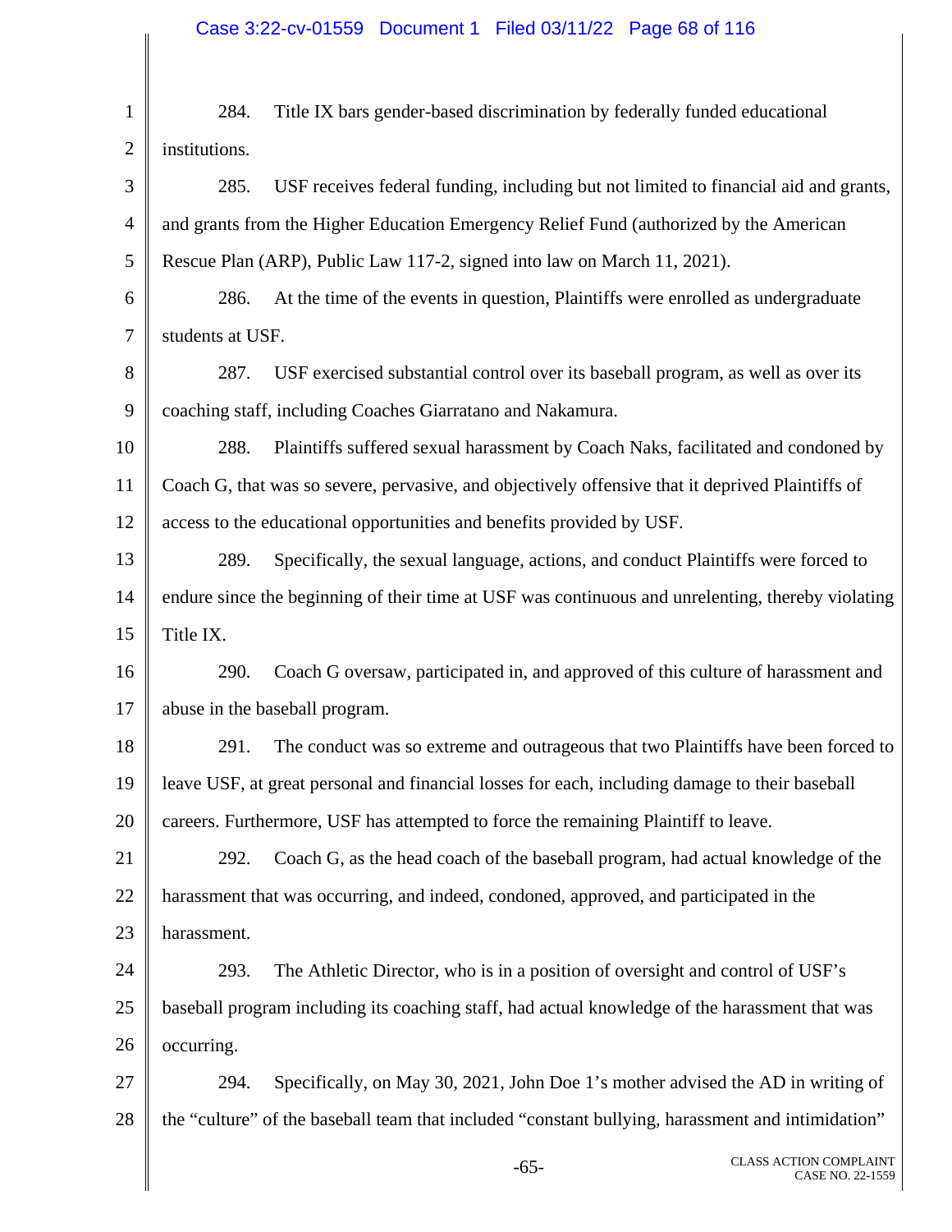284. Title IX bars gender-based discrimination by federally funded educational institutions.

285. USF receives federal funding, including but not limited to financial aid and grants, and grants from the Higher Education Emergency Relief Fund (authorized by the American Rescue Plan (ARP), Public Law 117-2, signed into law on March 11, 2021).

286. At the time of the events in question, Plaintiffs were enrolled as undergraduate students at USF.

287. USF exercised substantial control over its baseball program, as well as over its coaching staff, including Coaches Giarratano and Nakamura.

288. Plaintiffs suffered sexual harassment by Coach Naks, facilitated and condoned by Coach G, that was so severe, pervasive, and objectively offensive that it deprived Plaintiffs of access to the educational opportunities and benefits provided by USF.

289. Specifically, the sexual language, actions, and conduct Plaintiffs were forced to endure since the beginning of their time at USF was continuous and unrelenting, thereby violating Title IX.

290. Coach G oversaw, participated in, and approved of this culture of harassment and abuse in the baseball program.

291. The conduct was so extreme and outrageous that two Plaintiffs have been forced to leave USF, at great personal and financial losses for each, including damage to their baseball careers. Furthermore, USF has attempted to force the remaining Plaintiff to leave.

292. Coach G, as the head coach of the baseball program, had actual knowledge of the harassment that was occurring, and indeed, condoned, approved, and participated in the harassment.

293. The Athletic Director, who is in a position of oversight and control of USF's baseball program including its coaching staff, had actual knowledge of the harassment that was occurring.

294. Specifically, on May 30, 2021, John Doe 1's mother advised the AD in writing of the "culture" of the baseball team that included "constant bullying, harassment and intimidation"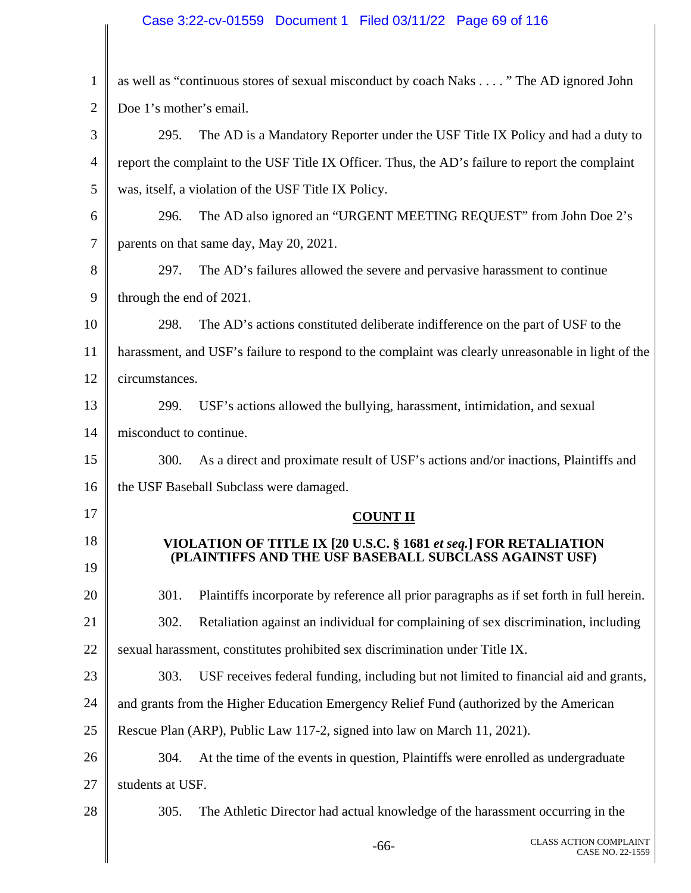as well as "continuous stores of sexual misconduct by coach Naks . . . . " The AD ignored John Doe 1's mother's email.

295. The AD is a Mandatory Reporter under the USF Title IX Policy and had a duty to report the complaint to the USF Title IX Officer. Thus, the AD's failure to report the complaint was, itself, a violation of the USF Title IX Policy.

296. The AD also ignored an "URGENT MEETING REQUEST" from John Doe 2's parents on that same day, May 20, 2021.

297. The AD's failures allowed the severe and pervasive harassment to continue through the end of 2021.

298. The AD's actions constituted deliberate indifference on the part of USF to the harassment, and USF's failure to respond to the complaint was clearly unreasonable in light of the circumstances.

299. USF's actions allowed the bullying, harassment, intimidation, and sexual misconduct to continue.

300. As a direct and proximate result of USF's actions and/or inactions, Plaintiffs and the USF Baseball Subclass were damaged.

## COUNT II

### VIOLATION OF TITLE IX [20 U.S.C. § 1681 *et seq.*] FOR RETALIATION (PLAINTIFFS AND THE USF BASEBALL SUBCLASS AGAINST USF)

301. Plaintiffs incorporate by reference all prior paragraphs as if set forth in full herein.

302. Retaliation against an individual for complaining of sex discrimination, including sexual harassment, constitutes prohibited sex discrimination under Title IX.

303. USF receives federal funding, including but not limited to financial aid and grants, and grants from the Higher Education Emergency Relief Fund (authorized by the American Rescue Plan (ARP), Public Law 117-2, signed into law on March 11, 2021).

304. At the time of the events in question, Plaintiffs were enrolled as undergraduate students at USF.

305. The Athletic Director had actual knowledge of the harassment occurring in the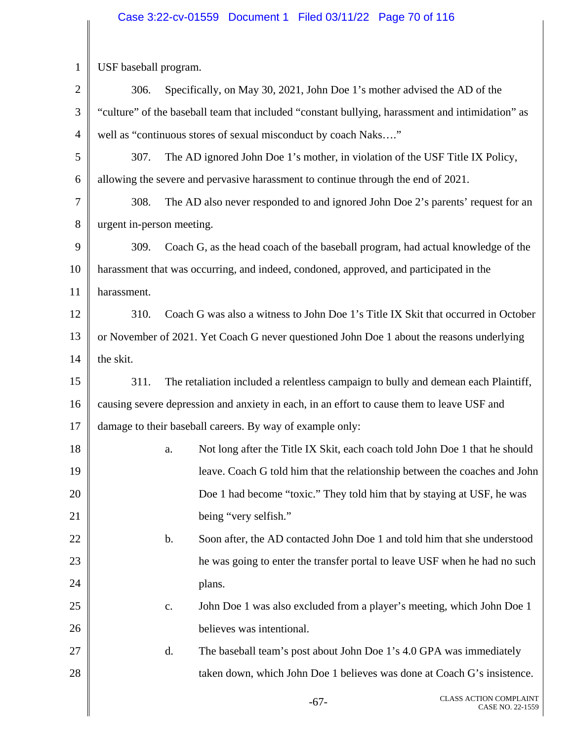USF baseball program.

306. Specifically, on May 30, 2021, John Doe 1's mother advised the AD of the "culture" of the baseball team that included "constant bullying, harassment and intimidation" as well as "continuous stores of sexual misconduct by coach Naks…."

307. The AD ignored John Doe 1's mother, in violation of the USF Title IX Policy, allowing the severe and pervasive harassment to continue through the end of 2021.

308. The AD also never responded to and ignored John Doe 2's parents' request for an urgent in-person meeting.

309. Coach G, as the head coach of the baseball program, had actual knowledge of the harassment that was occurring, and indeed, condoned, approved, and participated in the harassment.

310. Coach G was also a witness to John Doe 1's Title IX Skit that occurred in October or November of 2021. Yet Coach G never questioned John Doe 1 about the reasons underlying the skit.

311. The retaliation included a relentless campaign to bully and demean each Plaintiff, causing severe depression and anxiety in each, in an effort to cause them to leave USF and damage to their baseball careers. By way of example only:

a. Not long after the Title IX Skit, each coach told John Doe 1 that he should leave. Coach G told him that the relationship between the coaches and John Doe 1 had become "toxic." They told him that by staying at USF, he was being "very selfish."

b. Soon after, the AD contacted John Doe 1 and told him that she understood he was going to enter the transfer portal to leave USF when he had no such plans.

c. John Doe 1 was also excluded from a player's meeting, which John Doe 1 believes was intentional.

d. The baseball team's post about John Doe 1's 4.0 GPA was immediately taken down, which John Doe 1 believes was done at Coach G's insistence.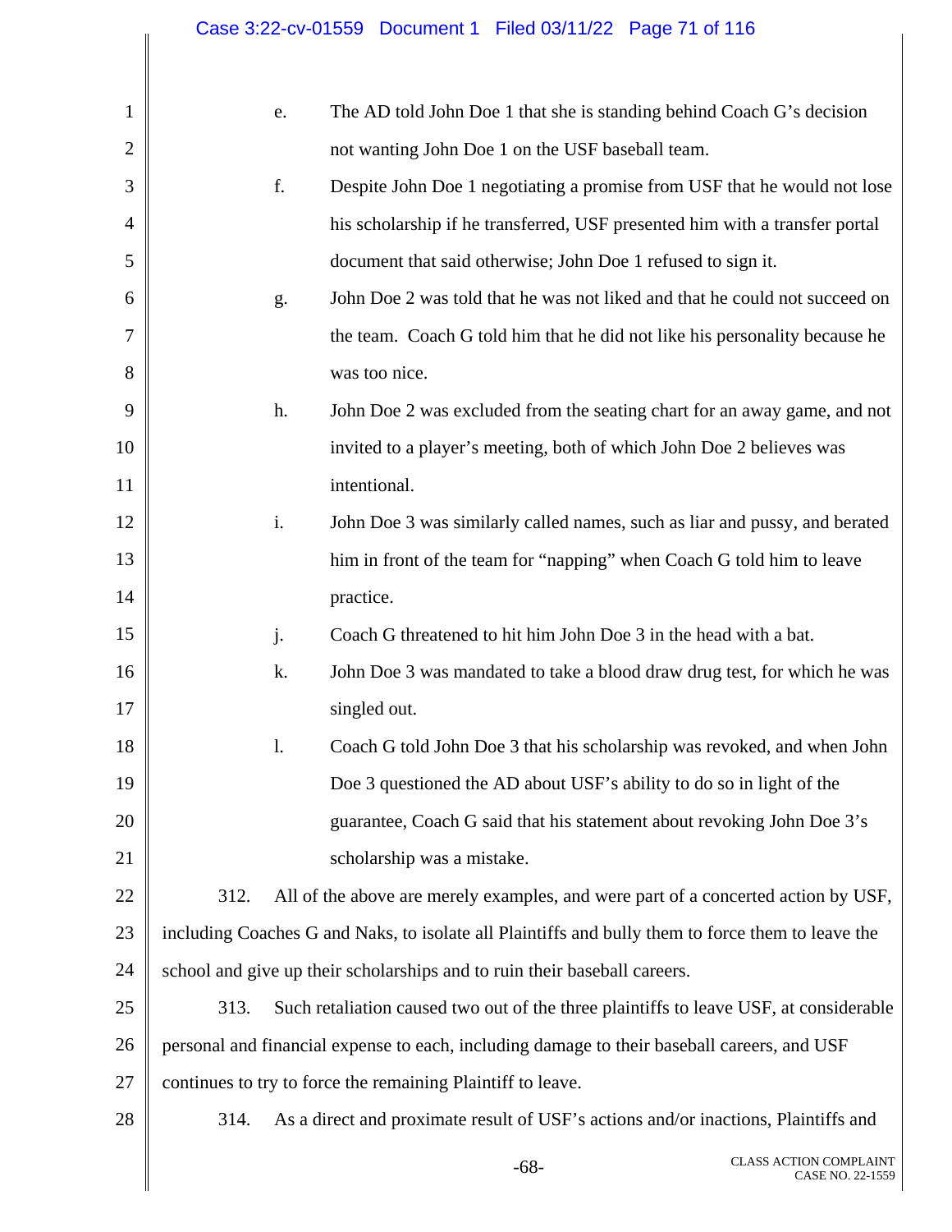e. The AD told John Doe 1 that she is standing behind Coach G's decision not wanting John Doe 1 on the USF baseball team.

f. Despite John Doe 1 negotiating a promise from USF that he would not lose his scholarship if he transferred, USF presented him with a transfer portal document that said otherwise; John Doe 1 refused to sign it.

g. John Doe 2 was told that he was not liked and that he could not succeed on the team. Coach G told him that he did not like his personality because he was too nice.

h. John Doe 2 was excluded from the seating chart for an away game, and not invited to a player's meeting, both of which John Doe 2 believes was intentional.

i. John Doe 3 was similarly called names, such as liar and pussy, and berated him in front of the team for "napping" when Coach G told him to leave practice.

j. Coach G threatened to hit him John Doe 3 in the head with a bat.

k. John Doe 3 was mandated to take a blood draw drug test, for which he was singled out.

l. Coach G told John Doe 3 that his scholarship was revoked, and when John Doe 3 questioned the AD about USF's ability to do so in light of the guarantee, Coach G said that his statement about revoking John Doe 3's scholarship was a mistake.

312. All of the above are merely examples, and were part of a concerted action by USF, including Coaches G and Naks, to isolate all Plaintiffs and bully them to force them to leave the school and give up their scholarships and to ruin their baseball careers.

313. Such retaliation caused two out of the three plaintiffs to leave USF, at considerable personal and financial expense to each, including damage to their baseball careers, and USF continues to try to force the remaining Plaintiff to leave.

314. As a direct and proximate result of USF's actions and/or inactions, Plaintiffs and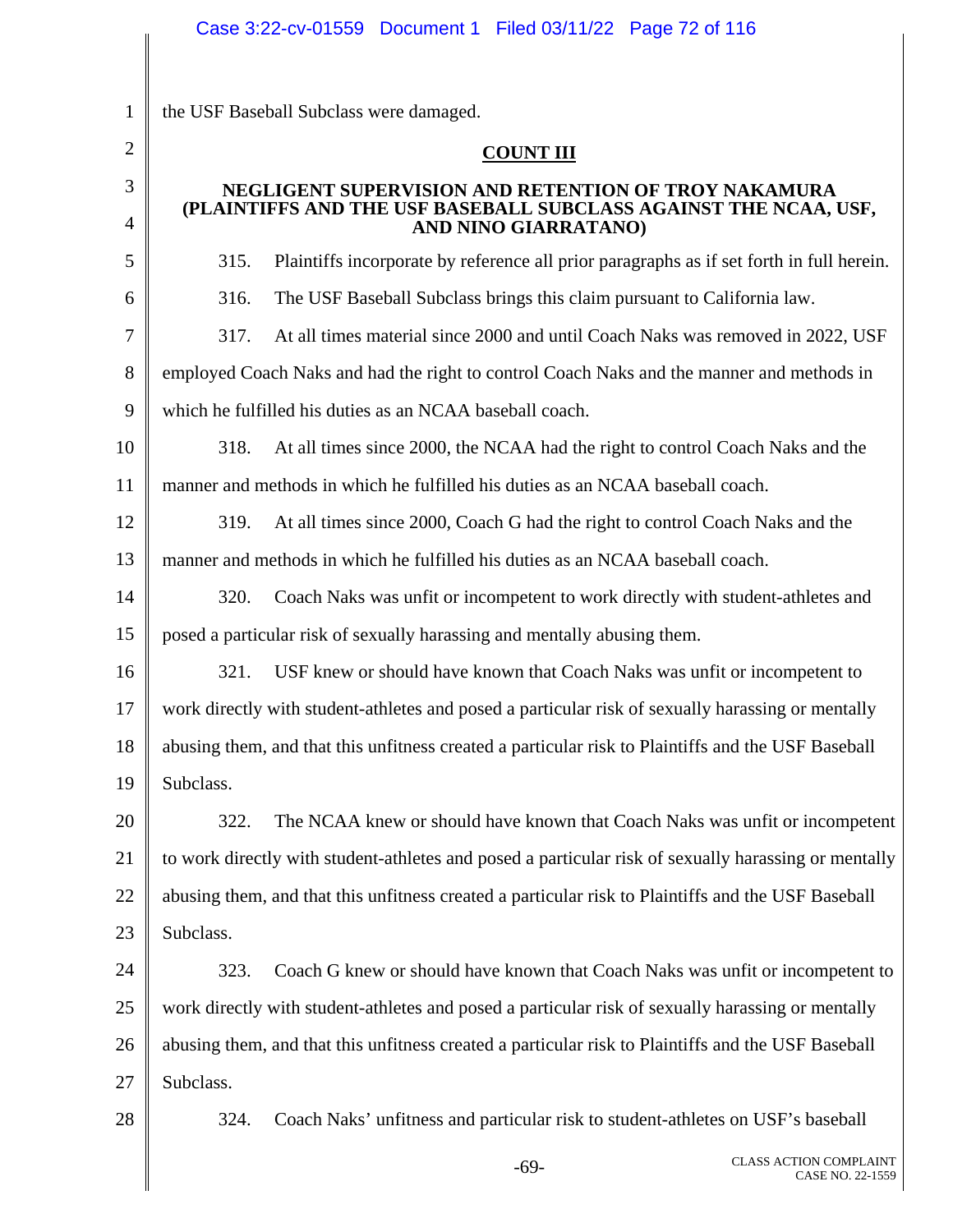the USF Baseball Subclass were damaged.

**COUNT III**

**NEGLIGENT SUPERVISION AND RETENTION OF TROY NAKAMURA (PLAINTIFFS AND THE USF BASEBALL SUBCLASS AGAINST THE NCAA, USF, AND NINO GIARRATANO)**

315. Plaintiffs incorporate by reference all prior paragraphs as if set forth in full herein.

316. The USF Baseball Subclass brings this claim pursuant to California law.

317. At all times material since 2000 and until Coach Naks was removed in 2022, USF employed Coach Naks and had the right to control Coach Naks and the manner and methods in which he fulfilled his duties as an NCAA baseball coach.

318. At all times since 2000, the NCAA had the right to control Coach Naks and the manner and methods in which he fulfilled his duties as an NCAA baseball coach.

319. At all times since 2000, Coach G had the right to control Coach Naks and the manner and methods in which he fulfilled his duties as an NCAA baseball coach.

320. Coach Naks was unfit or incompetent to work directly with student-athletes and posed a particular risk of sexually harassing and mentally abusing them.

321. USF knew or should have known that Coach Naks was unfit or incompetent to work directly with student-athletes and posed a particular risk of sexually harassing or mentally abusing them, and that this unfitness created a particular risk to Plaintiffs and the USF Baseball Subclass.

322. The NCAA knew or should have known that Coach Naks was unfit or incompetent to work directly with student-athletes and posed a particular risk of sexually harassing or mentally abusing them, and that this unfitness created a particular risk to Plaintiffs and the USF Baseball Subclass.

323. Coach G knew or should have known that Coach Naks was unfit or incompetent to work directly with student-athletes and posed a particular risk of sexually harassing or mentally abusing them, and that this unfitness created a particular risk to Plaintiffs and the USF Baseball Subclass.

324. Coach Naks' unfitness and particular risk to student-athletes on USF's baseball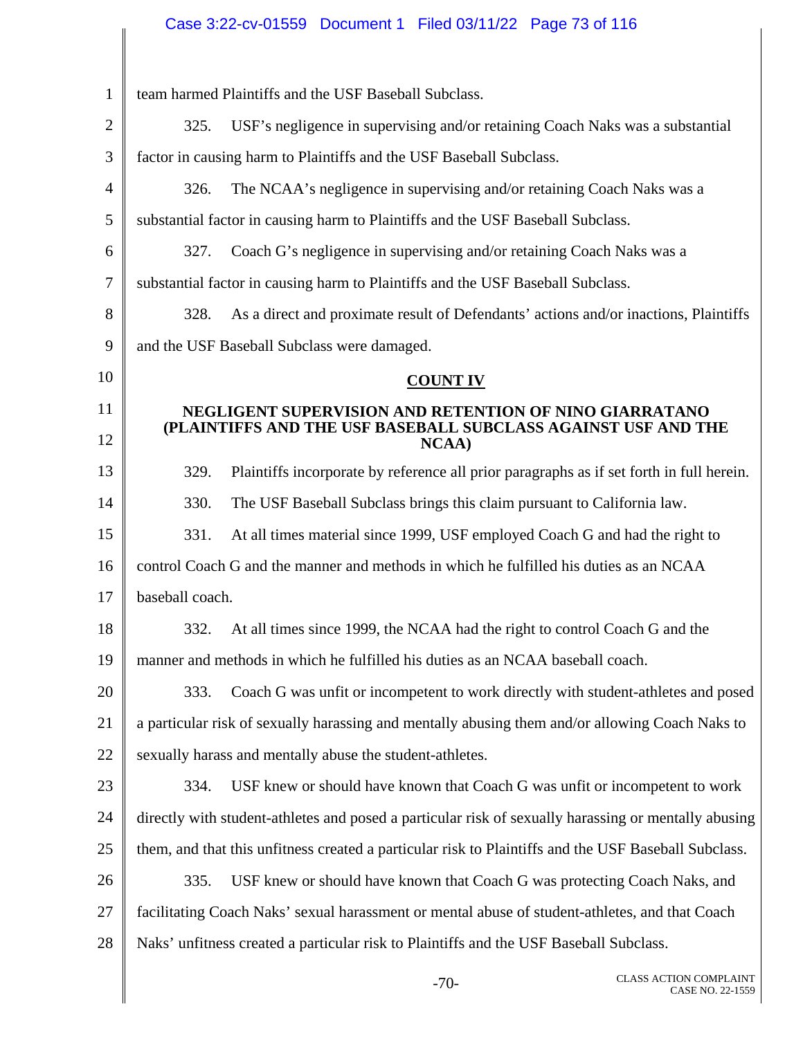team harmed Plaintiffs and the USF Baseball Subclass.

325. USF's negligence in supervising and/or retaining Coach Naks was a substantial factor in causing harm to Plaintiffs and the USF Baseball Subclass.

326. The NCAA's negligence in supervising and/or retaining Coach Naks was a substantial factor in causing harm to Plaintiffs and the USF Baseball Subclass.

327. Coach G's negligence in supervising and/or retaining Coach Naks was a substantial factor in causing harm to Plaintiffs and the USF Baseball Subclass.

328. As a direct and proximate result of Defendants' actions and/or inactions, Plaintiffs and the USF Baseball Subclass were damaged.

## COUNT IV

### NEGLIGENT SUPERVISION AND RETENTION OF NINO GIARRATANO (PLAINTIFFS AND THE USF BASEBALL SUBCLASS AGAINST USF AND THE NCAA)

329. Plaintiffs incorporate by reference all prior paragraphs as if set forth in full herein.

330. The USF Baseball Subclass brings this claim pursuant to California law.

331. At all times material since 1999, USF employed Coach G and had the right to control Coach G and the manner and methods in which he fulfilled his duties as an NCAA baseball coach.

332. At all times since 1999, the NCAA had the right to control Coach G and the manner and methods in which he fulfilled his duties as an NCAA baseball coach.

333. Coach G was unfit or incompetent to work directly with student-athletes and posed a particular risk of sexually harassing and mentally abusing them and/or allowing Coach Naks to sexually harass and mentally abuse the student-athletes.

334. USF knew or should have known that Coach G was unfit or incompetent to work directly with student-athletes and posed a particular risk of sexually harassing or mentally abusing them, and that this unfitness created a particular risk to Plaintiffs and the USF Baseball Subclass.

335. USF knew or should have known that Coach G was protecting Coach Naks, and facilitating Coach Naks' sexual harassment or mental abuse of student-athletes, and that Coach Naks' unfitness created a particular risk to Plaintiffs and the USF Baseball Subclass.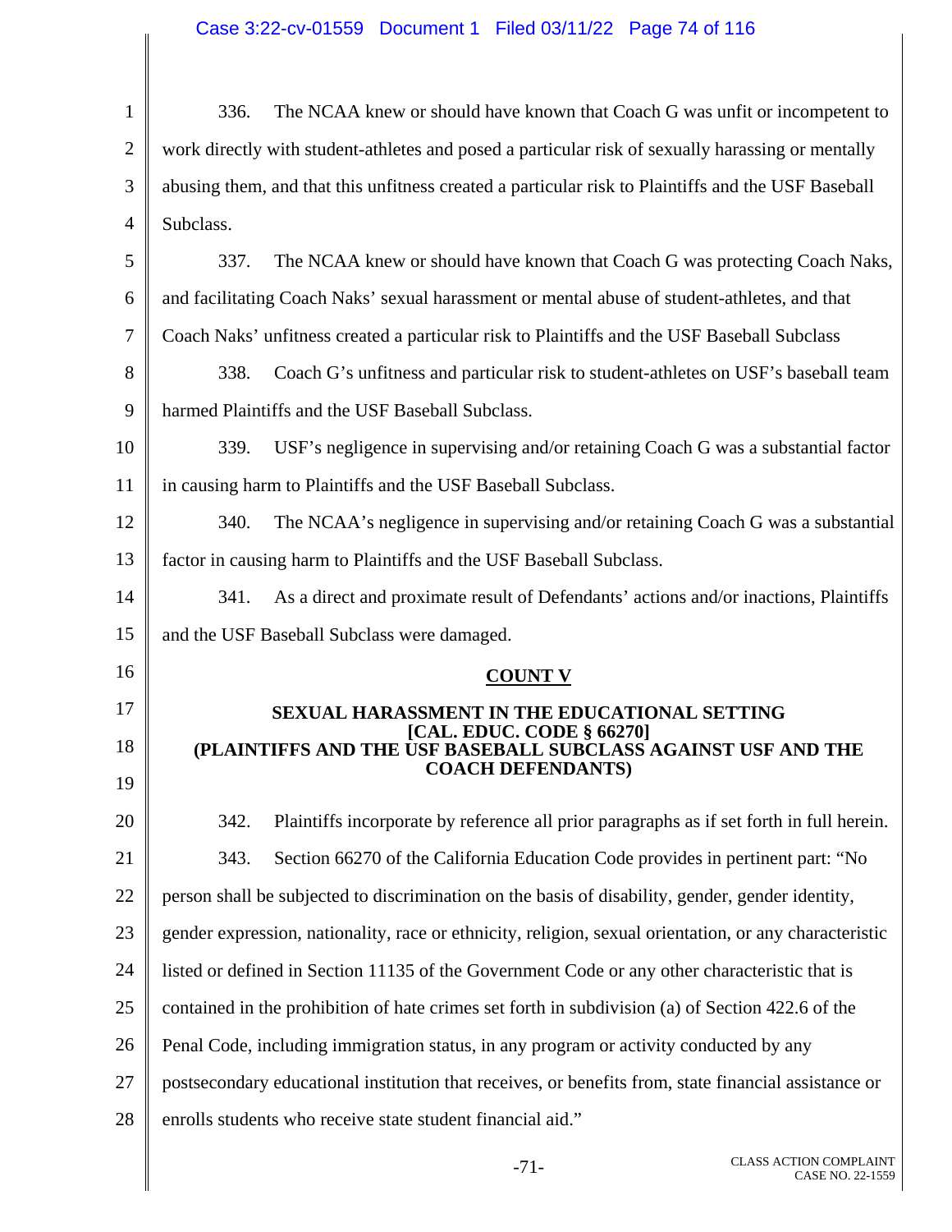336. The NCAA knew or should have known that Coach G was unfit or incompetent to work directly with student-athletes and posed a particular risk of sexually harassing or mentally abusing them, and that this unfitness created a particular risk to Plaintiffs and the USF Baseball Subclass.

337. The NCAA knew or should have known that Coach G was protecting Coach Naks, and facilitating Coach Naks' sexual harassment or mental abuse of student-athletes, and that Coach Naks' unfitness created a particular risk to Plaintiffs and the USF Baseball Subclass

338. Coach G's unfitness and particular risk to student-athletes on USF's baseball team harmed Plaintiffs and the USF Baseball Subclass.

339. USF's negligence in supervising and/or retaining Coach G was a substantial factor in causing harm to Plaintiffs and the USF Baseball Subclass.

340. The NCAA's negligence in supervising and/or retaining Coach G was a substantial factor in causing harm to Plaintiffs and the USF Baseball Subclass.

341. As a direct and proximate result of Defendants' actions and/or inactions, Plaintiffs and the USF Baseball Subclass were damaged.

## COUNT V

### SEXUAL HARASSMENT IN THE EDUCATIONAL SETTING [CAL. EDUC. CODE § 66270] (PLAINTIFFS AND THE USF BASEBALL SUBCLASS AGAINST USF AND THE COACH DEFENDANTS)

342. Plaintiffs incorporate by reference all prior paragraphs as if set forth in full herein.

343. Section 66270 of the California Education Code provides in pertinent part: "No person shall be subjected to discrimination on the basis of disability, gender, gender identity, gender expression, nationality, race or ethnicity, religion, sexual orientation, or any characteristic listed or defined in Section 11135 of the Government Code or any other characteristic that is contained in the prohibition of hate crimes set forth in subdivision (a) of Section 422.6 of the Penal Code, including immigration status, in any program or activity conducted by any postsecondary educational institution that receives, or benefits from, state financial assistance or enrolls students who receive state student financial aid."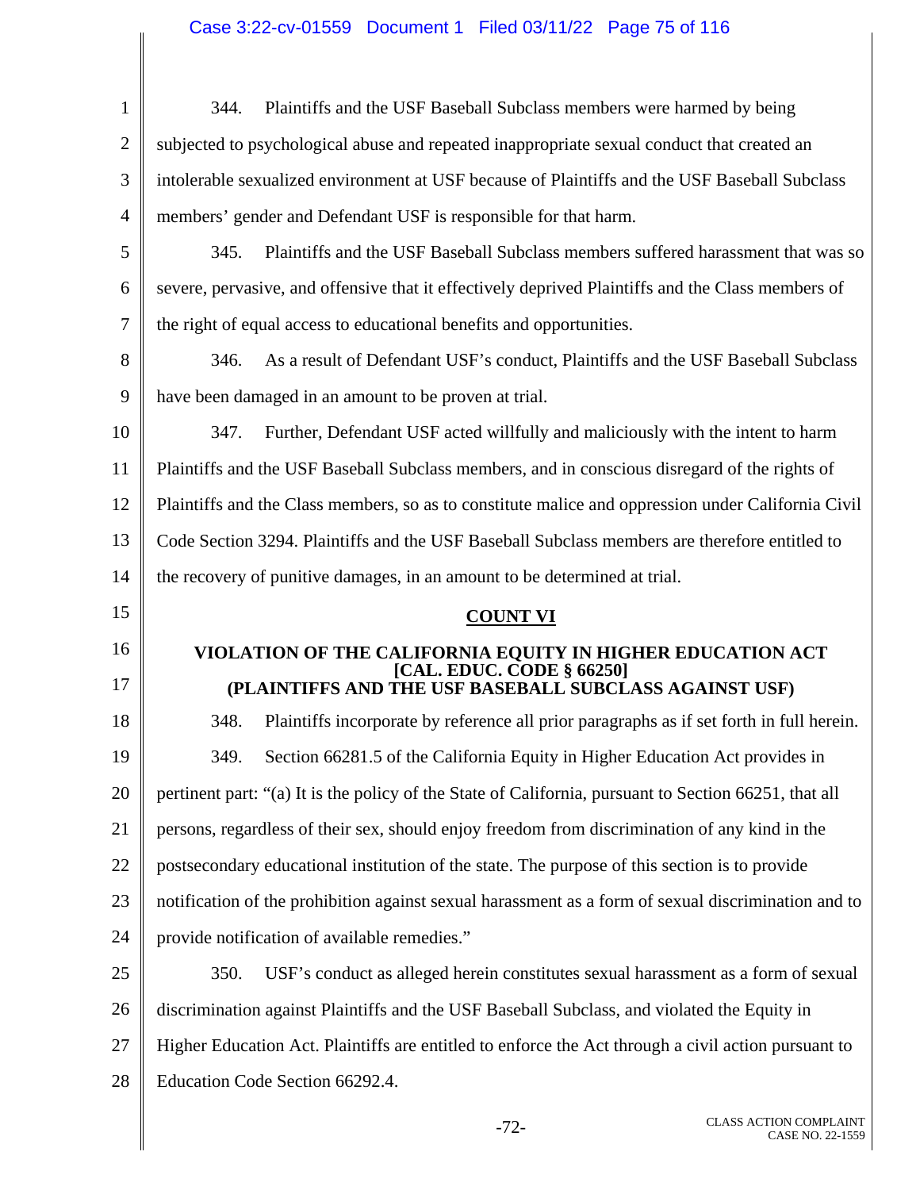344. Plaintiffs and the USF Baseball Subclass members were harmed by being subjected to psychological abuse and repeated inappropriate sexual conduct that created an intolerable sexualized environment at USF because of Plaintiffs and the USF Baseball Subclass members' gender and Defendant USF is responsible for that harm.

345. Plaintiffs and the USF Baseball Subclass members suffered harassment that was so severe, pervasive, and offensive that it effectively deprived Plaintiffs and the Class members of the right of equal access to educational benefits and opportunities.

346. As a result of Defendant USF's conduct, Plaintiffs and the USF Baseball Subclass have been damaged in an amount to be proven at trial.

347. Further, Defendant USF acted willfully and maliciously with the intent to harm Plaintiffs and the USF Baseball Subclass members, and in conscious disregard of the rights of Plaintiffs and the Class members, so as to constitute malice and oppression under California Civil Code Section 3294. Plaintiffs and the USF Baseball Subclass members are therefore entitled to the recovery of punitive damages, in an amount to be determined at trial.

## COUNT VI

### VIOLATION OF THE CALIFORNIA EQUITY IN HIGHER EDUCATION ACT [CAL. EDUC. CODE § 66250] (PLAINTIFFS AND THE USF BASEBALL SUBCLASS AGAINST USF)

348. Plaintiffs incorporate by reference all prior paragraphs as if set forth in full herein.

349. Section 66281.5 of the California Equity in Higher Education Act provides in pertinent part: "(a) It is the policy of the State of California, pursuant to Section 66251, that all persons, regardless of their sex, should enjoy freedom from discrimination of any kind in the postsecondary educational institution of the state. The purpose of this section is to provide notification of the prohibition against sexual harassment as a form of sexual discrimination and to provide notification of available remedies."

350. USF's conduct as alleged herein constitutes sexual harassment as a form of sexual discrimination against Plaintiffs and the USF Baseball Subclass, and violated the Equity in Higher Education Act. Plaintiffs are entitled to enforce the Act through a civil action pursuant to Education Code Section 66292.4.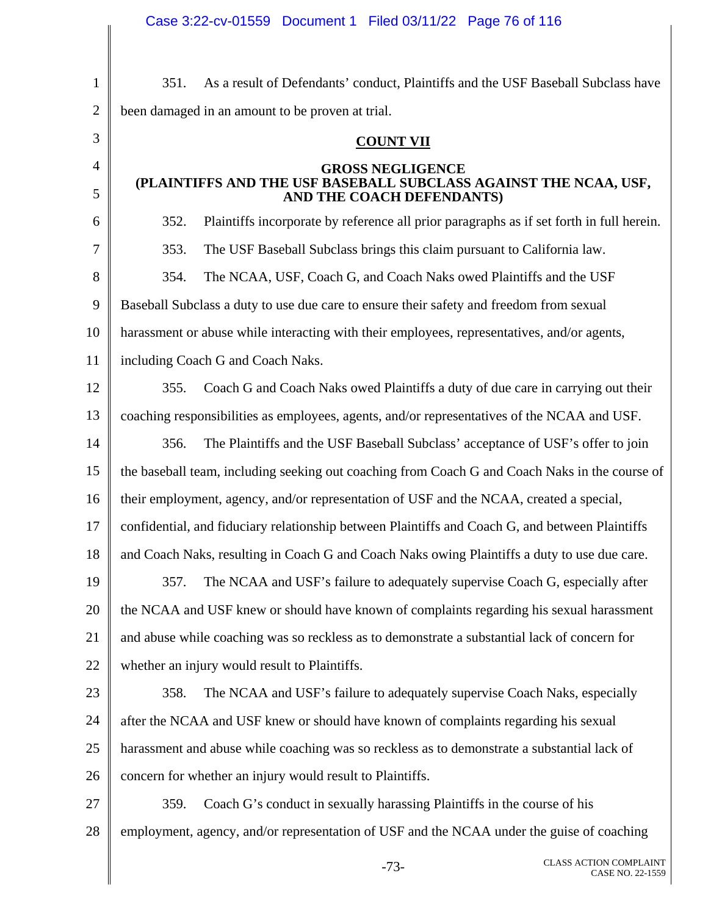351. As a result of Defendants' conduct, Plaintiffs and the USF Baseball Subclass have been damaged in an amount to be proven at trial.

## COUNT VII

### GROSS NEGLIGENCE
### (PLAINTIFFS AND THE USF BASEBALL SUBCLASS AGAINST THE NCAA, USF, AND THE COACH DEFENDANTS)

352. Plaintiffs incorporate by reference all prior paragraphs as if set forth in full herein.

353. The USF Baseball Subclass brings this claim pursuant to California law.

354. The NCAA, USF, Coach G, and Coach Naks owed Plaintiffs and the USF Baseball Subclass a duty to use due care to ensure their safety and freedom from sexual harassment or abuse while interacting with their employees, representatives, and/or agents, including Coach G and Coach Naks.

355. Coach G and Coach Naks owed Plaintiffs a duty of due care in carrying out their coaching responsibilities as employees, agents, and/or representatives of the NCAA and USF.

356. The Plaintiffs and the USF Baseball Subclass' acceptance of USF's offer to join the baseball team, including seeking out coaching from Coach G and Coach Naks in the course of their employment, agency, and/or representation of USF and the NCAA, created a special, confidential, and fiduciary relationship between Plaintiffs and Coach G, and between Plaintiffs and Coach Naks, resulting in Coach G and Coach Naks owing Plaintiffs a duty to use due care.

357. The NCAA and USF's failure to adequately supervise Coach G, especially after the NCAA and USF knew or should have known of complaints regarding his sexual harassment and abuse while coaching was so reckless as to demonstrate a substantial lack of concern for whether an injury would result to Plaintiffs.

358. The NCAA and USF's failure to adequately supervise Coach Naks, especially after the NCAA and USF knew or should have known of complaints regarding his sexual harassment and abuse while coaching was so reckless as to demonstrate a substantial lack of concern for whether an injury would result to Plaintiffs.

359. Coach G's conduct in sexually harassing Plaintiffs in the course of his employment, agency, and/or representation of USF and the NCAA under the guise of coaching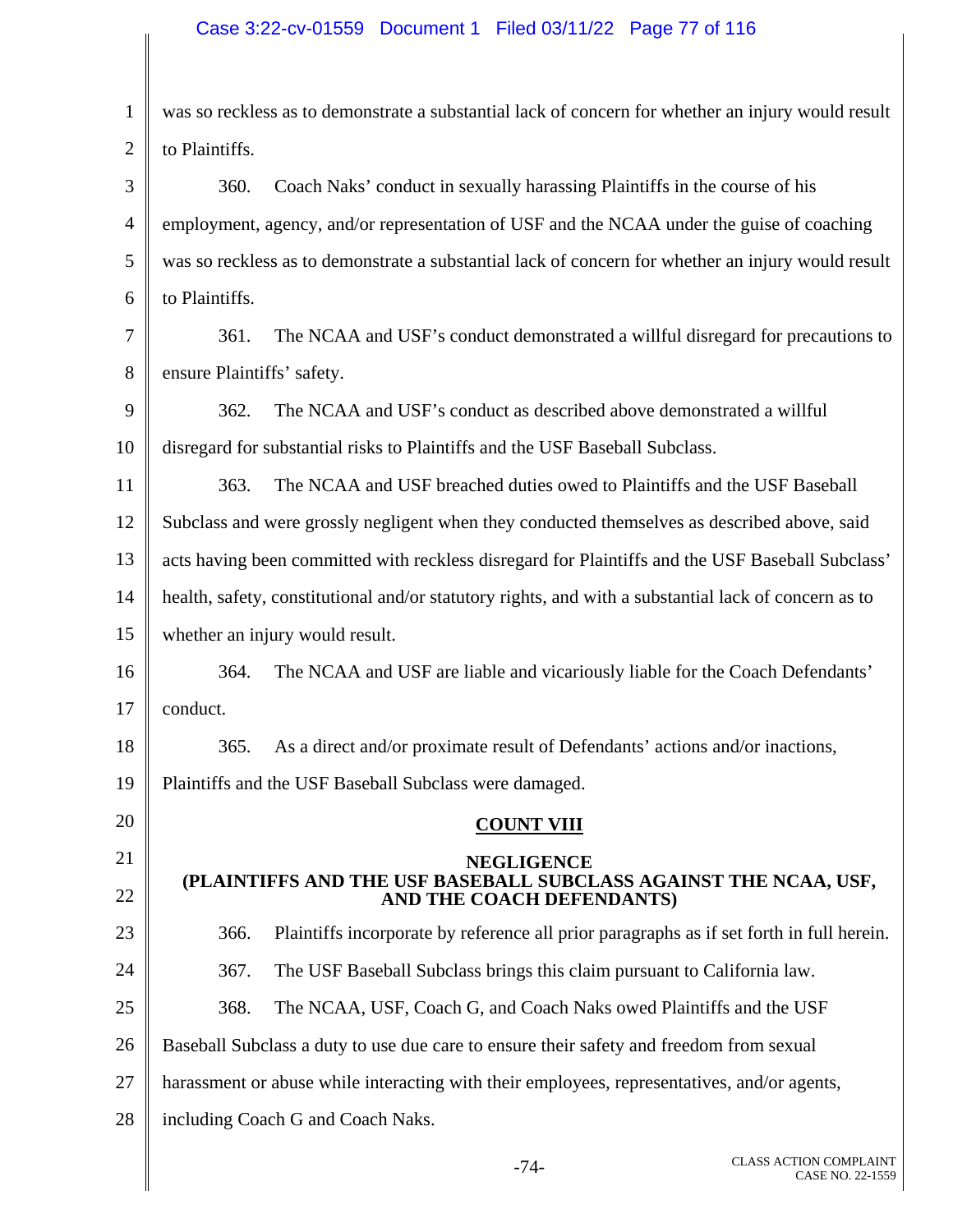was so reckless as to demonstrate a substantial lack of concern for whether an injury would result to Plaintiffs.

360. Coach Naks' conduct in sexually harassing Plaintiffs in the course of his employment, agency, and/or representation of USF and the NCAA under the guise of coaching was so reckless as to demonstrate a substantial lack of concern for whether an injury would result to Plaintiffs.

361. The NCAA and USF's conduct demonstrated a willful disregard for precautions to ensure Plaintiffs' safety.

362. The NCAA and USF's conduct as described above demonstrated a willful disregard for substantial risks to Plaintiffs and the USF Baseball Subclass.

363. The NCAA and USF breached duties owed to Plaintiffs and the USF Baseball Subclass and were grossly negligent when they conducted themselves as described above, said acts having been committed with reckless disregard for Plaintiffs and the USF Baseball Subclass' health, safety, constitutional and/or statutory rights, and with a substantial lack of concern as to whether an injury would result.

364. The NCAA and USF are liable and vicariously liable for the Coach Defendants' conduct.

365. As a direct and/or proximate result of Defendants' actions and/or inactions, Plaintiffs and the USF Baseball Subclass were damaged.

## COUNT VIII

### NEGLIGENCE (PLAINTIFFS AND THE USF BASEBALL SUBCLASS AGAINST THE NCAA, USF, AND THE COACH DEFENDANTS)

366. Plaintiffs incorporate by reference all prior paragraphs as if set forth in full herein.

367. The USF Baseball Subclass brings this claim pursuant to California law.

368. The NCAA, USF, Coach G, and Coach Naks owed Plaintiffs and the USF Baseball Subclass a duty to use due care to ensure their safety and freedom from sexual harassment or abuse while interacting with their employees, representatives, and/or agents, including Coach G and Coach Naks.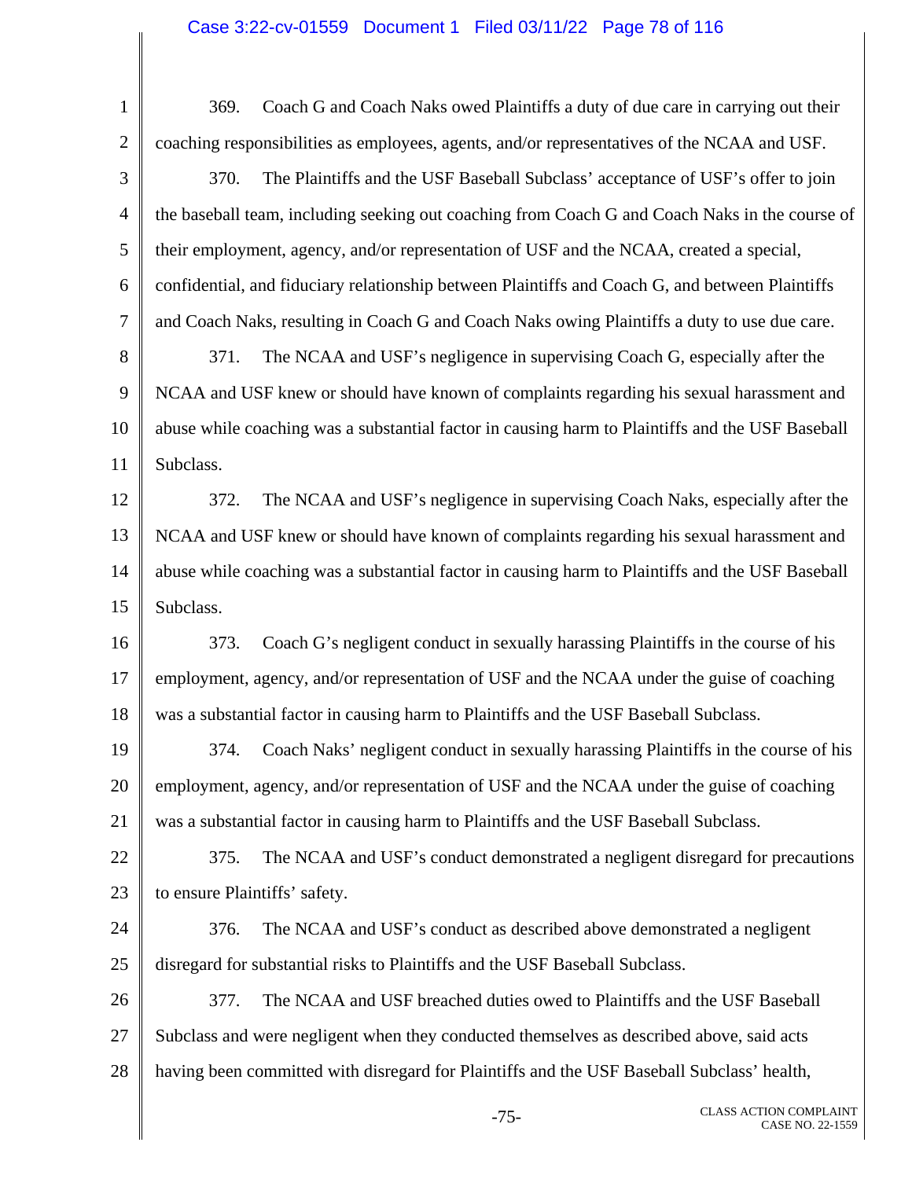369. Coach G and Coach Naks owed Plaintiffs a duty of due care in carrying out their coaching responsibilities as employees, agents, and/or representatives of the NCAA and USF.

370. The Plaintiffs and the USF Baseball Subclass' acceptance of USF's offer to join the baseball team, including seeking out coaching from Coach G and Coach Naks in the course of their employment, agency, and/or representation of USF and the NCAA, created a special, confidential, and fiduciary relationship between Plaintiffs and Coach G, and between Plaintiffs and Coach Naks, resulting in Coach G and Coach Naks owing Plaintiffs a duty to use due care.

371. The NCAA and USF's negligence in supervising Coach G, especially after the NCAA and USF knew or should have known of complaints regarding his sexual harassment and abuse while coaching was a substantial factor in causing harm to Plaintiffs and the USF Baseball Subclass.

372. The NCAA and USF's negligence in supervising Coach Naks, especially after the NCAA and USF knew or should have known of complaints regarding his sexual harassment and abuse while coaching was a substantial factor in causing harm to Plaintiffs and the USF Baseball Subclass.

373. Coach G's negligent conduct in sexually harassing Plaintiffs in the course of his employment, agency, and/or representation of USF and the NCAA under the guise of coaching was a substantial factor in causing harm to Plaintiffs and the USF Baseball Subclass.

374. Coach Naks' negligent conduct in sexually harassing Plaintiffs in the course of his employment, agency, and/or representation of USF and the NCAA under the guise of coaching was a substantial factor in causing harm to Plaintiffs and the USF Baseball Subclass.

375. The NCAA and USF's conduct demonstrated a negligent disregard for precautions to ensure Plaintiffs' safety.

376. The NCAA and USF's conduct as described above demonstrated a negligent disregard for substantial risks to Plaintiffs and the USF Baseball Subclass.

377. The NCAA and USF breached duties owed to Plaintiffs and the USF Baseball Subclass and were negligent when they conducted themselves as described above, said acts having been committed with disregard for Plaintiffs and the USF Baseball Subclass' health,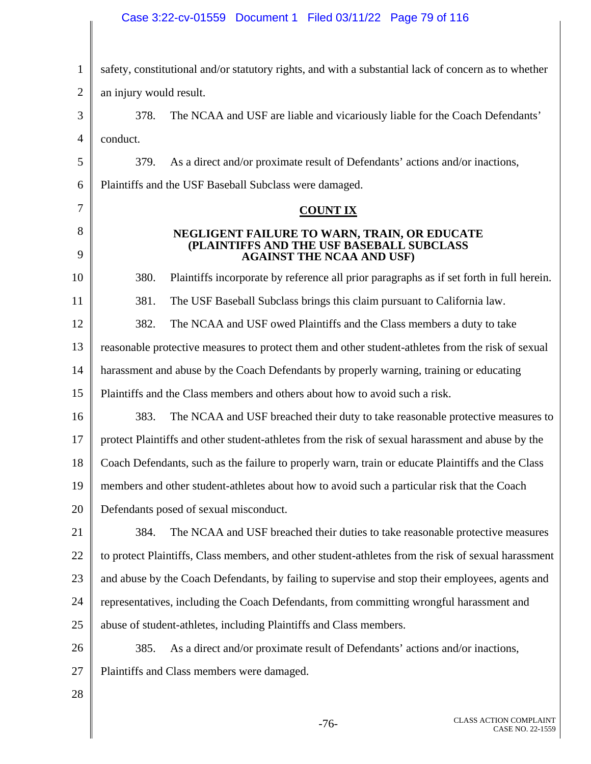safety, constitutional and/or statutory rights, and with a substantial lack of concern as to whether an injury would result.

378. The NCAA and USF are liable and vicariously liable for the Coach Defendants' conduct.

379. As a direct and/or proximate result of Defendants' actions and/or inactions, Plaintiffs and the USF Baseball Subclass were damaged.

## COUNT IX

### NEGLIGENT FAILURE TO WARN, TRAIN, OR EDUCATE (PLAINTIFFS AND THE USF BASEBALL SUBCLASS AGAINST THE NCAA AND USF)

380. Plaintiffs incorporate by reference all prior paragraphs as if set forth in full herein.

381. The USF Baseball Subclass brings this claim pursuant to California law.

382. The NCAA and USF owed Plaintiffs and the Class members a duty to take reasonable protective measures to protect them and other student-athletes from the risk of sexual harassment and abuse by the Coach Defendants by properly warning, training or educating Plaintiffs and the Class members and others about how to avoid such a risk.

383. The NCAA and USF breached their duty to take reasonable protective measures to protect Plaintiffs and other student-athletes from the risk of sexual harassment and abuse by the Coach Defendants, such as the failure to properly warn, train or educate Plaintiffs and the Class members and other student-athletes about how to avoid such a particular risk that the Coach Defendants posed of sexual misconduct.

384. The NCAA and USF breached their duties to take reasonable protective measures to protect Plaintiffs, Class members, and other student-athletes from the risk of sexual harassment and abuse by the Coach Defendants, by failing to supervise and stop their employees, agents and representatives, including the Coach Defendants, from committing wrongful harassment and abuse of student-athletes, including Plaintiffs and Class members.

385. As a direct and/or proximate result of Defendants' actions and/or inactions, Plaintiffs and Class members were damaged.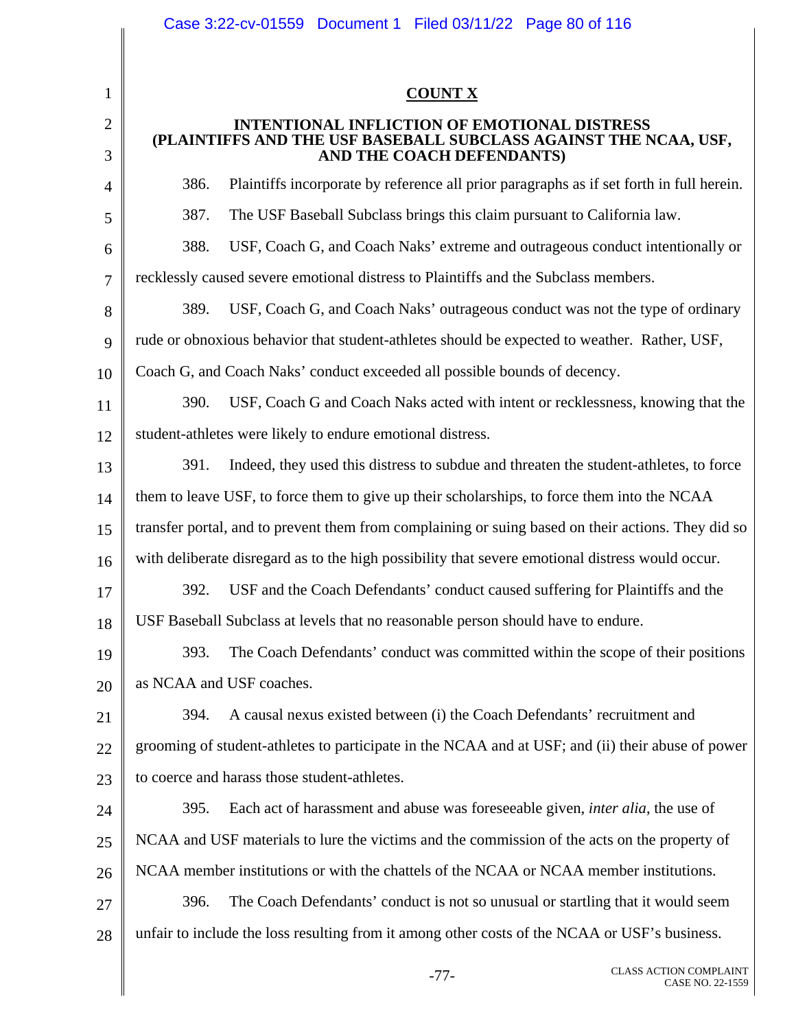## COUNT X

### INTENTIONAL INFLICTION OF EMOTIONAL DISTRESS (PLAINTIFFS AND THE USF BASEBALL SUBCLASS AGAINST THE NCAA, USF, AND THE COACH DEFENDANTS)

386. Plaintiffs incorporate by reference all prior paragraphs as if set forth in full herein.

387. The USF Baseball Subclass brings this claim pursuant to California law.

388. USF, Coach G, and Coach Naks' extreme and outrageous conduct intentionally or recklessly caused severe emotional distress to Plaintiffs and the Subclass members.

389. USF, Coach G, and Coach Naks' outrageous conduct was not the type of ordinary rude or obnoxious behavior that student-athletes should be expected to weather. Rather, USF, Coach G, and Coach Naks' conduct exceeded all possible bounds of decency.

390. USF, Coach G and Coach Naks acted with intent or recklessness, knowing that the student-athletes were likely to endure emotional distress.

391. Indeed, they used this distress to subdue and threaten the student-athletes, to force them to leave USF, to force them to give up their scholarships, to force them into the NCAA transfer portal, and to prevent them from complaining or suing based on their actions. They did so with deliberate disregard as to the high possibility that severe emotional distress would occur.

392. USF and the Coach Defendants' conduct caused suffering for Plaintiffs and the USF Baseball Subclass at levels that no reasonable person should have to endure.

393. The Coach Defendants' conduct was committed within the scope of their positions as NCAA and USF coaches.

394. A causal nexus existed between (i) the Coach Defendants' recruitment and grooming of student-athletes to participate in the NCAA and at USF; and (ii) their abuse of power to coerce and harass those student-athletes.

395. Each act of harassment and abuse was foreseeable given, *inter alia*, the use of NCAA and USF materials to lure the victims and the commission of the acts on the property of NCAA member institutions or with the chattels of the NCAA or NCAA member institutions.

396. The Coach Defendants' conduct is not so unusual or startling that it would seem unfair to include the loss resulting from it among other costs of the NCAA or USF's business.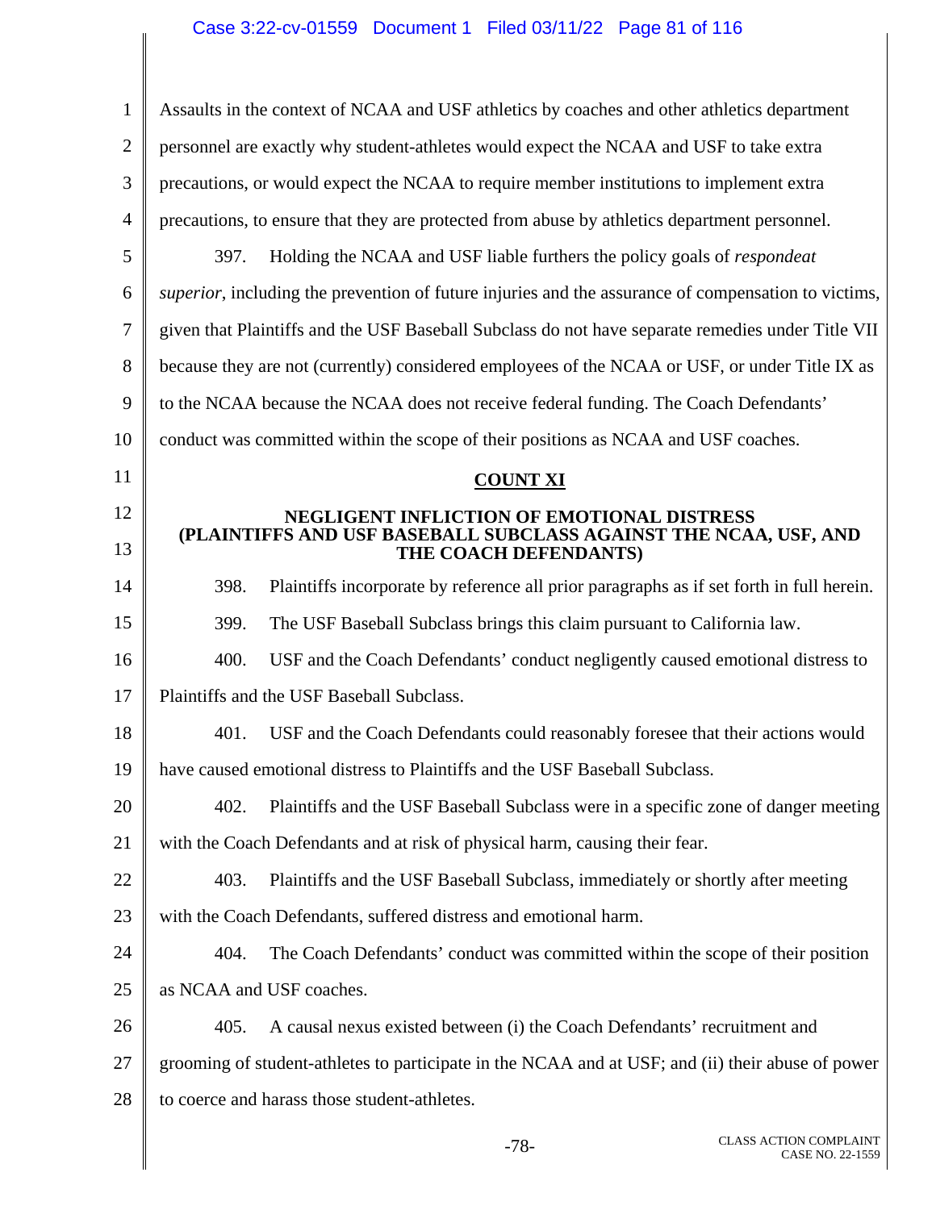Assaults in the context of NCAA and USF athletics by coaches and other athletics department personnel are exactly why student-athletes would expect the NCAA and USF to take extra precautions, or would expect the NCAA to require member institutions to implement extra precautions, to ensure that they are protected from abuse by athletics department personnel.

397. Holding the NCAA and USF liable furthers the policy goals of *respondeat superior*, including the prevention of future injuries and the assurance of compensation to victims, given that Plaintiffs and the USF Baseball Subclass do not have separate remedies under Title VII because they are not (currently) considered employees of the NCAA or USF, or under Title IX as to the NCAA because the NCAA does not receive federal funding. The Coach Defendants' conduct was committed within the scope of their positions as NCAA and USF coaches.

## COUNT XI

### NEGLIGENT INFLICTION OF EMOTIONAL DISTRESS (PLAINTIFFS AND USF BASEBALL SUBCLASS AGAINST THE NCAA, USF, AND THE COACH DEFENDANTS)

398. Plaintiffs incorporate by reference all prior paragraphs as if set forth in full herein.

399. The USF Baseball Subclass brings this claim pursuant to California law.

400. USF and the Coach Defendants' conduct negligently caused emotional distress to Plaintiffs and the USF Baseball Subclass.

401. USF and the Coach Defendants could reasonably foresee that their actions would have caused emotional distress to Plaintiffs and the USF Baseball Subclass.

402. Plaintiffs and the USF Baseball Subclass were in a specific zone of danger meeting with the Coach Defendants and at risk of physical harm, causing their fear.

403. Plaintiffs and the USF Baseball Subclass, immediately or shortly after meeting with the Coach Defendants, suffered distress and emotional harm.

404. The Coach Defendants' conduct was committed within the scope of their position as NCAA and USF coaches.

405. A causal nexus existed between (i) the Coach Defendants' recruitment and grooming of student-athletes to participate in the NCAA and at USF; and (ii) their abuse of power to coerce and harass those student-athletes.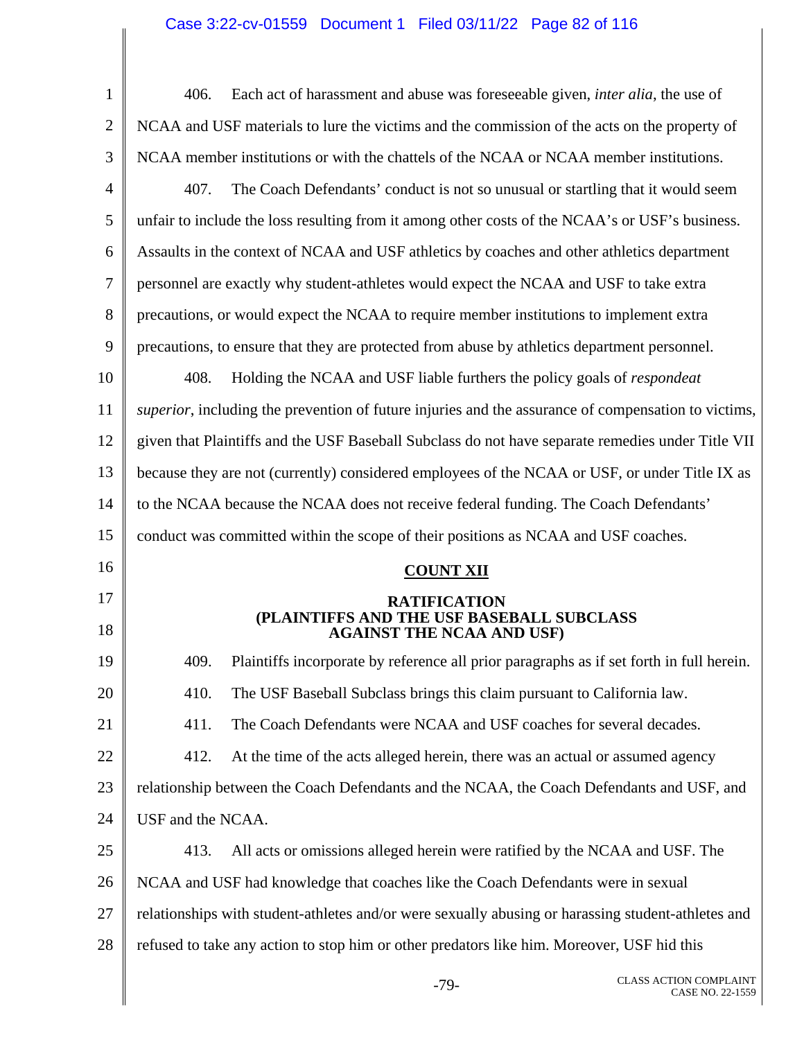406. Each act of harassment and abuse was foreseeable given, *inter alia*, the use of NCAA and USF materials to lure the victims and the commission of the acts on the property of NCAA member institutions or with the chattels of the NCAA or NCAA member institutions.

407. The Coach Defendants' conduct is not so unusual or startling that it would seem unfair to include the loss resulting from it among other costs of the NCAA's or USF's business. Assaults in the context of NCAA and USF athletics by coaches and other athletics department personnel are exactly why student-athletes would expect the NCAA and USF to take extra precautions, or would expect the NCAA to require member institutions to implement extra precautions, to ensure that they are protected from abuse by athletics department personnel.

408. Holding the NCAA and USF liable furthers the policy goals of *respondeat superior*, including the prevention of future injuries and the assurance of compensation to victims, given that Plaintiffs and the USF Baseball Subclass do not have separate remedies under Title VII because they are not (currently) considered employees of the NCAA or USF, or under Title IX as to the NCAA because the NCAA does not receive federal funding. The Coach Defendants' conduct was committed within the scope of their positions as NCAA and USF coaches.

## COUNT XII

### RATIFICATION (PLAINTIFFS AND THE USF BASEBALL SUBCLASS AGAINST THE NCAA AND USF)

409. Plaintiffs incorporate by reference all prior paragraphs as if set forth in full herein.

410. The USF Baseball Subclass brings this claim pursuant to California law.

411. The Coach Defendants were NCAA and USF coaches for several decades.

412. At the time of the acts alleged herein, there was an actual or assumed agency relationship between the Coach Defendants and the NCAA, the Coach Defendants and USF, and USF and the NCAA.

413. All acts or omissions alleged herein were ratified by the NCAA and USF. The NCAA and USF had knowledge that coaches like the Coach Defendants were in sexual relationships with student-athletes and/or were sexually abusing or harassing student-athletes and refused to take any action to stop him or other predators like him. Moreover, USF hid this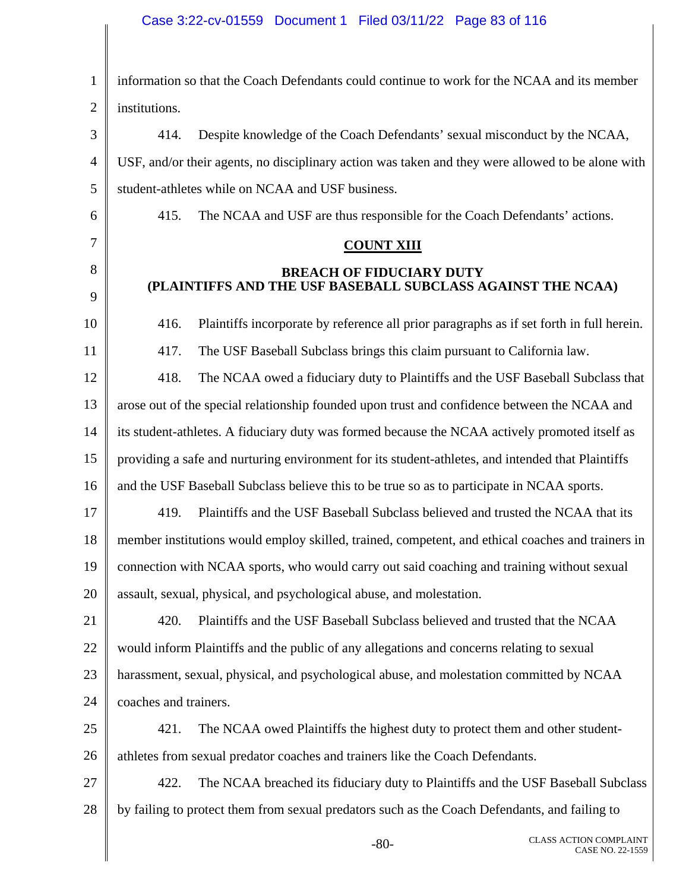information so that the Coach Defendants could continue to work for the NCAA and its member institutions.

414. Despite knowledge of the Coach Defendants' sexual misconduct by the NCAA, USF, and/or their agents, no disciplinary action was taken and they were allowed to be alone with student-athletes while on NCAA and USF business.

415. The NCAA and USF are thus responsible for the Coach Defendants' actions.

**COUNT XIII**

**BREACH OF FIDUCIARY DUTY**
**(PLAINTIFFS AND THE USF BASEBALL SUBCLASS AGAINST THE NCAA)**

416. Plaintiffs incorporate by reference all prior paragraphs as if set forth in full herein.

417. The USF Baseball Subclass brings this claim pursuant to California law.

418. The NCAA owed a fiduciary duty to Plaintiffs and the USF Baseball Subclass that arose out of the special relationship founded upon trust and confidence between the NCAA and its student-athletes. A fiduciary duty was formed because the NCAA actively promoted itself as providing a safe and nurturing environment for its student-athletes, and intended that Plaintiffs and the USF Baseball Subclass believe this to be true so as to participate in NCAA sports.

419. Plaintiffs and the USF Baseball Subclass believed and trusted the NCAA that its member institutions would employ skilled, trained, competent, and ethical coaches and trainers in connection with NCAA sports, who would carry out said coaching and training without sexual assault, sexual, physical, and psychological abuse, and molestation.

420. Plaintiffs and the USF Baseball Subclass believed and trusted that the NCAA would inform Plaintiffs and the public of any allegations and concerns relating to sexual harassment, sexual, physical, and psychological abuse, and molestation committed by NCAA coaches and trainers.

421. The NCAA owed Plaintiffs the highest duty to protect them and other student-athletes from sexual predator coaches and trainers like the Coach Defendants.

422. The NCAA breached its fiduciary duty to Plaintiffs and the USF Baseball Subclass by failing to protect them from sexual predators such as the Coach Defendants, and failing to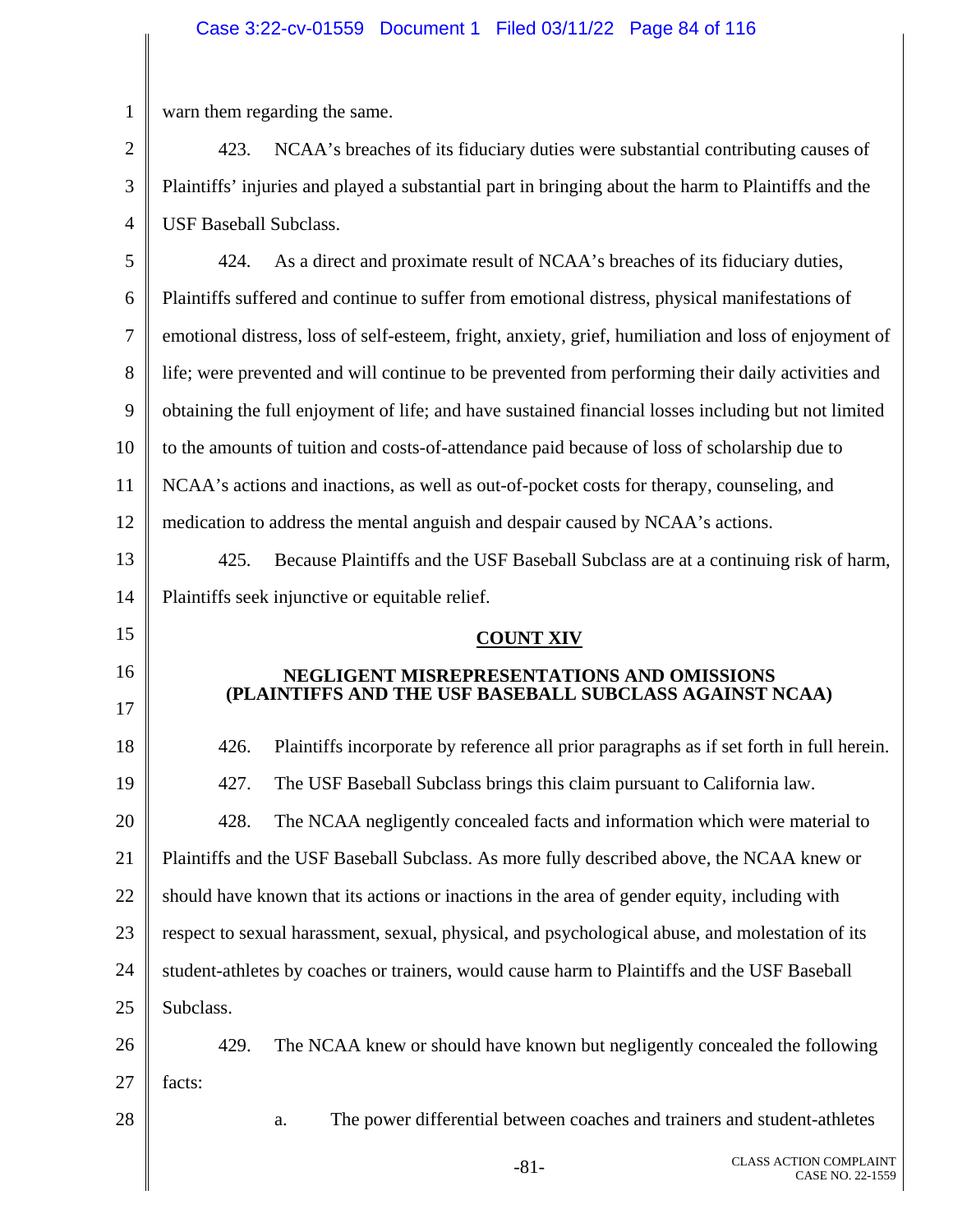warn them regarding the same.

423. NCAA's breaches of its fiduciary duties were substantial contributing causes of Plaintiffs' injuries and played a substantial part in bringing about the harm to Plaintiffs and the USF Baseball Subclass.

424. As a direct and proximate result of NCAA's breaches of its fiduciary duties, Plaintiffs suffered and continue to suffer from emotional distress, physical manifestations of emotional distress, loss of self-esteem, fright, anxiety, grief, humiliation and loss of enjoyment of life; were prevented and will continue to be prevented from performing their daily activities and obtaining the full enjoyment of life; and have sustained financial losses including but not limited to the amounts of tuition and costs-of-attendance paid because of loss of scholarship due to NCAA's actions and inactions, as well as out-of-pocket costs for therapy, counseling, and medication to address the mental anguish and despair caused by NCAA's actions.

425. Because Plaintiffs and the USF Baseball Subclass are at a continuing risk of harm, Plaintiffs seek injunctive or equitable relief.

## COUNT XIV

### NEGLIGENT MISREPRESENTATIONS AND OMISSIONS (PLAINTIFFS AND THE USF BASEBALL SUBCLASS AGAINST NCAA)

426. Plaintiffs incorporate by reference all prior paragraphs as if set forth in full herein.

427. The USF Baseball Subclass brings this claim pursuant to California law.

428. The NCAA negligently concealed facts and information which were material to Plaintiffs and the USF Baseball Subclass. As more fully described above, the NCAA knew or should have known that its actions or inactions in the area of gender equity, including with respect to sexual harassment, sexual, physical, and psychological abuse, and molestation of its student-athletes by coaches or trainers, would cause harm to Plaintiffs and the USF Baseball Subclass.

429. The NCAA knew or should have known but negligently concealed the following facts:

a. The power differential between coaches and trainers and student-athletes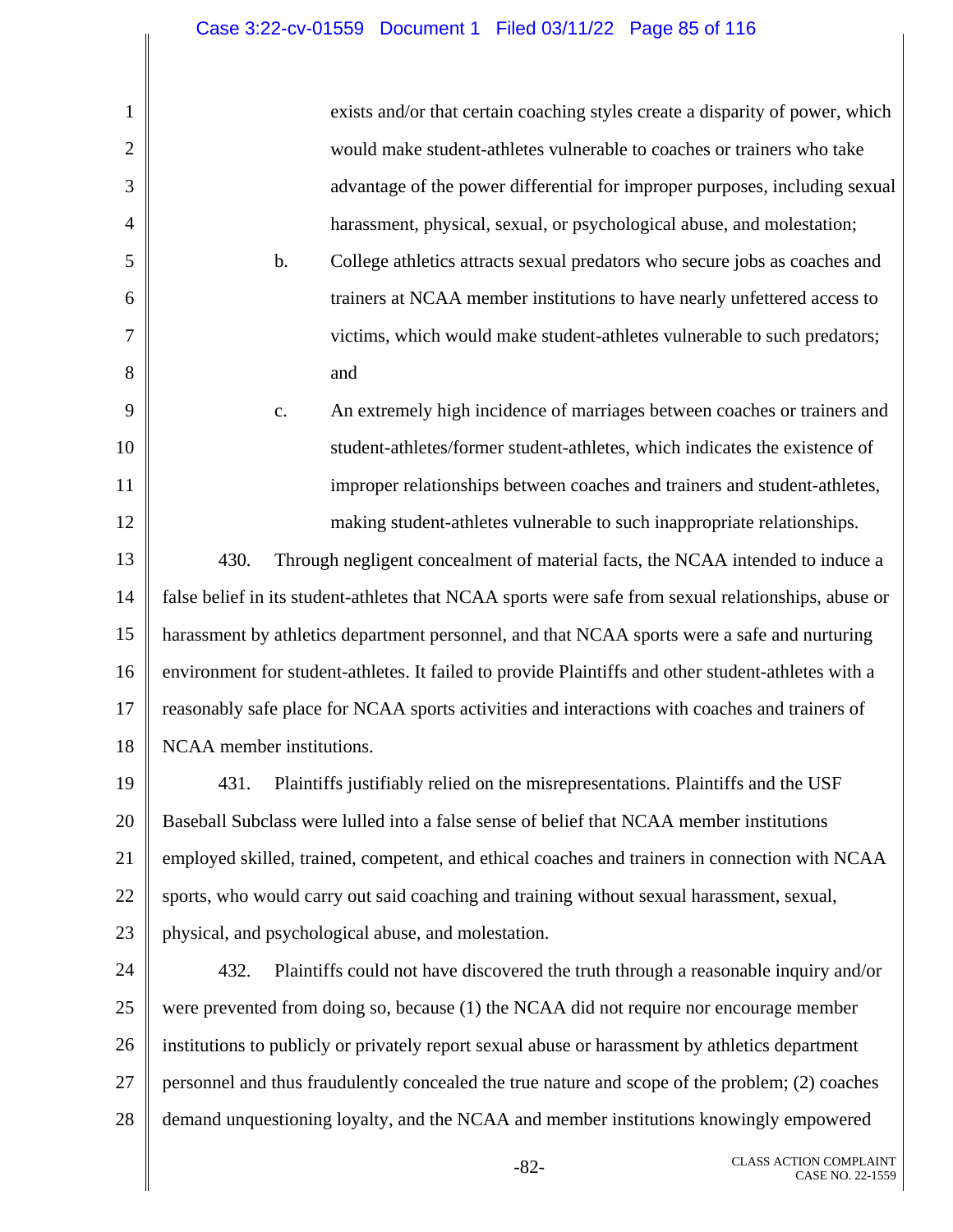exists and/or that certain coaching styles create a disparity of power, which would make student-athletes vulnerable to coaches or trainers who take advantage of the power differential for improper purposes, including sexual harassment, physical, sexual, or psychological abuse, and molestation;

b. College athletics attracts sexual predators who secure jobs as coaches and trainers at NCAA member institutions to have nearly unfettered access to victims, which would make student-athletes vulnerable to such predators; and

c. An extremely high incidence of marriages between coaches or trainers and student-athletes/former student-athletes, which indicates the existence of improper relationships between coaches and trainers and student-athletes, making student-athletes vulnerable to such inappropriate relationships.

430. Through negligent concealment of material facts, the NCAA intended to induce a false belief in its student-athletes that NCAA sports were safe from sexual relationships, abuse or harassment by athletics department personnel, and that NCAA sports were a safe and nurturing environment for student-athletes. It failed to provide Plaintiffs and other student-athletes with a reasonably safe place for NCAA sports activities and interactions with coaches and trainers of NCAA member institutions.

431. Plaintiffs justifiably relied on the misrepresentations. Plaintiffs and the USF Baseball Subclass were lulled into a false sense of belief that NCAA member institutions employed skilled, trained, competent, and ethical coaches and trainers in connection with NCAA sports, who would carry out said coaching and training without sexual harassment, sexual, physical, and psychological abuse, and molestation.

432. Plaintiffs could not have discovered the truth through a reasonable inquiry and/or were prevented from doing so, because (1) the NCAA did not require nor encourage member institutions to publicly or privately report sexual abuse or harassment by athletics department personnel and thus fraudulently concealed the true nature and scope of the problem; (2) coaches demand unquestioning loyalty, and the NCAA and member institutions knowingly empowered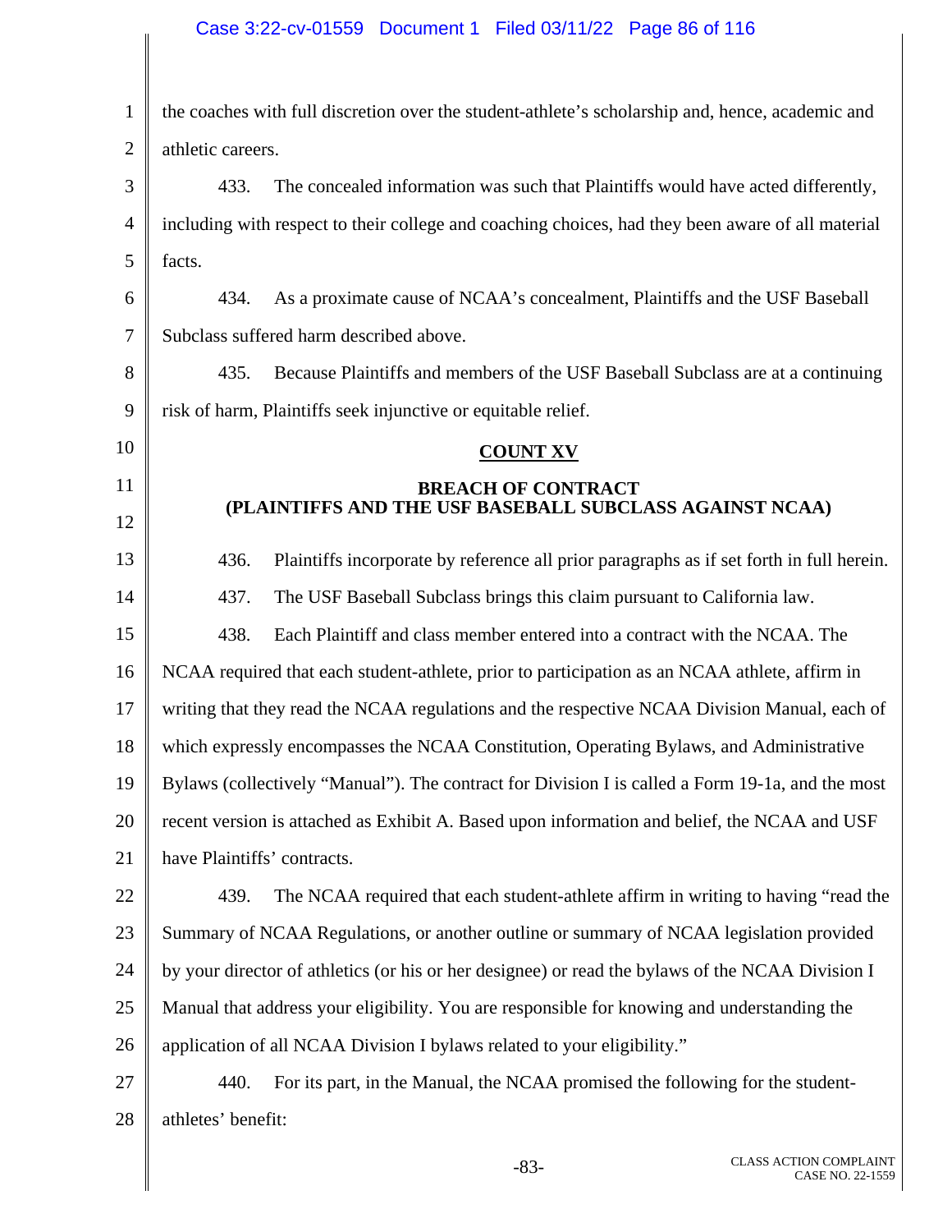the coaches with full discretion over the student-athlete's scholarship and, hence, academic and athletic careers.

433. The concealed information was such that Plaintiffs would have acted differently, including with respect to their college and coaching choices, had they been aware of all material facts.

434. As a proximate cause of NCAA's concealment, Plaintiffs and the USF Baseball Subclass suffered harm described above.

435. Because Plaintiffs and members of the USF Baseball Subclass are at a continuing risk of harm, Plaintiffs seek injunctive or equitable relief.

## COUNT XV

### BREACH OF CONTRACT
### (PLAINTIFFS AND THE USF BASEBALL SUBCLASS AGAINST NCAA)

436. Plaintiffs incorporate by reference all prior paragraphs as if set forth in full herein.

437. The USF Baseball Subclass brings this claim pursuant to California law.

438. Each Plaintiff and class member entered into a contract with the NCAA. The NCAA required that each student-athlete, prior to participation as an NCAA athlete, affirm in writing that they read the NCAA regulations and the respective NCAA Division Manual, each of which expressly encompasses the NCAA Constitution, Operating Bylaws, and Administrative Bylaws (collectively "Manual"). The contract for Division I is called a Form 19-1a, and the most recent version is attached as Exhibit A. Based upon information and belief, the NCAA and USF have Plaintiffs' contracts.

439. The NCAA required that each student-athlete affirm in writing to having "read the Summary of NCAA Regulations, or another outline or summary of NCAA legislation provided by your director of athletics (or his or her designee) or read the bylaws of the NCAA Division I Manual that address your eligibility. You are responsible for knowing and understanding the application of all NCAA Division I bylaws related to your eligibility."

440. For its part, in the Manual, the NCAA promised the following for the student-athletes' benefit: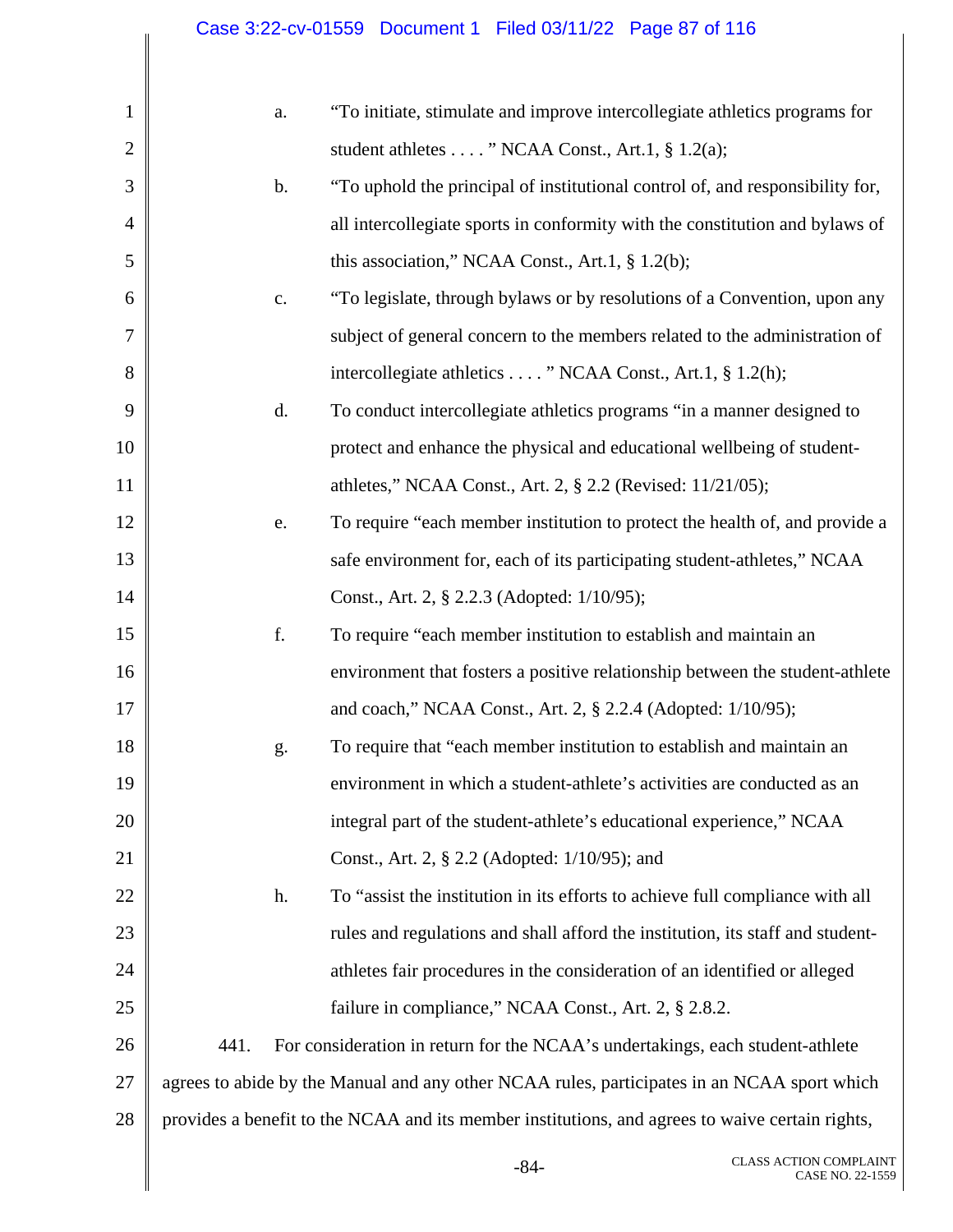a. "To initiate, stimulate and improve intercollegiate athletics programs for student athletes . . . . " NCAA Const., Art.1, § 1.2(a);

b. "To uphold the principal of institutional control of, and responsibility for, all intercollegiate sports in conformity with the constitution and bylaws of this association," NCAA Const., Art.1, § 1.2(b);

c. "To legislate, through bylaws or by resolutions of a Convention, upon any subject of general concern to the members related to the administration of intercollegiate athletics . . . . " NCAA Const., Art.1, § 1.2(h);

d. To conduct intercollegiate athletics programs "in a manner designed to protect and enhance the physical and educational wellbeing of student-athletes," NCAA Const., Art. 2, § 2.2 (Revised: 11/21/05);

e. To require "each member institution to protect the health of, and provide a safe environment for, each of its participating student-athletes," NCAA Const., Art. 2, § 2.2.3 (Adopted: 1/10/95);

f. To require "each member institution to establish and maintain an environment that fosters a positive relationship between the student-athlete and coach," NCAA Const., Art. 2, § 2.2.4 (Adopted: 1/10/95);

g. To require that "each member institution to establish and maintain an environment in which a student-athlete's activities are conducted as an integral part of the student-athlete's educational experience," NCAA Const., Art. 2, § 2.2 (Adopted: 1/10/95); and

h. To "assist the institution in its efforts to achieve full compliance with all rules and regulations and shall afford the institution, its staff and student-athletes fair procedures in the consideration of an identified or alleged failure in compliance," NCAA Const., Art. 2, § 2.8.2.

441. For consideration in return for the NCAA's undertakings, each student-athlete agrees to abide by the Manual and any other NCAA rules, participates in an NCAA sport which provides a benefit to the NCAA and its member institutions, and agrees to waive certain rights,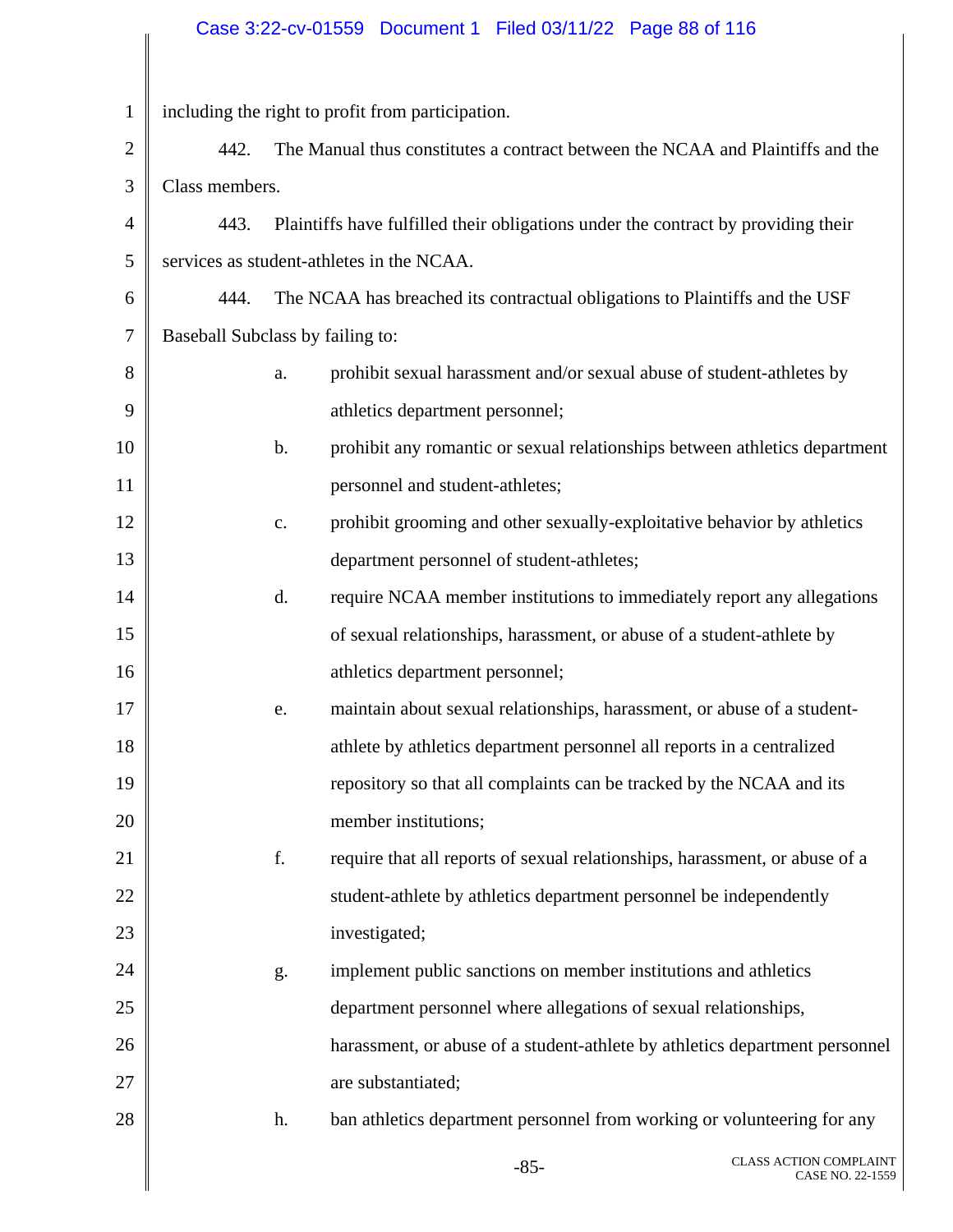including the right to profit from participation.

442. The Manual thus constitutes a contract between the NCAA and Plaintiffs and the Class members.

443. Plaintiffs have fulfilled their obligations under the contract by providing their services as student-athletes in the NCAA.

444. The NCAA has breached its contractual obligations to Plaintiffs and the USF Baseball Subclass by failing to:

a. prohibit sexual harassment and/or sexual abuse of student-athletes by athletics department personnel;

b. prohibit any romantic or sexual relationships between athletics department personnel and student-athletes;

c. prohibit grooming and other sexually-exploitative behavior by athletics department personnel of student-athletes;

d. require NCAA member institutions to immediately report any allegations of sexual relationships, harassment, or abuse of a student-athlete by athletics department personnel;

e. maintain about sexual relationships, harassment, or abuse of a student-athlete by athletics department personnel all reports in a centralized repository so that all complaints can be tracked by the NCAA and its member institutions;

f. require that all reports of sexual relationships, harassment, or abuse of a student-athlete by athletics department personnel be independently investigated;

g. implement public sanctions on member institutions and athletics department personnel where allegations of sexual relationships, harassment, or abuse of a student-athlete by athletics department personnel are substantiated;

h. ban athletics department personnel from working or volunteering for any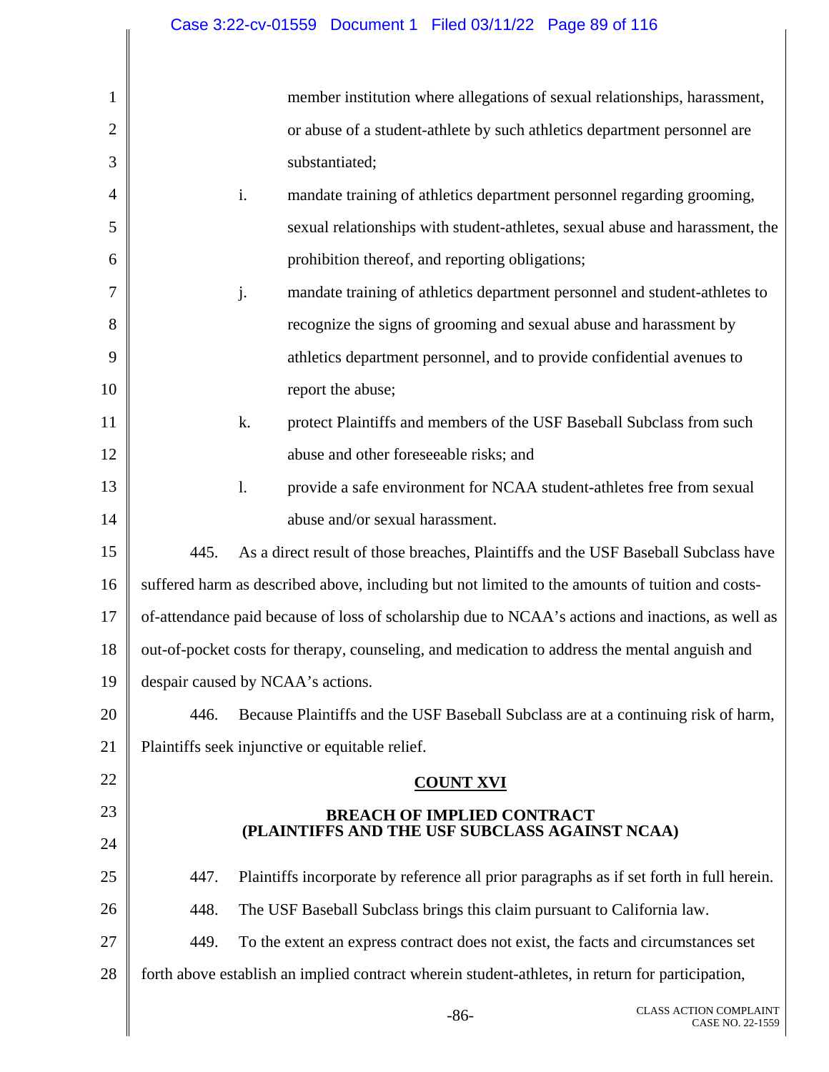member institution where allegations of sexual relationships, harassment, or abuse of a student-athlete by such athletics department personnel are substantiated;

i. mandate training of athletics department personnel regarding grooming, sexual relationships with student-athletes, sexual abuse and harassment, the prohibition thereof, and reporting obligations;

j. mandate training of athletics department personnel and student-athletes to recognize the signs of grooming and sexual abuse and harassment by athletics department personnel, and to provide confidential avenues to report the abuse;

k. protect Plaintiffs and members of the USF Baseball Subclass from such abuse and other foreseeable risks; and

l. provide a safe environment for NCAA student-athletes free from sexual abuse and/or sexual harassment.

445. As a direct result of those breaches, Plaintiffs and the USF Baseball Subclass have suffered harm as described above, including but not limited to the amounts of tuition and costs-of-attendance paid because of loss of scholarship due to NCAA's actions and inactions, as well as out-of-pocket costs for therapy, counseling, and medication to address the mental anguish and despair caused by NCAA's actions.

446. Because Plaintiffs and the USF Baseball Subclass are at a continuing risk of harm, Plaintiffs seek injunctive or equitable relief.

## COUNT XVI

### BREACH OF IMPLIED CONTRACT (PLAINTIFFS AND THE USF SUBCLASS AGAINST NCAA)

447. Plaintiffs incorporate by reference all prior paragraphs as if set forth in full herein.

448. The USF Baseball Subclass brings this claim pursuant to California law.

449. To the extent an express contract does not exist, the facts and circumstances set forth above establish an implied contract wherein student-athletes, in return for participation,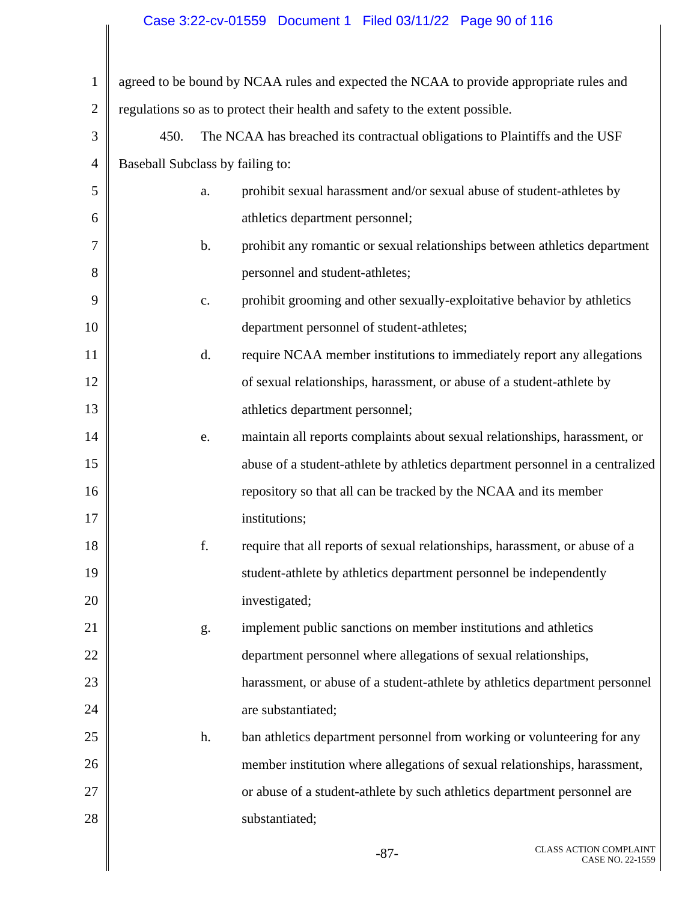agreed to be bound by NCAA rules and expected the NCAA to provide appropriate rules and regulations so as to protect their health and safety to the extent possible.

450. The NCAA has breached its contractual obligations to Plaintiffs and the USF Baseball Subclass by failing to:

a. prohibit sexual harassment and/or sexual abuse of student-athletes by athletics department personnel;

b. prohibit any romantic or sexual relationships between athletics department personnel and student-athletes;

c. prohibit grooming and other sexually-exploitative behavior by athletics department personnel of student-athletes;

d. require NCAA member institutions to immediately report any allegations of sexual relationships, harassment, or abuse of a student-athlete by athletics department personnel;

e. maintain all reports complaints about sexual relationships, harassment, or abuse of a student-athlete by athletics department personnel in a centralized repository so that all can be tracked by the NCAA and its member institutions;

f. require that all reports of sexual relationships, harassment, or abuse of a student-athlete by athletics department personnel be independently investigated;

g. implement public sanctions on member institutions and athletics department personnel where allegations of sexual relationships, harassment, or abuse of a student-athlete by athletics department personnel are substantiated;

h. ban athletics department personnel from working or volunteering for any member institution where allegations of sexual relationships, harassment, or abuse of a student-athlete by such athletics department personnel are substantiated;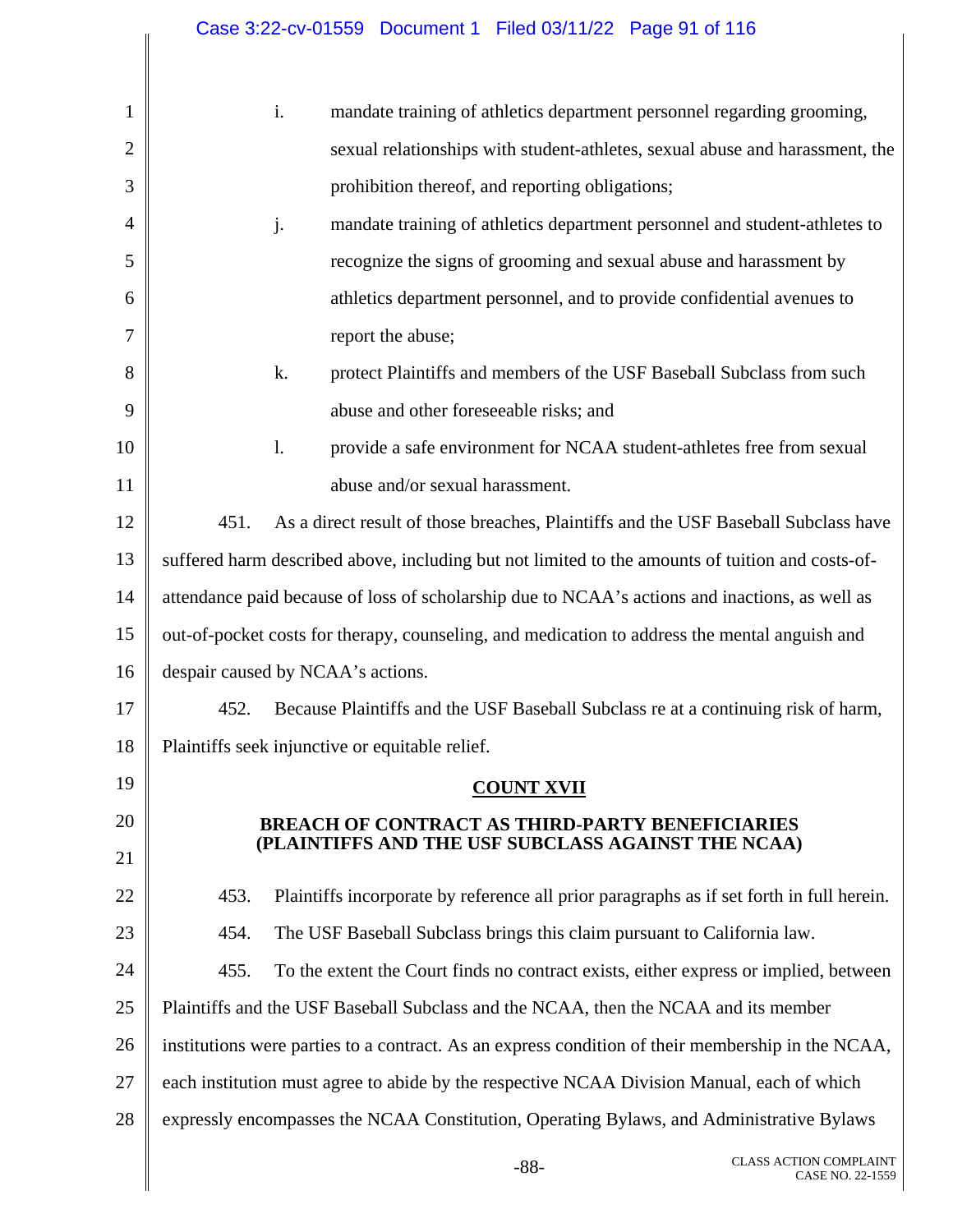i. mandate training of athletics department personnel regarding grooming, sexual relationships with student-athletes, sexual abuse and harassment, the prohibition thereof, and reporting obligations;

j. mandate training of athletics department personnel and student-athletes to recognize the signs of grooming and sexual abuse and harassment by athletics department personnel, and to provide confidential avenues to report the abuse;

k. protect Plaintiffs and members of the USF Baseball Subclass from such abuse and other foreseeable risks; and

l. provide a safe environment for NCAA student-athletes free from sexual abuse and/or sexual harassment.

451. As a direct result of those breaches, Plaintiffs and the USF Baseball Subclass have suffered harm described above, including but not limited to the amounts of tuition and costs-of-attendance paid because of loss of scholarship due to NCAA's actions and inactions, as well as out-of-pocket costs for therapy, counseling, and medication to address the mental anguish and despair caused by NCAA's actions.

452. Because Plaintiffs and the USF Baseball Subclass re at a continuing risk of harm, Plaintiffs seek injunctive or equitable relief.

## COUNT XVII

### BREACH OF CONTRACT AS THIRD-PARTY BENEFICIARIES (PLAINTIFFS AND THE USF SUBCLASS AGAINST THE NCAA)

453. Plaintiffs incorporate by reference all prior paragraphs as if set forth in full herein.

454. The USF Baseball Subclass brings this claim pursuant to California law.

455. To the extent the Court finds no contract exists, either express or implied, between Plaintiffs and the USF Baseball Subclass and the NCAA, then the NCAA and its member institutions were parties to a contract. As an express condition of their membership in the NCAA, each institution must agree to abide by the respective NCAA Division Manual, each of which expressly encompasses the NCAA Constitution, Operating Bylaws, and Administrative Bylaws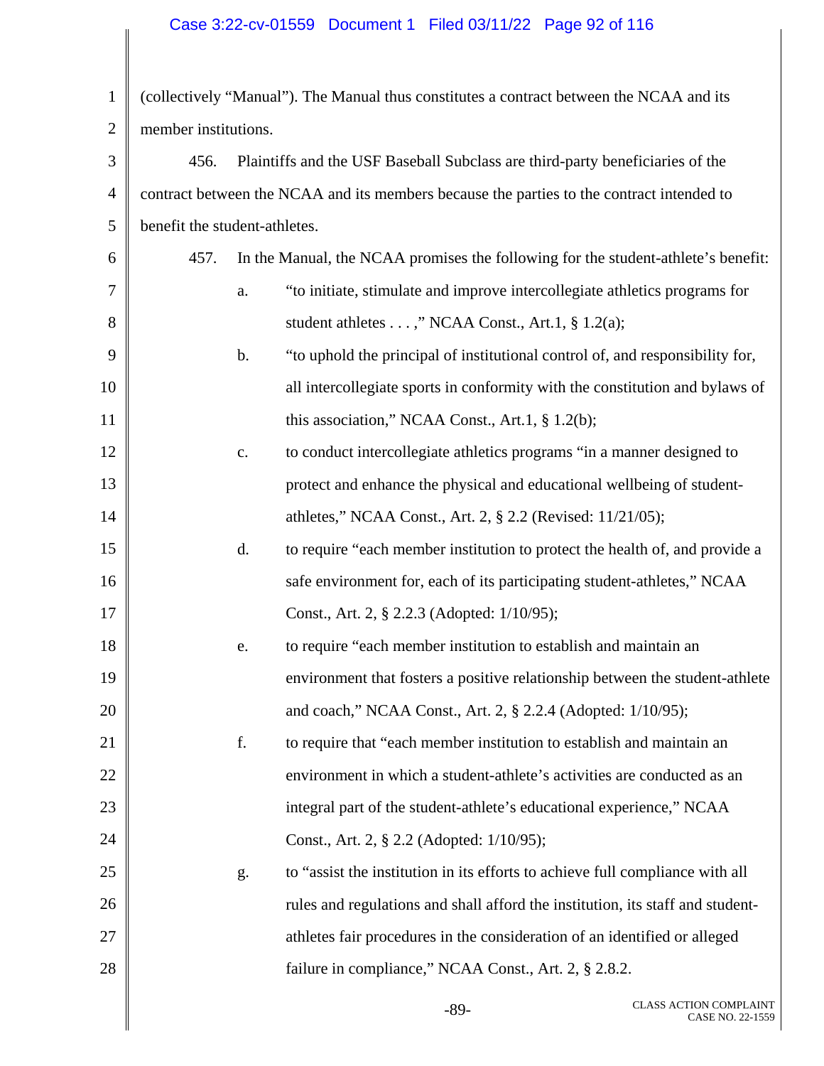(collectively "Manual"). The Manual thus constitutes a contract between the NCAA and its member institutions.

456. Plaintiffs and the USF Baseball Subclass are third-party beneficiaries of the contract between the NCAA and its members because the parties to the contract intended to benefit the student-athletes.

457. In the Manual, the NCAA promises the following for the student-athlete's benefit:

a. "to initiate, stimulate and improve intercollegiate athletics programs for student athletes . . . ," NCAA Const., Art.1, § 1.2(a);

b. "to uphold the principal of institutional control of, and responsibility for, all intercollegiate sports in conformity with the constitution and bylaws of this association," NCAA Const., Art.1, § 1.2(b);

c. to conduct intercollegiate athletics programs "in a manner designed to protect and enhance the physical and educational wellbeing of student-athletes," NCAA Const., Art. 2, § 2.2 (Revised: 11/21/05);

d. to require "each member institution to protect the health of, and provide a safe environment for, each of its participating student-athletes," NCAA Const., Art. 2, § 2.2.3 (Adopted: 1/10/95);

e. to require "each member institution to establish and maintain an environment that fosters a positive relationship between the student-athlete and coach," NCAA Const., Art. 2, § 2.2.4 (Adopted: 1/10/95);

f. to require that "each member institution to establish and maintain an environment in which a student-athlete's activities are conducted as an integral part of the student-athlete's educational experience," NCAA Const., Art. 2, § 2.2 (Adopted: 1/10/95);

g. to "assist the institution in its efforts to achieve full compliance with all rules and regulations and shall afford the institution, its staff and student-athletes fair procedures in the consideration of an identified or alleged failure in compliance," NCAA Const., Art. 2, § 2.8.2.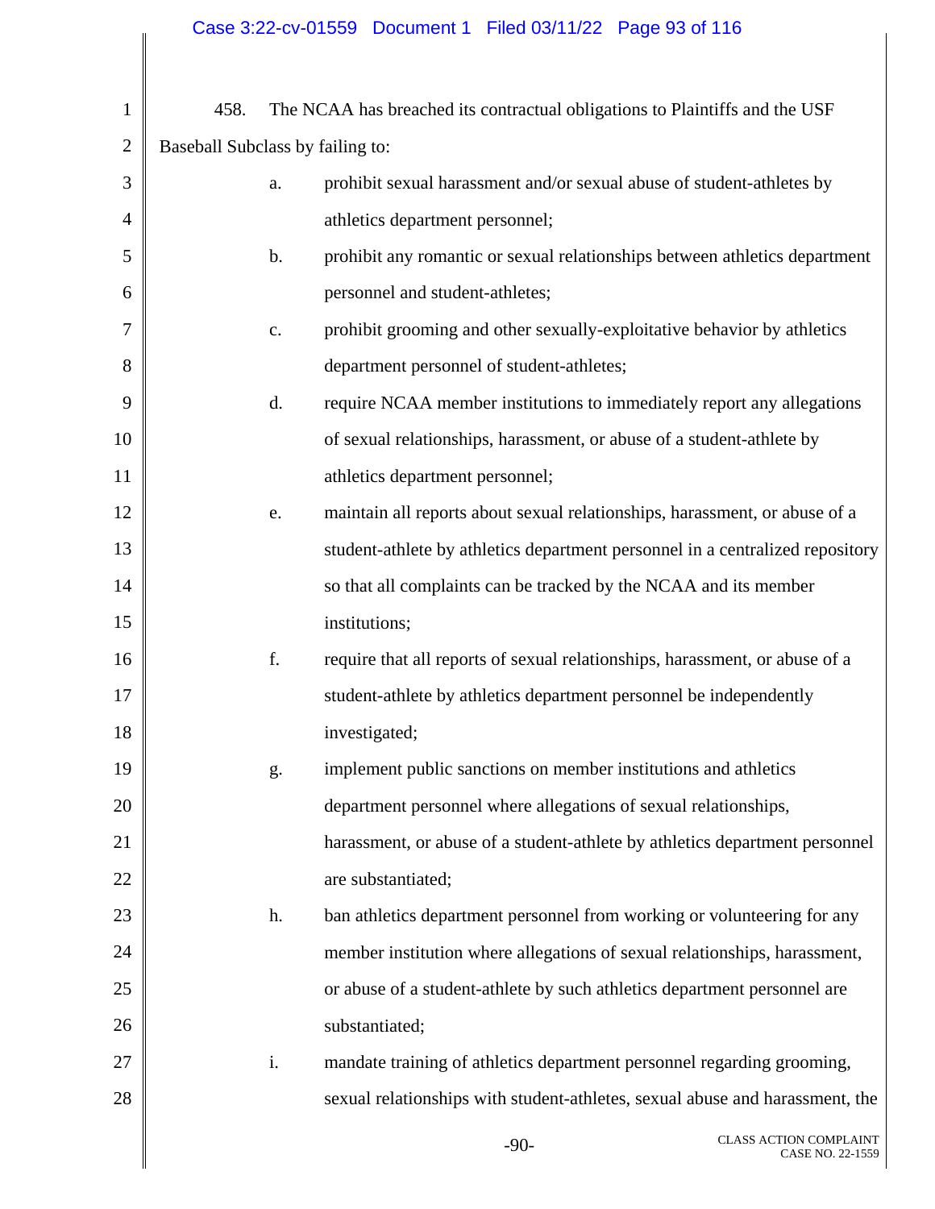458. The NCAA has breached its contractual obligations to Plaintiffs and the USF Baseball Subclass by failing to:

a. prohibit sexual harassment and/or sexual abuse of student-athletes by athletics department personnel;

b. prohibit any romantic or sexual relationships between athletics department personnel and student-athletes;

c. prohibit grooming and other sexually-exploitative behavior by athletics department personnel of student-athletes;

d. require NCAA member institutions to immediately report any allegations of sexual relationships, harassment, or abuse of a student-athlete by athletics department personnel;

e. maintain all reports about sexual relationships, harassment, or abuse of a student-athlete by athletics department personnel in a centralized repository so that all complaints can be tracked by the NCAA and its member institutions;

f. require that all reports of sexual relationships, harassment, or abuse of a student-athlete by athletics department personnel be independently investigated;

g. implement public sanctions on member institutions and athletics department personnel where allegations of sexual relationships, harassment, or abuse of a student-athlete by athletics department personnel are substantiated;

h. ban athletics department personnel from working or volunteering for any member institution where allegations of sexual relationships, harassment, or abuse of a student-athlete by such athletics department personnel are substantiated;

i. mandate training of athletics department personnel regarding grooming, sexual relationships with student-athletes, sexual abuse and harassment, the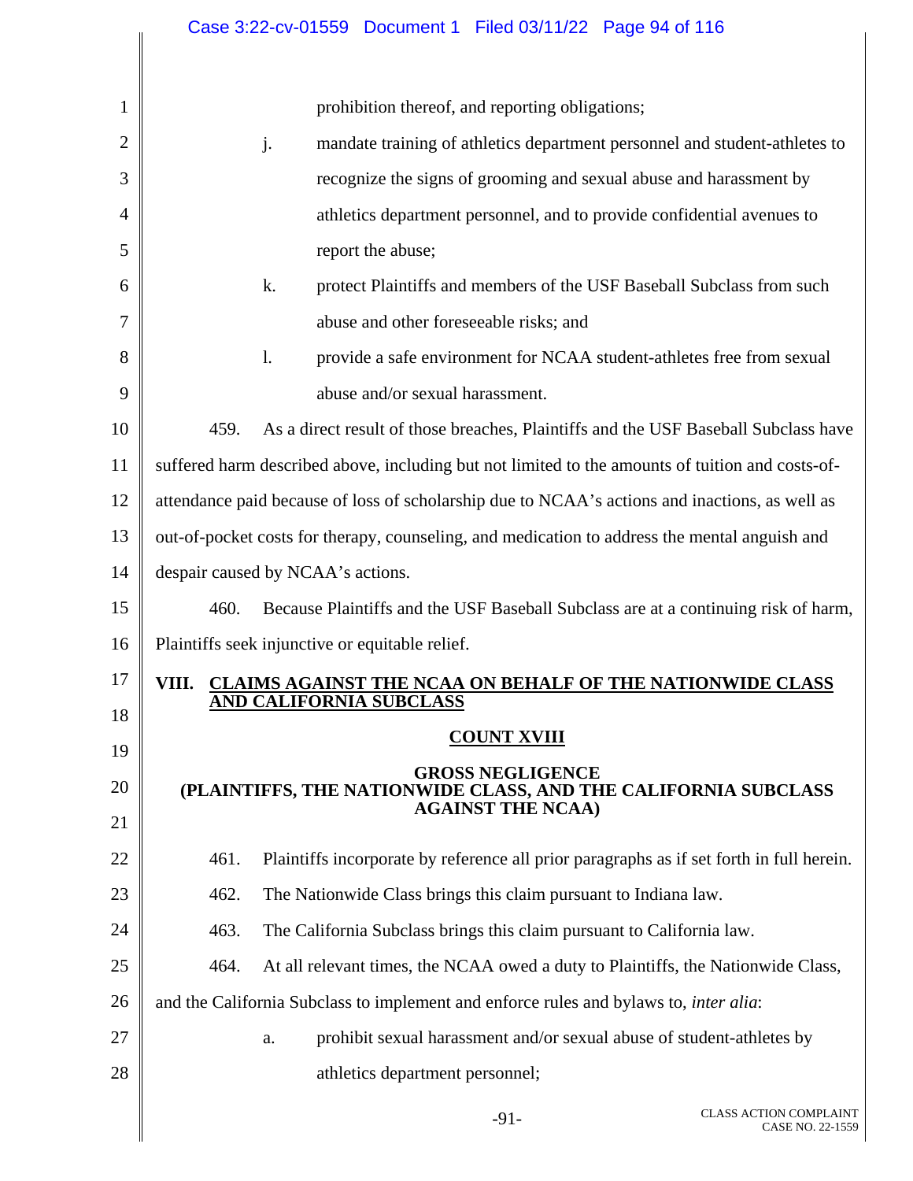prohibition thereof, and reporting obligations;

j. mandate training of athletics department personnel and student-athletes to recognize the signs of grooming and sexual abuse and harassment by athletics department personnel, and to provide confidential avenues to report the abuse;

k. protect Plaintiffs and members of the USF Baseball Subclass from such abuse and other foreseeable risks; and

l. provide a safe environment for NCAA student-athletes free from sexual abuse and/or sexual harassment.

459. As a direct result of those breaches, Plaintiffs and the USF Baseball Subclass have suffered harm described above, including but not limited to the amounts of tuition and costs-of-attendance paid because of loss of scholarship due to NCAA's actions and inactions, as well as out-of-pocket costs for therapy, counseling, and medication to address the mental anguish and despair caused by NCAA's actions.

460. Because Plaintiffs and the USF Baseball Subclass are at a continuing risk of harm, Plaintiffs seek injunctive or equitable relief.

## VIII. CLAIMS AGAINST THE NCAA ON BEHALF OF THE NATIONWIDE CLASS AND CALIFORNIA SUBCLASS

### COUNT XVIII

### GROSS NEGLIGENCE (PLAINTIFFS, THE NATIONWIDE CLASS, AND THE CALIFORNIA SUBCLASS AGAINST THE NCAA)

461. Plaintiffs incorporate by reference all prior paragraphs as if set forth in full herein.

462. The Nationwide Class brings this claim pursuant to Indiana law.

463. The California Subclass brings this claim pursuant to California law.

464. At all relevant times, the NCAA owed a duty to Plaintiffs, the Nationwide Class, and the California Subclass to implement and enforce rules and bylaws to, *inter alia*:

a. prohibit sexual harassment and/or sexual abuse of student-athletes by athletics department personnel;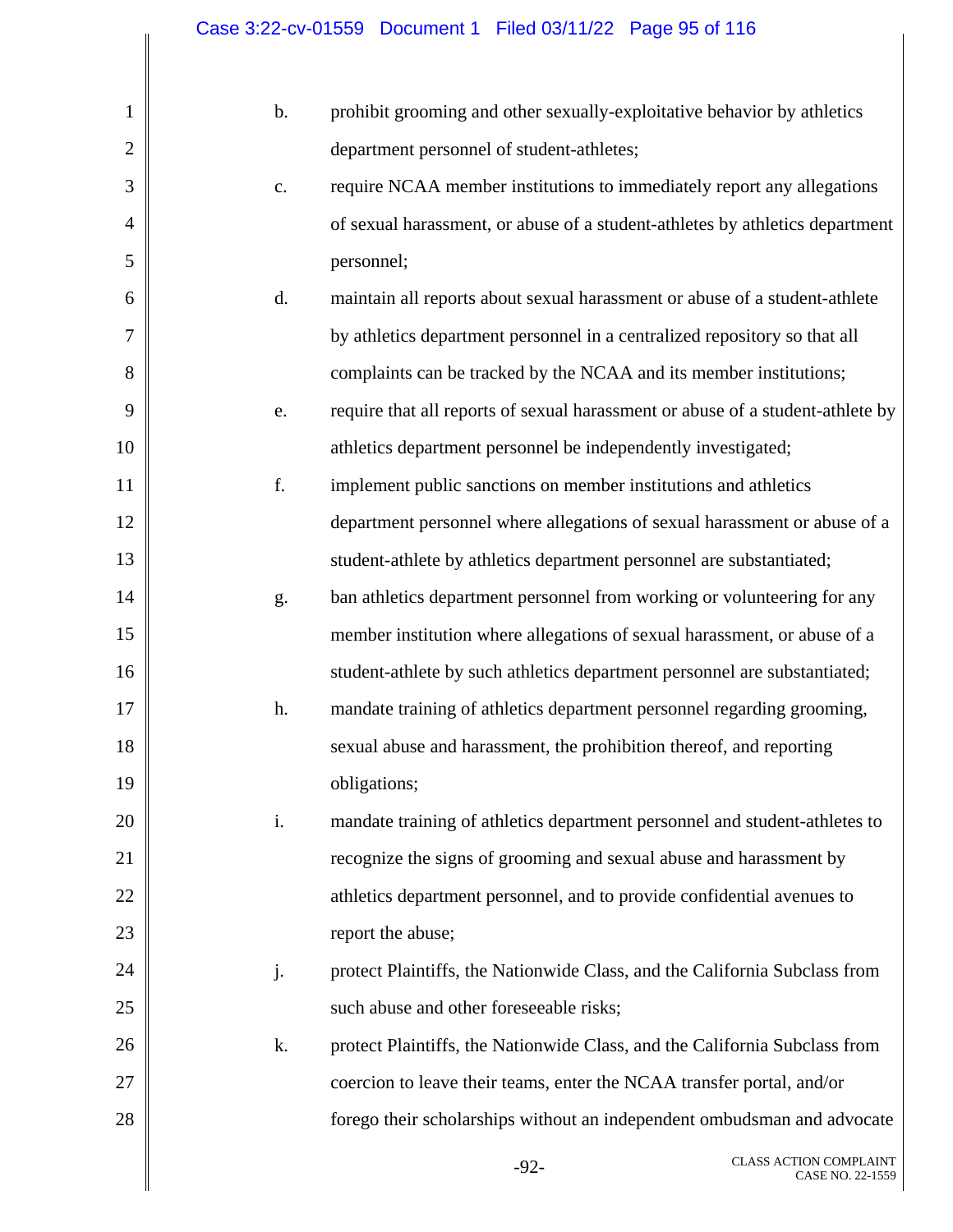b. prohibit grooming and other sexually-exploitative behavior by athletics department personnel of student-athletes;

c. require NCAA member institutions to immediately report any allegations of sexual harassment, or abuse of a student-athletes by athletics department personnel;

d. maintain all reports about sexual harassment or abuse of a student-athlete by athletics department personnel in a centralized repository so that all complaints can be tracked by the NCAA and its member institutions;

e. require that all reports of sexual harassment or abuse of a student-athlete by athletics department personnel be independently investigated;

f. implement public sanctions on member institutions and athletics department personnel where allegations of sexual harassment or abuse of a student-athlete by athletics department personnel are substantiated;

g. ban athletics department personnel from working or volunteering for any member institution where allegations of sexual harassment, or abuse of a student-athlete by such athletics department personnel are substantiated;

h. mandate training of athletics department personnel regarding grooming, sexual abuse and harassment, the prohibition thereof, and reporting obligations;

i. mandate training of athletics department personnel and student-athletes to recognize the signs of grooming and sexual abuse and harassment by athletics department personnel, and to provide confidential avenues to report the abuse;

j. protect Plaintiffs, the Nationwide Class, and the California Subclass from such abuse and other foreseeable risks;

k. protect Plaintiffs, the Nationwide Class, and the California Subclass from coercion to leave their teams, enter the NCAA transfer portal, and/or forego their scholarships without an independent ombudsman and advocate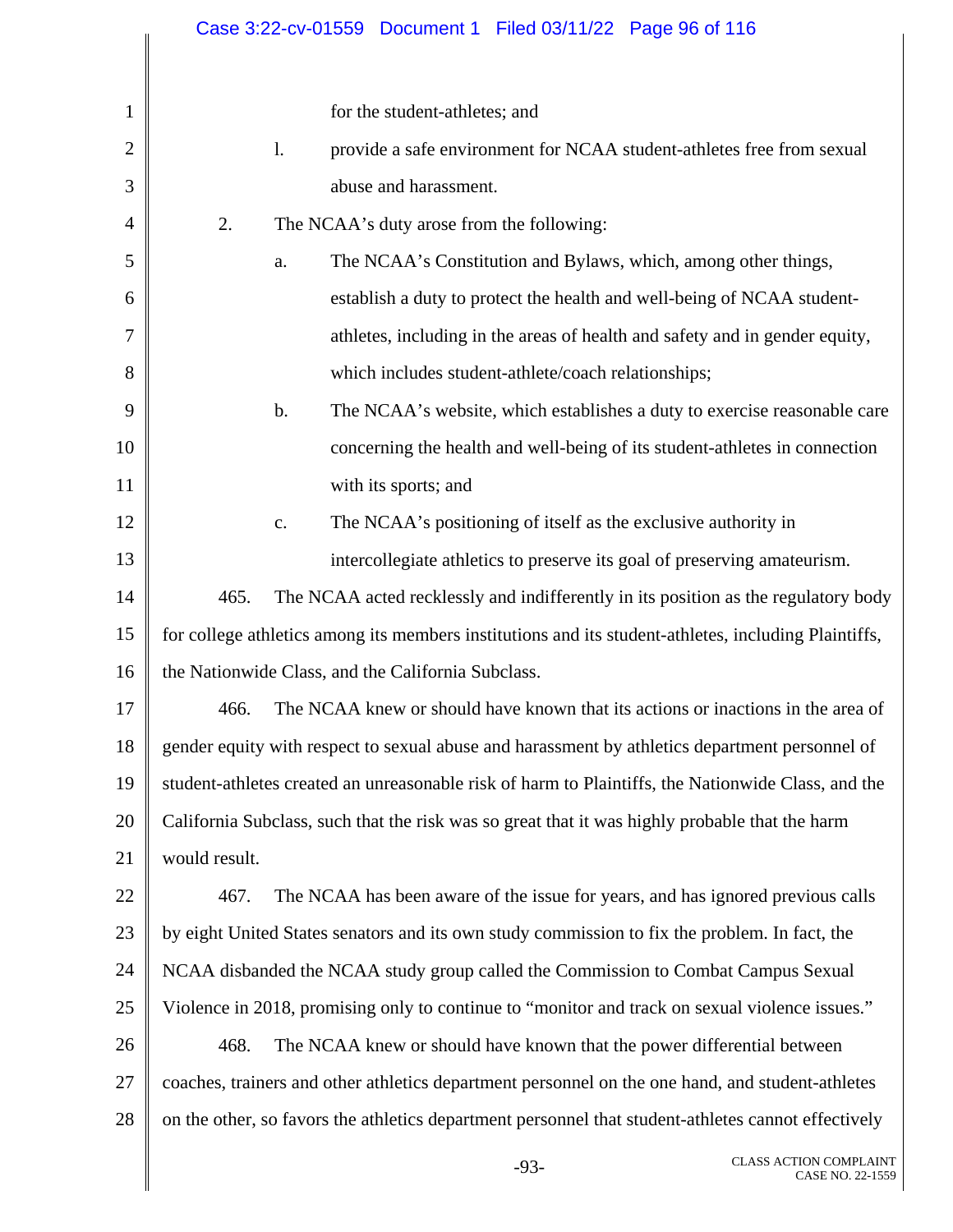for the student-athletes; and

l. provide a safe environment for NCAA student-athletes free from sexual abuse and harassment.

2. The NCAA's duty arose from the following:

a. The NCAA's Constitution and Bylaws, which, among other things, establish a duty to protect the health and well-being of NCAA student-athletes, including in the areas of health and safety and in gender equity, which includes student-athlete/coach relationships;

b. The NCAA's website, which establishes a duty to exercise reasonable care concerning the health and well-being of its student-athletes in connection with its sports; and

c. The NCAA's positioning of itself as the exclusive authority in intercollegiate athletics to preserve its goal of preserving amateurism.

465. The NCAA acted recklessly and indifferently in its position as the regulatory body for college athletics among its members institutions and its student-athletes, including Plaintiffs, the Nationwide Class, and the California Subclass.

466. The NCAA knew or should have known that its actions or inactions in the area of gender equity with respect to sexual abuse and harassment by athletics department personnel of student-athletes created an unreasonable risk of harm to Plaintiffs, the Nationwide Class, and the California Subclass, such that the risk was so great that it was highly probable that the harm would result.

467. The NCAA has been aware of the issue for years, and has ignored previous calls by eight United States senators and its own study commission to fix the problem. In fact, the NCAA disbanded the NCAA study group called the Commission to Combat Campus Sexual Violence in 2018, promising only to continue to "monitor and track on sexual violence issues."

468. The NCAA knew or should have known that the power differential between coaches, trainers and other athletics department personnel on the one hand, and student-athletes on the other, so favors the athletics department personnel that student-athletes cannot effectively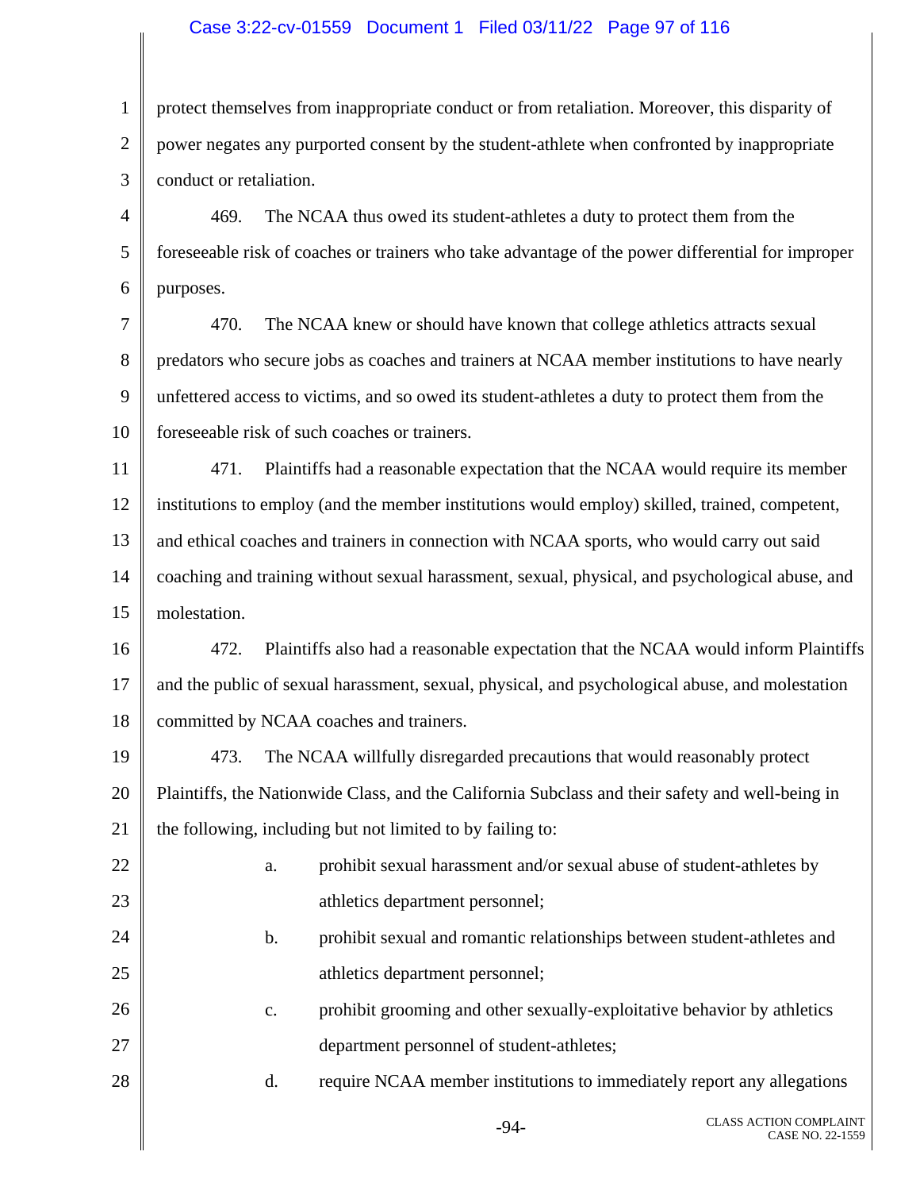protect themselves from inappropriate conduct or from retaliation. Moreover, this disparity of power negates any purported consent by the student-athlete when confronted by inappropriate conduct or retaliation.

469. The NCAA thus owed its student-athletes a duty to protect them from the foreseeable risk of coaches or trainers who take advantage of the power differential for improper purposes.

470. The NCAA knew or should have known that college athletics attracts sexual predators who secure jobs as coaches and trainers at NCAA member institutions to have nearly unfettered access to victims, and so owed its student-athletes a duty to protect them from the foreseeable risk of such coaches or trainers.

471. Plaintiffs had a reasonable expectation that the NCAA would require its member institutions to employ (and the member institutions would employ) skilled, trained, competent, and ethical coaches and trainers in connection with NCAA sports, who would carry out said coaching and training without sexual harassment, sexual, physical, and psychological abuse, and molestation.

472. Plaintiffs also had a reasonable expectation that the NCAA would inform Plaintiffs and the public of sexual harassment, sexual, physical, and psychological abuse, and molestation committed by NCAA coaches and trainers.

473. The NCAA willfully disregarded precautions that would reasonably protect Plaintiffs, the Nationwide Class, and the California Subclass and their safety and well-being in the following, including but not limited to by failing to:

a. prohibit sexual harassment and/or sexual abuse of student-athletes by athletics department personnel;

b. prohibit sexual and romantic relationships between student-athletes and athletics department personnel;

c. prohibit grooming and other sexually-exploitative behavior by athletics department personnel of student-athletes;

d. require NCAA member institutions to immediately report any allegations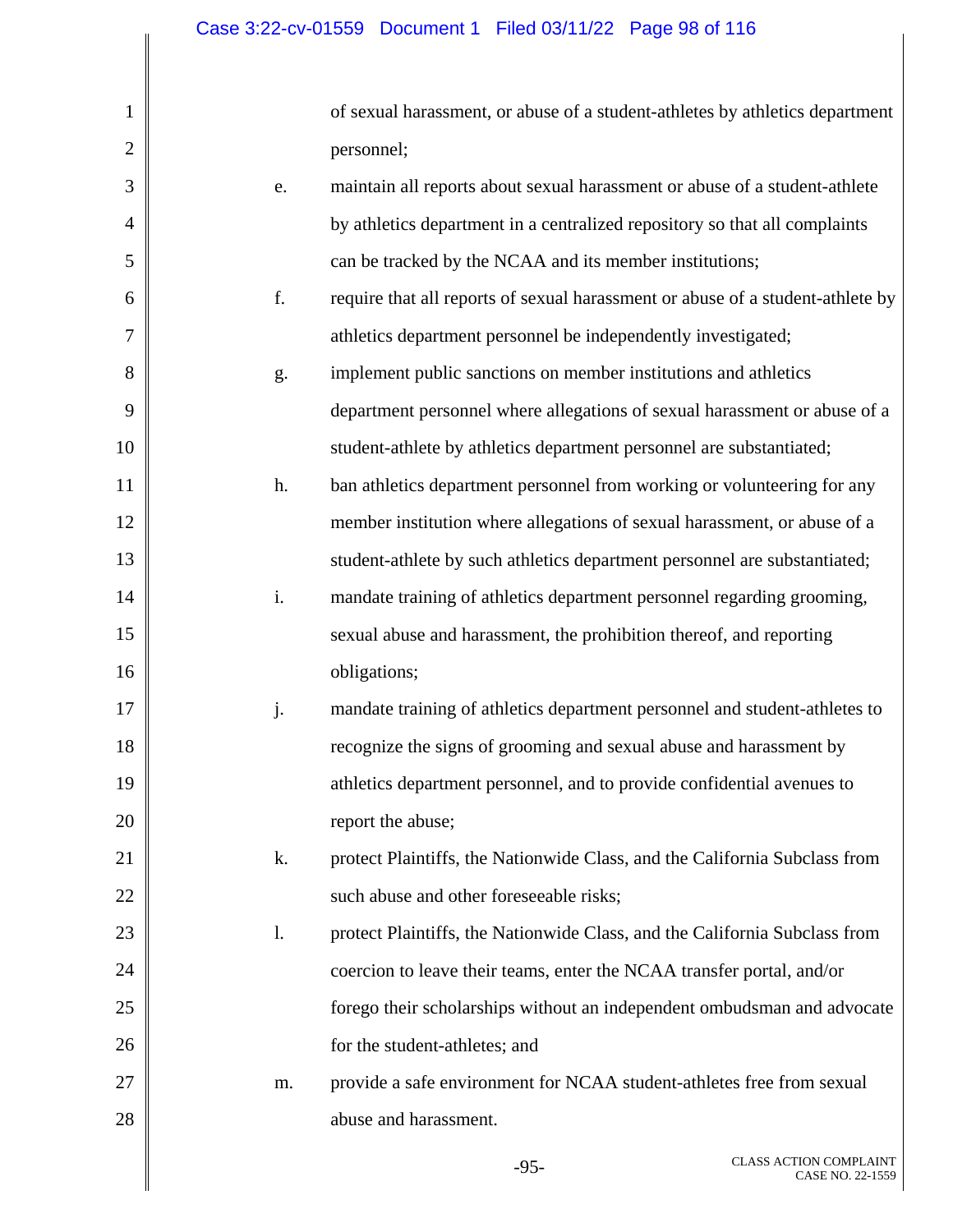of sexual harassment, or abuse of a student-athletes by athletics department personnel;

e. maintain all reports about sexual harassment or abuse of a student-athlete by athletics department in a centralized repository so that all complaints can be tracked by the NCAA and its member institutions;

f. require that all reports of sexual harassment or abuse of a student-athlete by athletics department personnel be independently investigated;

g. implement public sanctions on member institutions and athletics department personnel where allegations of sexual harassment or abuse of a student-athlete by athletics department personnel are substantiated;

h. ban athletics department personnel from working or volunteering for any member institution where allegations of sexual harassment, or abuse of a student-athlete by such athletics department personnel are substantiated;

i. mandate training of athletics department personnel regarding grooming, sexual abuse and harassment, the prohibition thereof, and reporting obligations;

j. mandate training of athletics department personnel and student-athletes to recognize the signs of grooming and sexual abuse and harassment by athletics department personnel, and to provide confidential avenues to report the abuse;

k. protect Plaintiffs, the Nationwide Class, and the California Subclass from such abuse and other foreseeable risks;

l. protect Plaintiffs, the Nationwide Class, and the California Subclass from coercion to leave their teams, enter the NCAA transfer portal, and/or forego their scholarships without an independent ombudsman and advocate for the student-athletes; and

m. provide a safe environment for NCAA student-athletes free from sexual abuse and harassment.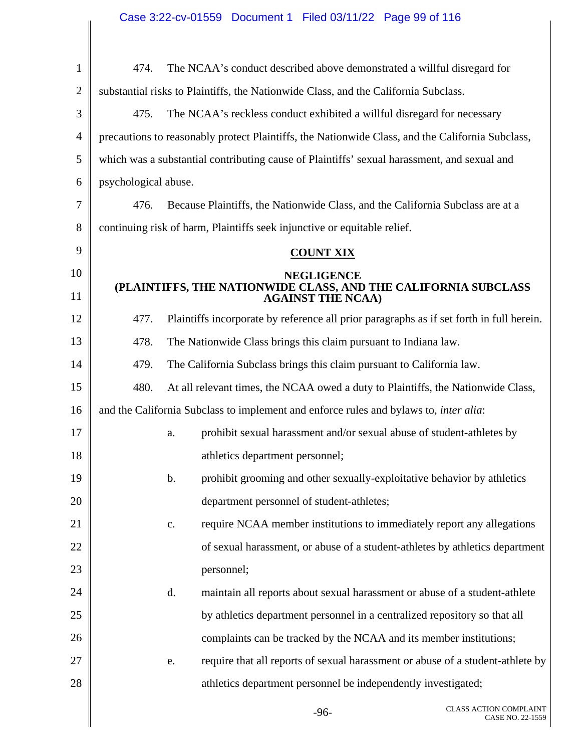474. The NCAA's conduct described above demonstrated a willful disregard for substantial risks to Plaintiffs, the Nationwide Class, and the California Subclass.

475. The NCAA's reckless conduct exhibited a willful disregard for necessary precautions to reasonably protect Plaintiffs, the Nationwide Class, and the California Subclass, which was a substantial contributing cause of Plaintiffs' sexual harassment, and sexual and psychological abuse.

476. Because Plaintiffs, the Nationwide Class, and the California Subclass are at a continuing risk of harm, Plaintiffs seek injunctive or equitable relief.

## COUNT XIX

### NEGLIGENCE
### (PLAINTIFFS, THE NATIONWIDE CLASS, AND THE CALIFORNIA SUBCLASS AGAINST THE NCAA)

477. Plaintiffs incorporate by reference all prior paragraphs as if set forth in full herein.

478. The Nationwide Class brings this claim pursuant to Indiana law.

479. The California Subclass brings this claim pursuant to California law.

480. At all relevant times, the NCAA owed a duty to Plaintiffs, the Nationwide Class, and the California Subclass to implement and enforce rules and bylaws to, *inter alia*:

a. prohibit sexual harassment and/or sexual abuse of student-athletes by athletics department personnel;

b. prohibit grooming and other sexually-exploitative behavior by athletics department personnel of student-athletes;

c. require NCAA member institutions to immediately report any allegations of sexual harassment, or abuse of a student-athletes by athletics department personnel;

d. maintain all reports about sexual harassment or abuse of a student-athlete by athletics department personnel in a centralized repository so that all complaints can be tracked by the NCAA and its member institutions;

e. require that all reports of sexual harassment or abuse of a student-athlete by athletics department personnel be independently investigated;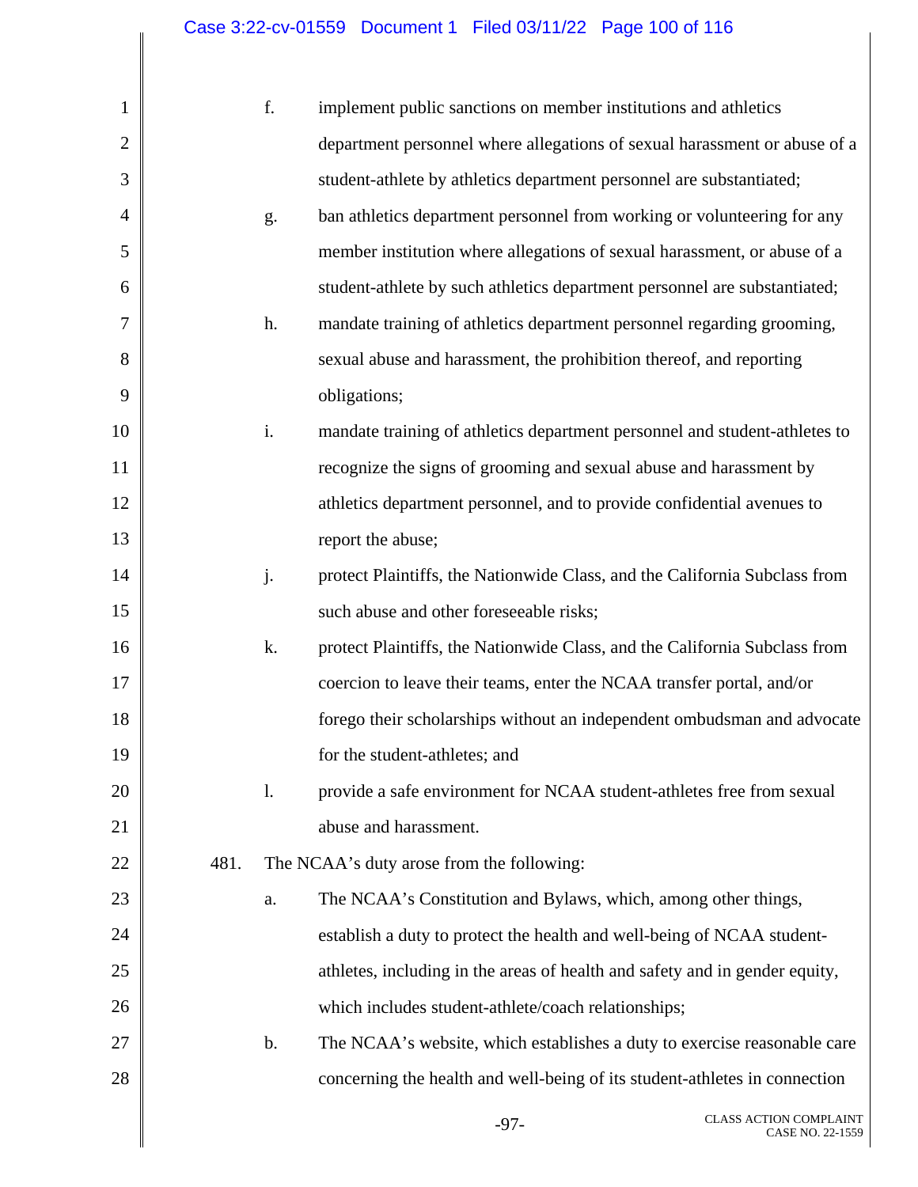f. implement public sanctions on member institutions and athletics department personnel where allegations of sexual harassment or abuse of a student-athlete by athletics department personnel are substantiated;

g. ban athletics department personnel from working or volunteering for any member institution where allegations of sexual harassment, or abuse of a student-athlete by such athletics department personnel are substantiated;

h. mandate training of athletics department personnel regarding grooming, sexual abuse and harassment, the prohibition thereof, and reporting obligations;

i. mandate training of athletics department personnel and student-athletes to recognize the signs of grooming and sexual abuse and harassment by athletics department personnel, and to provide confidential avenues to report the abuse;

j. protect Plaintiffs, the Nationwide Class, and the California Subclass from such abuse and other foreseeable risks;

k. protect Plaintiffs, the Nationwide Class, and the California Subclass from coercion to leave their teams, enter the NCAA transfer portal, and/or forego their scholarships without an independent ombudsman and advocate for the student-athletes; and

l. provide a safe environment for NCAA student-athletes free from sexual abuse and harassment.

481. The NCAA's duty arose from the following:

a. The NCAA's Constitution and Bylaws, which, among other things, establish a duty to protect the health and well-being of NCAA student-athletes, including in the areas of health and safety and in gender equity, which includes student-athlete/coach relationships;

b. The NCAA's website, which establishes a duty to exercise reasonable care concerning the health and well-being of its student-athletes in connection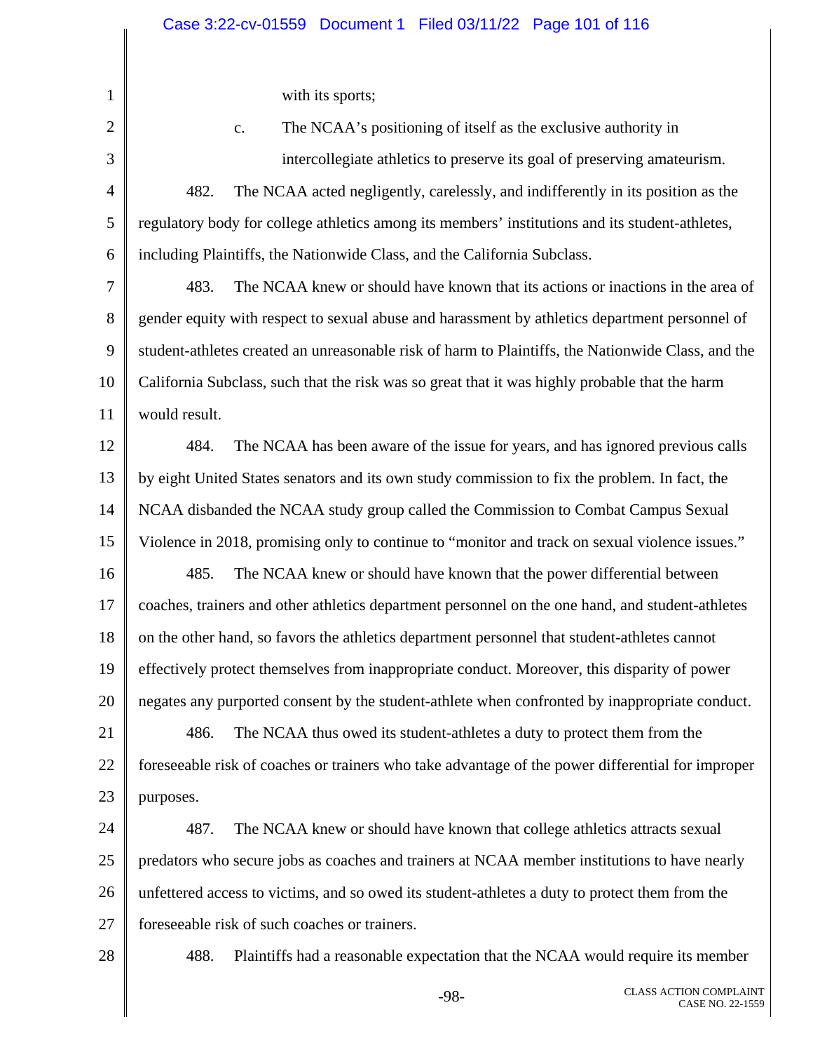with its sports;

c. The NCAA's positioning of itself as the exclusive authority in intercollegiate athletics to preserve its goal of preserving amateurism.

482. The NCAA acted negligently, carelessly, and indifferently in its position as the regulatory body for college athletics among its members' institutions and its student-athletes, including Plaintiffs, the Nationwide Class, and the California Subclass.

483. The NCAA knew or should have known that its actions or inactions in the area of gender equity with respect to sexual abuse and harassment by athletics department personnel of student-athletes created an unreasonable risk of harm to Plaintiffs, the Nationwide Class, and the California Subclass, such that the risk was so great that it was highly probable that the harm would result.

484. The NCAA has been aware of the issue for years, and has ignored previous calls by eight United States senators and its own study commission to fix the problem. In fact, the NCAA disbanded the NCAA study group called the Commission to Combat Campus Sexual Violence in 2018, promising only to continue to "monitor and track on sexual violence issues."

485. The NCAA knew or should have known that the power differential between coaches, trainers and other athletics department personnel on the one hand, and student-athletes on the other hand, so favors the athletics department personnel that student-athletes cannot effectively protect themselves from inappropriate conduct. Moreover, this disparity of power negates any purported consent by the student-athlete when confronted by inappropriate conduct.

486. The NCAA thus owed its student-athletes a duty to protect them from the foreseeable risk of coaches or trainers who take advantage of the power differential for improper purposes.

487. The NCAA knew or should have known that college athletics attracts sexual predators who secure jobs as coaches and trainers at NCAA member institutions to have nearly unfettered access to victims, and so owed its student-athletes a duty to protect them from the foreseeable risk of such coaches or trainers.

488. Plaintiffs had a reasonable expectation that the NCAA would require its member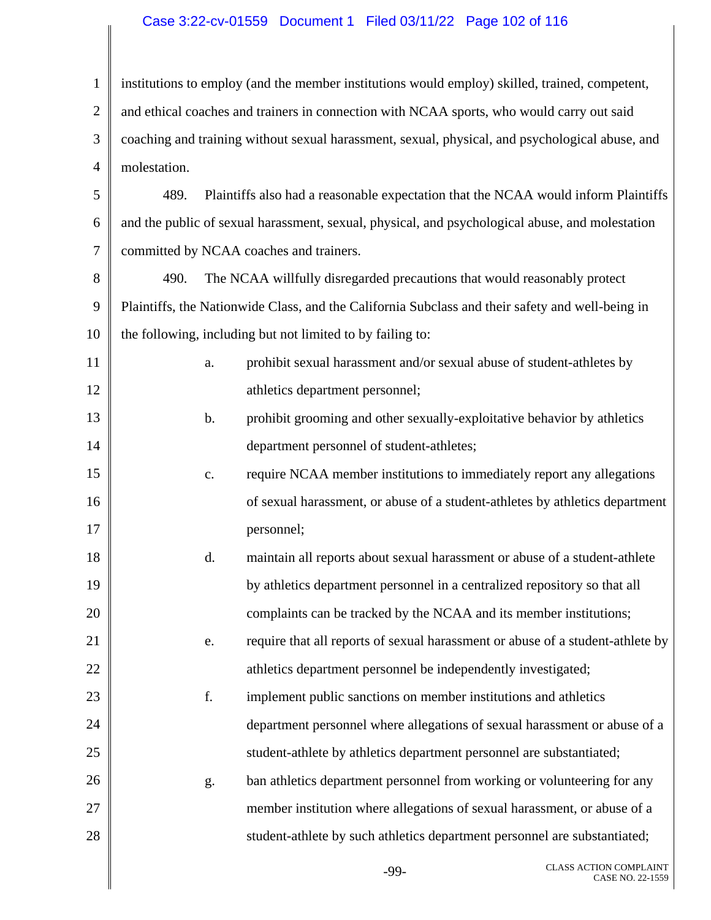institutions to employ (and the member institutions would employ) skilled, trained, competent, and ethical coaches and trainers in connection with NCAA sports, who would carry out said coaching and training without sexual harassment, sexual, physical, and psychological abuse, and molestation.

489. Plaintiffs also had a reasonable expectation that the NCAA would inform Plaintiffs and the public of sexual harassment, sexual, physical, and psychological abuse, and molestation committed by NCAA coaches and trainers.

490. The NCAA willfully disregarded precautions that would reasonably protect Plaintiffs, the Nationwide Class, and the California Subclass and their safety and well-being in the following, including but not limited to by failing to:

a. prohibit sexual harassment and/or sexual abuse of student-athletes by athletics department personnel;

b. prohibit grooming and other sexually-exploitative behavior by athletics department personnel of student-athletes;

c. require NCAA member institutions to immediately report any allegations of sexual harassment, or abuse of a student-athletes by athletics department personnel;

d. maintain all reports about sexual harassment or abuse of a student-athlete by athletics department personnel in a centralized repository so that all complaints can be tracked by the NCAA and its member institutions;

e. require that all reports of sexual harassment or abuse of a student-athlete by athletics department personnel be independently investigated;

f. implement public sanctions on member institutions and athletics department personnel where allegations of sexual harassment or abuse of a student-athlete by athletics department personnel are substantiated;

g. ban athletics department personnel from working or volunteering for any member institution where allegations of sexual harassment, or abuse of a student-athlete by such athletics department personnel are substantiated;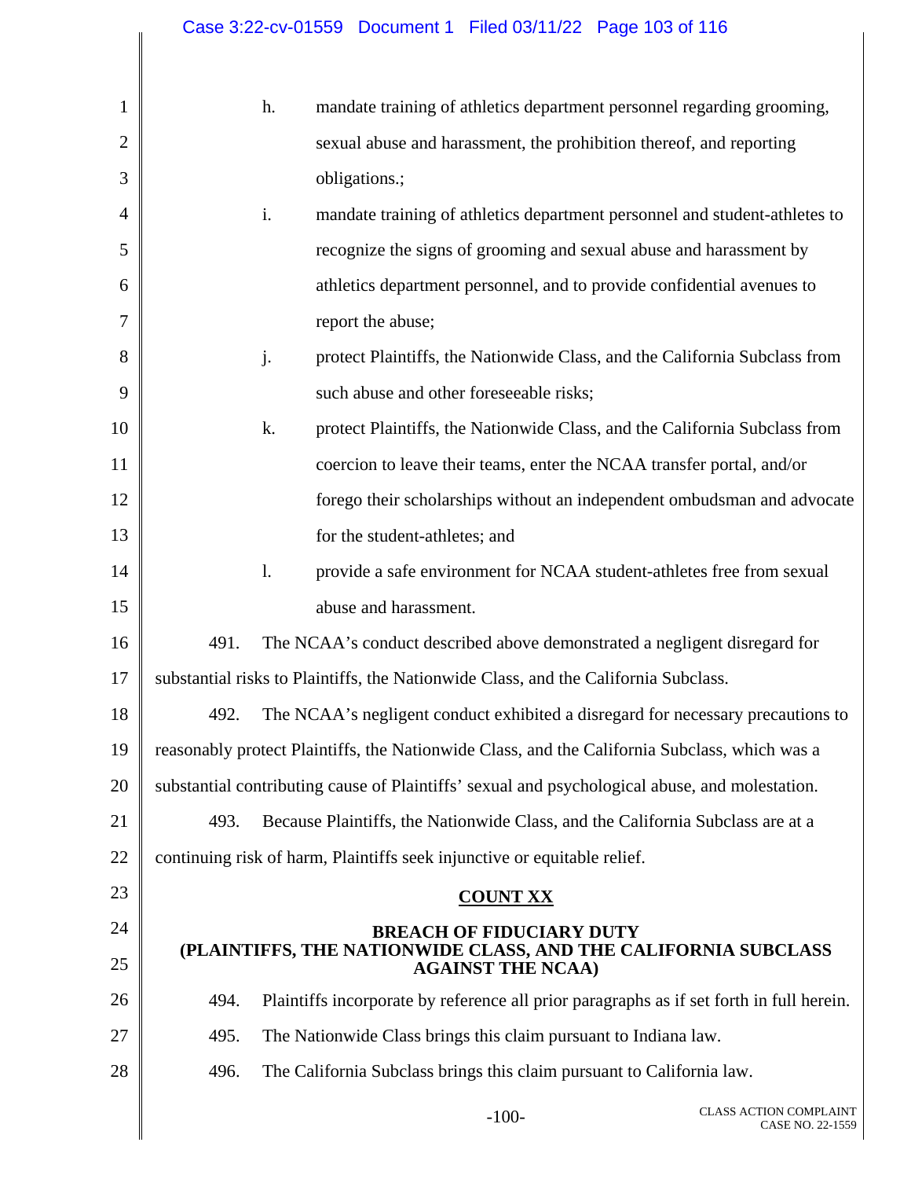h. mandate training of athletics department personnel regarding grooming, sexual abuse and harassment, the prohibition thereof, and reporting obligations.;

i. mandate training of athletics department personnel and student-athletes to recognize the signs of grooming and sexual abuse and harassment by athletics department personnel, and to provide confidential avenues to report the abuse;

j. protect Plaintiffs, the Nationwide Class, and the California Subclass from such abuse and other foreseeable risks;

k. protect Plaintiffs, the Nationwide Class, and the California Subclass from coercion to leave their teams, enter the NCAA transfer portal, and/or forego their scholarships without an independent ombudsman and advocate for the student-athletes; and

l. provide a safe environment for NCAA student-athletes free from sexual abuse and harassment.

491. The NCAA's conduct described above demonstrated a negligent disregard for substantial risks to Plaintiffs, the Nationwide Class, and the California Subclass.

492. The NCAA's negligent conduct exhibited a disregard for necessary precautions to reasonably protect Plaintiffs, the Nationwide Class, and the California Subclass, which was a substantial contributing cause of Plaintiffs' sexual and psychological abuse, and molestation.

493. Because Plaintiffs, the Nationwide Class, and the California Subclass are at a continuing risk of harm, Plaintiffs seek injunctive or equitable relief.

**COUNT XX**

**BREACH OF FIDUCIARY DUTY**
**(PLAINTIFFS, THE NATIONWIDE CLASS, AND THE CALIFORNIA SUBCLASS AGAINST THE NCAA)**

494. Plaintiffs incorporate by reference all prior paragraphs as if set forth in full herein.

495. The Nationwide Class brings this claim pursuant to Indiana law.

496. The California Subclass brings this claim pursuant to California law.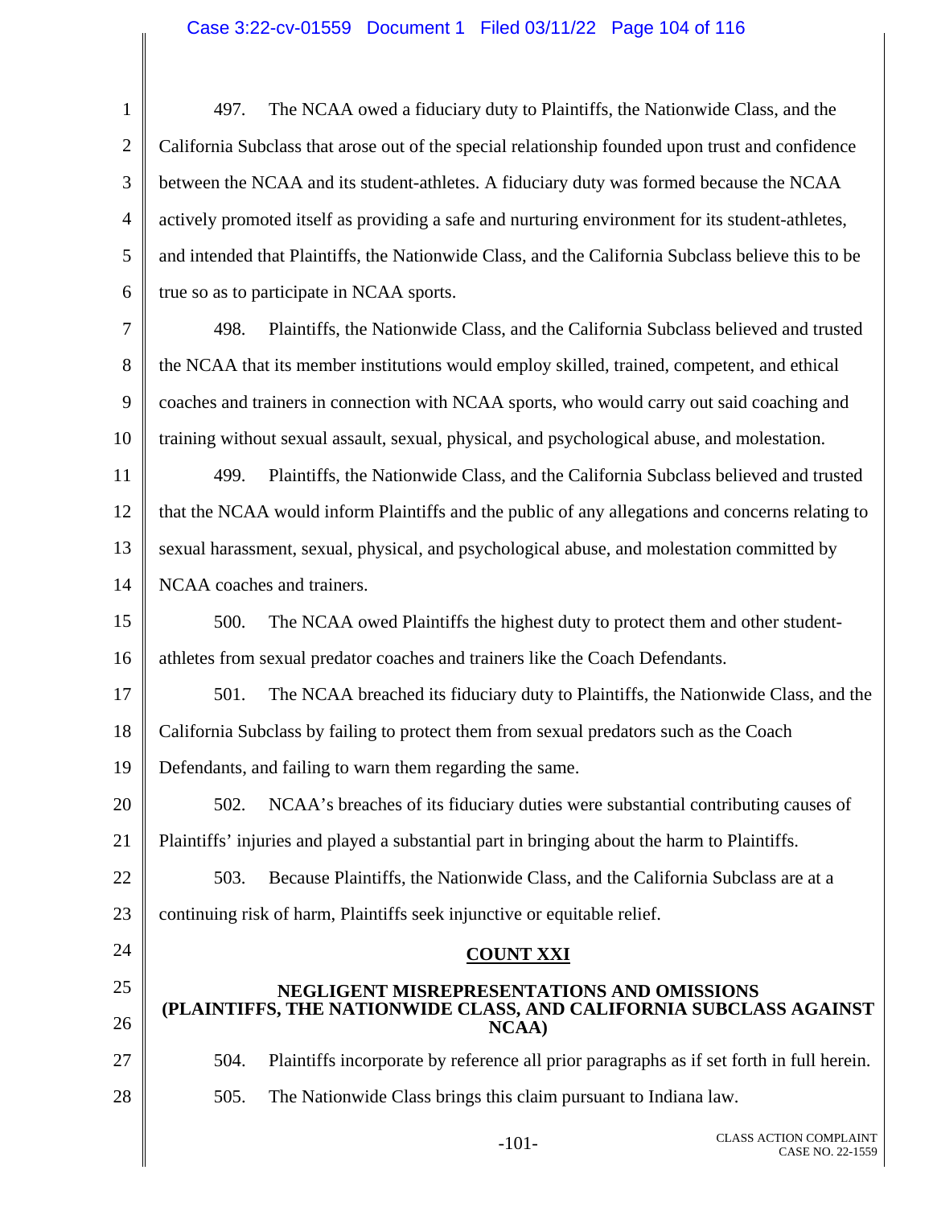497. The NCAA owed a fiduciary duty to Plaintiffs, the Nationwide Class, and the California Subclass that arose out of the special relationship founded upon trust and confidence between the NCAA and its student-athletes. A fiduciary duty was formed because the NCAA actively promoted itself as providing a safe and nurturing environment for its student-athletes, and intended that Plaintiffs, the Nationwide Class, and the California Subclass believe this to be true so as to participate in NCAA sports.

498. Plaintiffs, the Nationwide Class, and the California Subclass believed and trusted the NCAA that its member institutions would employ skilled, trained, competent, and ethical coaches and trainers in connection with NCAA sports, who would carry out said coaching and training without sexual assault, sexual, physical, and psychological abuse, and molestation.

499. Plaintiffs, the Nationwide Class, and the California Subclass believed and trusted that the NCAA would inform Plaintiffs and the public of any allegations and concerns relating to sexual harassment, sexual, physical, and psychological abuse, and molestation committed by NCAA coaches and trainers.

500. The NCAA owed Plaintiffs the highest duty to protect them and other student-athletes from sexual predator coaches and trainers like the Coach Defendants.

501. The NCAA breached its fiduciary duty to Plaintiffs, the Nationwide Class, and the California Subclass by failing to protect them from sexual predators such as the Coach Defendants, and failing to warn them regarding the same.

502. NCAA's breaches of its fiduciary duties were substantial contributing causes of Plaintiffs' injuries and played a substantial part in bringing about the harm to Plaintiffs.

503. Because Plaintiffs, the Nationwide Class, and the California Subclass are at a continuing risk of harm, Plaintiffs seek injunctive or equitable relief.

## COUNT XXI

### NEGLIGENT MISREPRESENTATIONS AND OMISSIONS (PLAINTIFFS, THE NATIONWIDE CLASS, AND CALIFORNIA SUBCLASS AGAINST NCAA)

504. Plaintiffs incorporate by reference all prior paragraphs as if set forth in full herein.

505. The Nationwide Class brings this claim pursuant to Indiana law.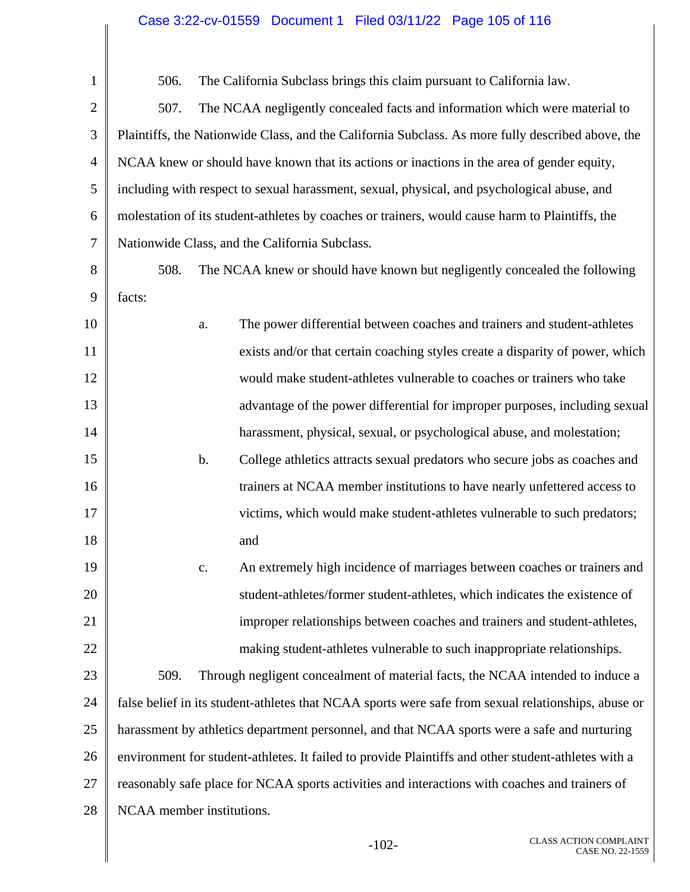506. The California Subclass brings this claim pursuant to California law.

507. The NCAA negligently concealed facts and information which were material to Plaintiffs, the Nationwide Class, and the California Subclass. As more fully described above, the NCAA knew or should have known that its actions or inactions in the area of gender equity, including with respect to sexual harassment, sexual, physical, and psychological abuse, and molestation of its student-athletes by coaches or trainers, would cause harm to Plaintiffs, the Nationwide Class, and the California Subclass.

508. The NCAA knew or should have known but negligently concealed the following facts:

a. The power differential between coaches and trainers and student-athletes exists and/or that certain coaching styles create a disparity of power, which would make student-athletes vulnerable to coaches or trainers who take advantage of the power differential for improper purposes, including sexual harassment, physical, sexual, or psychological abuse, and molestation;

b. College athletics attracts sexual predators who secure jobs as coaches and trainers at NCAA member institutions to have nearly unfettered access to victims, which would make student-athletes vulnerable to such predators; and

c. An extremely high incidence of marriages between coaches or trainers and student-athletes/former student-athletes, which indicates the existence of improper relationships between coaches and trainers and student-athletes, making student-athletes vulnerable to such inappropriate relationships.

509. Through negligent concealment of material facts, the NCAA intended to induce a false belief in its student-athletes that NCAA sports were safe from sexual relationships, abuse or harassment by athletics department personnel, and that NCAA sports were a safe and nurturing environment for student-athletes. It failed to provide Plaintiffs and other student-athletes with a reasonably safe place for NCAA sports activities and interactions with coaches and trainers of NCAA member institutions.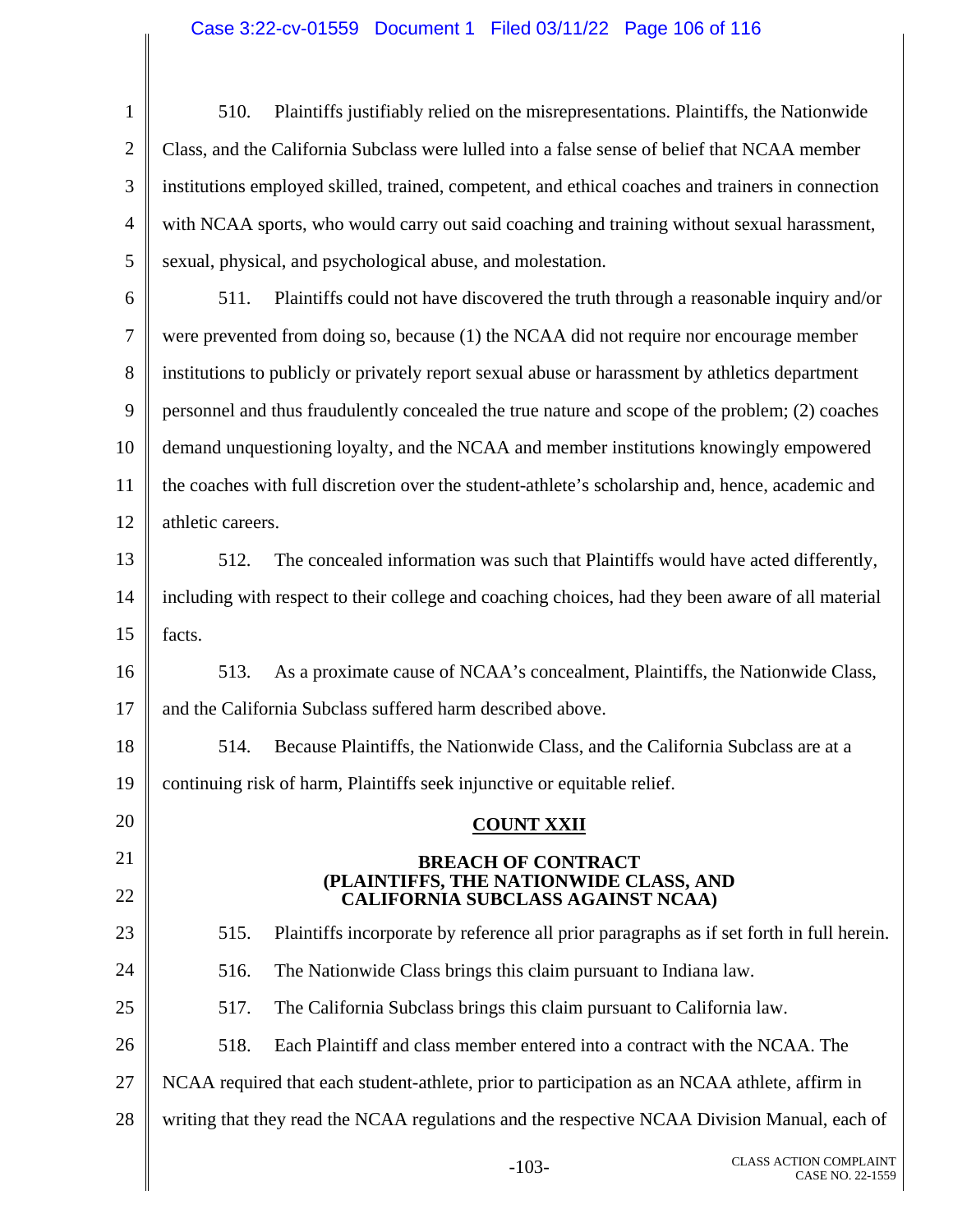510. Plaintiffs justifiably relied on the misrepresentations. Plaintiffs, the Nationwide Class, and the California Subclass were lulled into a false sense of belief that NCAA member institutions employed skilled, trained, competent, and ethical coaches and trainers in connection with NCAA sports, who would carry out said coaching and training without sexual harassment, sexual, physical, and psychological abuse, and molestation.

511. Plaintiffs could not have discovered the truth through a reasonable inquiry and/or were prevented from doing so, because (1) the NCAA did not require nor encourage member institutions to publicly or privately report sexual abuse or harassment by athletics department personnel and thus fraudulently concealed the true nature and scope of the problem; (2) coaches demand unquestioning loyalty, and the NCAA and member institutions knowingly empowered the coaches with full discretion over the student-athlete's scholarship and, hence, academic and athletic careers.

512. The concealed information was such that Plaintiffs would have acted differently, including with respect to their college and coaching choices, had they been aware of all material facts.

513. As a proximate cause of NCAA's concealment, Plaintiffs, the Nationwide Class, and the California Subclass suffered harm described above.

514. Because Plaintiffs, the Nationwide Class, and the California Subclass are at a continuing risk of harm, Plaintiffs seek injunctive or equitable relief.

## COUNT XXII

### BREACH OF CONTRACT (PLAINTIFFS, THE NATIONWIDE CLASS, AND CALIFORNIA SUBCLASS AGAINST NCAA)

515. Plaintiffs incorporate by reference all prior paragraphs as if set forth in full herein.

516. The Nationwide Class brings this claim pursuant to Indiana law.

517. The California Subclass brings this claim pursuant to California law.

518. Each Plaintiff and class member entered into a contract with the NCAA. The NCAA required that each student-athlete, prior to participation as an NCAA athlete, affirm in writing that they read the NCAA regulations and the respective NCAA Division Manual, each of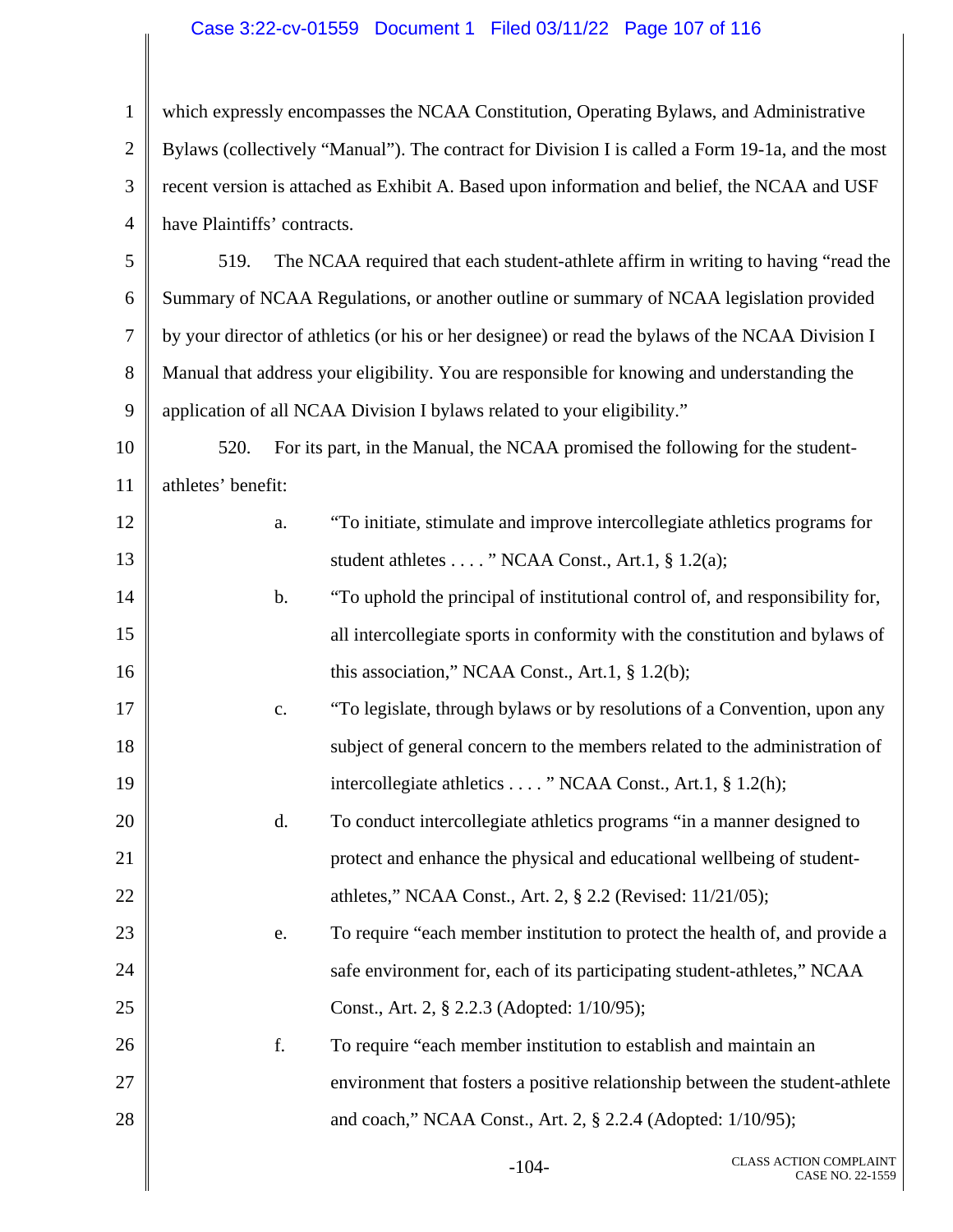which expressly encompasses the NCAA Constitution, Operating Bylaws, and Administrative Bylaws (collectively "Manual"). The contract for Division I is called a Form 19-1a, and the most recent version is attached as Exhibit A. Based upon information and belief, the NCAA and USF have Plaintiffs' contracts.

519. The NCAA required that each student-athlete affirm in writing to having "read the Summary of NCAA Regulations, or another outline or summary of NCAA legislation provided by your director of athletics (or his or her designee) or read the bylaws of the NCAA Division I Manual that address your eligibility. You are responsible for knowing and understanding the application of all NCAA Division I bylaws related to your eligibility."

520. For its part, in the Manual, the NCAA promised the following for the student-athletes' benefit:

a. "To initiate, stimulate and improve intercollegiate athletics programs for student athletes . . . . " NCAA Const., Art.1, § 1.2(a);

b. "To uphold the principal of institutional control of, and responsibility for, all intercollegiate sports in conformity with the constitution and bylaws of this association," NCAA Const., Art.1, § 1.2(b);

c. "To legislate, through bylaws or by resolutions of a Convention, upon any subject of general concern to the members related to the administration of intercollegiate athletics . . . . " NCAA Const., Art.1, § 1.2(h);

d. To conduct intercollegiate athletics programs "in a manner designed to protect and enhance the physical and educational wellbeing of student-athletes," NCAA Const., Art. 2, § 2.2 (Revised: 11/21/05);

e. To require "each member institution to protect the health of, and provide a safe environment for, each of its participating student-athletes," NCAA Const., Art. 2, § 2.2.3 (Adopted: 1/10/95);

f. To require "each member institution to establish and maintain an environment that fosters a positive relationship between the student-athlete and coach," NCAA Const., Art. 2, § 2.2.4 (Adopted: 1/10/95);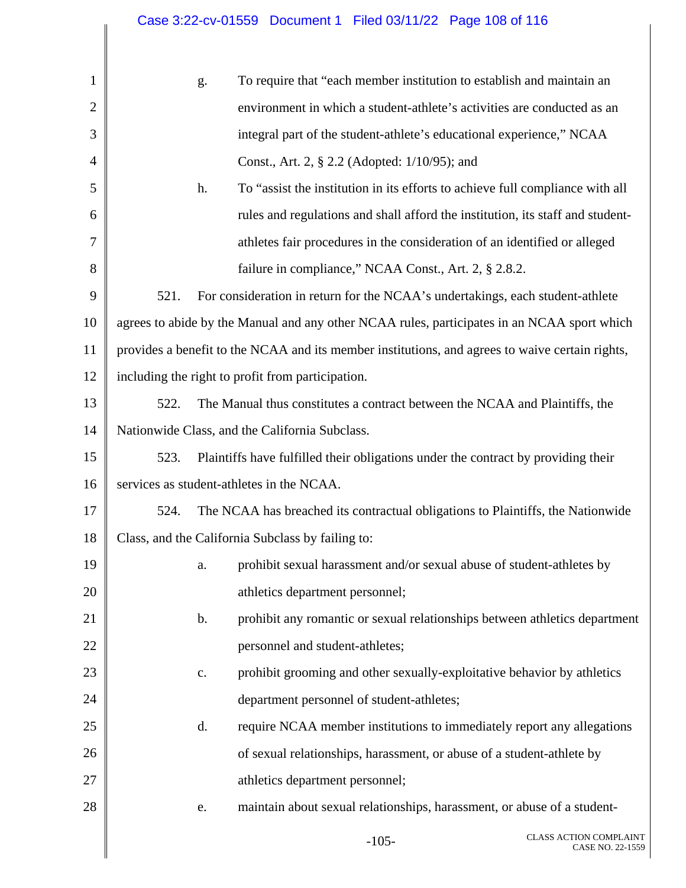g. To require that "each member institution to establish and maintain an environment in which a student-athlete's activities are conducted as an integral part of the student-athlete's educational experience," NCAA Const., Art. 2, § 2.2 (Adopted: 1/10/95); and

h. To "assist the institution in its efforts to achieve full compliance with all rules and regulations and shall afford the institution, its staff and student-athletes fair procedures in the consideration of an identified or alleged failure in compliance," NCAA Const., Art. 2, § 2.8.2.

521. For consideration in return for the NCAA's undertakings, each student-athlete agrees to abide by the Manual and any other NCAA rules, participates in an NCAA sport which provides a benefit to the NCAA and its member institutions, and agrees to waive certain rights, including the right to profit from participation.

522. The Manual thus constitutes a contract between the NCAA and Plaintiffs, the Nationwide Class, and the California Subclass.

523. Plaintiffs have fulfilled their obligations under the contract by providing their services as student-athletes in the NCAA.

524. The NCAA has breached its contractual obligations to Plaintiffs, the Nationwide Class, and the California Subclass by failing to:

a. prohibit sexual harassment and/or sexual abuse of student-athletes by athletics department personnel;

b. prohibit any romantic or sexual relationships between athletics department personnel and student-athletes;

c. prohibit grooming and other sexually-exploitative behavior by athletics department personnel of student-athletes;

d. require NCAA member institutions to immediately report any allegations of sexual relationships, harassment, or abuse of a student-athlete by athletics department personnel;

e. maintain about sexual relationships, harassment, or abuse of a student-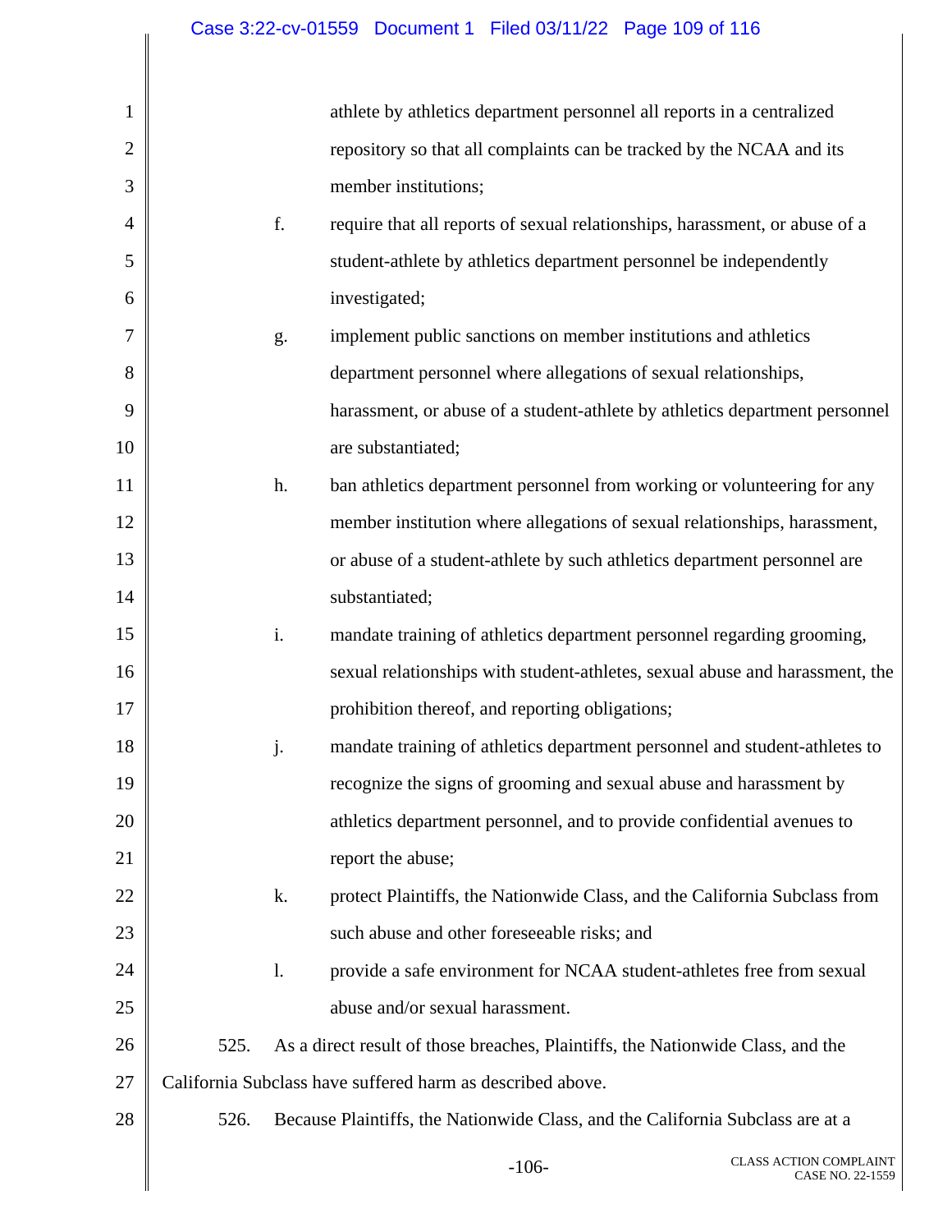athlete by athletics department personnel all reports in a centralized repository so that all complaints can be tracked by the NCAA and its member institutions;

f. require that all reports of sexual relationships, harassment, or abuse of a student-athlete by athletics department personnel be independently investigated;

g. implement public sanctions on member institutions and athletics department personnel where allegations of sexual relationships, harassment, or abuse of a student-athlete by athletics department personnel are substantiated;

h. ban athletics department personnel from working or volunteering for any member institution where allegations of sexual relationships, harassment, or abuse of a student-athlete by such athletics department personnel are substantiated;

i. mandate training of athletics department personnel regarding grooming, sexual relationships with student-athletes, sexual abuse and harassment, the prohibition thereof, and reporting obligations;

j. mandate training of athletics department personnel and student-athletes to recognize the signs of grooming and sexual abuse and harassment by athletics department personnel, and to provide confidential avenues to report the abuse;

k. protect Plaintiffs, the Nationwide Class, and the California Subclass from such abuse and other foreseeable risks; and

l. provide a safe environment for NCAA student-athletes free from sexual abuse and/or sexual harassment.

525. As a direct result of those breaches, Plaintiffs, the Nationwide Class, and the California Subclass have suffered harm as described above.

526. Because Plaintiffs, the Nationwide Class, and the California Subclass are at a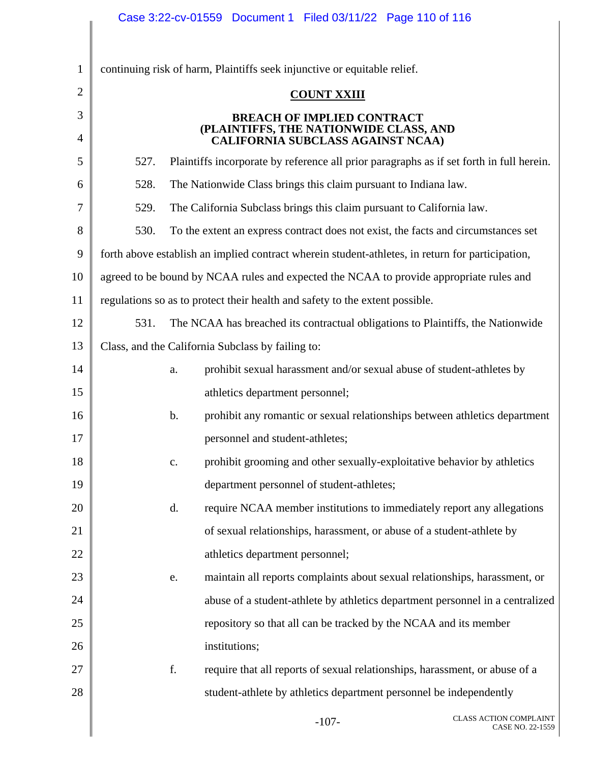continuing risk of harm, Plaintiffs seek injunctive or equitable relief.

## COUNT XXIII

### BREACH OF IMPLIED CONTRACT (PLAINTIFFS, THE NATIONWIDE CLASS, AND CALIFORNIA SUBCLASS AGAINST NCAA)

527. Plaintiffs incorporate by reference all prior paragraphs as if set forth in full herein.

528. The Nationwide Class brings this claim pursuant to Indiana law.

529. The California Subclass brings this claim pursuant to California law.

530. To the extent an express contract does not exist, the facts and circumstances set forth above establish an implied contract wherein student-athletes, in return for participation, agreed to be bound by NCAA rules and expected the NCAA to provide appropriate rules and regulations so as to protect their health and safety to the extent possible.

531. The NCAA has breached its contractual obligations to Plaintiffs, the Nationwide Class, and the California Subclass by failing to:

a. prohibit sexual harassment and/or sexual abuse of student-athletes by athletics department personnel;

b. prohibit any romantic or sexual relationships between athletics department personnel and student-athletes;

c. prohibit grooming and other sexually-exploitative behavior by athletics department personnel of student-athletes;

d. require NCAA member institutions to immediately report any allegations of sexual relationships, harassment, or abuse of a student-athlete by athletics department personnel;

e. maintain all reports complaints about sexual relationships, harassment, or abuse of a student-athlete by athletics department personnel in a centralized repository so that all can be tracked by the NCAA and its member institutions;

f. require that all reports of sexual relationships, harassment, or abuse of a student-athlete by athletics department personnel be independently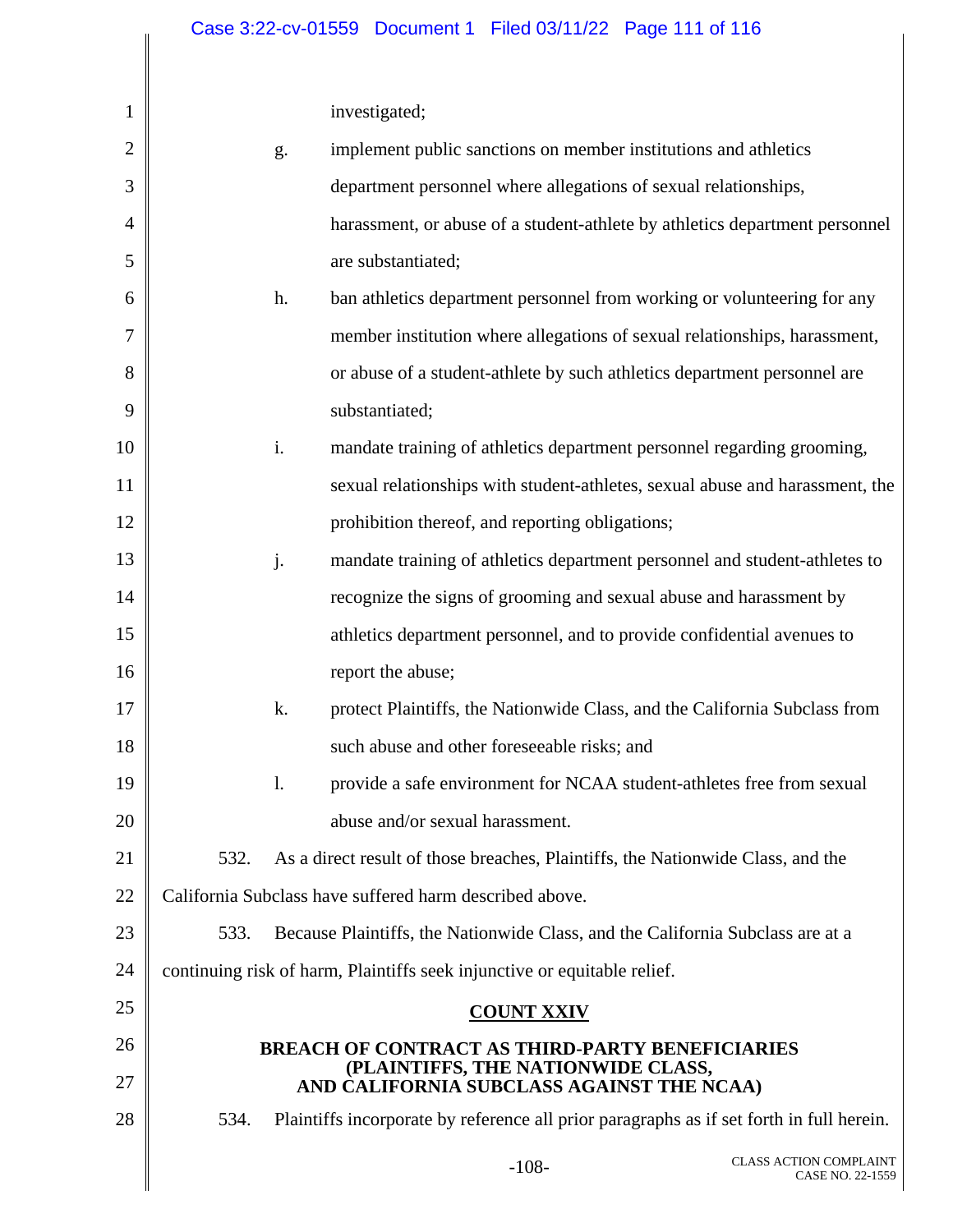investigated;

g. implement public sanctions on member institutions and athletics department personnel where allegations of sexual relationships, harassment, or abuse of a student-athlete by athletics department personnel are substantiated;

h. ban athletics department personnel from working or volunteering for any member institution where allegations of sexual relationships, harassment, or abuse of a student-athlete by such athletics department personnel are substantiated;

i. mandate training of athletics department personnel regarding grooming, sexual relationships with student-athletes, sexual abuse and harassment, the prohibition thereof, and reporting obligations;

j. mandate training of athletics department personnel and student-athletes to recognize the signs of grooming and sexual abuse and harassment by athletics department personnel, and to provide confidential avenues to report the abuse;

k. protect Plaintiffs, the Nationwide Class, and the California Subclass from such abuse and other foreseeable risks; and

l. provide a safe environment for NCAA student-athletes free from sexual abuse and/or sexual harassment.

532. As a direct result of those breaches, Plaintiffs, the Nationwide Class, and the California Subclass have suffered harm described above.

533. Because Plaintiffs, the Nationwide Class, and the California Subclass are at a continuing risk of harm, Plaintiffs seek injunctive or equitable relief.

## COUNT XXIV

### BREACH OF CONTRACT AS THIRD-PARTY BENEFICIARIES (PLAINTIFFS, THE NATIONWIDE CLASS, AND CALIFORNIA SUBCLASS AGAINST THE NCAA)

534. Plaintiffs incorporate by reference all prior paragraphs as if set forth in full herein.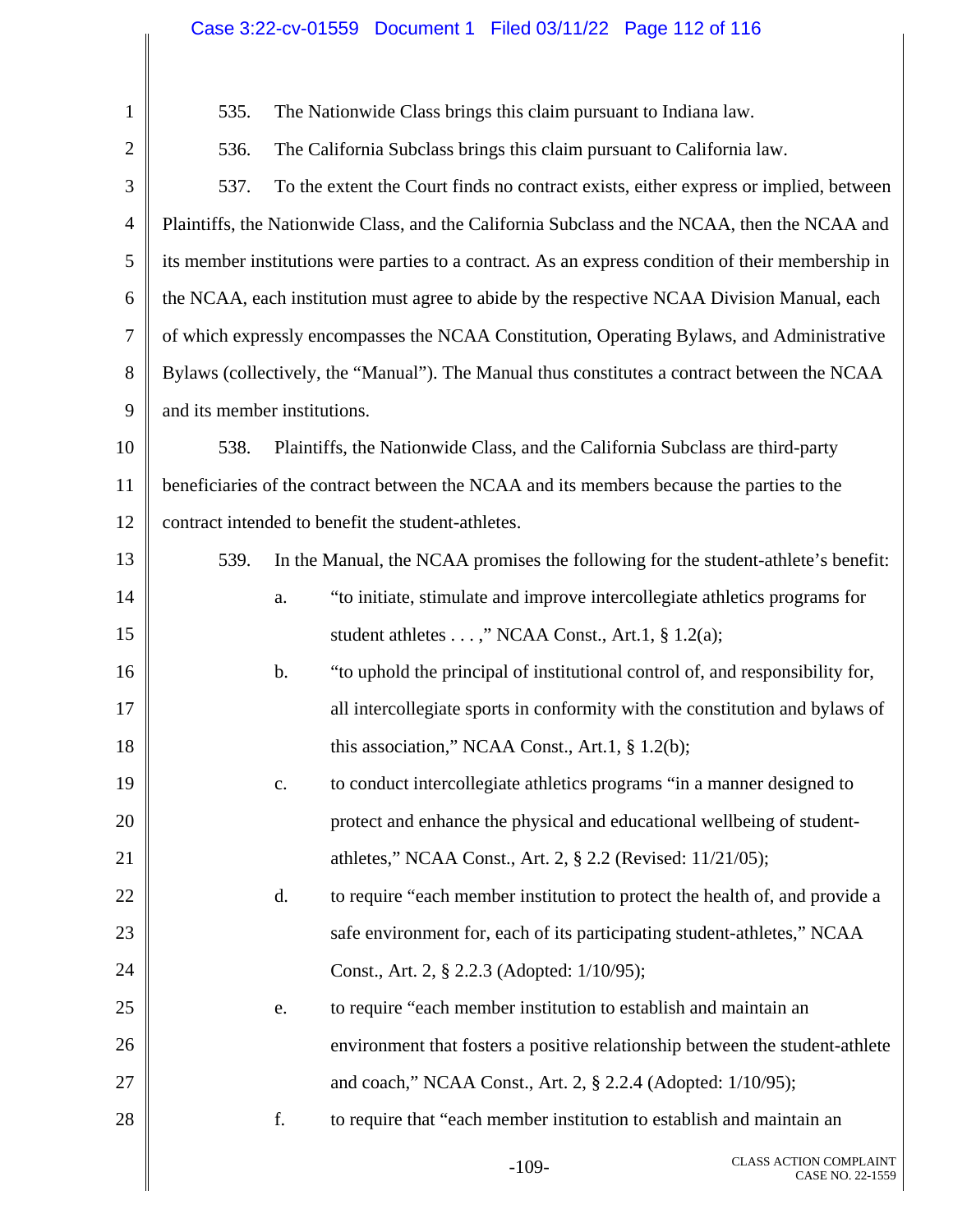535. The Nationwide Class brings this claim pursuant to Indiana law.

536. The California Subclass brings this claim pursuant to California law.

537. To the extent the Court finds no contract exists, either express or implied, between Plaintiffs, the Nationwide Class, and the California Subclass and the NCAA, then the NCAA and its member institutions were parties to a contract. As an express condition of their membership in the NCAA, each institution must agree to abide by the respective NCAA Division Manual, each of which expressly encompasses the NCAA Constitution, Operating Bylaws, and Administrative Bylaws (collectively, the "Manual"). The Manual thus constitutes a contract between the NCAA and its member institutions.

538. Plaintiffs, the Nationwide Class, and the California Subclass are third-party beneficiaries of the contract between the NCAA and its members because the parties to the contract intended to benefit the student-athletes.

539. In the Manual, the NCAA promises the following for the student-athlete's benefit:

a. "to initiate, stimulate and improve intercollegiate athletics programs for student athletes . . . ," NCAA Const., Art.1, § 1.2(a);

b. "to uphold the principal of institutional control of, and responsibility for, all intercollegiate sports in conformity with the constitution and bylaws of this association," NCAA Const., Art.1, § 1.2(b);

c. to conduct intercollegiate athletics programs "in a manner designed to protect and enhance the physical and educational wellbeing of student-athletes," NCAA Const., Art. 2, § 2.2 (Revised: 11/21/05);

d. to require "each member institution to protect the health of, and provide a safe environment for, each of its participating student-athletes," NCAA Const., Art. 2, § 2.2.3 (Adopted: 1/10/95);

e. to require "each member institution to establish and maintain an environment that fosters a positive relationship between the student-athlete and coach," NCAA Const., Art. 2, § 2.2.4 (Adopted: 1/10/95);

f. to require that "each member institution to establish and maintain an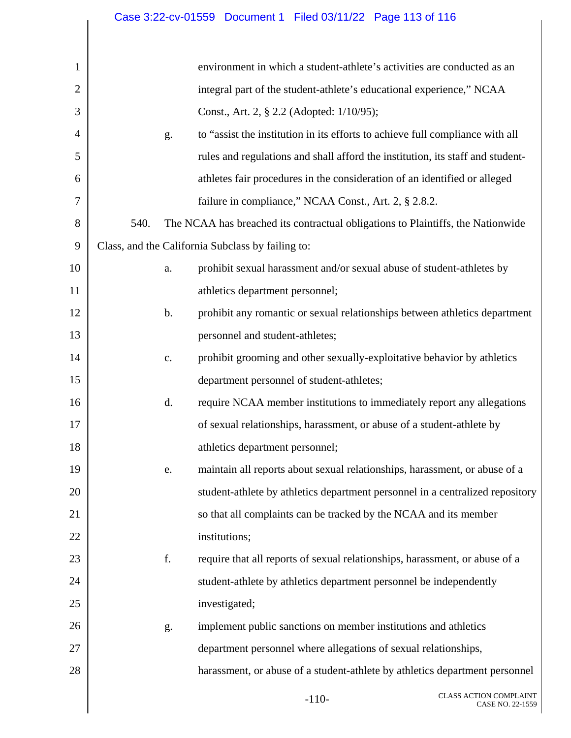environment in which a student-athlete's activities are conducted as an integral part of the student-athlete's educational experience," NCAA Const., Art. 2, § 2.2 (Adopted: 1/10/95);

g. to "assist the institution in its efforts to achieve full compliance with all rules and regulations and shall afford the institution, its staff and student-athletes fair procedures in the consideration of an identified or alleged failure in compliance," NCAA Const., Art. 2, § 2.8.2.

540. The NCAA has breached its contractual obligations to Plaintiffs, the Nationwide Class, and the California Subclass by failing to:

a. prohibit sexual harassment and/or sexual abuse of student-athletes by athletics department personnel;

b. prohibit any romantic or sexual relationships between athletics department personnel and student-athletes;

c. prohibit grooming and other sexually-exploitative behavior by athletics department personnel of student-athletes;

d. require NCAA member institutions to immediately report any allegations of sexual relationships, harassment, or abuse of a student-athlete by athletics department personnel;

e. maintain all reports about sexual relationships, harassment, or abuse of a student-athlete by athletics department personnel in a centralized repository so that all complaints can be tracked by the NCAA and its member institutions;

f. require that all reports of sexual relationships, harassment, or abuse of a student-athlete by athletics department personnel be independently investigated;

g. implement public sanctions on member institutions and athletics department personnel where allegations of sexual relationships, harassment, or abuse of a student-athlete by athletics department personnel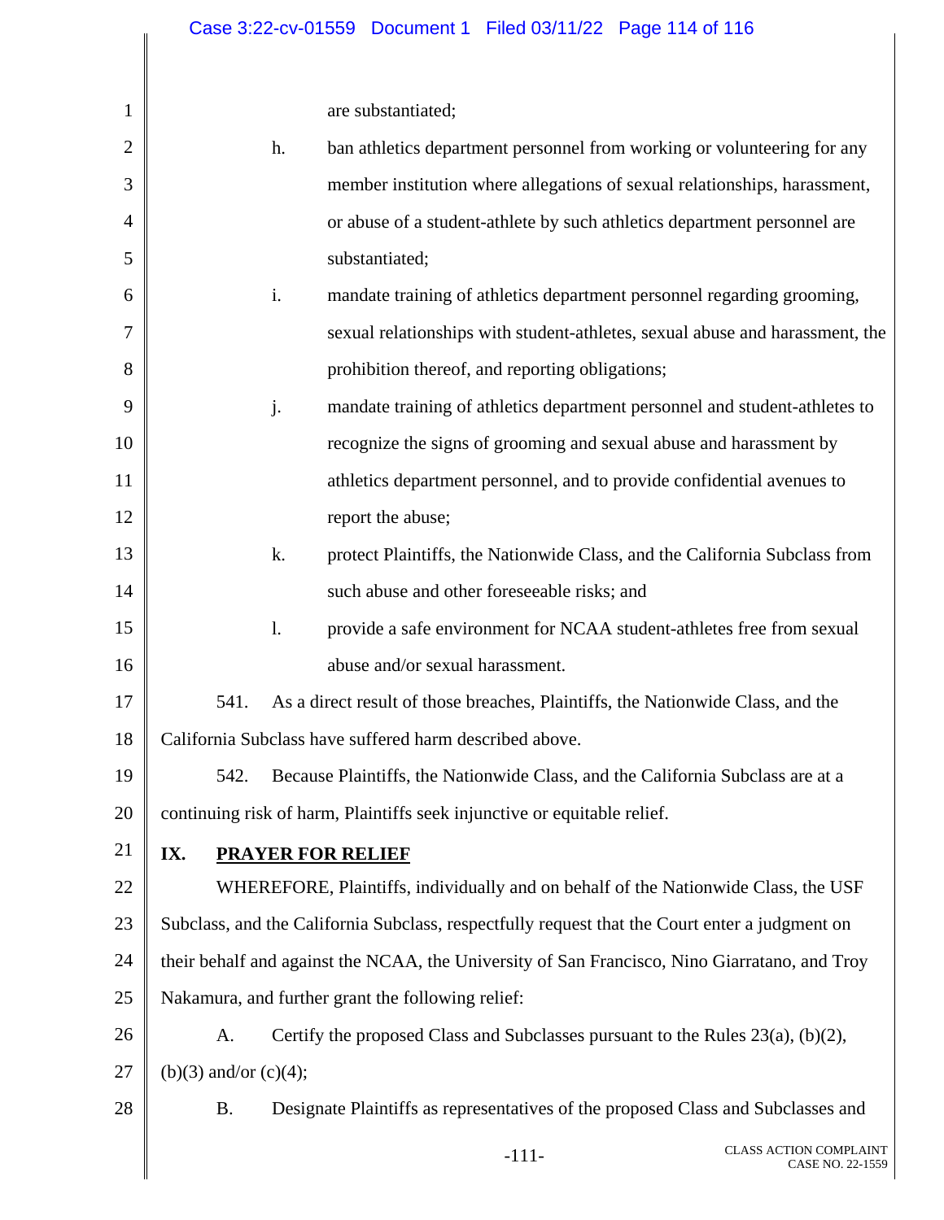are substantiated;

h. ban athletics department personnel from working or volunteering for any member institution where allegations of sexual relationships, harassment, or abuse of a student-athlete by such athletics department personnel are substantiated;

i. mandate training of athletics department personnel regarding grooming, sexual relationships with student-athletes, sexual abuse and harassment, the prohibition thereof, and reporting obligations;

j. mandate training of athletics department personnel and student-athletes to recognize the signs of grooming and sexual abuse and harassment by athletics department personnel, and to provide confidential avenues to report the abuse;

k. protect Plaintiffs, the Nationwide Class, and the California Subclass from such abuse and other foreseeable risks; and

l. provide a safe environment for NCAA student-athletes free from sexual abuse and/or sexual harassment.

541. As a direct result of those breaches, Plaintiffs, the Nationwide Class, and the California Subclass have suffered harm described above.

542. Because Plaintiffs, the Nationwide Class, and the California Subclass are at a continuing risk of harm, Plaintiffs seek injunctive or equitable relief.

## IX. PRAYER FOR RELIEF

WHEREFORE, Plaintiffs, individually and on behalf of the Nationwide Class, the USF Subclass, and the California Subclass, respectfully request that the Court enter a judgment on their behalf and against the NCAA, the University of San Francisco, Nino Giarratano, and Troy Nakamura, and further grant the following relief:

A. Certify the proposed Class and Subclasses pursuant to the Rules 23(a), (b)(2), (b)(3) and/or (c)(4);

B. Designate Plaintiffs as representatives of the proposed Class and Subclasses and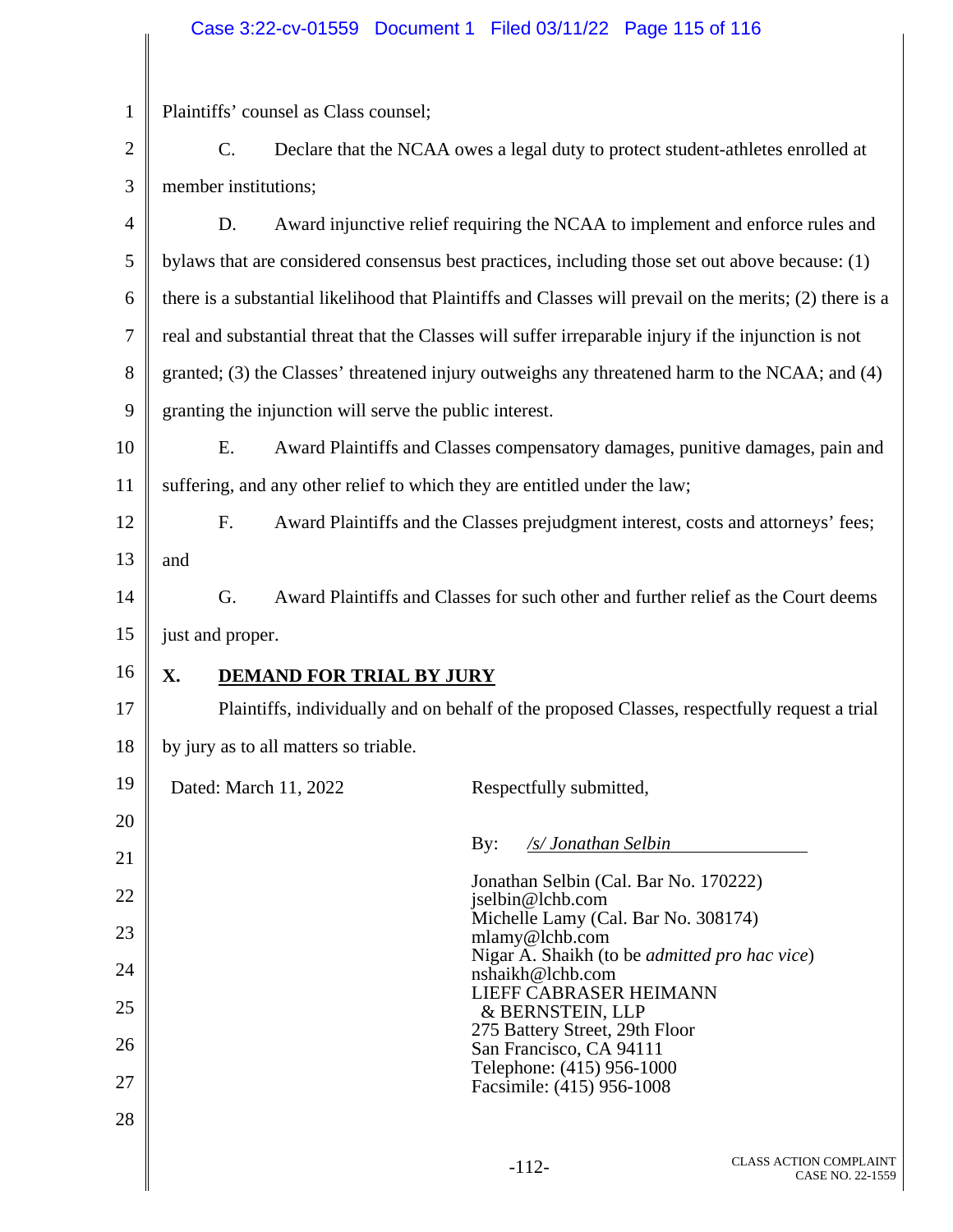Plaintiffs' counsel as Class counsel;

C. Declare that the NCAA owes a legal duty to protect student-athletes enrolled at member institutions;

D. Award injunctive relief requiring the NCAA to implement and enforce rules and bylaws that are considered consensus best practices, including those set out above because: (1) there is a substantial likelihood that Plaintiffs and Classes will prevail on the merits; (2) there is a real and substantial threat that the Classes will suffer irreparable injury if the injunction is not granted; (3) the Classes' threatened injury outweighs any threatened harm to the NCAA; and (4) granting the injunction will serve the public interest.

E. Award Plaintiffs and Classes compensatory damages, punitive damages, pain and suffering, and any other relief to which they are entitled under the law;

F. Award Plaintiffs and the Classes prejudgment interest, costs and attorneys' fees; and

G. Award Plaintiffs and Classes for such other and further relief as the Court deems just and proper.

## X. DEMAND FOR TRIAL BY JURY

Plaintiffs, individually and on behalf of the proposed Classes, respectfully request a trial by jury as to all matters so triable.

Dated: March 11, 2022

Respectfully submitted,

By: */s/ Jonathan Selbin*

Jonathan Selbin (Cal. Bar No. 170222)
jselbin@lchb.com
Michelle Lamy (Cal. Bar No. 308174)
mlamy@lchb.com
Nigar A. Shaikh (to be *admitted pro hac vice*)
nshaikh@lchb.com
LIEFF CABRASER HEIMANN & BERNSTEIN, LLP
275 Battery Street, 29th Floor
San Francisco, CA 94111
Telephone: (415) 956-1000
Facsimile: (415) 956-1008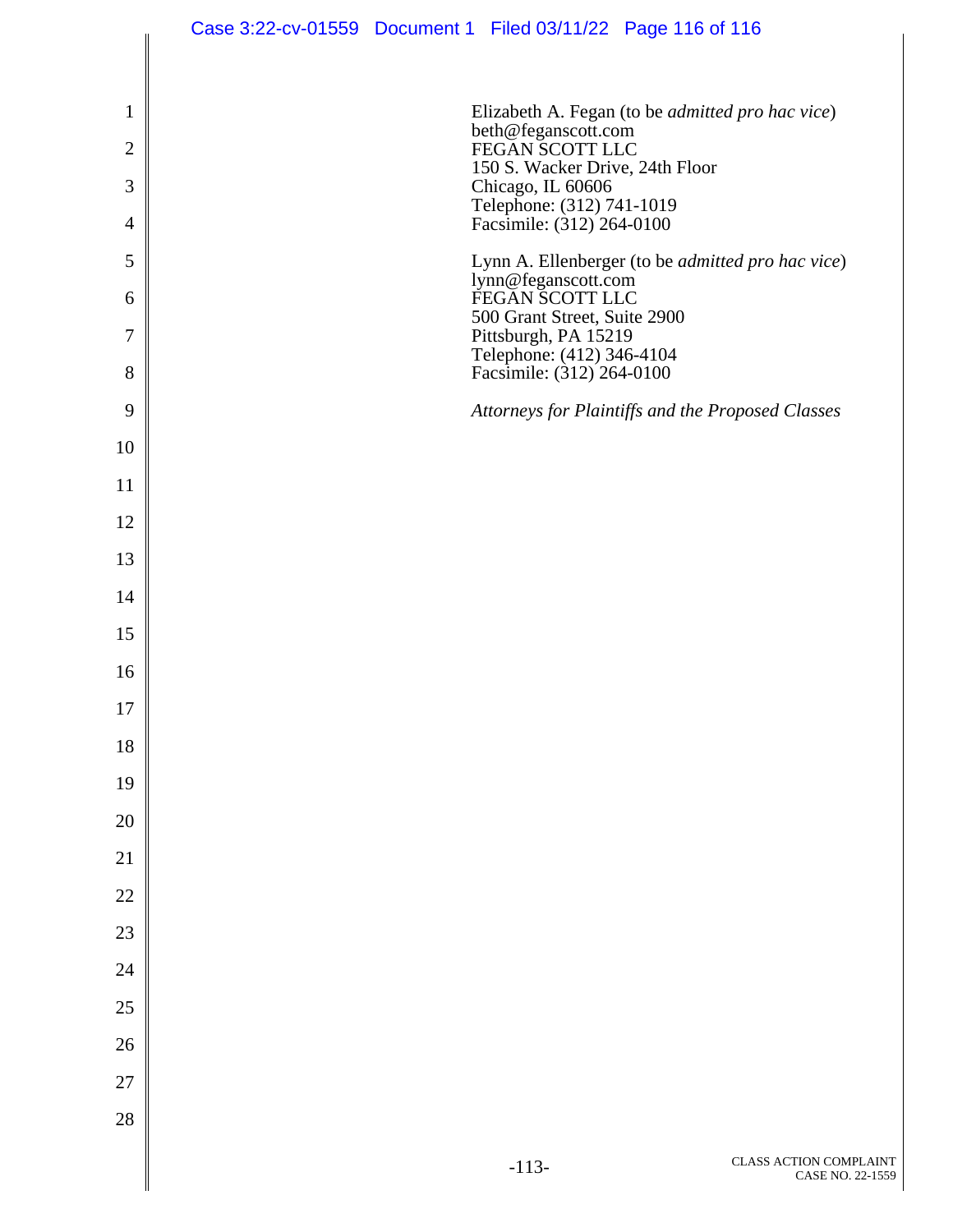Elizabeth A. Fegan (to be *admitted pro hac vice*)
beth@feganscott.com
FEGAN SCOTT LLC
150 S. Wacker Drive, 24th Floor
Chicago, IL 60606
Telephone: (312) 741-1019
Facsimile: (312) 264-0100

Lynn A. Ellenberger (to be *admitted pro hac vice*)
lynn@feganscott.com
FEGAN SCOTT LLC
500 Grant Street, Suite 2900
Pittsburgh, PA 15219
Telephone: (412) 346-4104
Facsimile: (312) 264-0100

*Attorneys for Plaintiffs and the Proposed Classes*